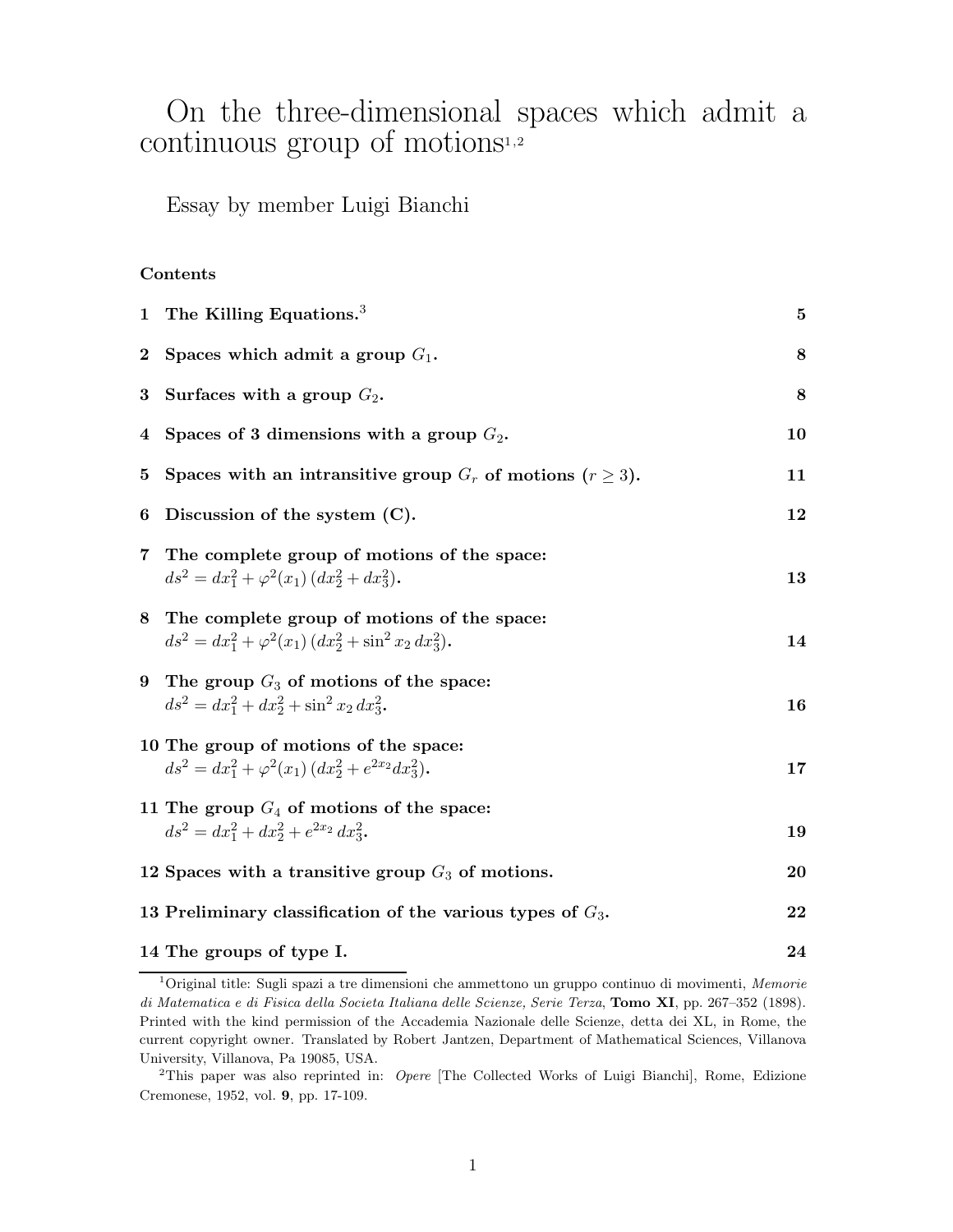# On the three-dimensional spaces which admit a continuous group of motions[1,2]

Essay by member Luigi Bianchi

**Contents**

| | | |
|---|---|---|
| **1** | **The Killing Equations.**[3] | **5** |
| **2** | **Spaces which admit a group $G_1$.** | **8** |
| **3** | **Surfaces with a group $G_2$.** | **8** |
| **4** | **Spaces of 3 dimensions with a group $G_2$.** | **10** |
| **5** | **Spaces with an intransitive group $G_r$ of motions ($r \geq 3$).** | **11** |
| **6** | **Discussion of the system (C).** | **12** |
| **7** | **The complete group of motions of the space: $ds^2 = dx_1^2 + \varphi^2(x_1)\,(dx_2^2 + dx_3^2)$.** | **13** |
| **8** | **The complete group of motions of the space: $ds^2 = dx_1^2 + \varphi^2(x_1)\,(dx_2^2 + \sin^2 x_2\, dx_3^2)$.** | **14** |
| **9** | **The group $G_3$ of motions of the space: $ds^2 = dx_1^2 + dx_2^2 + \sin^2 x_2\, dx_3^2$.** | **16** |
| **10** | **The group of motions of the space: $ds^2 = dx_1^2 + \varphi^2(x_1)\,(dx_2^2 + e^{2x_2} dx_3^2)$.** | **17** |
| **11** | **The group $G_4$ of motions of the space: $ds^2 = dx_1^2 + dx_2^2 + e^{2x_2}\, dx_3^2$.** | **19** |
| **12** | **Spaces with a transitive group $G_3$ of motions.** | **20** |
| **13** | **Preliminary classification of the various types of $G_3$.** | **22** |
| **14** | **The groups of type I.** | **24** |

[1] Original title: Sugli spazi a tre dimensioni che ammettono un gruppo continuo di movimenti, *Memorie di Matematica e di Fisica della Societa Italiana delle Scienze, Serie Terza*, **Tomo XI**, pp. 267–352 (1898). Printed with the kind permission of the Accademia Nazionale delle Scienze, detta dei XL, in Rome, the current copyright owner. Translated by Robert Jantzen, Department of Mathematical Sciences, Villanova University, Villanova, Pa 19085, USA.

[2] This paper was also reprinted in: *Opere* [The Collected Works of Luigi Bianchi], Rome, Edizione Cremonese, 1952, vol. **9**, pp. 17-109.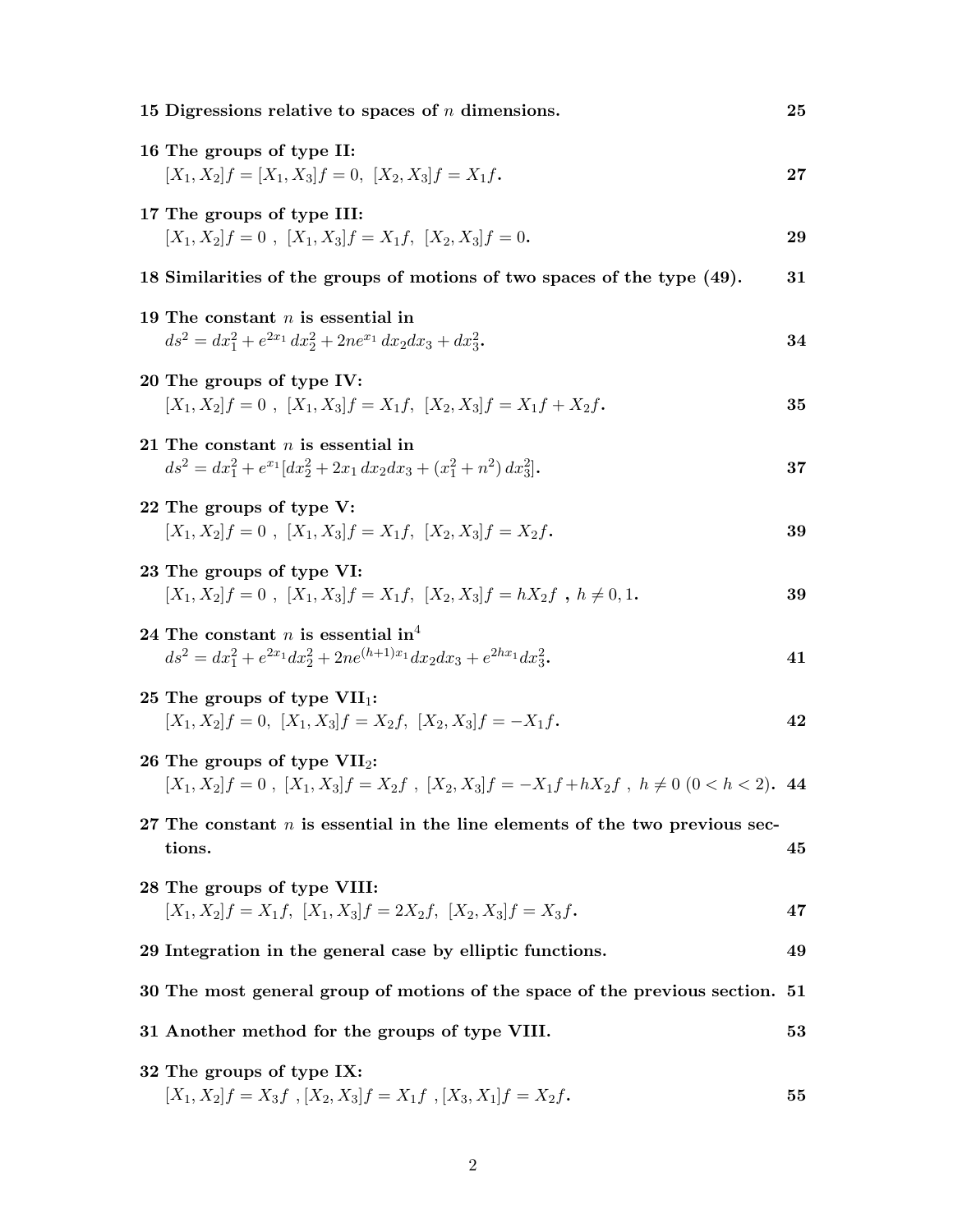**15 Digressions relative to spaces of $n$ dimensions.** **25**

**16 The groups of type II:**
$[X_1, X_2]f = [X_1, X_3]f = 0,\ [X_2, X_3]f = X_1 f.$ **27**

**17 The groups of type III:**
$[X_1, X_2]f = 0\ ,\ [X_1, X_3]f = X_1 f,\ [X_2, X_3]f = 0.$ **29**

**18 Similarities of the groups of motions of two spaces of the type (49).** **31**

**19 The constant $n$ is essential in**
$ds^2 = dx_1^2 + e^{2x_1}\, dx_2^2 + 2ne^{x_1}\, dx_2 dx_3 + dx_3^2.$ **34**

**20 The groups of type IV:**
$[X_1, X_2]f = 0\ ,\ [X_1, X_3]f = X_1 f,\ [X_2, X_3]f = X_1 f + X_2 f.$ **35**

**21 The constant $n$ is essential in**
$ds^2 = dx_1^2 + e^{x_1}[dx_2^2 + 2x_1\, dx_2 dx_3 + (x_1^2 + n^2)\, dx_3^2].$ **37**

**22 The groups of type V:**
$[X_1, X_2]f = 0\ ,\ [X_1, X_3]f = X_1 f,\ [X_2, X_3]f = X_2 f.$ **39**

**23 The groups of type VI:**
$[X_1, X_2]f = 0\ ,\ [X_1, X_3]f = X_1 f,\ [X_2, X_3]f = hX_2 f\ ,\ h \neq 0, 1.$ **39**

**24 The constant $n$ is essential in**[4]
$ds^2 = dx_1^2 + e^{2x_1} dx_2^2 + 2ne^{(h+1)x_1} dx_2 dx_3 + e^{2hx_1} dx_3^2.$ **41**

**25 The groups of type VII$_1$:**
$[X_1, X_2]f = 0,\ [X_1, X_3]f = X_2 f,\ [X_2, X_3]f = -X_1 f.$ **42**

**26 The groups of type VII$_2$:**
$[X_1, X_2]f = 0\ ,\ [X_1, X_3]f = X_2 f\ ,\ [X_2, X_3]f = -X_1 f + hX_2 f\ ,\ h \neq 0\ (0 < h < 2).$ **44**

**27 The constant $n$ is essential in the line elements of the two previous sections.** **45**

**28 The groups of type VIII:**
$[X_1, X_2]f = X_1 f,\ [X_1, X_3]f = 2X_2 f,\ [X_2, X_3]f = X_3 f.$ **47**

**29 Integration in the general case by elliptic functions.** **49**

**30 The most general group of motions of the space of the previous section.** **51**

**31 Another method for the groups of type VIII.** **53**

**32 The groups of type IX:**
$[X_1, X_2]f = X_3 f\ , [X_2, X_3]f = X_1 f\ , [X_3, X_1]f = X_2 f.$ **55**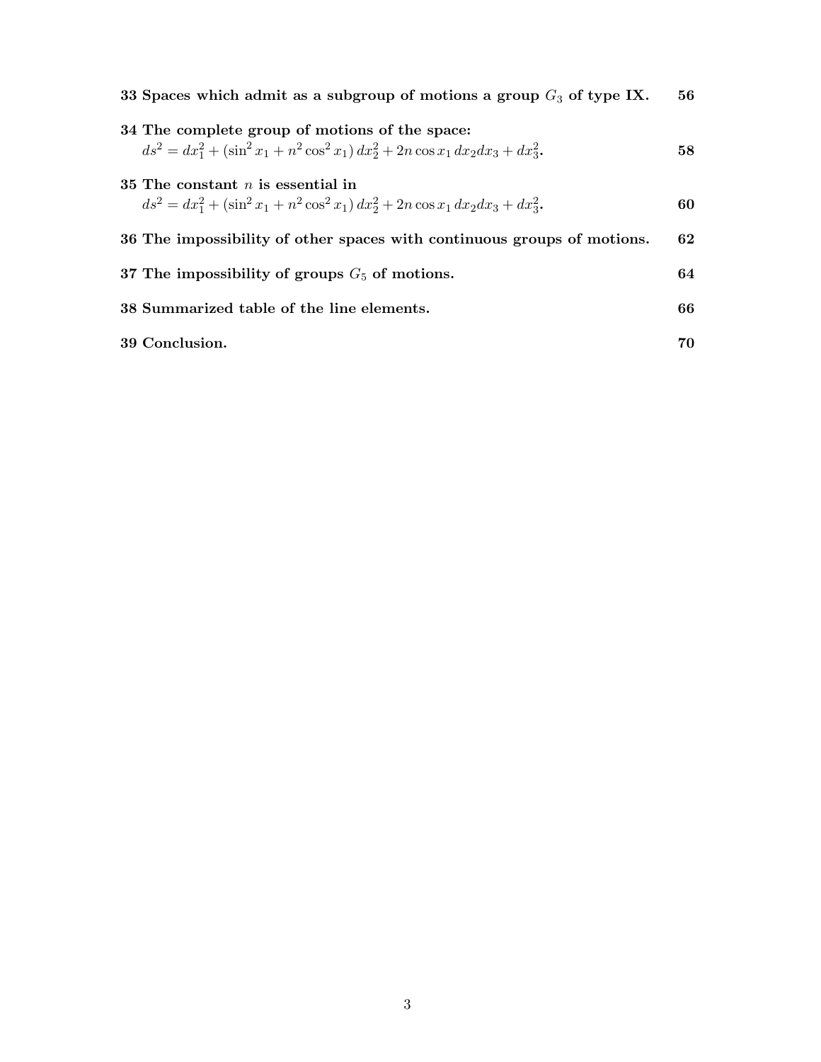**33 Spaces which admit as a subgroup of motions a group $G_3$ of type IX.** **56**

**34 The complete group of motions of the space:**
$ds^2 = dx_1^2 + (\sin^2 x_1 + n^2 \cos^2 x_1)\, dx_2^2 + 2n \cos x_1\, dx_2 dx_3 + dx_3^2$. **58**

**35 The constant $n$ is essential in**
$ds^2 = dx_1^2 + (\sin^2 x_1 + n^2 \cos^2 x_1)\, dx_2^2 + 2n \cos x_1\, dx_2 dx_3 + dx_3^2$. **60**

**36 The impossibility of other spaces with continuous groups of motions.** **62**

**37 The impossibility of groups $G_5$ of motions.** **64**

**38 Summarized table of the line elements.** **66**

**39 Conclusion.** **70**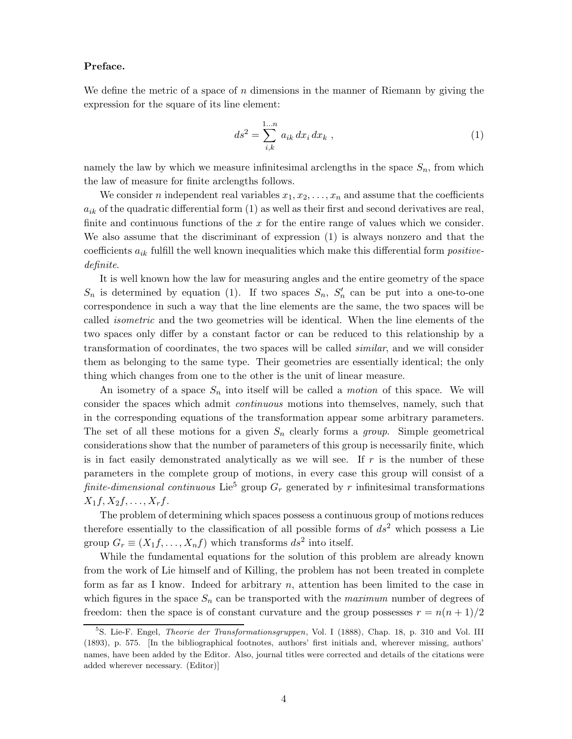**Preface.**

We define the metric of a space of $n$ dimensions in the manner of Riemann by giving the expression for the square of its line element:

$$ds^2 = \sum_{i,k}^{1\ldots n} a_{ik}\, dx_i\, dx_k \ , \tag{1}$$

namely the law by which we measure infinitesimal arclengths in the space $S_n$, from which the law of measure for finite arclengths follows.

We consider $n$ independent real variables $x_1, x_2, \ldots, x_n$ and assume that the coefficients $a_{ik}$ of the quadratic differential form (1) as well as their first and second derivatives are real, finite and continuous functions of the $x$ for the entire range of values which we consider. We also assume that the discriminant of expression (1) is always nonzero and that the coefficients $a_{ik}$ fulfill the well known inequalities which make this differential form *positive-definite*.

It is well known how the law for measuring angles and the entire geometry of the space $S_n$ is determined by equation (1). If two spaces $S_n$, $S'_n$ can be put into a one-to-one correspondence in such a way that the line elements are the same, the two spaces will be called *isometric* and the two geometries will be identical. When the line elements of the two spaces only differ by a constant factor or can be reduced to this relationship by a transformation of coordinates, the two spaces will be called *similar*, and we will consider them as belonging to the same type. Their geometries are essentially identical; the only thing which changes from one to the other is the unit of linear measure.

An isometry of a space $S_n$ into itself will be called a *motion* of this space. We will consider the spaces which admit *continuous* motions into themselves, namely, such that in the corresponding equations of the transformation appear some arbitrary parameters. The set of all these motions for a given $S_n$ clearly forms a *group*. Simple geometrical considerations show that the number of parameters of this group is necessarily finite, which is in fact easily demonstrated analytically as we will see. If $r$ is the number of these parameters in the complete group of motions, in every case this group will consist of a *finite-dimensional continuous* Lie[5] group $G_r$ generated by $r$ infinitesimal transformations $X_1 f, X_2 f, \ldots, X_r f$.

The problem of determining which spaces possess a continuous group of motions reduces therefore essentially to the classification of all possible forms of $ds^2$ which possess a Lie group $G_r \equiv (X_1 f, \ldots, X_n f)$ which transforms $ds^2$ into itself.

While the fundamental equations for the solution of this problem are already known from the work of Lie himself and of Killing, the problem has not been treated in complete form as far as I know. Indeed for arbitrary $n$, attention has been limited to the case in which figures in the space $S_n$ can be transported with the *maximum* number of degrees of freedom: then the space is of constant curvature and the group possesses $r = n(n+1)/2$

[5] S. Lie-F. Engel, *Theorie der Transformationsgruppen*, Vol. I (1888), Chap. 18, p. 310 and Vol. III (1893), p. 575. [In the bibliographical footnotes, authors' first initials and, wherever missing, authors' names, have been added by the Editor. Also, journal titles were corrected and details of the citations were added wherever necessary. (Editor)]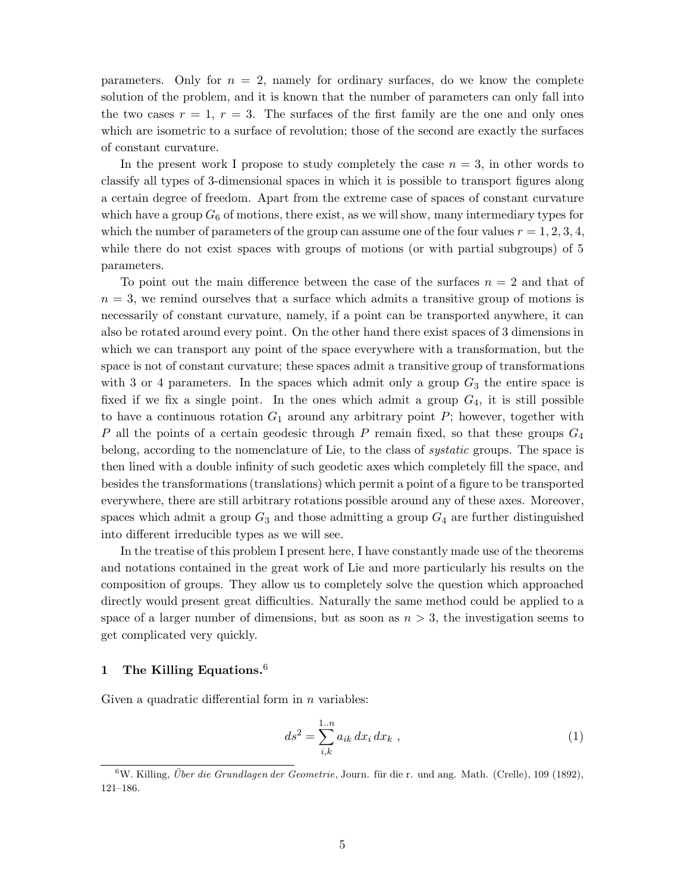parameters. Only for $n = 2$, namely for ordinary surfaces, do we know the complete solution of the problem, and it is known that the number of parameters can only fall into the two cases $r = 1$, $r = 3$. The surfaces of the first family are the one and only ones which are isometric to a surface of revolution; those of the second are exactly the surfaces of constant curvature.

In the present work I propose to study completely the case $n = 3$, in other words to classify all types of 3-dimensional spaces in which it is possible to transport figures along a certain degree of freedom. Apart from the extreme case of spaces of constant curvature which have a group $G_6$ of motions, there exist, as we will show, many intermediary types for which the number of parameters of the group can assume one of the four values $r = 1, 2, 3, 4$, while there do not exist spaces with groups of motions (or with partial subgroups) of 5 parameters.

To point out the main difference between the case of the surfaces $n = 2$ and that of $n = 3$, we remind ourselves that a surface which admits a transitive group of motions is necessarily of constant curvature, namely, if a point can be transported anywhere, it can also be rotated around every point. On the other hand there exist spaces of 3 dimensions in which we can transport any point of the space everywhere with a transformation, but the space is not of constant curvature; these spaces admit a transitive group of transformations with 3 or 4 parameters. In the spaces which admit only a group $G_3$ the entire space is fixed if we fix a single point. In the ones which admit a group $G_4$, it is still possible to have a continuous rotation $G_1$ around any arbitrary point $P$; however, together with $P$ all the points of a certain geodesic through $P$ remain fixed, so that these groups $G_4$ belong, according to the nomenclature of Lie, to the class of *systatic* groups. The space is then lined with a double infinity of such geodetic axes which completely fill the space, and besides the transformations (translations) which permit a point of a figure to be transported everywhere, there are still arbitrary rotations possible around any of these axes. Moreover, spaces which admit a group $G_3$ and those admitting a group $G_4$ are further distinguished into different irreducible types as we will see.

In the treatise of this problem I present here, I have constantly made use of the theorems and notations contained in the great work of Lie and more particularly his results on the composition of groups. They allow us to completely solve the question which approached directly would present great difficulties. Naturally the same method could be applied to a space of a larger number of dimensions, but as soon as $n > 3$, the investigation seems to get complicated very quickly.

## 1 The Killing Equations.[6]

Given a quadratic differential form in $n$ variables:

$$ds^2 = \sum_{i,k}^{1..n} a_{ik}\, dx_i\, dx_k \ , \tag{1}$$

[6] W. Killing, *Über die Grundlagen der Geometrie*, Journ. für die r. und ang. Math. (Crelle), 109 (1892), 121–186.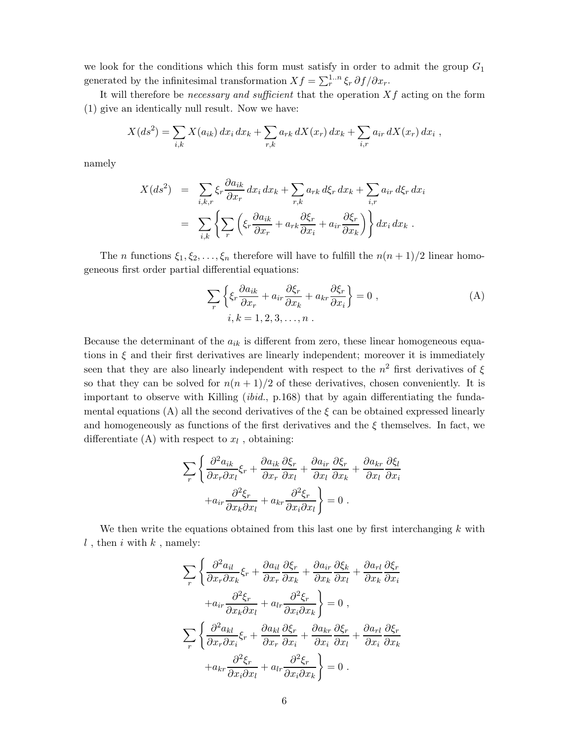we look for the conditions which this form must satisfy in order to admit the group $G_1$ generated by the infinitesimal transformation $Xf = \sum_r^{1..n} \xi_r \, \partial f / \partial x_r$.

It will therefore be *necessary and sufficient* that the operation $Xf$ acting on the form (1) give an identically null result. Now we have:

$$X(ds^2) = \sum_{i,k} X(a_{ik})\, dx_i\, dx_k + \sum_{r,k} a_{rk}\, dX(x_r)\, dx_k + \sum_{i,r} a_{ir}\, dX(x_r)\, dx_i \ ,$$

namely

$$\begin{aligned} X(ds^2) &= \sum_{i,k,r} \xi_r \frac{\partial a_{ik}}{\partial x_r}\, dx_i\, dx_k + \sum_{r,k} a_{rk}\, d\xi_r\, dx_k + \sum_{i,r} a_{ir}\, d\xi_r\, dx_i \\ &= \sum_{i,k} \left\{ \sum_r \left( \xi_r \frac{\partial a_{ik}}{\partial x_r} + a_{rk} \frac{\partial \xi_r}{\partial x_i} + a_{ir} \frac{\partial \xi_r}{\partial x_k} \right) \right\} dx_i\, dx_k \ . \end{aligned}$$

The $n$ functions $\xi_1, \xi_2, \ldots, \xi_n$ therefore will have to fulfill the $n(n+1)/2$ linear homogeneous first order partial differential equations:

$$\sum_r \left\{ \xi_r \frac{\partial a_{ik}}{\partial x_r} + a_{ir} \frac{\partial \xi_r}{\partial x_k} + a_{kr} \frac{\partial \xi_r}{\partial x_i} \right\} = 0 \ , \qquad \text{(A)}$$
$$i, k = 1, 2, 3, \ldots, n \ .$$

Because the determinant of the $a_{ik}$ is different from zero, these linear homogeneous equations in $\xi$ and their first derivatives are linearly independent; moreover it is immediately seen that they are also linearly independent with respect to the $n^2$ first derivatives of $\xi$ so that they can be solved for $n(n+1)/2$ of these derivatives, chosen conveniently. It is important to observe with Killing (*ibid.*, p.168) that by again differentiating the fundamental equations (A) all the second derivatives of the $\xi$ can be obtained expressed linearly and homogeneously as functions of the first derivatives and the $\xi$ themselves. In fact, we differentiate (A) with respect to $x_l$ , obtaining:

$$\begin{aligned} \sum_r \Bigg\{ \frac{\partial^2 a_{ik}}{\partial x_r \partial x_l} \xi_r + \frac{\partial a_{ik}}{\partial x_r} \frac{\partial \xi_r}{\partial x_l} + \frac{\partial a_{ir}}{\partial x_l} \frac{\partial \xi_r}{\partial x_k} + \frac{\partial a_{kr}}{\partial x_l} \frac{\partial \xi_l}{\partial x_i} \\ + a_{ir} \frac{\partial^2 \xi_r}{\partial x_k \partial x_l} + a_{kr} \frac{\partial^2 \xi_r}{\partial x_i \partial x_l} \Bigg\} = 0 \ . \end{aligned}$$

We then write the equations obtained from this last one by first interchanging $k$ with $l$ , then $i$ with $k$ , namely:

$$\begin{aligned} \sum_r \Bigg\{ \frac{\partial^2 a_{il}}{\partial x_r \partial x_k} \xi_r + \frac{\partial a_{il}}{\partial x_r} \frac{\partial \xi_r}{\partial x_k} + \frac{\partial a_{ir}}{\partial x_k} \frac{\partial \xi_k}{\partial x_l} + \frac{\partial a_{rl}}{\partial x_k} \frac{\partial \xi_r}{\partial x_i} \\ + a_{ir} \frac{\partial^2 \xi_r}{\partial x_k \partial x_l} + a_{lr} \frac{\partial^2 \xi_r}{\partial x_i \partial x_k} \Bigg\} = 0 \ , \end{aligned}$$

$$\begin{aligned} \sum_r \Bigg\{ \frac{\partial^2 a_{kl}}{\partial x_r \partial x_i} \xi_r + \frac{\partial a_{kl}}{\partial x_r} \frac{\partial \xi_r}{\partial x_i} + \frac{\partial a_{kr}}{\partial x_i} \frac{\partial \xi_r}{\partial x_l} + \frac{\partial a_{rl}}{\partial x_i} \frac{\partial \xi_r}{\partial x_k} \\ + a_{kr} \frac{\partial^2 \xi_r}{\partial x_i \partial x_l} + a_{lr} \frac{\partial^2 \xi_r}{\partial x_i \partial x_k} \Bigg\} = 0 \ . \end{aligned}$$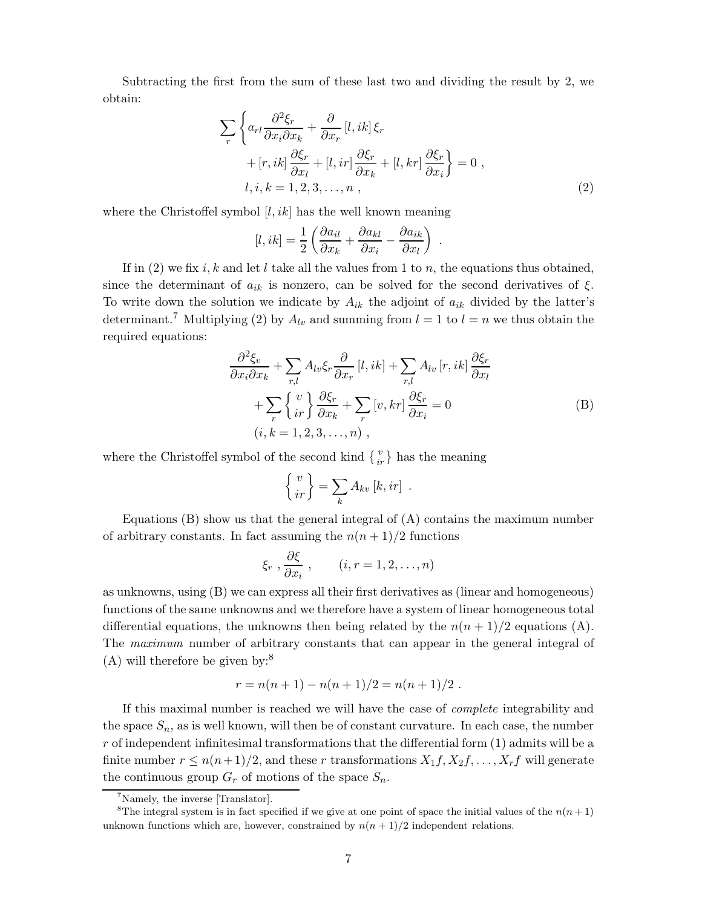Subtracting the first from the sum of these last two and dividing the result by 2, we obtain:

$$
\begin{aligned}
\sum_r \Bigg\{ a_{rl} \frac{\partial^2 \xi_r}{\partial x_i \partial x_k} &+ \frac{\partial}{\partial x_r} [l, ik]\, \xi_r \\
&+ [r, ik] \frac{\partial \xi_r}{\partial x_l} + [l, ir] \frac{\partial \xi_r}{\partial x_k} + [l, kr] \frac{\partial \xi_r}{\partial x_i} \Bigg\} = 0 \ , \\
& l, i, k = 1, 2, 3, \ldots, n \ ,
\end{aligned}
\tag{2}
$$

where the Christoffel symbol $[l, ik]$ has the well known meaning

$$
[l, ik] = \frac{1}{2} \left( \frac{\partial a_{il}}{\partial x_k} + \frac{\partial a_{kl}}{\partial x_i} - \frac{\partial a_{ik}}{\partial x_l} \right) \ .
$$

If in (2) we fix $i, k$ and let $l$ take all the values from 1 to $n$, the equations thus obtained, since the determinant of $a_{ik}$ is nonzero, can be solved for the second derivatives of $\xi$. To write down the solution we indicate by $A_{ik}$ the adjoint of $a_{ik}$ divided by the latter's determinant.[7] Multiplying (2) by $A_{lv}$ and summing from $l = 1$ to $l = n$ we thus obtain the required equations:

$$
\begin{aligned}
\frac{\partial^2 \xi_v}{\partial x_i \partial x_k} &+ \sum_{r,l} A_{lv} \xi_r \frac{\partial}{\partial x_r} [l, ik] + \sum_{r,l} A_{lv} [r, ik] \frac{\partial \xi_r}{\partial x_l} \\
&+ \sum_r \left\{ {v \atop ir} \right\} \frac{\partial \xi_r}{\partial x_k} + \sum_r [v, kr] \frac{\partial \xi_r}{\partial x_i} = 0 \\
& (i, k = 1, 2, 3, \ldots, n) \ ,
\end{aligned}
\tag{B}
$$

where the Christoffel symbol of the second kind $\left\{ {v \atop ir} \right\}$ has the meaning

$$
\left\{ {v \atop ir} \right\} = \sum_k A_{kv} [k, ir] \ .
$$

Equations (B) show us that the general integral of (A) contains the maximum number of arbitrary constants. In fact assuming the $n(n+1)/2$ functions

$$
\xi_r \ , \frac{\partial \xi}{\partial x_i} \ , \qquad (i, r = 1, 2, \ldots, n)
$$

as unknowns, using (B) we can express all their first derivatives as (linear and homogeneous) functions of the same unknowns and we therefore have a system of linear homogeneous total differential equations, the unknowns then being related by the $n(n+1)/2$ equations (A). The *maximum* number of arbitrary constants that can appear in the general integral of (A) will therefore be given by:[8]

$$
r = n(n+1) - n(n+1)/2 = n(n+1)/2 \ .
$$

If this maximal number is reached we will have the case of *complete* integrability and the space $S_n$, as is well known, will then be of constant curvature. In each case, the number $r$ of independent infinitesimal transformations that the differential form (1) admits will be a finite number $r \leq n(n+1)/2$, and these $r$ transformations $X_1 f, X_2 f, \ldots, X_r f$ will generate the continuous group $G_r$ of motions of the space $S_n$.

---

[7] Namely, the inverse [Translator].

[8] The integral system is in fact specified if we give at one point of space the initial values of the $n(n+1)$ unknown functions which are, however, constrained by $n(n+1)/2$ independent relations.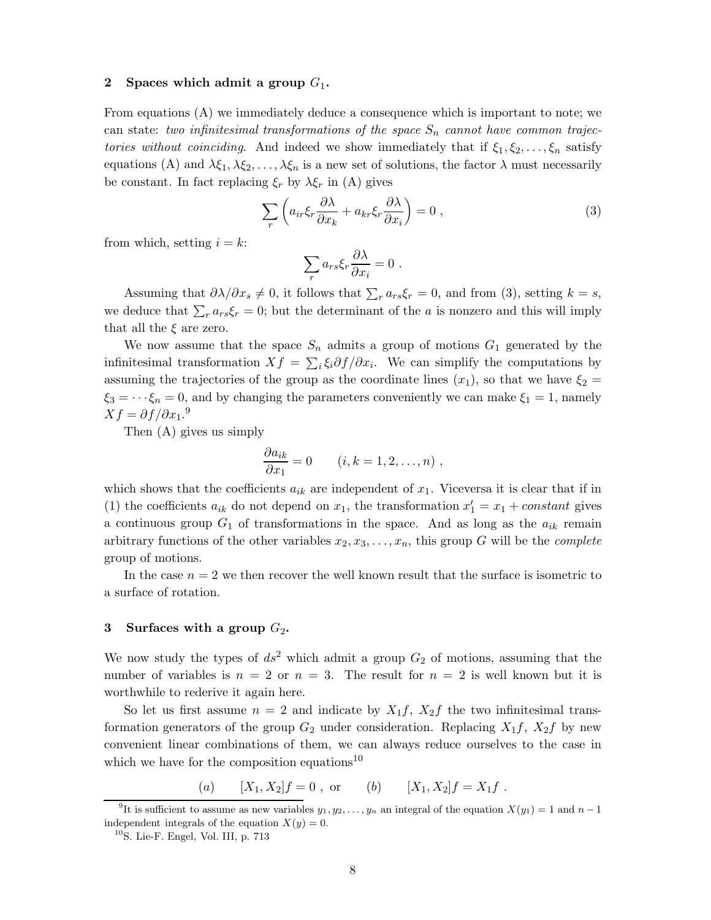## 2 Spaces which admit a group $G_1$.

From equations (A) we immediately deduce a consequence which is important to note; we can state: *two infinitesimal transformations of the space $S_n$ cannot have common trajectories without coinciding*. And indeed we show immediately that if $\xi_1, \xi_2, \ldots, \xi_n$ satisfy equations (A) and $\lambda\xi_1, \lambda\xi_2, \ldots, \lambda\xi_n$ is a new set of solutions, the factor $\lambda$ must necessarily be constant. In fact replacing $\xi_r$ by $\lambda\xi_r$ in (A) gives

$$\sum_r \left( a_{ir}\xi_r \frac{\partial \lambda}{\partial x_k} + a_{kr}\xi_r \frac{\partial \lambda}{\partial x_i} \right) = 0 \;, \tag{3}$$

from which, setting $i = k$:

$$\sum_r a_{rs}\xi_r \frac{\partial \lambda}{\partial x_i} = 0 \;.$$

Assuming that $\partial\lambda/\partial x_s \neq 0$, it follows that $\sum_r a_{rs}\xi_r = 0$, and from (3), setting $k = s$, we deduce that $\sum_r a_{rs}\xi_r = 0$; but the determinant of the $a$ is nonzero and this will imply that all the $\xi$ are zero.

We now assume that the space $S_n$ admits a group of motions $G_1$ generated by the infinitesimal transformation $Xf = \sum_i \xi_i \partial f/\partial x_i$. We can simplify the computations by assuming the trajectories of the group as the coordinate lines $(x_1)$, so that we have $\xi_2 = \xi_3 = \cdots \xi_n = 0$, and by changing the parameters conveniently we can make $\xi_1 = 1$, namely $Xf = \partial f/\partial x_1$.[9]

Then (A) gives us simply

$$\frac{\partial a_{ik}}{\partial x_1} = 0 \qquad (i, k = 1, 2, \ldots, n) \;,$$

which shows that the coefficients $a_{ik}$ are independent of $x_1$. Viceversa it is clear that if in (1) the coefficients $a_{ik}$ do not depend on $x_1$, the transformation $x_1' = x_1 + \textit{constant}$ gives a continuous group $G_1$ of transformations in the space. And as long as the $a_{ik}$ remain arbitrary functions of the other variables $x_2, x_3, \ldots, x_n$, this group $G$ will be the *complete* group of motions.

In the case $n = 2$ we then recover the well known result that the surface is isometric to a surface of rotation.

## 3 Surfaces with a group $G_2$.

We now study the types of $ds^2$ which admit a group $G_2$ of motions, assuming that the number of variables is $n = 2$ or $n = 3$. The result for $n = 2$ is well known but it is worthwhile to rederive it again here.

So let us first assume $n = 2$ and indicate by $X_1f$, $X_2f$ the two infinitesimal transformation generators of the group $G_2$ under consideration. Replacing $X_1f$, $X_2f$ by new convenient linear combinations of them, we can always reduce ourselves to the case in which we have for the composition equations[10]

$$(a) \qquad [X_1, X_2]f = 0 \;, \text{ or } \qquad (b) \qquad [X_1, X_2]f = X_1 f \;.$$

---

[9] It is sufficient to assume as new variables $y_1, y_2, \ldots, y_n$ an integral of the equation $X(y_1) = 1$ and $n-1$ independent integrals of the equation $X(y) = 0$.

[10] S. Lie-F. Engel, Vol. III, p. 713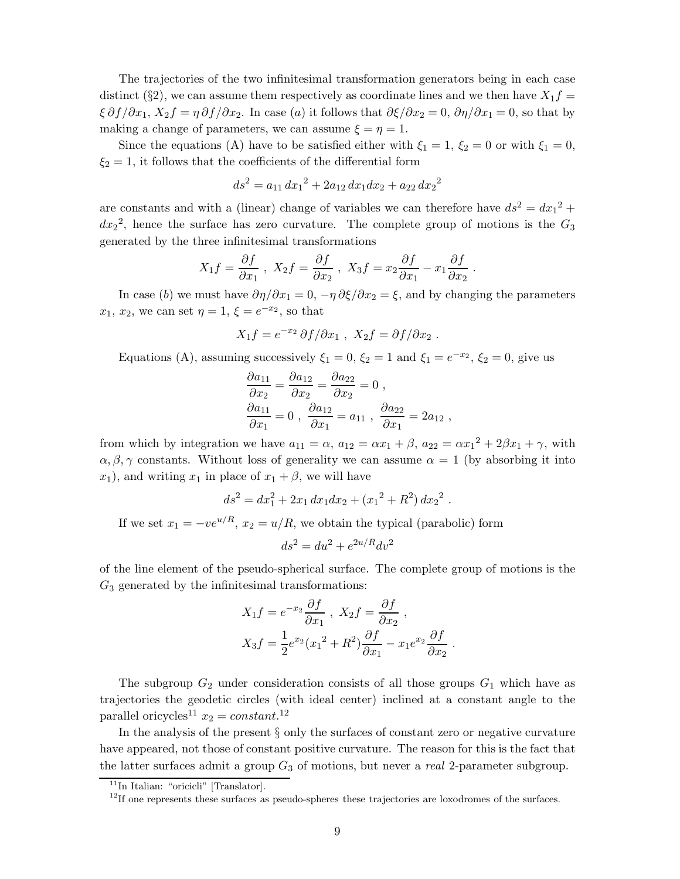The trajectories of the two infinitesimal transformation generators being in each case distinct (§2), we can assume them respectively as coordinate lines and we then have $X_1 f = \xi\, \partial f/\partial x_1$, $X_2 f = \eta\, \partial f/\partial x_2$. In case ($a$) it follows that $\partial\xi/\partial x_2 = 0$, $\partial\eta/\partial x_1 = 0$, so that by making a change of parameters, we can assume $\xi = \eta = 1$.

Since the equations (A) have to be satisfied either with $\xi_1 = 1$, $\xi_2 = 0$ or with $\xi_1 = 0$, $\xi_2 = 1$, it follows that the coefficients of the differential form

$$ds^2 = a_{11}\, dx_1{}^2 + 2a_{12}\, dx_1 dx_2 + a_{22}\, dx_2{}^2$$

are constants and with a (linear) change of variables we can therefore have $ds^2 = dx_1{}^2 + dx_2{}^2$, hence the surface has zero curvature. The complete group of motions is the $G_3$ generated by the three infinitesimal transformations

$$X_1 f = \frac{\partial f}{\partial x_1}\ ,\ X_2 f = \frac{\partial f}{\partial x_2}\ ,\ X_3 f = x_2 \frac{\partial f}{\partial x_1} - x_1 \frac{\partial f}{\partial x_2}\ .$$

In case ($b$) we must have $\partial\eta/\partial x_1 = 0$, $-\eta\, \partial\xi/\partial x_2 = \xi$, and by changing the parameters $x_1$, $x_2$, we can set $\eta = 1$, $\xi = e^{-x_2}$, so that

$$X_1 f = e^{-x_2}\, \partial f/\partial x_1\ ,\ X_2 f = \partial f/\partial x_2\ .$$

Equations (A), assuming successively $\xi_1 = 0$, $\xi_2 = 1$ and $\xi_1 = e^{-x_2}$, $\xi_2 = 0$, give us

$$\begin{aligned}
&\frac{\partial a_{11}}{\partial x_2} = \frac{\partial a_{12}}{\partial x_2} = \frac{\partial a_{22}}{\partial x_2} = 0\ ,\\
&\frac{\partial a_{11}}{\partial x_1} = 0\ ,\ \frac{\partial a_{12}}{\partial x_1} = a_{11}\ ,\ \frac{\partial a_{22}}{\partial x_1} = 2a_{12}\ ,
\end{aligned}$$

from which by integration we have $a_{11} = \alpha$, $a_{12} = \alpha x_1 + \beta$, $a_{22} = \alpha x_1{}^2 + 2\beta x_1 + \gamma$, with $\alpha, \beta, \gamma$ constants. Without loss of generality we can assume $\alpha = 1$ (by absorbing it into $x_1$), and writing $x_1$ in place of $x_1 + \beta$, we will have

$$ds^2 = dx_1^2 + 2x_1\, dx_1 dx_2 + (x_1{}^2 + R^2)\, dx_2{}^2\ .$$

If we set $x_1 = -v e^{u/R}$, $x_2 = u/R$, we obtain the typical (parabolic) form

$$ds^2 = du^2 + e^{2u/R} dv^2$$

of the line element of the pseudo-spherical surface. The complete group of motions is the $G_3$ generated by the infinitesimal transformations:

$$\begin{aligned}
&X_1 f = e^{-x_2} \frac{\partial f}{\partial x_1}\ ,\ X_2 f = \frac{\partial f}{\partial x_2}\ ,\\
&X_3 f = \frac{1}{2} e^{x_2} (x_1{}^2 + R^2) \frac{\partial f}{\partial x_1} - x_1 e^{x_2} \frac{\partial f}{\partial x_2}\ .
\end{aligned}$$

The subgroup $G_2$ under consideration consists of all those groups $G_1$ which have as trajectories the geodetic circles (with ideal center) inclined at a constant angle to the parallel oricycles[11] $x_2 = constant$.[12]

In the analysis of the present § only the surfaces of constant zero or negative curvature have appeared, not those of constant positive curvature. The reason for this is the fact that the latter surfaces admit a group $G_3$ of motions, but never a *real* 2-parameter subgroup.

[11] In Italian: "oricicli" [Translator].

[12] If one represents these surfaces as pseudo-spheres these trajectories are loxodromes of the surfaces.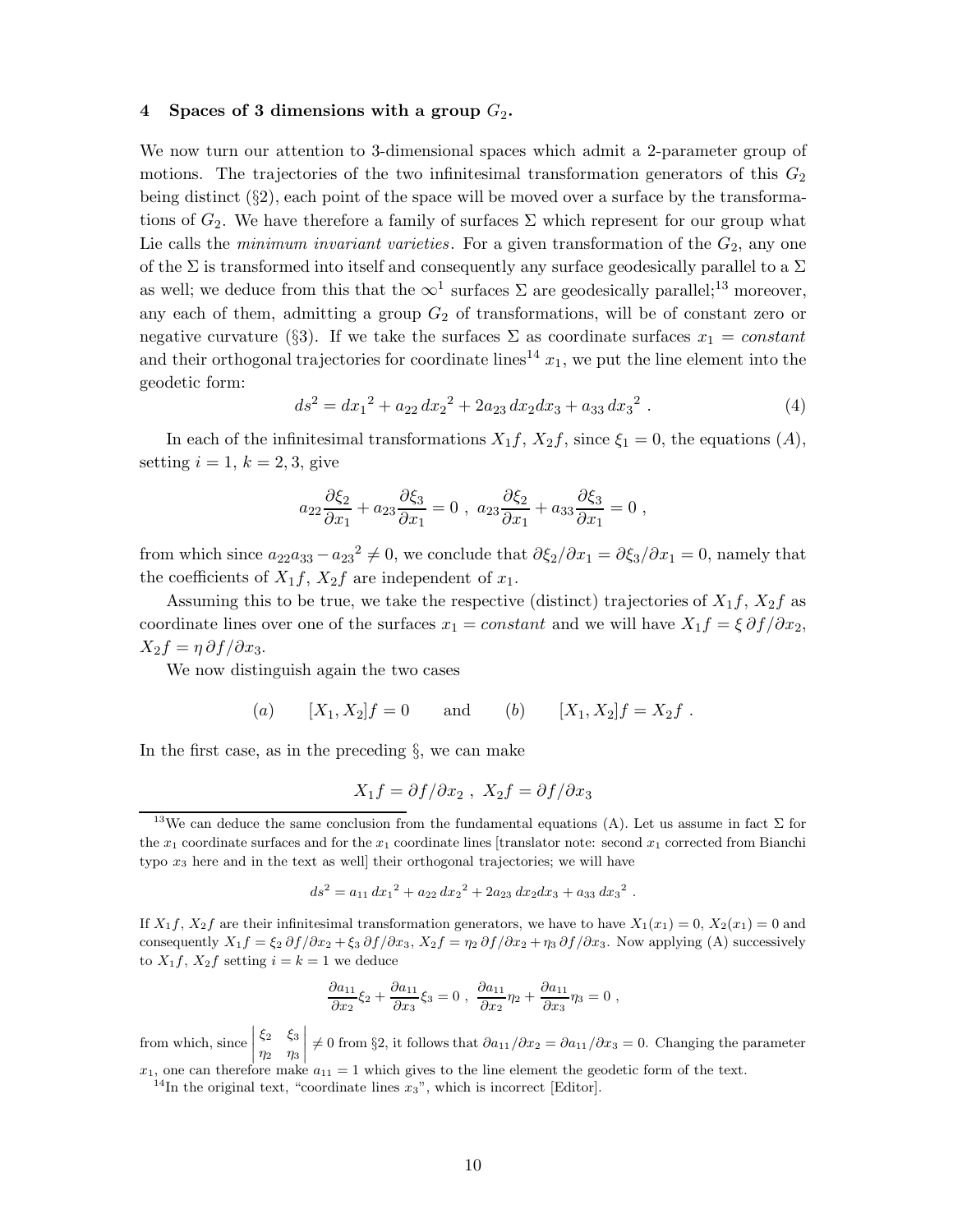## 4 Spaces of 3 dimensions with a group $G_2$.

We now turn our attention to 3-dimensional spaces which admit a 2-parameter group of motions. The trajectories of the two infinitesimal transformation generators of this $G_2$ being distinct (§2), each point of the space will be moved over a surface by the transformations of $G_2$. We have therefore a family of surfaces $\Sigma$ which represent for our group what Lie calls the *minimum invariant varieties*. For a given transformation of the $G_2$, any one of the $\Sigma$ is transformed into itself and consequently any surface geodesically parallel to a $\Sigma$ as well; we deduce from this that the $\infty^1$ surfaces $\Sigma$ are geodesically parallel;[13] moreover, any each of them, admitting a group $G_2$ of transformations, will be of constant zero or negative curvature (§3). If we take the surfaces $\Sigma$ as coordinate surfaces $x_1 = constant$ and their orthogonal trajectories for coordinate lines[14] $x_1$, we put the line element into the geodetic form:

$$ds^2 = dx_1{}^2 + a_{22}\, dx_2{}^2 + 2a_{23}\, dx_2 dx_3 + a_{33}\, dx_3{}^2 \; . \tag{4}$$

In each of the infinitesimal transformations $X_1 f$, $X_2 f$, since $\xi_1 = 0$, the equations $(A)$, setting $i = 1$, $k = 2, 3$, give

$$a_{22}\frac{\partial \xi_2}{\partial x_1} + a_{23}\frac{\partial \xi_3}{\partial x_1} = 0 \; , \; a_{23}\frac{\partial \xi_2}{\partial x_1} + a_{33}\frac{\partial \xi_3}{\partial x_1} = 0 \; ,$$

from which since $a_{22}a_{33} - a_{23}{}^2 \neq 0$, we conclude that $\partial\xi_2/\partial x_1 = \partial\xi_3/\partial x_1 = 0$, namely that the coefficients of $X_1 f$, $X_2 f$ are independent of $x_1$.

Assuming this to be true, we take the respective (distinct) trajectories of $X_1 f$, $X_2 f$ as coordinate lines over one of the surfaces $x_1 = constant$ and we will have $X_1 f = \xi\, \partial f/\partial x_2$, $X_2 f = \eta\, \partial f/\partial x_3$.

We now distinguish again the two cases

$$(a) \qquad [X_1, X_2]f = 0 \qquad \text{and} \qquad (b) \qquad [X_1, X_2]f = X_2 f \; .$$

In the first case, as in the preceding §, we can make

$$X_1 f = \partial f/\partial x_2 \; , \; X_2 f = \partial f/\partial x_3$$

---

[13] We can deduce the same conclusion from the fundamental equations (A). Let us assume in fact $\Sigma$ for the $x_1$ coordinate surfaces and for the $x_1$ coordinate lines [translator note: second $x_1$ corrected from Bianchi typo $x_3$ here and in the text as well] their orthogonal trajectories; we will have

$$ds^2 = a_{11}\, dx_1{}^2 + a_{22}\, dx_2{}^2 + 2a_{23}\, dx_2 dx_3 + a_{33}\, dx_3{}^2 \; .$$

If $X_1 f$, $X_2 f$ are their infinitesimal transformation generators, we have to have $X_1(x_1) = 0$, $X_2(x_1) = 0$ and consequently $X_1 f = \xi_2\, \partial f/\partial x_2 + \xi_3\, \partial f/\partial x_3$, $X_2 f = \eta_2\, \partial f/\partial x_2 + \eta_3\, \partial f/\partial x_3$. Now applying (A) successively to $X_1 f$, $X_2 f$ setting $i = k = 1$ we deduce

$$\frac{\partial a_{11}}{\partial x_2}\xi_2 + \frac{\partial a_{11}}{\partial x_3}\xi_3 = 0 \; , \; \frac{\partial a_{11}}{\partial x_2}\eta_2 + \frac{\partial a_{11}}{\partial x_3}\eta_3 = 0 \; ,$$

from which, since $\begin{vmatrix} \xi_2 & \xi_3 \\ \eta_2 & \eta_3 \end{vmatrix} \neq 0$ from §2, it follows that $\partial a_{11}/\partial x_2 = \partial a_{11}/\partial x_3 = 0$. Changing the parameter $x_1$, one can therefore make $a_{11} = 1$ which gives to the line element the geodetic form of the text.

[14] In the original text, "coordinate lines $x_3$", which is incorrect [Editor].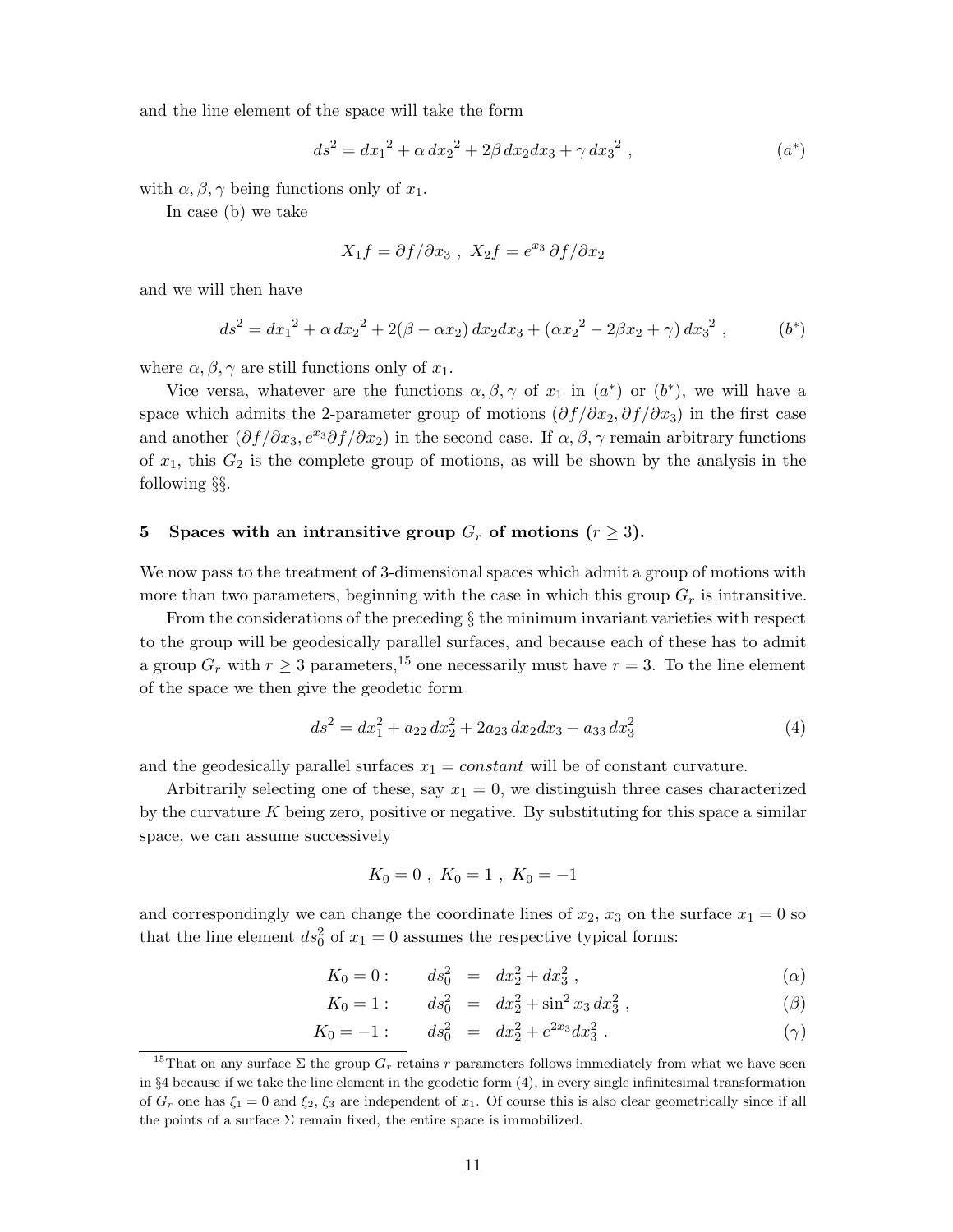and the line element of the space will take the form

$$ds^2 = {dx_1}^2 + \alpha\, {dx_2}^2 + 2\beta\, dx_2 dx_3 + \gamma\, {dx_3}^2 \ , \tag{$a^*$}$$

with $\alpha, \beta, \gamma$ being functions only of $x_1$.

In case (b) we take

$$X_1 f = \partial f / \partial x_3 \ , \ X_2 f = e^{x_3}\, \partial f / \partial x_2$$

and we will then have

$$ds^2 = {dx_1}^2 + \alpha\, {dx_2}^2 + 2(\beta - \alpha x_2)\, dx_2 dx_3 + (\alpha {x_2}^2 - 2\beta x_2 + \gamma)\, {dx_3}^2 \ , \tag{$b^*$}$$

where $\alpha, \beta, \gamma$ are still functions only of $x_1$.

Vice versa, whatever are the functions $\alpha, \beta, \gamma$ of $x_1$ in ($a^*$) or ($b^*$), we will have a space which admits the 2-parameter group of motions $(\partial f/\partial x_2, \partial f/\partial x_3)$ in the first case and another $(\partial f/\partial x_3, e^{x_3}\partial f/\partial x_2)$ in the second case. If $\alpha, \beta, \gamma$ remain arbitrary functions of $x_1$, this $G_2$ is the complete group of motions, as will be shown by the analysis in the following §§.

## 5 Spaces with an intransitive group $G_r$ of motions ($r \geq 3$).

We now pass to the treatment of 3-dimensional spaces which admit a group of motions with more than two parameters, beginning with the case in which this group $G_r$ is intransitive.

From the considerations of the preceding § the minimum invariant varieties with respect to the group will be geodesically parallel surfaces, and because each of these has to admit a group $G_r$ with $r \geq 3$ parameters,[15] one necessarily must have $r = 3$. To the line element of the space we then give the geodetic form

$$ds^2 = dx_1^2 + a_{22}\, dx_2^2 + 2a_{23}\, dx_2 dx_3 + a_{33}\, dx_3^2 \tag{4}$$

and the geodesically parallel surfaces $x_1 = constant$ will be of constant curvature.

Arbitrarily selecting one of these, say $x_1 = 0$, we distinguish three cases characterized by the curvature $K$ being zero, positive or negative. By substituting for this space a similar space, we can assume successively

$$K_0 = 0 \ , \ K_0 = 1 \ , \ K_0 = -1$$

and correspondingly we can change the coordinate lines of $x_2$, $x_3$ on the surface $x_1 = 0$ so that the line element $ds_0^2$ of $x_1 = 0$ assumes the respective typical forms:

$$K_0 = 0: \qquad ds_0^2 = dx_2^2 + dx_3^2 \ , \tag{$\alpha$}$$

$$K_0 = 1: \qquad ds_0^2 = dx_2^2 + \sin^2 x_3\, dx_3^2 \ , \tag{$\beta$}$$

$$K_0 = -1: \qquad ds_0^2 = dx_2^2 + e^{2x_3} dx_3^2 \ . \tag{$\gamma$}$$

[15] That on any surface $\Sigma$ the group $G_r$ retains $r$ parameters follows immediately from what we have seen in §4 because if we take the line element in the geodetic form (4), in every single infinitesimal transformation of $G_r$ one has $\xi_1 = 0$ and $\xi_2$, $\xi_3$ are independent of $x_1$. Of course this is also clear geometrically since if all the points of a surface $\Sigma$ remain fixed, the entire space is immobilized.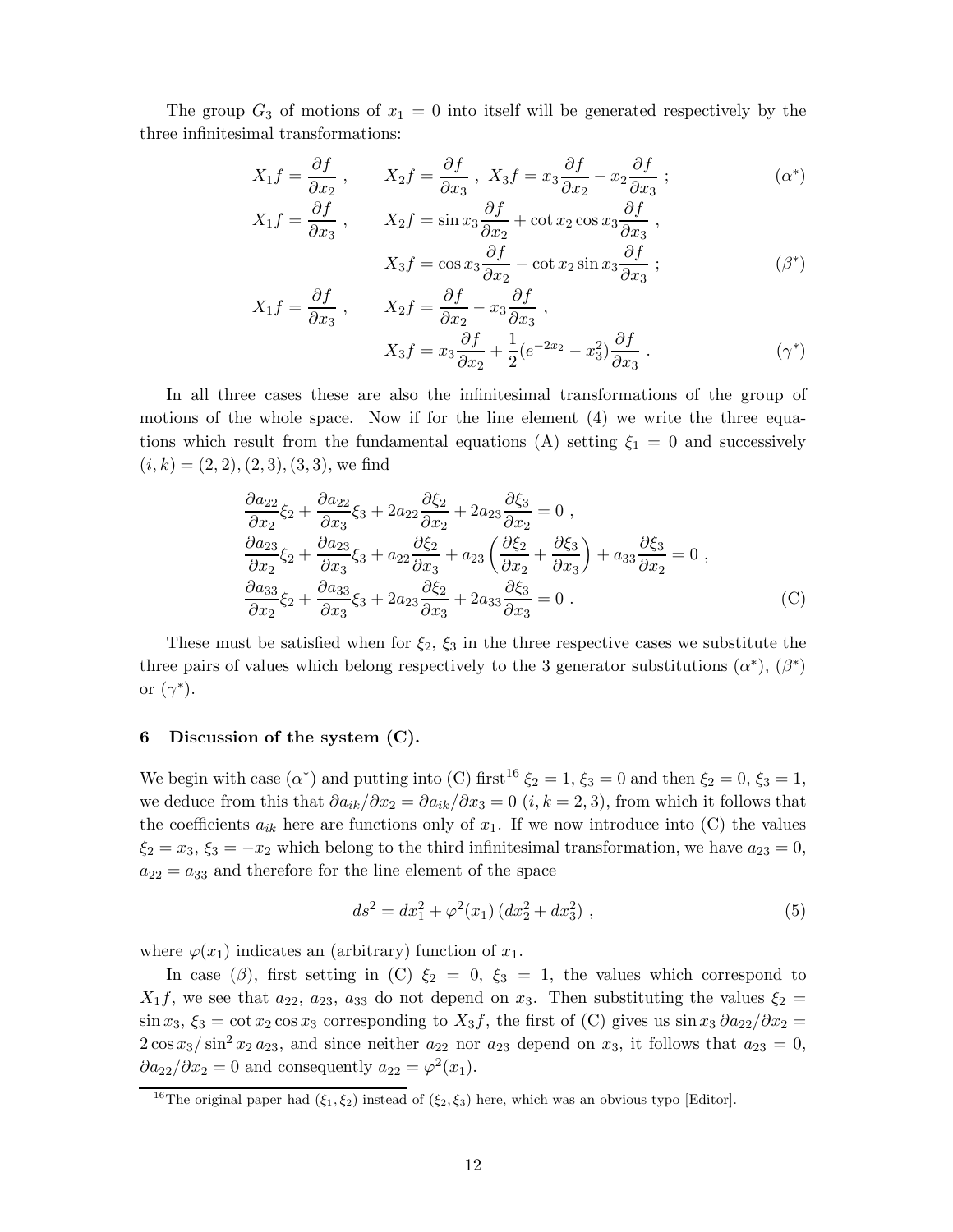The group $G_3$ of motions of $x_1 = 0$ into itself will be generated respectively by the three infinitesimal transformations:

$$X_1 f = \frac{\partial f}{\partial x_2} \ , \qquad X_2 f = \frac{\partial f}{\partial x_3} \ , \ X_3 f = x_3 \frac{\partial f}{\partial x_2} - x_2 \frac{\partial f}{\partial x_3} \ ; \tag{$\alpha^*$}$$

$$X_1 f = \frac{\partial f}{\partial x_3} \ , \qquad X_2 f = \sin x_3 \frac{\partial f}{\partial x_2} + \cot x_2 \cos x_3 \frac{\partial f}{\partial x_3} \ ,$$
$$X_3 f = \cos x_3 \frac{\partial f}{\partial x_2} - \cot x_2 \sin x_3 \frac{\partial f}{\partial x_3} \ ; \tag{$\beta^*$}$$

$$X_1 f = \frac{\partial f}{\partial x_3} \ , \qquad X_2 f = \frac{\partial f}{\partial x_2} - x_3 \frac{\partial f}{\partial x_3} \ ,$$
$$X_3 f = x_3 \frac{\partial f}{\partial x_2} + \frac{1}{2}(e^{-2x_2} - x_3^2) \frac{\partial f}{\partial x_3} \ . \tag{$\gamma^*$}$$

In all three cases these are also the infinitesimal transformations of the group of motions of the whole space. Now if for the line element (4) we write the three equations which result from the fundamental equations (A) setting $\xi_1 = 0$ and successively $(i,k) = (2,2), (2,3), (3,3)$, we find

$$\begin{aligned}
&\frac{\partial a_{22}}{\partial x_2}\xi_2 + \frac{\partial a_{22}}{\partial x_3}\xi_3 + 2a_{22}\frac{\partial \xi_2}{\partial x_2} + 2a_{23}\frac{\partial \xi_3}{\partial x_2} = 0 \ , \\
&\frac{\partial a_{23}}{\partial x_2}\xi_2 + \frac{\partial a_{23}}{\partial x_3}\xi_3 + a_{22}\frac{\partial \xi_2}{\partial x_3} + a_{23}\left(\frac{\partial \xi_2}{\partial x_2} + \frac{\partial \xi_3}{\partial x_3}\right) + a_{33}\frac{\partial \xi_3}{\partial x_2} = 0 \ , \\
&\frac{\partial a_{33}}{\partial x_2}\xi_2 + \frac{\partial a_{33}}{\partial x_3}\xi_3 + 2a_{23}\frac{\partial \xi_2}{\partial x_3} + 2a_{33}\frac{\partial \xi_3}{\partial x_3} = 0 \ .
\end{aligned} \tag{C}$$

These must be satisfied when for $\xi_2$, $\xi_3$ in the three respective cases we substitute the three pairs of values which belong respectively to the 3 generator substitutions ($\alpha^*$), ($\beta^*$) or ($\gamma^*$).

## 6 Discussion of the system (C).

We begin with case ($\alpha^*$) and putting into (C) first[16] $\xi_2 = 1$, $\xi_3 = 0$ and then $\xi_2 = 0$, $\xi_3 = 1$, we deduce from this that $\partial a_{ik}/\partial x_2 = \partial a_{ik}/\partial x_3 = 0$ $(i,k = 2,3)$, from which it follows that the coefficients $a_{ik}$ here are functions only of $x_1$. If we now introduce into (C) the values $\xi_2 = x_3$, $\xi_3 = -x_2$ which belong to the third infinitesimal transformation, we have $a_{23} = 0$, $a_{22} = a_{33}$ and therefore for the line element of the space

$$ds^2 = dx_1^2 + \varphi^2(x_1)\,(dx_2^2 + dx_3^2) \ , \tag{5}$$

where $\varphi(x_1)$ indicates an (arbitrary) function of $x_1$.

In case ($\beta$), first setting in (C) $\xi_2 = 0$, $\xi_3 = 1$, the values which correspond to $X_1 f$, we see that $a_{22}$, $a_{23}$, $a_{33}$ do not depend on $x_3$. Then substituting the values $\xi_2 = \sin x_3$, $\xi_3 = \cot x_2 \cos x_3$ corresponding to $X_3 f$, the first of (C) gives us $\sin x_3\, \partial a_{22}/\partial x_2 = 2\cos x_3 / \sin^2 x_2\, a_{23}$, and since neither $a_{22}$ nor $a_{23}$ depend on $x_3$, it follows that $a_{23} = 0$, $\partial a_{22}/\partial x_2 = 0$ and consequently $a_{22} = \varphi^2(x_1)$.

[16] The original paper had $(\xi_1, \xi_2)$ instead of $(\xi_2, \xi_3)$ here, which was an obvious typo [Editor].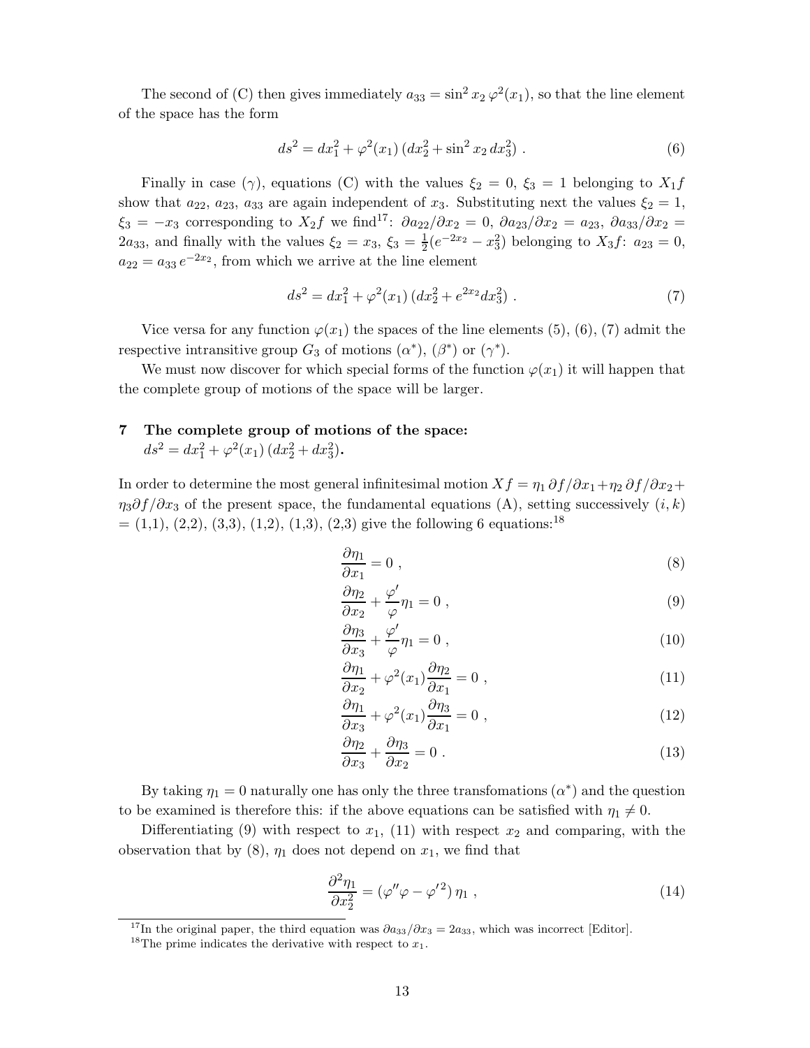The second of (C) then gives immediately $a_{33} = \sin^2 x_2\, \varphi^2(x_1)$, so that the line element of the space has the form

$$ds^2 = dx_1^2 + \varphi^2(x_1)\,(dx_2^2 + \sin^2 x_2\, dx_3^2)\;. \tag{6}$$

Finally in case ($\gamma$), equations (C) with the values $\xi_2 = 0$, $\xi_3 = 1$ belonging to $X_1 f$ show that $a_{22}$, $a_{23}$, $a_{33}$ are again independent of $x_3$. Substituting next the values $\xi_2 = 1$, $\xi_3 = -x_3$ corresponding to $X_2 f$ we find[17]: $\partial a_{22}/\partial x_2 = 0$, $\partial a_{23}/\partial x_2 = a_{23}$, $\partial a_{33}/\partial x_2 = 2a_{33}$, and finally with the values $\xi_2 = x_3$, $\xi_3 = \frac{1}{2}(e^{-2x_2} - x_3^2)$ belonging to $X_3 f$: $a_{23} = 0$, $a_{22} = a_{33}\, e^{-2x_2}$, from which we arrive at the line element

$$ds^2 = dx_1^2 + \varphi^2(x_1)\,(dx_2^2 + e^{2x_2} dx_3^2)\;. \tag{7}$$

Vice versa for any function $\varphi(x_1)$ the spaces of the line elements (5), (6), (7) admit the respective intransitive group $G_3$ of motions ($\alpha^*$), ($\beta^*$) or ($\gamma^*$).

We must now discover for which special forms of the function $\varphi(x_1)$ it will happen that the complete group of motions of the space will be larger.

## 7 The complete group of motions of the space: $ds^2 = dx_1^2 + \varphi^2(x_1)\,(dx_2^2 + dx_3^2)$.

In order to determine the most general infinitesimal motion $Xf = \eta_1\, \partial f/\partial x_1 + \eta_2\, \partial f/\partial x_2 + \eta_3 \partial f/\partial x_3$ of the present space, the fundamental equations (A), setting successively $(i,k)$ = (1,1), (2,2), (3,3), (1,2), (1,3), (2,3) give the following 6 equations:[18]

$$\frac{\partial \eta_1}{\partial x_1} = 0\;, \tag{8}$$

$$\frac{\partial \eta_2}{\partial x_2} + \frac{\varphi'}{\varphi}\eta_1 = 0\;, \tag{9}$$

$$\frac{\partial \eta_3}{\partial x_3} + \frac{\varphi'}{\varphi}\eta_1 = 0\;, \tag{10}$$

$$\frac{\partial \eta_1}{\partial x_2} + \varphi^2(x_1)\frac{\partial \eta_2}{\partial x_1} = 0\;, \tag{11}$$

$$\frac{\partial \eta_1}{\partial x_3} + \varphi^2(x_1)\frac{\partial \eta_3}{\partial x_1} = 0\;, \tag{12}$$

$$\frac{\partial \eta_2}{\partial x_3} + \frac{\partial \eta_3}{\partial x_2} = 0\;. \tag{13}$$

By taking $\eta_1 = 0$ naturally one has only the three transfomations ($\alpha^*$) and the question to be examined is therefore this: if the above equations can be satisfied with $\eta_1 \neq 0$.

Differentiating (9) with respect to $x_1$, (11) with respect $x_2$ and comparing, with the observation that by (8), $\eta_1$ does not depend on $x_1$, we find that

$$\frac{\partial^2 \eta_1}{\partial x_2^2} = (\varphi''\varphi - {\varphi'}^2)\,\eta_1\;, \tag{14}$$

---

[17] In the original paper, the third equation was $\partial a_{33}/\partial x_3 = 2a_{33}$, which was incorrect [Editor].

[18] The prime indicates the derivative with respect to $x_1$.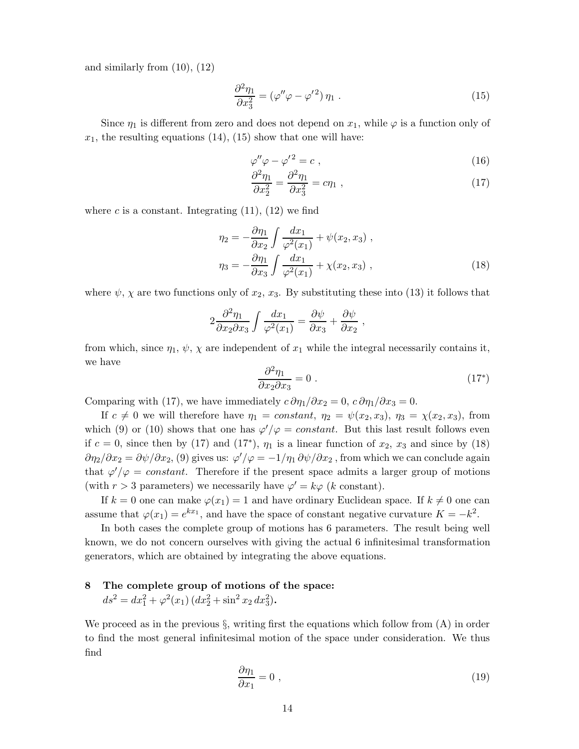and similarly from (10), (12)

$$\frac{\partial^2 \eta_1}{\partial x_3^2} = (\varphi''\varphi - {\varphi'}^2)\, \eta_1 \ . \tag{15}$$

Since $\eta_1$ is different from zero and does not depend on $x_1$, while $\varphi$ is a function only of $x_1$, the resulting equations (14), (15) show that one will have:

$$\varphi''\varphi - {\varphi'}^2 = c \ , \tag{16}$$

$$\frac{\partial^2 \eta_1}{\partial x_2^2} = \frac{\partial^2 \eta_1}{\partial x_3^2} = c\eta_1 \ , \tag{17}$$

where $c$ is a constant. Integrating (11), (12) we find

$$\begin{aligned} \eta_2 &= -\frac{\partial \eta_1}{\partial x_2} \int \frac{dx_1}{\varphi^2(x_1)} + \psi(x_2, x_3) \ , \\ \eta_3 &= -\frac{\partial \eta_1}{\partial x_3} \int \frac{dx_1}{\varphi^2(x_1)} + \chi(x_2, x_3) \ , \end{aligned} \tag{18}$$

where $\psi$, $\chi$ are two functions only of $x_2$, $x_3$. By substituting these into (13) it follows that

$$2\frac{\partial^2 \eta_1}{\partial x_2 \partial x_3} \int \frac{dx_1}{\varphi^2(x_1)} = \frac{\partial \psi}{\partial x_3} + \frac{\partial \psi}{\partial x_2} \ ,$$

from which, since $\eta_1$, $\psi$, $\chi$ are independent of $x_1$ while the integral necessarily contains it, we have

$$\frac{\partial^2 \eta_1}{\partial x_2 \partial x_3} = 0 \ . \tag{17*}$$

Comparing with (17), we have immediately $c\, \partial \eta_1/\partial x_2 = 0$, $c\, \partial \eta_1/\partial x_3 = 0$.

If $c \neq 0$ we will therefore have $\eta_1 = constant$, $\eta_2 = \psi(x_2, x_3)$, $\eta_3 = \chi(x_2, x_3)$, from which (9) or (10) shows that one has $\varphi'/\varphi = constant$. But this last result follows even if $c = 0$, since then by (17) and (17*), $\eta_1$ is a linear function of $x_2$, $x_3$ and since by (18) $\partial \eta_2/\partial x_2 = \partial \psi/\partial x_2$, (9) gives us: $\varphi'/\varphi = -1/\eta_1\, \partial \psi/\partial x_2$ , from which we can conclude again that $\varphi'/\varphi = constant$. Therefore if the present space admits a larger group of motions (with $r > 3$ parameters) we necessarily have $\varphi' = k\varphi$ ($k$ constant).

If $k = 0$ one can make $\varphi(x_1) = 1$ and have ordinary Euclidean space. If $k \neq 0$ one can assume that $\varphi(x_1) = e^{kx_1}$, and have the space of constant negative curvature $K = -k^2$.

In both cases the complete group of motions has 6 parameters. The result being well known, we do not concern ourselves with giving the actual 6 infinitesimal transformation generators, which are obtained by integrating the above equations.

## 8 The complete group of motions of the space: $ds^2 = dx_1^2 + \varphi^2(x_1)\,(dx_2^2 + \sin^2 x_2\, dx_3^2)$.

We proceed as in the previous §, writing first the equations which follow from (A) in order to find the most general infinitesimal motion of the space under consideration. We thus find

$$\frac{\partial \eta_1}{\partial x_1} = 0 \ , \tag{19}$$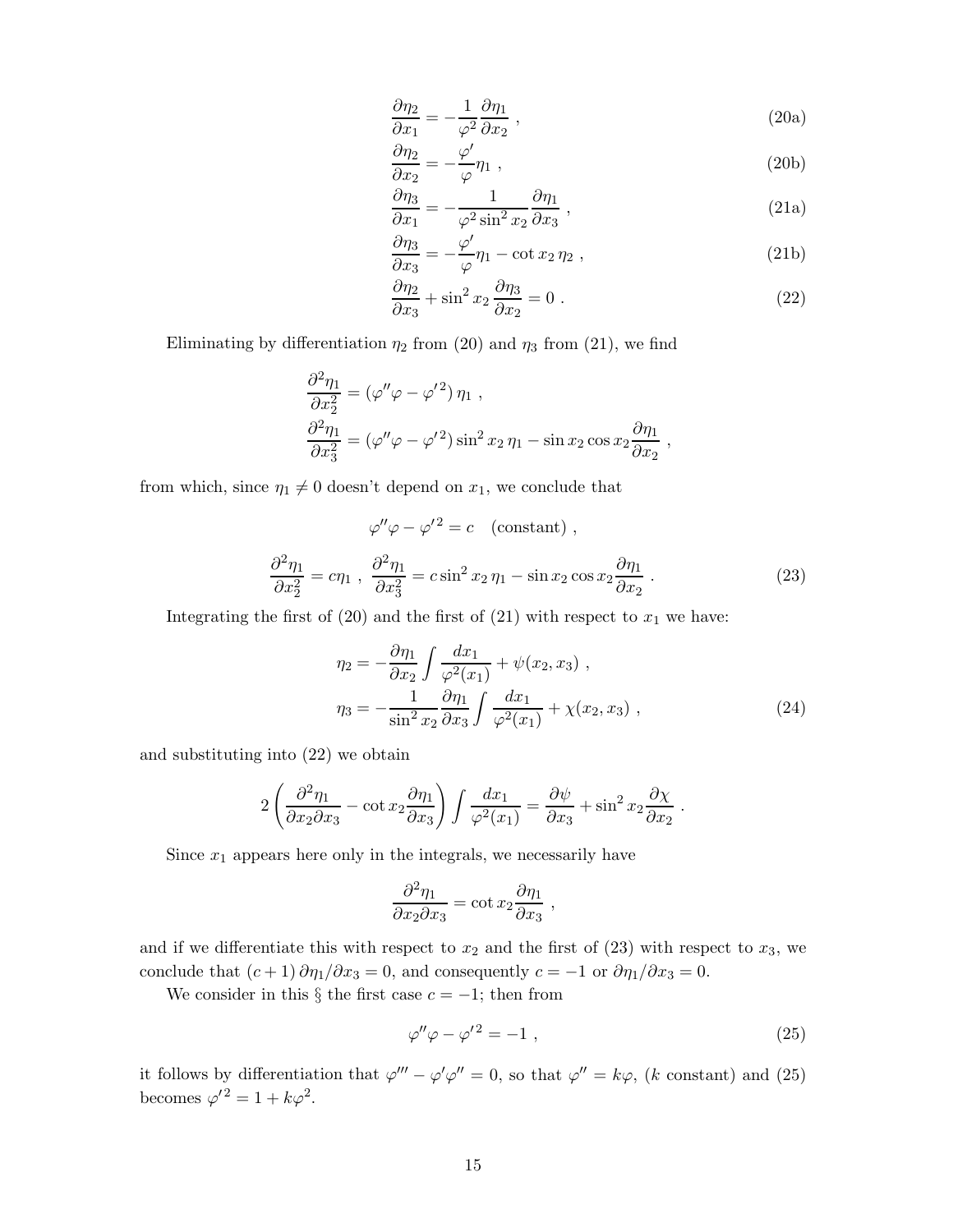$$\frac{\partial \eta_2}{\partial x_1} = -\frac{1}{\varphi^2}\frac{\partial \eta_1}{\partial x_2} \ , \tag{20a}$$

$$\frac{\partial \eta_2}{\partial x_2} = -\frac{\varphi'}{\varphi}\eta_1 \ , \tag{20b}$$

$$\frac{\partial \eta_3}{\partial x_1} = -\frac{1}{\varphi^2 \sin^2 x_2}\frac{\partial \eta_1}{\partial x_3} \ , \tag{21a}$$

$$\frac{\partial \eta_3}{\partial x_3} = -\frac{\varphi'}{\varphi}\eta_1 - \cot x_2 \, \eta_2 \ , \tag{21b}$$

$$\frac{\partial \eta_2}{\partial x_3} + \sin^2 x_2 \frac{\partial \eta_3}{\partial x_2} = 0 \ . \tag{22}$$

Eliminating by differentiation $\eta_2$ from (20) and $\eta_3$ from (21), we find

$$\frac{\partial^2 \eta_1}{\partial x_2^2} = (\varphi''\varphi - {\varphi'}^2)\,\eta_1 \ ,$$

$$\frac{\partial^2 \eta_1}{\partial x_3^2} = (\varphi''\varphi - {\varphi'}^2)\sin^2 x_2 \, \eta_1 - \sin x_2 \cos x_2 \frac{\partial \eta_1}{\partial x_2} \ ,$$

from which, since $\eta_1 \neq 0$ doesn't depend on $x_1$, we conclude that

$$\varphi''\varphi - {\varphi'}^2 = c \quad \text{(constant)} \ ,$$

$$\frac{\partial^2 \eta_1}{\partial x_2^2} = c\eta_1 \ , \ \frac{\partial^2 \eta_1}{\partial x_3^2} = c\sin^2 x_2 \, \eta_1 - \sin x_2 \cos x_2 \frac{\partial \eta_1}{\partial x_2} \ . \tag{23}$$

Integrating the first of (20) and the first of (21) with respect to $x_1$ we have:

$$\eta_2 = -\frac{\partial \eta_1}{\partial x_2}\int \frac{dx_1}{\varphi^2(x_1)} + \psi(x_2, x_3) \ ,$$

$$\eta_3 = -\frac{1}{\sin^2 x_2}\frac{\partial \eta_1}{\partial x_3}\int \frac{dx_1}{\varphi^2(x_1)} + \chi(x_2, x_3) \ , \tag{24}$$

and substituting into (22) we obtain

$$2\left(\frac{\partial^2 \eta_1}{\partial x_2 \partial x_3} - \cot x_2 \frac{\partial \eta_1}{\partial x_3}\right)\int \frac{dx_1}{\varphi^2(x_1)} = \frac{\partial \psi}{\partial x_3} + \sin^2 x_2 \frac{\partial \chi}{\partial x_2} \ .$$

Since $x_1$ appears here only in the integrals, we necessarily have

$$\frac{\partial^2 \eta_1}{\partial x_2 \partial x_3} = \cot x_2 \frac{\partial \eta_1}{\partial x_3} \ ,$$

and if we differentiate this with respect to $x_2$ and the first of (23) with respect to $x_3$, we conclude that $(c+1)\,\partial \eta_1/\partial x_3 = 0$, and consequently $c = -1$ or $\partial \eta_1/\partial x_3 = 0$.

We consider in this § the first case $c = -1$; then from

$$\varphi''\varphi - {\varphi'}^2 = -1 \ , \tag{25}$$

it follows by differentiation that $\varphi''' - \varphi'\varphi'' = 0$, so that $\varphi'' = k\varphi$, ($k$ constant) and (25) becomes ${\varphi'}^2 = 1 + k\varphi^2$.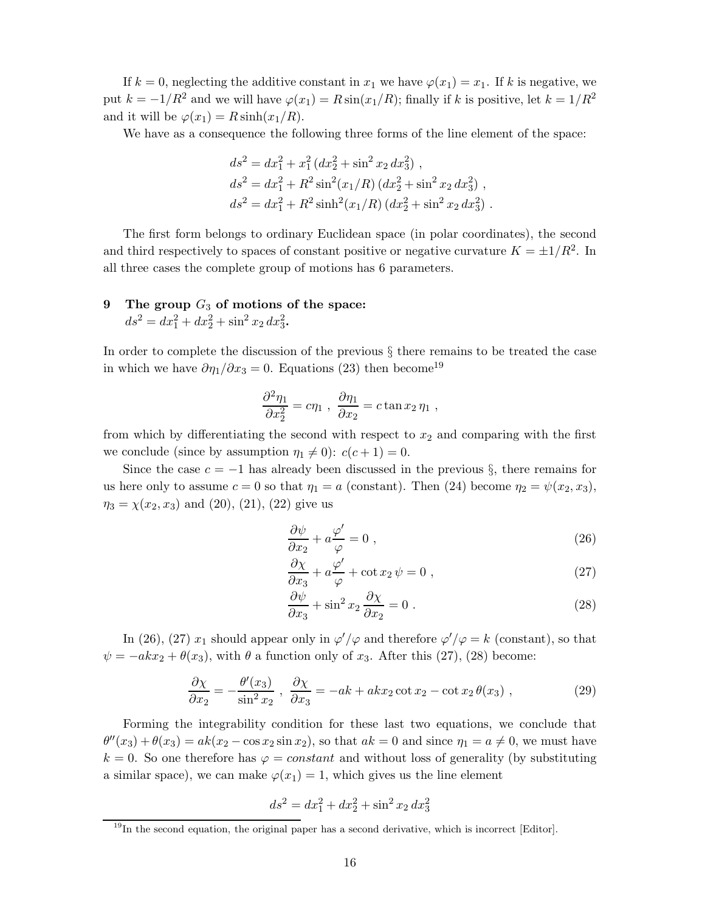If $k = 0$, neglecting the additive constant in $x_1$ we have $\varphi(x_1) = x_1$. If $k$ is negative, we put $k = -1/R^2$ and we will have $\varphi(x_1) = R\sin(x_1/R)$; finally if $k$ is positive, let $k = 1/R^2$ and it will be $\varphi(x_1) = R\sinh(x_1/R)$.

We have as a consequence the following three forms of the line element of the space:

$$
\begin{aligned}
ds^2 &= dx_1^2 + x_1^2\,(dx_2^2 + \sin^2 x_2\, dx_3^2)\ , \\
ds^2 &= dx_1^2 + R^2 \sin^2(x_1/R)\,(dx_2^2 + \sin^2 x_2\, dx_3^2)\ , \\
ds^2 &= dx_1^2 + R^2 \sinh^2(x_1/R)\,(dx_2^2 + \sin^2 x_2\, dx_3^2)\ .
\end{aligned}
$$

The first form belongs to ordinary Euclidean space (in polar coordinates), the second and third respectively to spaces of constant positive or negative curvature $K = \pm 1/R^2$. In all three cases the complete group of motions has 6 parameters.

## 9 The group $G_3$ of motions of the space: $ds^2 = dx_1^2 + dx_2^2 + \sin^2 x_2\, dx_3^2$.

In order to complete the discussion of the previous § there remains to be treated the case in which we have $\partial\eta_1/\partial x_3 = 0$. Equations (23) then become[19]

$$
\frac{\partial^2 \eta_1}{\partial x_2^2} = c\eta_1\ ,\ \ \frac{\partial \eta_1}{\partial x_2} = c\tan x_2\,\eta_1\ ,
$$

from which by differentiating the second with respect to $x_2$ and comparing with the first we conclude (since by assumption $\eta_1 \neq 0$): $c(c+1) = 0$.

Since the case $c = -1$ has already been discussed in the previous §, there remains for us here only to assume $c = 0$ so that $\eta_1 = a$ (constant). Then (24) become $\eta_2 = \psi(x_2, x_3)$, $\eta_3 = \chi(x_2, x_3)$ and (20), (21), (22) give us

$$
\frac{\partial \psi}{\partial x_2} + a\frac{\varphi'}{\varphi} = 0\ , \tag{26}
$$

$$
\frac{\partial \chi}{\partial x_3} + a\frac{\varphi'}{\varphi} + \cot x_2\,\psi = 0\ , \tag{27}
$$

$$
\frac{\partial \psi}{\partial x_3} + \sin^2 x_2\,\frac{\partial \chi}{\partial x_2} = 0\ . \tag{28}
$$

In (26), (27) $x_1$ should appear only in $\varphi'/\varphi$ and therefore $\varphi'/\varphi = k$ (constant), so that $\psi = -akx_2 + \theta(x_3)$, with $\theta$ a function only of $x_3$. After this (27), (28) become:

$$
\frac{\partial \chi}{\partial x_2} = -\frac{\theta'(x_3)}{\sin^2 x_2}\ ,\ \ \frac{\partial \chi}{\partial x_3} = -ak + akx_2\cot x_2 - \cot x_2\,\theta(x_3)\ , \tag{29}
$$

Forming the integrability condition for these last two equations, we conclude that $\theta''(x_3) + \theta(x_3) = ak(x_2 - \cos x_2 \sin x_2)$, so that $ak = 0$ and since $\eta_1 = a \neq 0$, we must have $k = 0$. So one therefore has $\varphi = $ *constant* and without loss of generality (by substituting a similar space), we can make $\varphi(x_1) = 1$, which gives us the line element

$$
ds^2 = dx_1^2 + dx_2^2 + \sin^2 x_2\, dx_3^2
$$

[19] In the second equation, the original paper has a second derivative, which is incorrect [Editor].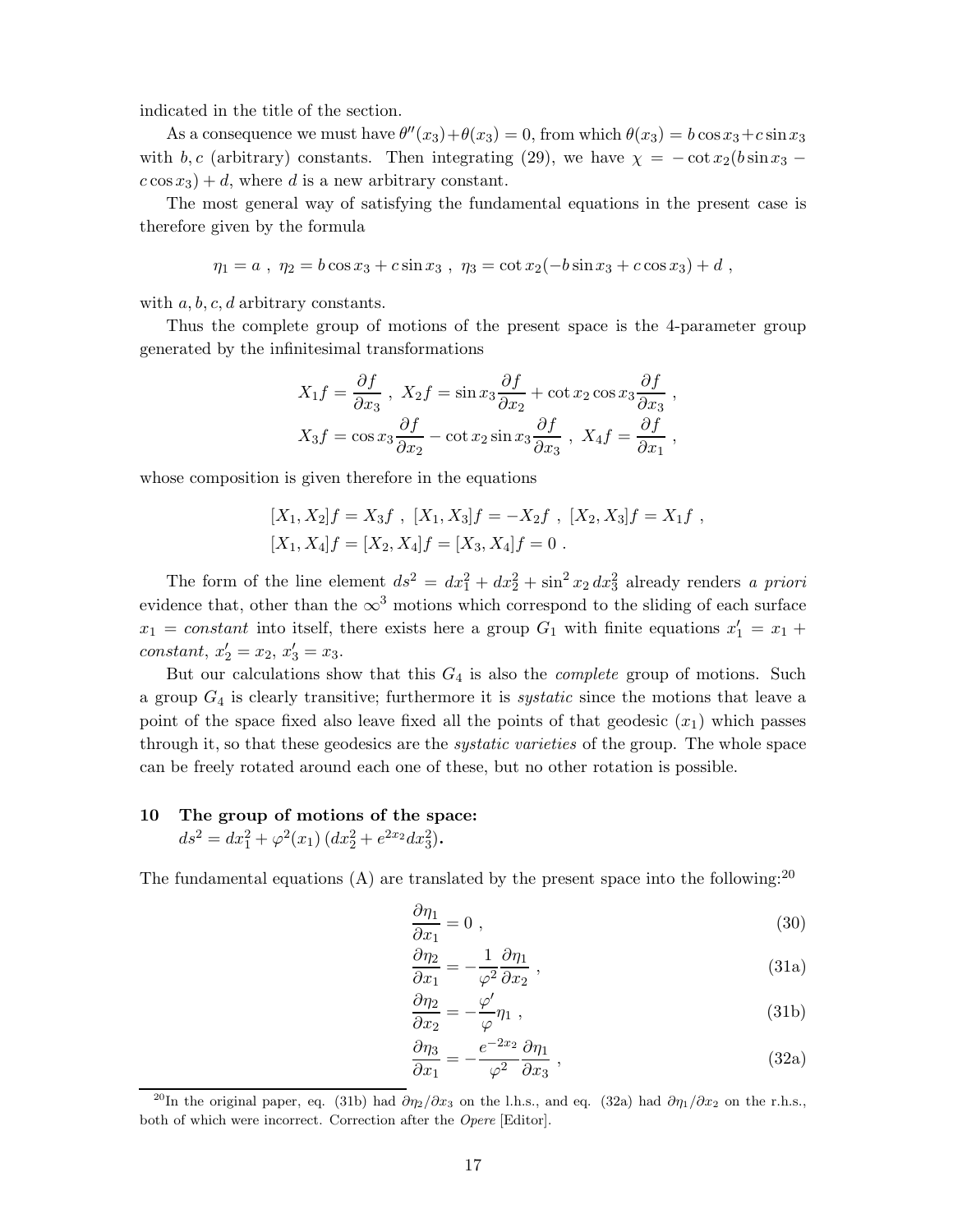indicated in the title of the section.

As a consequence we must have $\theta''(x_3)+\theta(x_3)=0$, from which $\theta(x_3)=b\cos x_3+c\sin x_3$ with $b, c$ (arbitrary) constants. Then integrating (29), we have $\chi = -\cot x_2(b\sin x_3 - c\cos x_3)+d$, where $d$ is a new arbitrary constant.

The most general way of satisfying the fundamental equations in the present case is therefore given by the formula

$$\eta_1 = a\ ,\ \eta_2 = b\cos x_3 + c\sin x_3\ ,\ \eta_3 = \cot x_2(-b\sin x_3 + c\cos x_3) + d\ ,$$

with $a, b, c, d$ arbitrary constants.

Thus the complete group of motions of the present space is the 4-parameter group generated by the infinitesimal transformations

$$X_1 f = \frac{\partial f}{\partial x_3}\ ,\ X_2 f = \sin x_3 \frac{\partial f}{\partial x_2} + \cot x_2 \cos x_3 \frac{\partial f}{\partial x_3}\ ,$$
$$X_3 f = \cos x_3 \frac{\partial f}{\partial x_2} - \cot x_2 \sin x_3 \frac{\partial f}{\partial x_3}\ ,\ X_4 f = \frac{\partial f}{\partial x_1}\ ,$$

whose composition is given therefore in the equations

$$[X_1, X_2]f = X_3 f\ ,\ [X_1, X_3]f = -X_2 f\ ,\ [X_2, X_3]f = X_1 f\ ,$$
$$[X_1, X_4]f = [X_2, X_4]f = [X_3, X_4]f = 0\ .$$

The form of the line element $ds^2 = dx_1^2 + dx_2^2 + \sin^2 x_2\, dx_3^2$ already renders *a priori* evidence that, other than the $\infty^3$ motions which correspond to the sliding of each surface $x_1 = constant$ into itself, there exists here a group $G_1$ with finite equations $x_1' = x_1 + constant$, $x_2' = x_2$, $x_3' = x_3$.

But our calculations show that this $G_4$ is also the *complete* group of motions. Such a group $G_4$ is clearly transitive; furthermore it is *systatic* since the motions that leave a point of the space fixed also leave fixed all the points of that geodesic $(x_1)$ which passes through it, so that these geodesics are the *systatic varieties* of the group. The whole space can be freely rotated around each one of these, but no other rotation is possible.

## 10 The group of motions of the space: $ds^2 = dx_1^2 + \varphi^2(x_1)\,(dx_2^2 + e^{2x_2}dx_3^2)$.

The fundamental equations (A) are translated by the present space into the following:[20]

$$\frac{\partial \eta_1}{\partial x_1} = 0\ , \tag{30}$$

$$\frac{\partial \eta_2}{\partial x_1} = -\frac{1}{\varphi^2}\frac{\partial \eta_1}{\partial x_2}\ , \tag{31a}$$

$$\frac{\partial \eta_2}{\partial x_2} = -\frac{\varphi'}{\varphi}\eta_1\ , \tag{31b}$$

$$\frac{\partial \eta_3}{\partial x_1} = -\frac{e^{-2x_2}}{\varphi^2}\frac{\partial \eta_1}{\partial x_3}\ , \tag{32a}$$

[20] In the original paper, eq. (31b) had $\partial\eta_2/\partial x_3$ on the l.h.s., and eq. (32a) had $\partial\eta_1/\partial x_2$ on the r.h.s., both of which were incorrect. Correction after the *Opere* [Editor].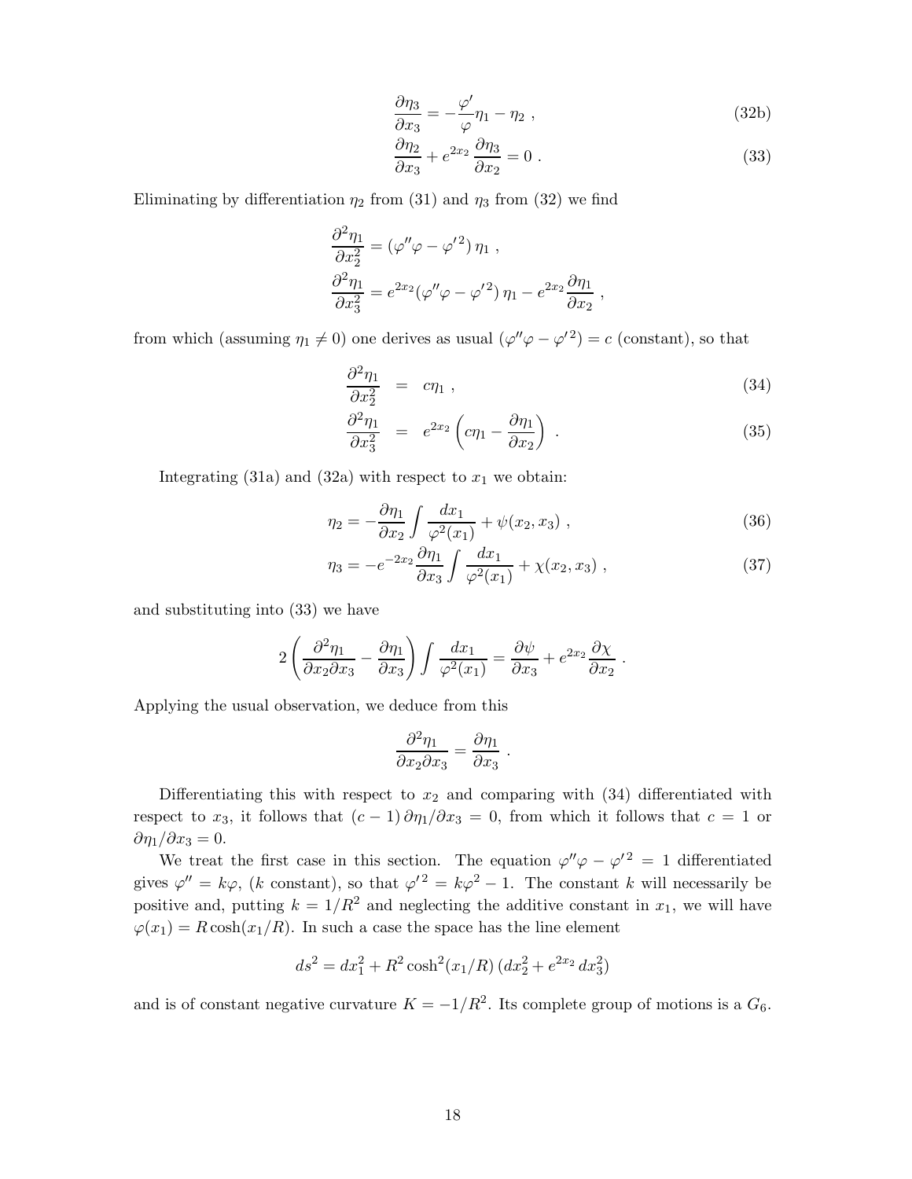$$\frac{\partial \eta_3}{\partial x_3} = -\frac{\varphi'}{\varphi}\eta_1 - \eta_2 \ , \tag{32b}$$

$$\frac{\partial \eta_2}{\partial x_3} + e^{2x_2}\,\frac{\partial \eta_3}{\partial x_2} = 0 \ . \tag{33}$$

Eliminating by differentiation $\eta_2$ from (31) and $\eta_3$ from (32) we find

$$\frac{\partial^2 \eta_1}{\partial x_2^2} = (\varphi''\varphi - {\varphi'}^2)\,\eta_1 \ ,$$

$$\frac{\partial^2 \eta_1}{\partial x_3^2} = e^{2x_2}(\varphi''\varphi - {\varphi'}^2)\,\eta_1 - e^{2x_2}\frac{\partial \eta_1}{\partial x_2} \ ,$$

from which (assuming $\eta_1 \neq 0$) one derives as usual $(\varphi''\varphi - {\varphi'}^2) = c$ (constant), so that

$$\frac{\partial^2 \eta_1}{\partial x_2^2} = c\eta_1 \ , \tag{34}$$

$$\frac{\partial^2 \eta_1}{\partial x_3^2} = e^{2x_2}\left(c\eta_1 - \frac{\partial \eta_1}{\partial x_2}\right) \ . \tag{35}$$

Integrating (31a) and (32a) with respect to $x_1$ we obtain:

$$\eta_2 = -\frac{\partial \eta_1}{\partial x_2}\int \frac{dx_1}{\varphi^2(x_1)} + \psi(x_2, x_3) \ , \tag{36}$$

$$\eta_3 = -e^{-2x_2}\frac{\partial \eta_1}{\partial x_3}\int \frac{dx_1}{\varphi^2(x_1)} + \chi(x_2, x_3) \ , \tag{37}$$

and substituting into (33) we have

$$2\left(\frac{\partial^2 \eta_1}{\partial x_2 \partial x_3} - \frac{\partial \eta_1}{\partial x_3}\right)\int \frac{dx_1}{\varphi^2(x_1)} = \frac{\partial \psi}{\partial x_3} + e^{2x_2}\,\frac{\partial \chi}{\partial x_2} \ .$$

Applying the usual observation, we deduce from this

$$\frac{\partial^2 \eta_1}{\partial x_2 \partial x_3} = \frac{\partial \eta_1}{\partial x_3} \ .$$

Differentiating this with respect to $x_2$ and comparing with (34) differentiated with respect to $x_3$, it follows that $(c-1)\,\partial\eta_1/\partial x_3 = 0$, from which it follows that $c = 1$ or $\partial\eta_1/\partial x_3 = 0$.

We treat the first case in this section. The equation $\varphi''\varphi - {\varphi'}^2 = 1$ differentiated gives $\varphi'' = k\varphi$, ($k$ constant), so that ${\varphi'}^2 = k\varphi^2 - 1$. The constant $k$ will necessarily be positive and, putting $k = 1/R^2$ and neglecting the additive constant in $x_1$, we will have $\varphi(x_1) = R\cosh(x_1/R)$. In such a case the space has the line element

$$ds^2 = dx_1^2 + R^2\cosh^2(x_1/R)\,(dx_2^2 + e^{2x_2}\,dx_3^2)$$

and is of constant negative curvature $K = -1/R^2$. Its complete group of motions is a $G_6$.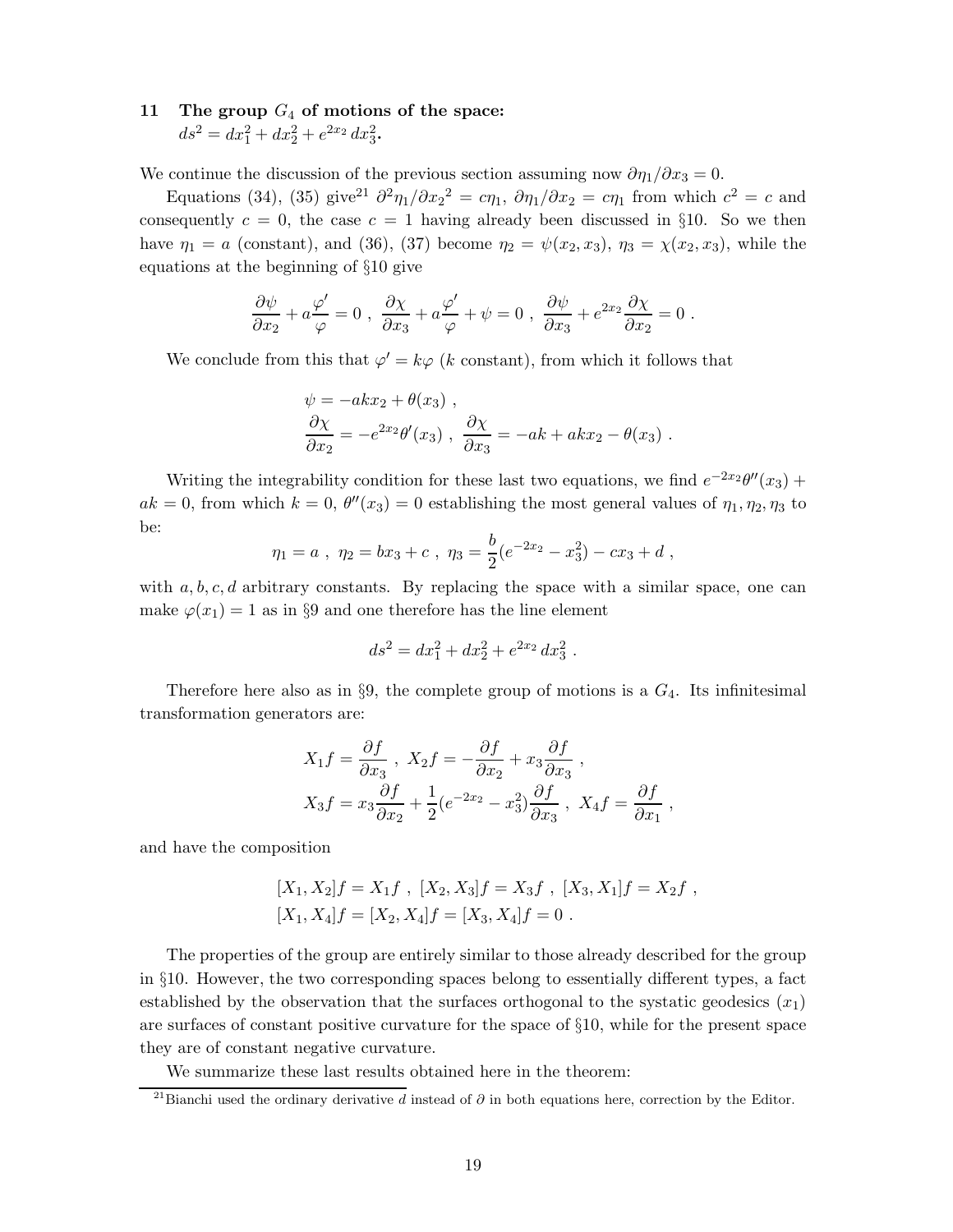## 11 The group $G_4$ of motions of the space: $ds^2 = dx_1^2 + dx_2^2 + e^{2x_2}\, dx_3^2$.

We continue the discussion of the previous section assuming now $\partial\eta_1/\partial x_3 = 0$.

Equations (34), (35) give[21] $\partial^2\eta_1/\partial {x_2}^2 = c\eta_1$, $\partial\eta_1/\partial x_2 = c\eta_1$ from which $c^2 = c$ and consequently $c = 0$, the case $c = 1$ having already been discussed in §10. So we then have $\eta_1 = a$ (constant), and (36), (37) become $\eta_2 = \psi(x_2, x_3)$, $\eta_3 = \chi(x_2, x_3)$, while the equations at the beginning of §10 give

$$\frac{\partial\psi}{\partial x_2} + a\frac{\varphi'}{\varphi} = 0 \ , \ \frac{\partial\chi}{\partial x_3} + a\frac{\varphi'}{\varphi} + \psi = 0 \ , \ \frac{\partial\psi}{\partial x_3} + e^{2x_2}\frac{\partial\chi}{\partial x_2} = 0 \ .$$

We conclude from this that $\varphi' = k\varphi$ ($k$ constant), from which it follows that

$$\begin{aligned} &\psi = -akx_2 + \theta(x_3) \ , \\ &\frac{\partial\chi}{\partial x_2} = -e^{2x_2}\theta'(x_3) \ , \ \frac{\partial\chi}{\partial x_3} = -ak + akx_2 - \theta(x_3) \ . \end{aligned}$$

Writing the integrability condition for these last two equations, we find $e^{-2x_2}\theta''(x_3) + ak = 0$, from which $k = 0$, $\theta''(x_3) = 0$ establishing the most general values of $\eta_1, \eta_2, \eta_3$ to be:

$$\eta_1 = a \ , \ \eta_2 = bx_3 + c \ , \ \eta_3 = \frac{b}{2}(e^{-2x_2} - x_3^2) - cx_3 + d \ ,$$

with $a, b, c, d$ arbitrary constants. By replacing the space with a similar space, one can make $\varphi(x_1) = 1$ as in §9 and one therefore has the line element

$$ds^2 = dx_1^2 + dx_2^2 + e^{2x_2}\, dx_3^2 \ .$$

Therefore here also as in §9, the complete group of motions is a $G_4$. Its infinitesimal transformation generators are:

$$\begin{aligned} &X_1 f = \frac{\partial f}{\partial x_3} \ , \ X_2 f = -\frac{\partial f}{\partial x_2} + x_3\frac{\partial f}{\partial x_3} \ , \\ &X_3 f = x_3\frac{\partial f}{\partial x_2} + \frac{1}{2}(e^{-2x_2} - x_3^2)\frac{\partial f}{\partial x_3} \ , \ X_4 f = \frac{\partial f}{\partial x_1} \ , \end{aligned}$$

and have the composition

$$\begin{aligned} &[X_1, X_2]f = X_1 f \ , \ [X_2, X_3]f = X_3 f \ , \ [X_3, X_1]f = X_2 f \ , \\ &[X_1, X_4]f = [X_2, X_4]f = [X_3, X_4]f = 0 \ . \end{aligned}$$

The properties of the group are entirely similar to those already described for the group in §10. However, the two corresponding spaces belong to essentially different types, a fact established by the observation that the surfaces orthogonal to the systatic geodesics ($x_1$) are surfaces of constant positive curvature for the space of §10, while for the present space they are of constant negative curvature.

We summarize these last results obtained here in the theorem:

[21] Bianchi used the ordinary derivative $d$ instead of $\partial$ in both equations here, correction by the Editor.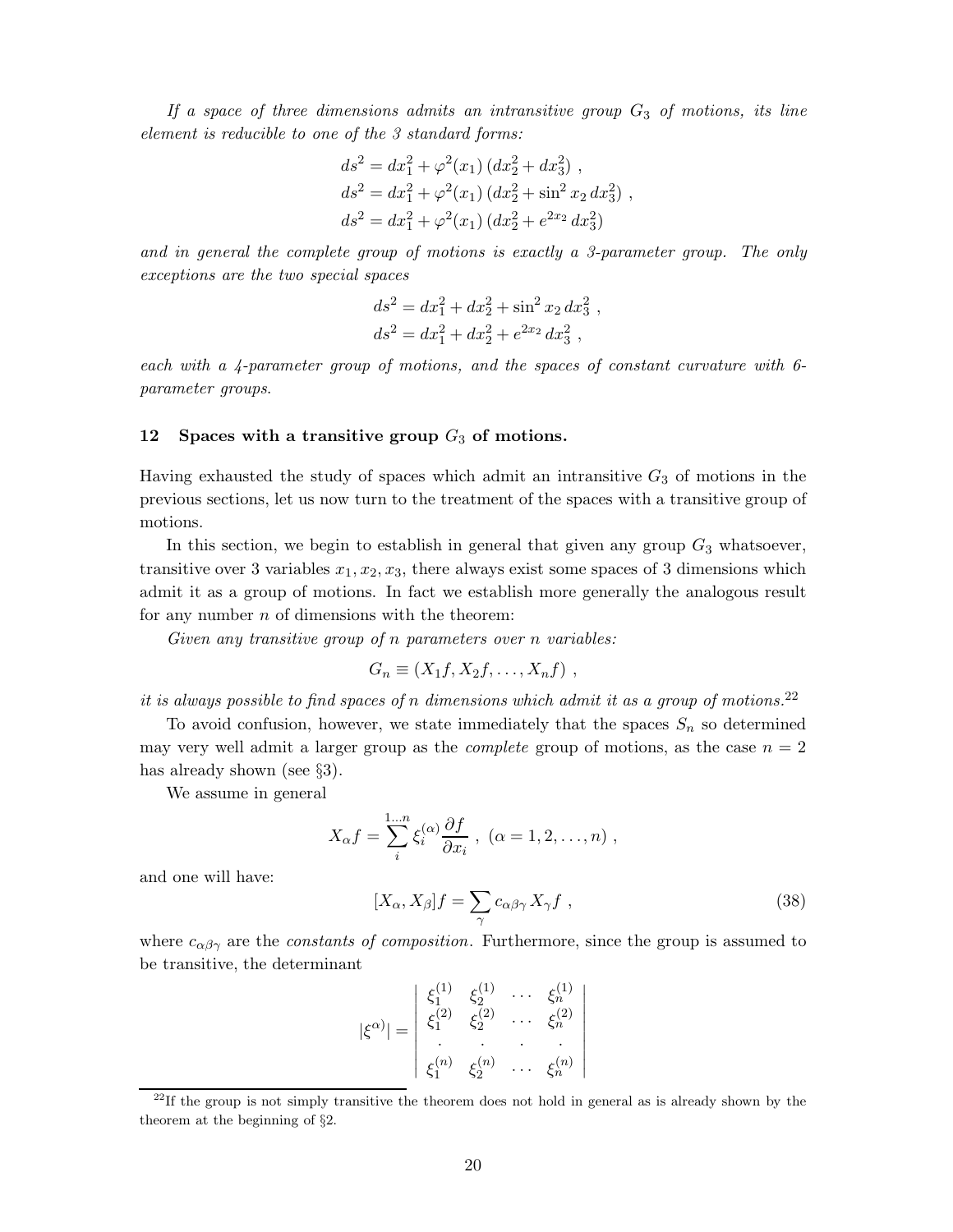*If a space of three dimensions admits an intransitive group $G_3$ of motions, its line element is reducible to one of the 3 standard forms:*

$$
\begin{aligned}
ds^2 &= dx_1^2 + \varphi^2(x_1)\,(dx_2^2 + dx_3^2)\ , \\
ds^2 &= dx_1^2 + \varphi^2(x_1)\,(dx_2^2 + \sin^2 x_2\, dx_3^2)\ , \\
ds^2 &= dx_1^2 + \varphi^2(x_1)\,(dx_2^2 + e^{2x_2}\, dx_3^2)
\end{aligned}
$$

*and in general the complete group of motions is exactly a 3-parameter group. The only exceptions are the two special spaces*

$$
\begin{aligned}
ds^2 &= dx_1^2 + dx_2^2 + \sin^2 x_2\, dx_3^2\ , \\
ds^2 &= dx_1^2 + dx_2^2 + e^{2x_2}\, dx_3^2\ ,
\end{aligned}
$$

*each with a 4-parameter group of motions, and the spaces of constant curvature with 6-parameter groups.*

## 12 Spaces with a transitive group $G_3$ of motions.

Having exhausted the study of spaces which admit an intransitive $G_3$ of motions in the previous sections, let us now turn to the treatment of the spaces with a transitive group of motions.

In this section, we begin to establish in general that given any group $G_3$ whatsoever, transitive over 3 variables $x_1, x_2, x_3$, there always exist some spaces of 3 dimensions which admit it as a group of motions. In fact we establish more generally the analogous result for any number $n$ of dimensions with the theorem:

*Given any transitive group of $n$ parameters over $n$ variables:*

$$
G_n \equiv (X_1 f, X_2 f, \ldots, X_n f)\ ,
$$

*it is always possible to find spaces of $n$ dimensions which admit it as a group of motions.*[22]

To avoid confusion, however, we state immediately that the spaces $S_n$ so determined may very well admit a larger group as the *complete* group of motions, as the case $n = 2$ has already shown (see §3).

We assume in general

$$
X_\alpha f = \sum_i^{1\ldots n} \xi_i^{(\alpha)} \frac{\partial f}{\partial x_i}\ ,\ (\alpha = 1, 2, \ldots, n)\ ,
$$

and one will have:

$$
[X_\alpha, X_\beta] f = \sum_\gamma c_{\alpha\beta\gamma}\, X_\gamma f\ , \tag{38}
$$

where $c_{\alpha\beta\gamma}$ are the *constants of composition*. Furthermore, since the group is assumed to be transitive, the determinant

$$
|\xi^{\alpha)}| = \begin{vmatrix}
\xi_1^{(1)} & \xi_2^{(1)} & \cdots & \xi_n^{(1)} \\
\xi_1^{(2)} & \xi_2^{(2)} & \cdots & \xi_n^{(2)} \\
\cdot & \cdot & \cdot & \cdot \\
\xi_1^{(n)} & \xi_2^{(n)} & \cdots & \xi_n^{(n)}
\end{vmatrix}
$$

[22] If the group is not simply transitive the theorem does not hold in general as is already shown by the theorem at the beginning of §2.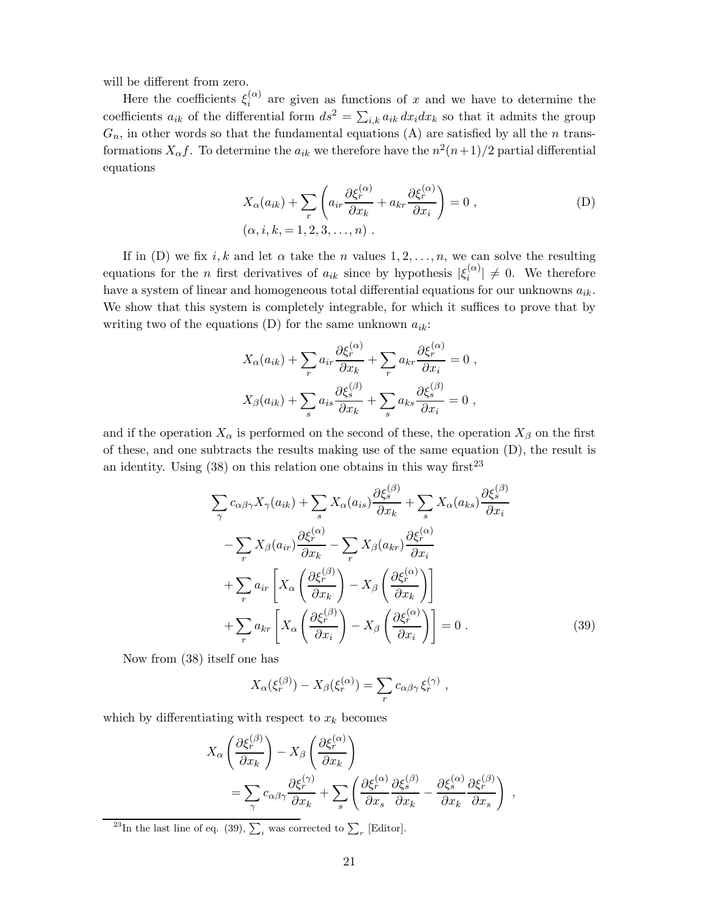will be different from zero.

Here the coefficients $\xi_i^{(\alpha)}$ are given as functions of $x$ and we have to determine the coefficients $a_{ik}$ of the differential form $ds^2 = \sum_{i,k} a_{ik}\, dx_i dx_k$ so that it admits the group $G_n$, in other words so that the fundamental equations (A) are satisfied by all the $n$ transformations $X_\alpha f$. To determine the $a_{ik}$ we therefore have the $n^2(n+1)/2$ partial differential equations

$$X_\alpha(a_{ik}) + \sum_r \left( a_{ir}\frac{\partial \xi_r^{(\alpha)}}{\partial x_k} + a_{kr}\frac{\partial \xi_r^{(\alpha)}}{\partial x_i} \right) = 0 \ , \tag{D}$$
$$(\alpha, i, k, = 1, 2, 3, \ldots, n) \ .$$

If in (D) we fix $i, k$ and let $\alpha$ take the $n$ values $1, 2, \ldots, n$, we can solve the resulting equations for the $n$ first derivatives of $a_{ik}$ since by hypothesis $|\xi_i^{(\alpha)}| \neq 0$. We therefore have a system of linear and homogeneous total differential equations for our unknowns $a_{ik}$. We show that this system is completely integrable, for which it suffices to prove that by writing two of the equations (D) for the same unknown $a_{ik}$:

$$X_\alpha(a_{ik}) + \sum_r a_{ir}\frac{\partial \xi_r^{(\alpha)}}{\partial x_k} + \sum_r a_{kr}\frac{\partial \xi_r^{(\alpha)}}{\partial x_i} = 0 \ ,$$
$$X_\beta(a_{ik}) + \sum_s a_{is}\frac{\partial \xi_s^{(\beta)}}{\partial x_k} + \sum_s a_{ks}\frac{\partial \xi_s^{(\beta)}}{\partial x_i} = 0 \ ,$$

and if the operation $X_\alpha$ is performed on the second of these, the operation $X_\beta$ on the first of these, and one subtracts the results making use of the same equation (D), the result is an identity. Using (38) on this relation one obtains in this way first[23]

$$\begin{aligned}
&\sum_\gamma c_{\alpha\beta\gamma} X_\gamma(a_{ik}) + \sum_s X_\alpha(a_{is})\frac{\partial \xi_s^{(\beta)}}{\partial x_k} + \sum_s X_\alpha(a_{ks})\frac{\partial \xi_s^{(\beta)}}{\partial x_i} \\
&\quad - \sum_r X_\beta(a_{ir})\frac{\partial \xi_r^{(\alpha)}}{\partial x_k} - \sum_r X_\beta(a_{kr})\frac{\partial \xi_r^{(\alpha)}}{\partial x_i} \\
&\quad + \sum_r a_{ir}\left[ X_\alpha\left(\frac{\partial \xi_r^{(\beta)}}{\partial x_k}\right) - X_\beta\left(\frac{\partial \xi_r^{(\alpha)}}{\partial x_k}\right)\right] \\
&\quad + \sum_r a_{kr}\left[ X_\alpha\left(\frac{\partial \xi_r^{(\beta)}}{\partial x_i}\right) - X_\beta\left(\frac{\partial \xi_r^{(\alpha)}}{\partial x_i}\right)\right] = 0 \ .
\end{aligned} \tag{39}$$

Now from (38) itself one has

$$X_\alpha(\xi_r^{(\beta)}) - X_\beta(\xi_r^{(\alpha)}) = \sum_r c_{\alpha\beta\gamma}\, \xi_r^{(\gamma)} \ ,$$

which by differentiating with respect to $x_k$ becomes

$$\begin{aligned}
&X_\alpha\left(\frac{\partial \xi_r^{(\beta)}}{\partial x_k}\right) - X_\beta\left(\frac{\partial \xi_r^{(\alpha)}}{\partial x_k}\right) \\
&\quad = \sum_\gamma c_{\alpha\beta\gamma}\frac{\partial \xi_r^{(\gamma)}}{\partial x_k} + \sum_s \left( \frac{\partial \xi_r^{(\alpha)}}{\partial x_s}\frac{\partial \xi_s^{(\beta)}}{\partial x_k} - \frac{\partial \xi_s^{(\alpha)}}{\partial x_k}\frac{\partial \xi_r^{(\beta)}}{\partial x_s} \right) \ ,
\end{aligned}$$

[23] In the last line of eq. (39), $\sum_i$ was corrected to $\sum_r$ [Editor].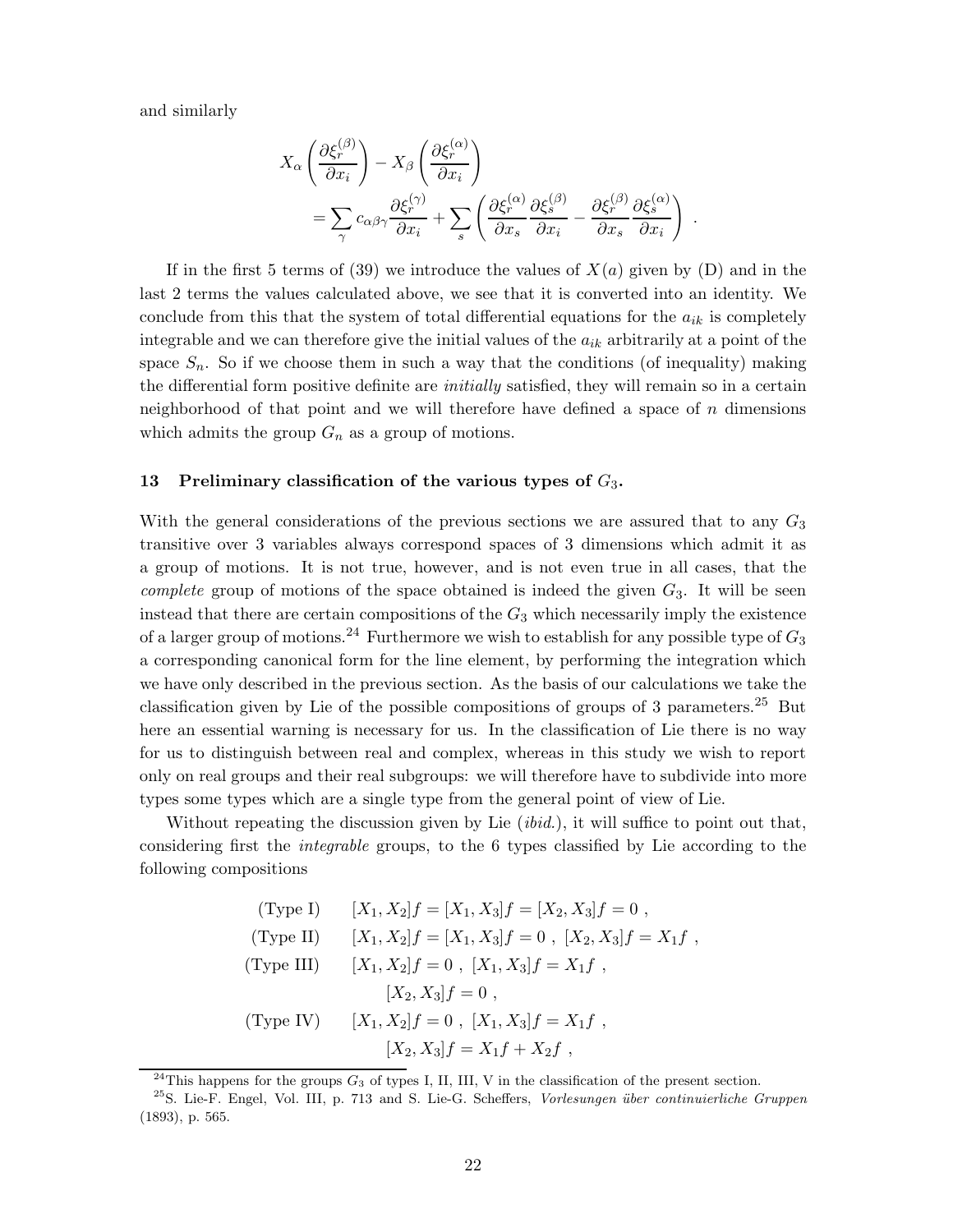and similarly

$$
X_\alpha\left(\frac{\partial \xi_r^{(\beta)}}{\partial x_i}\right) - X_\beta\left(\frac{\partial \xi_r^{(\alpha)}}{\partial x_i}\right)
= \sum_\gamma c_{\alpha\beta\gamma}\frac{\partial \xi_r^{(\gamma)}}{\partial x_i} + \sum_s \left(\frac{\partial \xi_r^{(\alpha)}}{\partial x_s}\frac{\partial \xi_s^{(\beta)}}{\partial x_i} - \frac{\partial \xi_r^{(\beta)}}{\partial x_s}\frac{\partial \xi_s^{(\alpha)}}{\partial x_i}\right) \ .
$$

If in the first 5 terms of (39) we introduce the values of $X(a)$ given by (D) and in the last 2 terms the values calculated above, we see that it is converted into an identity. We conclude from this that the system of total differential equations for the $a_{ik}$ is completely integrable and we can therefore give the initial values of the $a_{ik}$ arbitrarily at a point of the space $S_n$. So if we choose them in such a way that the conditions (of inequality) making the differential form positive definite are *initially* satisfied, they will remain so in a certain neighborhood of that point and we will therefore have defined a space of $n$ dimensions which admits the group $G_n$ as a group of motions.

## 13 Preliminary classification of the various types of $G_3$.

With the general considerations of the previous sections we are assured that to any $G_3$ transitive over 3 variables always correspond spaces of 3 dimensions which admit it as a group of motions. It is not true, however, and is not even true in all cases, that the *complete* group of motions of the space obtained is indeed the given $G_3$. It will be seen instead that there are certain compositions of the $G_3$ which necessarily imply the existence of a larger group of motions.[24] Furthermore we wish to establish for any possible type of $G_3$ a corresponding canonical form for the line element, by performing the integration which we have only described in the previous section. As the basis of our calculations we take the classification given by Lie of the possible compositions of groups of 3 parameters.[25] But here an essential warning is necessary for us. In the classification of Lie there is no way for us to distinguish between real and complex, whereas in this study we wish to report only on real groups and their real subgroups: we will therefore have to subdivide into more types some types which are a single type from the general point of view of Lie.

Without repeating the discussion given by Lie (*ibid.*), it will suffice to point out that, considering first the *integrable* groups, to the 6 types classified by Lie according to the following compositions

$$
\begin{aligned}
&\text{(Type I)} && [X_1,X_2]f = [X_1,X_3]f = [X_2,X_3]f = 0 \ ,\\
&\text{(Type II)} && [X_1,X_2]f = [X_1,X_3]f = 0 \ ,\ [X_2,X_3]f = X_1 f \ ,\\
&\text{(Type III)} && [X_1,X_2]f = 0 \ ,\ [X_1,X_3]f = X_1 f \ ,\\
& && [X_2,X_3]f = 0 \ ,\\
&\text{(Type IV)} && [X_1,X_2]f = 0 \ ,\ [X_1,X_3]f = X_1 f \ ,\\
& && [X_2,X_3]f = X_1 f + X_2 f \ ,
\end{aligned}
$$

[24] This happens for the groups $G_3$ of types I, II, III, V in the classification of the present section.

[25] S. Lie-F. Engel, Vol. III, p. 713 and S. Lie-G. Scheffers, *Vorlesungen über continuierliche Gruppen* (1893), p. 565.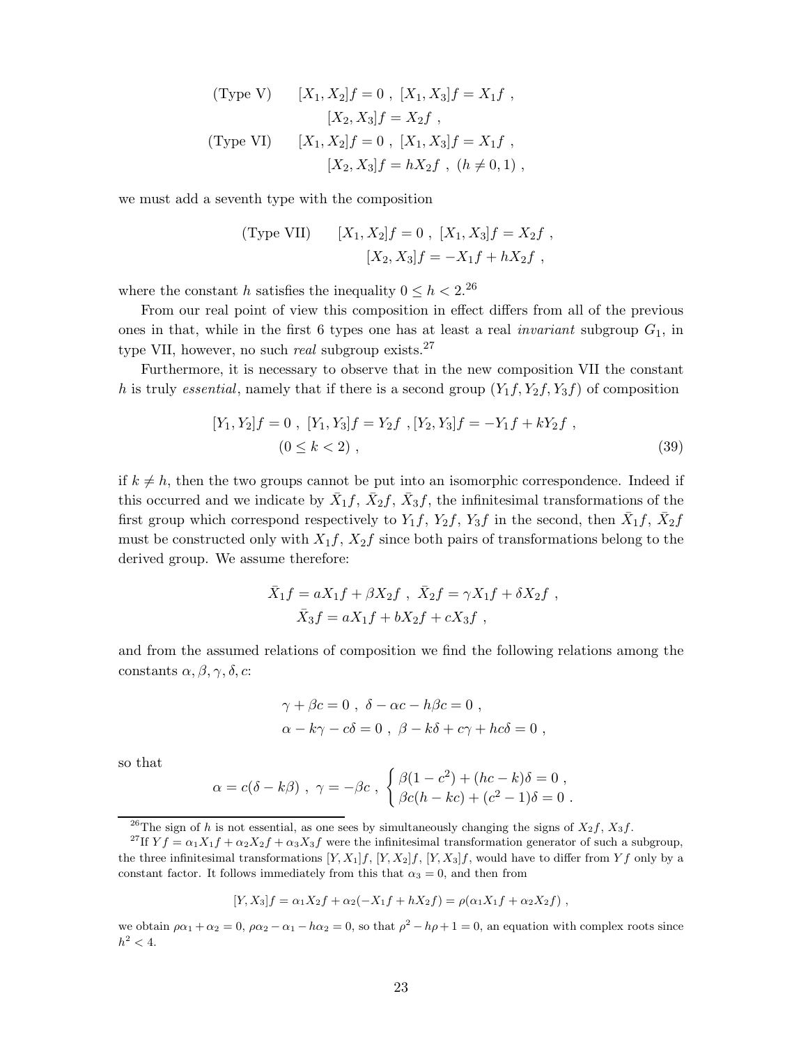$$
\begin{aligned}
&\text{(Type V)} \qquad [X_1, X_2]f = 0 \ , \ [X_1, X_3]f = X_1 f \ , \\
&\qquad\qquad\qquad [X_2, X_3]f = X_2 f \ , \\
&\text{(Type VI)} \qquad [X_1, X_2]f = 0 \ , \ [X_1, X_3]f = X_1 f \ , \\
&\qquad\qquad\qquad [X_2, X_3]f = hX_2 f \ , \ (h \neq 0, 1) \ ,
\end{aligned}
$$

we must add a seventh type with the composition

$$
\begin{aligned}
&\text{(Type VII)} \qquad [X_1, X_2]f = 0 \ , \ [X_1, X_3]f = X_2 f \ , \\
&\qquad\qquad\qquad [X_2, X_3]f = -X_1 f + hX_2 f \ ,
\end{aligned}
$$

where the constant $h$ satisfies the inequality $0 \leq h < 2$.[26]

From our real point of view this composition in effect differs from all of the previous ones in that, while in the first 6 types one has at least a real *invariant* subgroup $G_1$, in type VII, however, no such *real* subgroup exists.[27]

Furthermore, it is necessary to observe that in the new composition VII the constant $h$ is truly *essential*, namely that if there is a second group $(Y_1 f, Y_2 f, Y_3 f)$ of composition

$$
\begin{aligned}
&[Y_1, Y_2]f = 0 \ , \ [Y_1, Y_3]f = Y_2 f \ , [Y_2, Y_3]f = -Y_1 f + kY_2 f \ , \\
&(0 \leq k < 2) \ ,
\end{aligned}
\tag{39}
$$

if $k \neq h$, then the two groups cannot be put into an isomorphic correspondence. Indeed if this occurred and we indicate by $\bar{X}_1 f$, $\bar{X}_2 f$, $\bar{X}_3 f$, the infinitesimal transformations of the first group which correspond respectively to $Y_1 f$, $Y_2 f$, $Y_3 f$ in the second, then $\bar{X}_1 f$, $\bar{X}_2 f$ must be constructed only with $X_1 f$, $X_2 f$ since both pairs of transformations belong to the derived group. We assume therefore:

$$
\begin{aligned}
&\bar{X}_1 f = aX_1 f + \beta X_2 f \ , \ \bar{X}_2 f = \gamma X_1 f + \delta X_2 f \ , \\
&\bar{X}_3 f = aX_1 f + bX_2 f + cX_3 f \ ,
\end{aligned}
$$

and from the assumed relations of composition we find the following relations among the constants $\alpha, \beta, \gamma, \delta, c$:

$$
\begin{aligned}
&\gamma + \beta c = 0 \ , \ \delta - \alpha c - h\beta c = 0 \ , \\
&\alpha - k\gamma - c\delta = 0 \ , \ \beta - k\delta + c\gamma + hc\delta = 0 \ ,
\end{aligned}
$$

so that

$$
\alpha = c(\delta - k\beta) \ , \ \gamma = -\beta c \ , \ \begin{cases} \beta(1 - c^2) + (hc - k)\delta = 0 \ , \\ \beta c(h - kc) + (c^2 - 1)\delta = 0 \ . \end{cases}
$$

---

[26] The sign of $h$ is not essential, as one sees by simultaneously changing the signs of $X_2 f$, $X_3 f$.

[27] If $Yf = \alpha_1 X_1 f + \alpha_2 X_2 f + \alpha_3 X_3 f$ were the infinitesimal transformation generator of such a subgroup, the three infinitesimal transformations $[Y, X_1]f$, $[Y, X_2]f$, $[Y, X_3]f$, would have to differ from $Yf$ only by a constant factor. It follows immediately from this that $\alpha_3 = 0$, and then from

$$
[Y, X_3]f = \alpha_1 X_2 f + \alpha_2(-X_1 f + hX_2 f) = \rho(\alpha_1 X_1 f + \alpha_2 X_2 f) \ ,
$$

we obtain $\rho\alpha_1 + \alpha_2 = 0$, $\rho\alpha_2 - \alpha_1 - h\alpha_2 = 0$, so that $\rho^2 - h\rho + 1 = 0$, an equation with complex roots since $h^2 < 4$.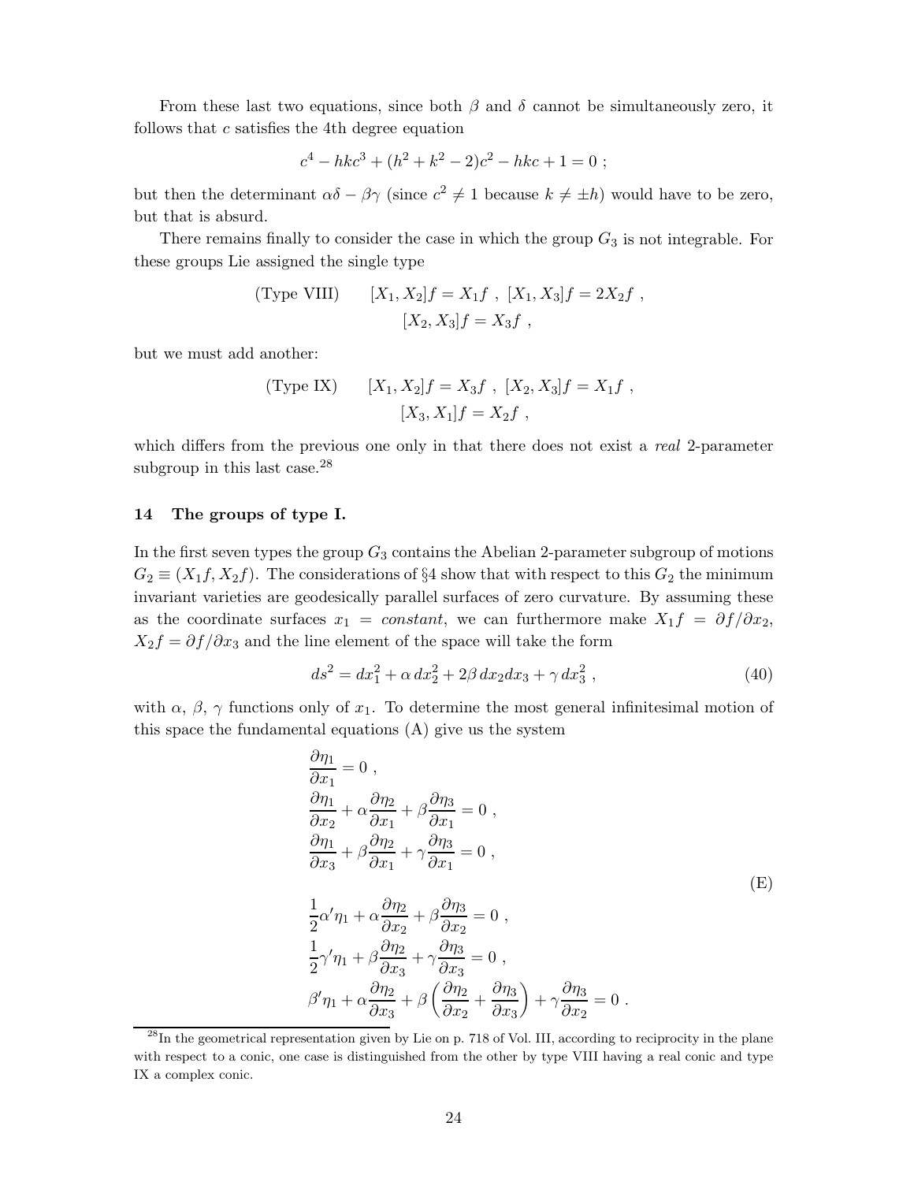From these last two equations, since both $\beta$ and $\delta$ cannot be simultaneously zero, it follows that $c$ satisfies the 4th degree equation

$$c^4 - hkc^3 + (h^2 + k^2 - 2)c^2 - hkc + 1 = 0 \ ;$$

but then the determinant $\alpha\delta - \beta\gamma$ (since $c^2 \neq 1$ because $k \neq \pm h$) would have to be zero, but that is absurd.

There remains finally to consider the case in which the group $G_3$ is not integrable. For these groups Lie assigned the single type

$$\text{(Type VIII)} \qquad [X_1, X_2]f = X_1 f \ , \ [X_1, X_3]f = 2X_2 f \ , \\ [X_2, X_3]f = X_3 f \ ,$$

but we must add another:

$$\text{(Type IX)} \qquad [X_1, X_2]f = X_3 f \ , \ [X_2, X_3]f = X_1 f \ , \\ [X_3, X_1]f = X_2 f \ ,$$

which differs from the previous one only in that there does not exist a *real* 2-parameter subgroup in this last case.[28]

## 14 The groups of type I.

In the first seven types the group $G_3$ contains the Abelian 2-parameter subgroup of motions $G_2 \equiv (X_1 f, X_2 f)$. The considerations of §4 show that with respect to this $G_2$ the minimum invariant varieties are geodesically parallel surfaces of zero curvature. By assuming these as the coordinate surfaces $x_1 = constant$, we can furthermore make $X_1 f = \partial f/\partial x_2$, $X_2 f = \partial f/\partial x_3$ and the line element of the space will take the form

$$ds^2 = dx_1^2 + \alpha\, dx_2^2 + 2\beta\, dx_2 dx_3 + \gamma\, dx_3^2 \ , \tag{40}$$

with $\alpha$, $\beta$, $\gamma$ functions only of $x_1$. To determine the most general infinitesimal motion of this space the fundamental equations (A) give us the system

$$\begin{aligned}
&\frac{\partial \eta_1}{\partial x_1} = 0 \ , \\
&\frac{\partial \eta_1}{\partial x_2} + \alpha \frac{\partial \eta_2}{\partial x_1} + \beta \frac{\partial \eta_3}{\partial x_1} = 0 \ , \\
&\frac{\partial \eta_1}{\partial x_3} + \beta \frac{\partial \eta_2}{\partial x_1} + \gamma \frac{\partial \eta_3}{\partial x_1} = 0 \ , \\
&\frac{1}{2}\alpha' \eta_1 + \alpha \frac{\partial \eta_2}{\partial x_2} + \beta \frac{\partial \eta_3}{\partial x_2} = 0 \ , \\
&\frac{1}{2}\gamma' \eta_1 + \beta \frac{\partial \eta_2}{\partial x_3} + \gamma \frac{\partial \eta_3}{\partial x_3} = 0 \ , \\
&\beta' \eta_1 + \alpha \frac{\partial \eta_2}{\partial x_3} + \beta \left( \frac{\partial \eta_2}{\partial x_2} + \frac{\partial \eta_3}{\partial x_3} \right) + \gamma \frac{\partial \eta_3}{\partial x_2} = 0 \ .
\end{aligned} \tag{E}$$

[28] In the geometrical representation given by Lie on p. 718 of Vol. III, according to reciprocity in the plane with respect to a conic, one case is distinguished from the other by type VIII having a real conic and type IX a complex conic.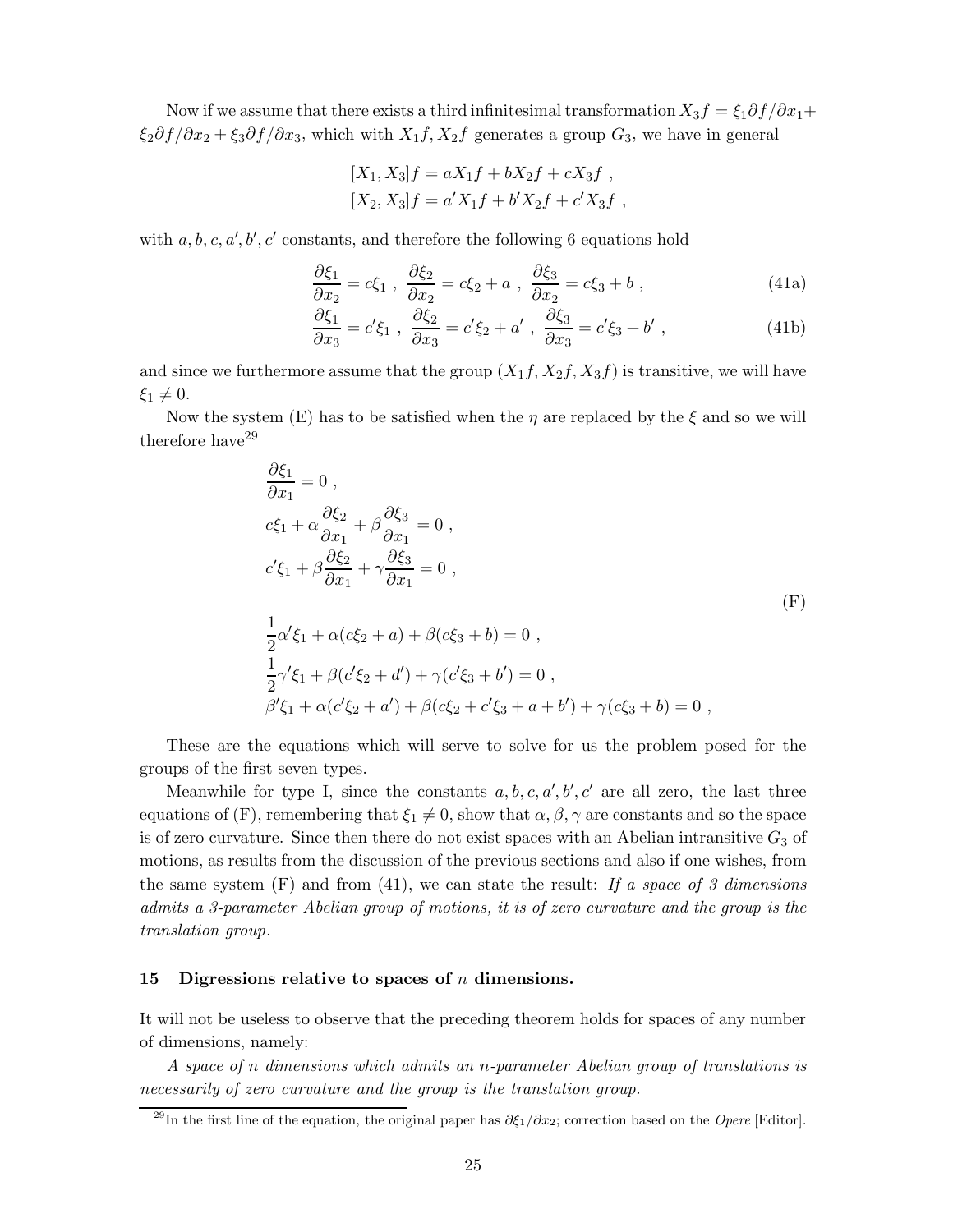Now if we assume that there exists a third infinitesimal transformation $X_3 f = \xi_1 \partial f/\partial x_1 + \xi_2 \partial f/\partial x_2 + \xi_3 \partial f/\partial x_3$, which with $X_1 f, X_2 f$ generates a group $G_3$, we have in general

$$
\begin{aligned}
[X_1, X_3]f &= aX_1 f + bX_2 f + cX_3 f \ , \\
[X_2, X_3]f &= a'X_1 f + b'X_2 f + c'X_3 f \ ,
\end{aligned}
$$

with $a, b, c, a', b', c'$ constants, and therefore the following 6 equations hold

$$
\frac{\partial \xi_1}{\partial x_2} = c\xi_1 \ , \ \frac{\partial \xi_2}{\partial x_2} = c\xi_2 + a \ , \ \frac{\partial \xi_3}{\partial x_2} = c\xi_3 + b \ , \tag{41a}
$$

$$
\frac{\partial \xi_1}{\partial x_3} = c'\xi_1 \ , \ \frac{\partial \xi_2}{\partial x_3} = c'\xi_2 + a' \ , \ \frac{\partial \xi_3}{\partial x_3} = c'\xi_3 + b' \ , \tag{41b}
$$

and since we furthermore assume that the group $(X_1 f, X_2 f, X_3 f)$ is transitive, we will have $\xi_1 \neq 0$.

Now the system (E) has to be satisfied when the $\eta$ are replaced by the $\xi$ and so we will therefore have[29]

$$
\begin{aligned}
&\frac{\partial \xi_1}{\partial x_1} = 0 \ , \\
&c\xi_1 + \alpha \frac{\partial \xi_2}{\partial x_1} + \beta \frac{\partial \xi_3}{\partial x_1} = 0 \ , \\
&c'\xi_1 + \beta \frac{\partial \xi_2}{\partial x_1} + \gamma \frac{\partial \xi_3}{\partial x_1} = 0 \ , \\
&\frac{1}{2}\alpha'\xi_1 + \alpha(c\xi_2 + a) + \beta(c\xi_3 + b) = 0 \ , \\
&\frac{1}{2}\gamma'\xi_1 + \beta(c'\xi_2 + d') + \gamma(c'\xi_3 + b') = 0 \ , \\
&\beta'\xi_1 + \alpha(c'\xi_2 + a') + \beta(c\xi_2 + c'\xi_3 + a + b') + \gamma(c\xi_3 + b) = 0 \ ,
\end{aligned} \tag{F}
$$

These are the equations which will serve to solve for us the problem posed for the groups of the first seven types.

Meanwhile for type I, since the constants $a, b, c, a', b', c'$ are all zero, the last three equations of (F), remembering that $\xi_1 \neq 0$, show that $\alpha, \beta, \gamma$ are constants and so the space is of zero curvature. Since then there do not exist spaces with an Abelian intransitive $G_3$ of motions, as results from the discussion of the previous sections and also if one wishes, from the same system (F) and from (41), we can state the result: *If a space of 3 dimensions admits a 3-parameter Abelian group of motions, it is of zero curvature and the group is the translation group.*

## 15 Digressions relative to spaces of $n$ dimensions.

It will not be useless to observe that the preceding theorem holds for spaces of any number of dimensions, namely:

*A space of n dimensions which admits an n-parameter Abelian group of translations is necessarily of zero curvature and the group is the translation group.*

[29] In the first line of the equation, the original paper has $\partial \xi_1/\partial x_2$; correction based on the *Opere* [Editor].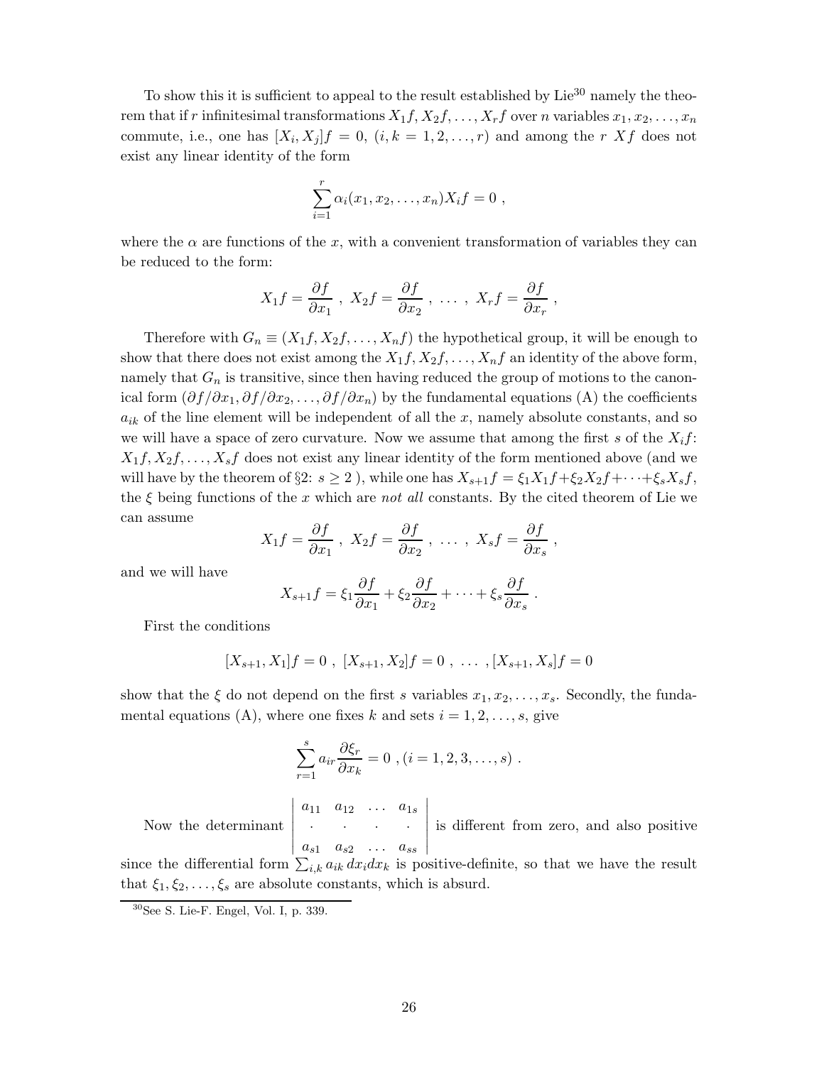To show this it is sufficient to appeal to the result established by Lie[30] namely the theorem that if $r$ infinitesimal transformations $X_1f, X_2f, \dots, X_rf$ over $n$ variables $x_1, x_2, \dots, x_n$ commute, i.e., one has $[X_i, X_j]f = 0$, $(i, k = 1, 2, \dots, r)$ and among the $r$ $Xf$ does not exist any linear identity of the form

$$\sum_{i=1}^{r} \alpha_i(x_1, x_2, \dots, x_n)X_if = 0 \ ,$$

where the $\alpha$ are functions of the $x$, with a convenient transformation of variables they can be reduced to the form:

$$X_1f = \frac{\partial f}{\partial x_1} \ , \ X_2f = \frac{\partial f}{\partial x_2} \ , \ \dots \ , \ X_rf = \frac{\partial f}{\partial x_r} \ ,$$

Therefore with $G_n \equiv (X_1f, X_2f, \dots, X_nf)$ the hypothetical group, it will be enough to show that there does not exist among the $X_1f, X_2f, \dots, X_nf$ an identity of the above form, namely that $G_n$ is transitive, since then having reduced the group of motions to the canonical form $(\partial f/\partial x_1, \partial f/\partial x_2, \dots, \partial f/\partial x_n)$ by the fundamental equations (A) the coefficients $a_{ik}$ of the line element will be independent of all the $x$, namely absolute constants, and so we will have a space of zero curvature. Now we assume that among the first $s$ of the $X_if$: $X_1f, X_2f, \dots, X_sf$ does not exist any linear identity of the form mentioned above (and we will have by the theorem of §2: $s \geq 2$ ), while one has $X_{s+1}f = \xi_1X_1f + \xi_2X_2f + \dots + \xi_sX_sf$, the $\xi$ being functions of the $x$ which are *not all* constants. By the cited theorem of Lie we can assume

$$X_1f = \frac{\partial f}{\partial x_1} \ , \ X_2f = \frac{\partial f}{\partial x_2} \ , \ \dots \ , \ X_sf = \frac{\partial f}{\partial x_s} \ ,$$

and we will have

$$X_{s+1}f = \xi_1\frac{\partial f}{\partial x_1} + \xi_2\frac{\partial f}{\partial x_2} + \dots + \xi_s\frac{\partial f}{\partial x_s} \ .$$

First the conditions

$$[X_{s+1}, X_1]f = 0 \ , \ [X_{s+1}, X_2]f = 0 \ , \ \dots \ , [X_{s+1}, X_s]f = 0$$

show that the $\xi$ do not depend on the first $s$ variables $x_1, x_2, \dots, x_s$. Secondly, the fundamental equations (A), where one fixes $k$ and sets $i = 1, 2, \dots, s$, give

$$\sum_{r=1}^{s} a_{ir}\frac{\partial \xi_r}{\partial x_k} = 0 \ , (i = 1, 2, 3, \dots, s) \ .$$

Now the determinant $\begin{vmatrix} a_{11} & a_{12} & \dots & a_{1s} \\ \cdot & \cdot & \cdot & \cdot \\ a_{s1} & a_{s2} & \dots & a_{ss} \end{vmatrix}$ is different from zero, and also positive since the differential form $\sum_{i,k} a_{ik}\, dx_idx_k$ is positive-definite, so that we have the result that $\xi_1, \xi_2, \dots, \xi_s$ are absolute constants, which is absurd.

[30] See S. Lie-F. Engel, Vol. I, p. 339.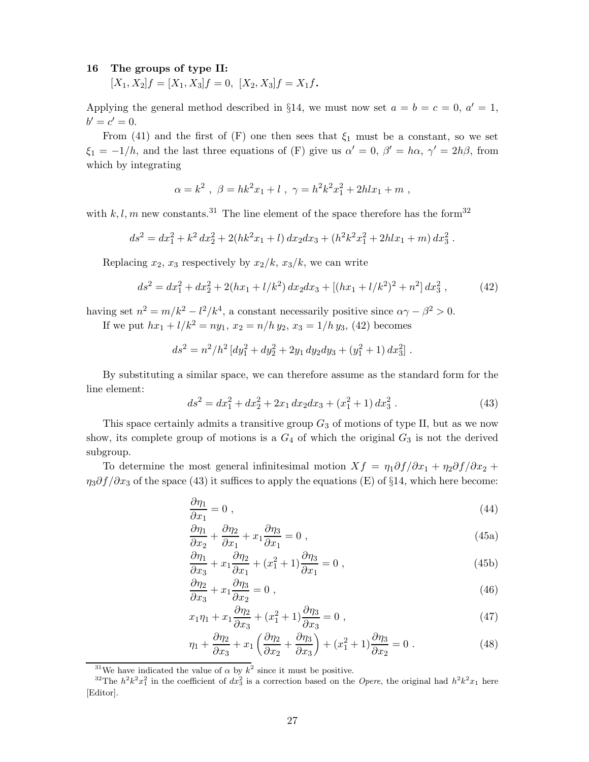## 16 The groups of type II: $[X_1, X_2]f = [X_1, X_3]f = 0,\ [X_2, X_3]f = X_1 f$.

Applying the general method described in §14, we must now set $a = b = c = 0$, $a' = 1$, $b' = c' = 0$.

From (41) and the first of (F) one then sees that $\xi_1$ must be a constant, so we set $\xi_1 = -1/h$, and the last three equations of (F) give us $\alpha' = 0$, $\beta' = h\alpha$, $\gamma' = 2h\beta$, from which by integrating

$$\alpha = k^2\ ,\ \beta = hk^2 x_1 + l\ ,\ \gamma = h^2k^2x_1^2 + 2hlx_1 + m\ ,$$

with $k, l, m$ new constants.[31] The line element of the space therefore has the form[32]

$$ds^2 = dx_1^2 + k^2\, dx_2^2 + 2(hk^2x_1 + l)\, dx_2 dx_3 + (h^2k^2x_1^2 + 2hlx_1 + m)\, dx_3^2\ .$$

Replacing $x_2$, $x_3$ respectively by $x_2/k$, $x_3/k$, we can write

$$ds^2 = dx_1^2 + dx_2^2 + 2(hx_1 + l/k^2)\, dx_2 dx_3 + [(hx_1 + l/k^2)^2 + n^2]\, dx_3^2\ , \tag{42}$$

having set $n^2 = m/k^2 - l^2/k^4$, a constant necessarily positive since $\alpha\gamma - \beta^2 > 0$.

If we put $hx_1 + l/k^2 = ny_1$, $x_2 = n/h\, y_2$, $x_3 = 1/h\, y_3$, (42) becomes

$$ds^2 = n^2/h^2\, [dy_1^2 + dy_2^2 + 2y_1\, dy_2 dy_3 + (y_1^2 + 1)\, dx_3^2]\ .$$

By substituting a similar space, we can therefore assume as the standard form for the line element:

$$ds^2 = dx_1^2 + dx_2^2 + 2x_1\, dx_2 dx_3 + (x_1^2 + 1)\, dx_3^2\ . \tag{43}$$

This space certainly admits a transitive group $G_3$ of motions of type II, but as we now show, its complete group of motions is a $G_4$ of which the original $G_3$ is not the derived subgroup.

To determine the most general infinitesimal motion $Xf = \eta_1 \partial f/\partial x_1 + \eta_2 \partial f/\partial x_2 + \eta_3 \partial f/\partial x_3$ of the space (43) it suffices to apply the equations (E) of §14, which here become:

$$\frac{\partial \eta_1}{\partial x_1} = 0\ , \tag{44}$$

$$\frac{\partial \eta_1}{\partial x_2} + \frac{\partial \eta_2}{\partial x_1} + x_1 \frac{\partial \eta_3}{\partial x_1} = 0\ , \tag{45a}$$

$$\frac{\partial \eta_1}{\partial x_3} + x_1 \frac{\partial \eta_2}{\partial x_1} + (x_1^2 + 1)\frac{\partial \eta_3}{\partial x_1} = 0\ , \tag{45b}$$

$$\frac{\partial \eta_2}{\partial x_3} + x_1 \frac{\partial \eta_3}{\partial x_2} = 0\ , \tag{46}$$

$$x_1 \eta_1 + x_1 \frac{\partial \eta_2}{\partial x_3} + (x_1^2 + 1)\frac{\partial \eta_3}{\partial x_3} = 0\ , \tag{47}$$

$$\eta_1 + \frac{\partial \eta_2}{\partial x_3} + x_1 \left(\frac{\partial \eta_2}{\partial x_2} + \frac{\partial \eta_3}{\partial x_3}\right) + (x_1^2 + 1)\frac{\partial \eta_3}{\partial x_2} = 0\ . \tag{48}$$

---

[31] We have indicated the value of $\alpha$ by $k^2$ since it must be positive.

[32] The $h^2k^2x_1^2$ in the coefficient of $dx_3^2$ is a correction based on the *Opere*, the original had $h^2k^2x_1$ here [Editor].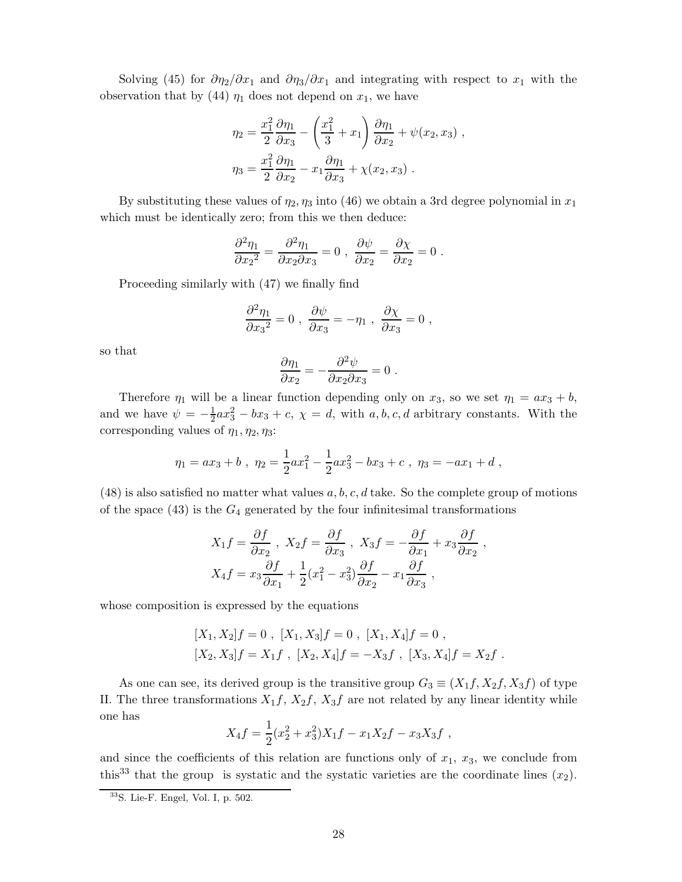Solving (45) for $\partial\eta_2/\partial x_1$ and $\partial\eta_3/\partial x_1$ and integrating with respect to $x_1$ with the observation that by (44) $\eta_1$ does not depend on $x_1$, we have

$$\eta_2 = \frac{x_1^2}{2}\frac{\partial\eta_1}{\partial x_3} - \left(\frac{x_1^2}{3} + x_1\right)\frac{\partial\eta_1}{\partial x_2} + \psi(x_2, x_3) \; ,$$

$$\eta_3 = \frac{x_1^2}{2}\frac{\partial\eta_1}{\partial x_2} - x_1\frac{\partial\eta_1}{\partial x_3} + \chi(x_2, x_3) \; .$$

By substituting these values of $\eta_2, \eta_3$ into (46) we obtain a 3rd degree polynomial in $x_1$ which must be identically zero; from this we then deduce:

$$\frac{\partial^2\eta_1}{\partial {x_2}^2} = \frac{\partial^2\eta_1}{\partial x_2 \partial x_3} = 0 \; , \; \frac{\partial\psi}{\partial x_2} = \frac{\partial\chi}{\partial x_2} = 0 \; .$$

Proceeding similarly with (47) we finally find

$$\frac{\partial^2\eta_1}{\partial {x_3}^2} = 0 \; , \; \frac{\partial\psi}{\partial x_3} = -\eta_1 \; , \; \frac{\partial\chi}{\partial x_3} = 0 \; ,$$

so that

$$\frac{\partial\eta_1}{\partial x_2} = -\frac{\partial^2\psi}{\partial x_2 \partial x_3} = 0 \; .$$

Therefore $\eta_1$ will be a linear function depending only on $x_3$, so we set $\eta_1 = ax_3 + b$, and we have $\psi = -\frac{1}{2}ax_3^2 - bx_3 + c$, $\chi = d$, with $a, b, c, d$ arbitrary constants. With the corresponding values of $\eta_1, \eta_2, \eta_3$:

$$\eta_1 = ax_3 + b \; , \; \eta_2 = \frac{1}{2}ax_1^2 - \frac{1}{2}ax_3^2 - bx_3 + c \; , \; \eta_3 = -ax_1 + d \; ,$$

(48) is also satisfied no matter what values $a, b, c, d$ take. So the complete group of motions of the space (43) is the $G_4$ generated by the four infinitesimal transformations

$$X_1 f = \frac{\partial f}{\partial x_2} \; , \; X_2 f = \frac{\partial f}{\partial x_3} \; , \; X_3 f = -\frac{\partial f}{\partial x_1} + x_3\frac{\partial f}{\partial x_2} \; ,$$

$$X_4 f = x_3\frac{\partial f}{\partial x_1} + \frac{1}{2}(x_1^2 - x_3^2)\frac{\partial f}{\partial x_2} - x_1\frac{\partial f}{\partial x_3} \; ,$$

whose composition is expressed by the equations

$$[X_1, X_2]f = 0 \; , \; [X_1, X_3]f = 0 \; , \; [X_1, X_4]f = 0 \; ,$$

$$[X_2, X_3]f = X_1 f \; , \; [X_2, X_4]f = -X_3 f \; , \; [X_3, X_4]f = X_2 f \; .$$

As one can see, its derived group is the transitive group $G_3 \equiv (X_1 f, X_2 f, X_3 f)$ of type II. The three transformations $X_1 f$, $X_2 f$, $X_3 f$ are not related by any linear identity while one has

$$X_4 f = \frac{1}{2}(x_2^2 + x_3^2)X_1 f - x_1 X_2 f - x_3 X_3 f \; ,$$

and since the coefficients of this relation are functions only of $x_1$, $x_3$, we conclude from this[33] that the group is systatic and the systatic varieties are the coordinate lines $(x_2)$.

[33] S. Lie-F. Engel, Vol. I, p. 502.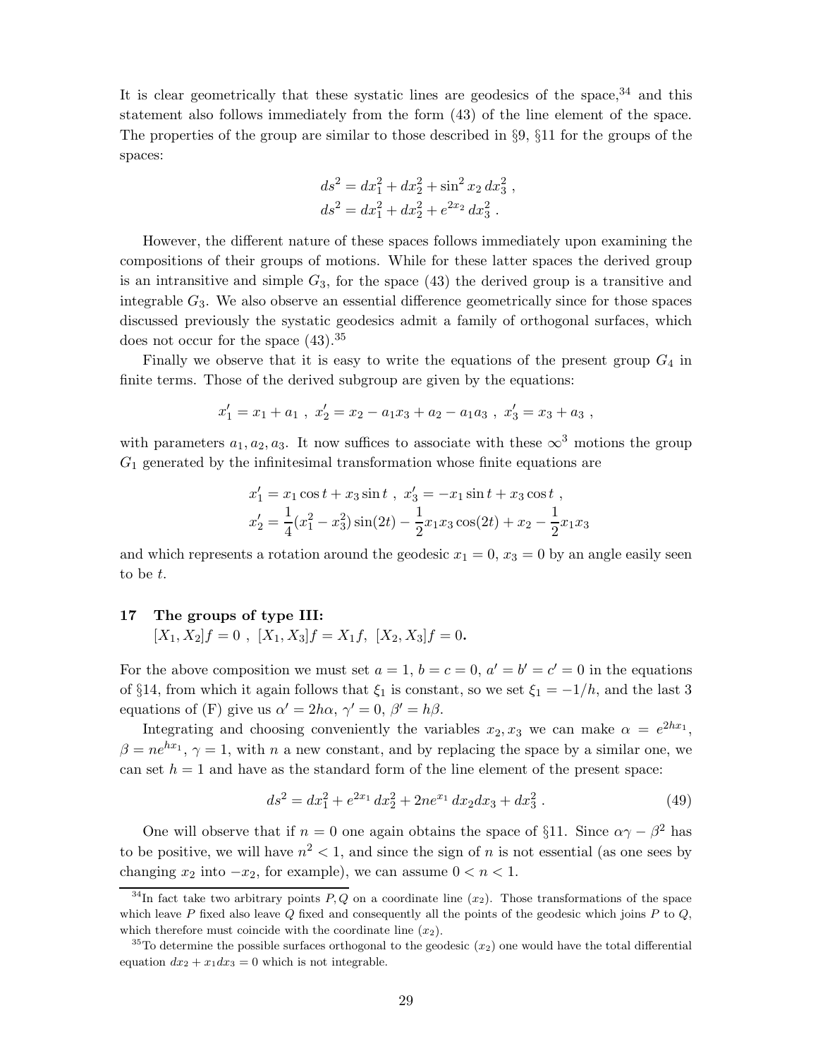It is clear geometrically that these systatic lines are geodesics of the space,[34] and this statement also follows immediately from the form (43) of the line element of the space. The properties of the group are similar to those described in §9, §11 for the groups of the spaces:

$$ds^2 = dx_1^2 + dx_2^2 + \sin^2 x_2\, dx_3^2\ ,$$
$$ds^2 = dx_1^2 + dx_2^2 + e^{2x_2}\, dx_3^2\ .$$

However, the different nature of these spaces follows immediately upon examining the compositions of their groups of motions. While for these latter spaces the derived group is an intransitive and simple $G_3$, for the space (43) the derived group is a transitive and integrable $G_3$. We also observe an essential difference geometrically since for those spaces discussed previously the systatic geodesics admit a family of orthogonal surfaces, which does not occur for the space (43).[35]

Finally we observe that it is easy to write the equations of the present group $G_4$ in finite terms. Those of the derived subgroup are given by the equations:

$$x_1' = x_1 + a_1\ ,\ x_2' = x_2 - a_1 x_3 + a_2 - a_1 a_3\ ,\ x_3' = x_3 + a_3\ ,$$

with parameters $a_1, a_2, a_3$. It now suffices to associate with these $\infty^3$ motions the group $G_1$ generated by the infinitesimal transformation whose finite equations are

$$x_1' = x_1 \cos t + x_3 \sin t\ ,\ x_3' = -x_1 \sin t + x_3 \cos t\ ,$$
$$x_2' = \frac{1}{4}(x_1^2 - x_3^2)\sin(2t) - \frac{1}{2}x_1 x_3 \cos(2t) + x_2 - \frac{1}{2}x_1 x_3$$

and which represents a rotation around the geodesic $x_1 = 0$, $x_3 = 0$ by an angle easily seen to be $t$.

## 17 The groups of type III: $[X_1, X_2]f = 0\ ,\ [X_1, X_3]f = X_1 f,\ [X_2, X_3]f = 0$.

For the above composition we must set $a = 1$, $b = c = 0$, $a' = b' = c' = 0$ in the equations of §14, from which it again follows that $\xi_1$ is constant, so we set $\xi_1 = -1/h$, and the last 3 equations of (F) give us $\alpha' = 2h\alpha$, $\gamma' = 0$, $\beta' = h\beta$.

Integrating and choosing conveniently the variables $x_2, x_3$ we can make $\alpha = e^{2hx_1}$, $\beta = ne^{hx_1}$, $\gamma = 1$, with $n$ a new constant, and by replacing the space by a similar one, we can set $h = 1$ and have as the standard form of the line element of the present space:

$$ds^2 = dx_1^2 + e^{2x_1}\, dx_2^2 + 2ne^{x_1}\, dx_2 dx_3 + dx_3^2\ . \tag{49}$$

One will observe that if $n = 0$ one again obtains the space of §11. Since $\alpha\gamma - \beta^2$ has to be positive, we will have $n^2 < 1$, and since the sign of $n$ is not essential (as one sees by changing $x_2$ into $-x_2$, for example), we can assume $0 < n < 1$.

---

[34] In fact take two arbitrary points $P, Q$ on a coordinate line $(x_2)$. Those transformations of the space which leave $P$ fixed also leave $Q$ fixed and consequently all the points of the geodesic which joins $P$ to $Q$, which therefore must coincide with the coordinate line $(x_2)$.

[35] To determine the possible surfaces orthogonal to the geodesic $(x_2)$ one would have the total differential equation $dx_2 + x_1 dx_3 = 0$ which is not integrable.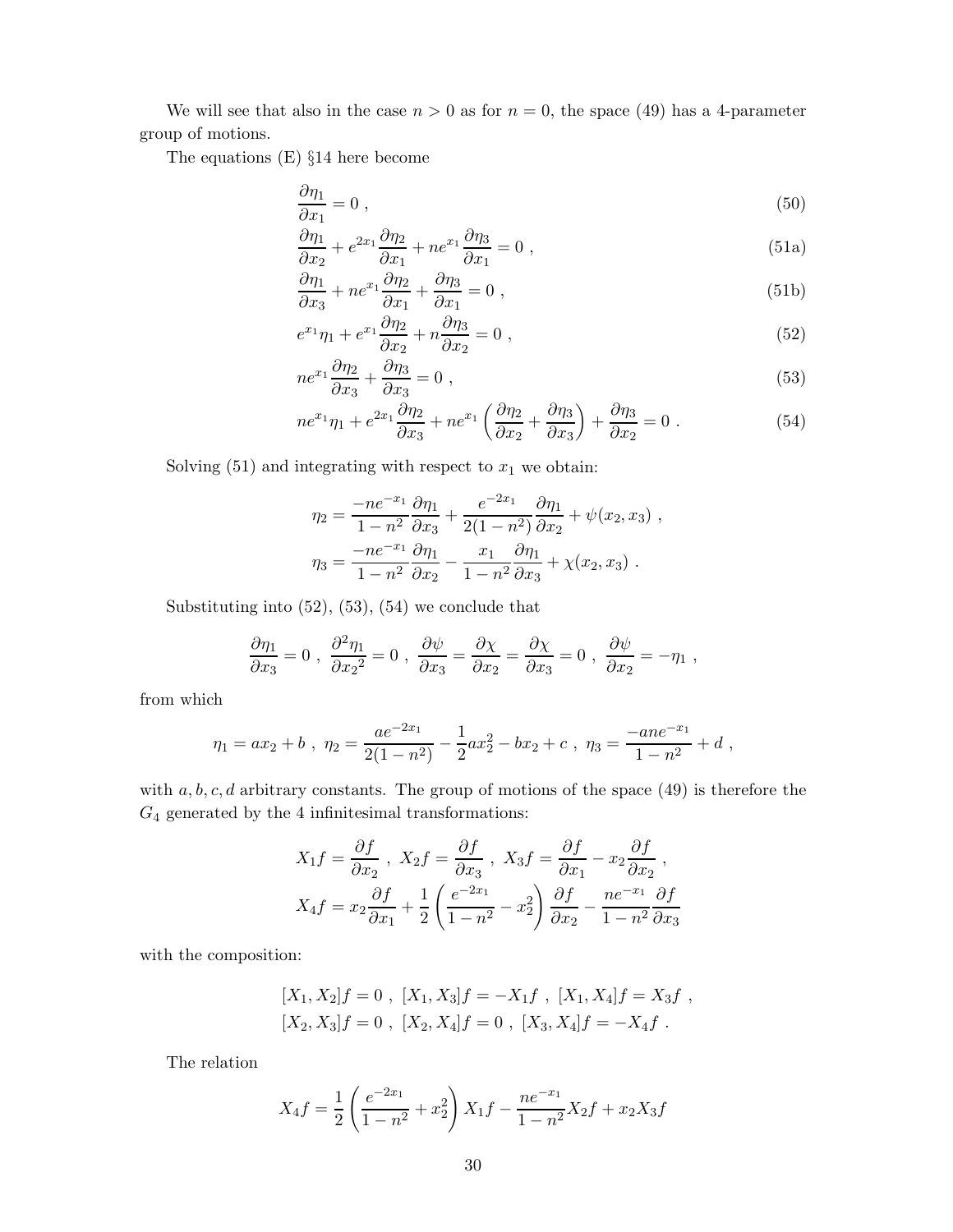We will see that also in the case $n > 0$ as for $n = 0$, the space (49) has a 4-parameter group of motions.

The equations (E) §14 here become

$$\frac{\partial \eta_1}{\partial x_1} = 0 \ , \tag{50}$$

$$\frac{\partial \eta_1}{\partial x_2} + e^{2x_1}\frac{\partial \eta_2}{\partial x_1} + ne^{x_1}\frac{\partial \eta_3}{\partial x_1} = 0 \ , \tag{51a}$$

$$\frac{\partial \eta_1}{\partial x_3} + ne^{x_1}\frac{\partial \eta_2}{\partial x_1} + \frac{\partial \eta_3}{\partial x_1} = 0 \ , \tag{51b}$$

$$e^{x_1}\eta_1 + e^{x_1}\frac{\partial \eta_2}{\partial x_2} + n\frac{\partial \eta_3}{\partial x_2} = 0 \ , \tag{52}$$

$$ne^{x_1}\frac{\partial \eta_2}{\partial x_3} + \frac{\partial \eta_3}{\partial x_3} = 0 \ , \tag{53}$$

$$ne^{x_1}\eta_1 + e^{2x_1}\frac{\partial \eta_2}{\partial x_3} + ne^{x_1}\left(\frac{\partial \eta_2}{\partial x_2} + \frac{\partial \eta_3}{\partial x_3}\right) + \frac{\partial \eta_3}{\partial x_2} = 0 \ . \tag{54}$$

Solving (51) and integrating with respect to $x_1$ we obtain:

$$\eta_2 = \frac{-ne^{-x_1}}{1-n^2}\frac{\partial \eta_1}{\partial x_3} + \frac{e^{-2x_1}}{2(1-n^2)}\frac{\partial \eta_1}{\partial x_2} + \psi(x_2, x_3) \ ,$$

$$\eta_3 = \frac{-ne^{-x_1}}{1-n^2}\frac{\partial \eta_1}{\partial x_2} - \frac{x_1}{1-n^2}\frac{\partial \eta_1}{\partial x_3} + \chi(x_2, x_3) \ .$$

Substituting into (52), (53), (54) we conclude that

$$\frac{\partial \eta_1}{\partial x_3} = 0 \ , \ \frac{\partial^2 \eta_1}{\partial {x_2}^2} = 0 \ , \ \frac{\partial \psi}{\partial x_3} = \frac{\partial \chi}{\partial x_2} = \frac{\partial \chi}{\partial x_3} = 0 \ , \ \frac{\partial \psi}{\partial x_2} = -\eta_1 \ ,$$

from which

$$\eta_1 = ax_2 + b \ , \ \eta_2 = \frac{ae^{-2x_1}}{2(1-n^2)} - \frac{1}{2}ax_2^2 - bx_2 + c \ , \ \eta_3 = \frac{-ane^{-x_1}}{1-n^2} + d \ ,$$

with $a, b, c, d$ arbitrary constants. The group of motions of the space (49) is therefore the $G_4$ generated by the 4 infinitesimal transformations:

$$X_1 f = \frac{\partial f}{\partial x_2} \ , \ X_2 f = \frac{\partial f}{\partial x_3} \ , \ X_3 f = \frac{\partial f}{\partial x_1} - x_2\frac{\partial f}{\partial x_2} \ ,$$

$$X_4 f = x_2\frac{\partial f}{\partial x_1} + \frac{1}{2}\left(\frac{e^{-2x_1}}{1-n^2} - x_2^2\right)\frac{\partial f}{\partial x_2} - \frac{ne^{-x_1}}{1-n^2}\frac{\partial f}{\partial x_3}$$

with the composition:

$$[X_1, X_2]f = 0 \ , \ [X_1, X_3]f = -X_1 f \ , \ [X_1, X_4]f = X_3 f \ ,$$

$$[X_2, X_3]f = 0 \ , \ [X_2, X_4]f = 0 \ , \ [X_3, X_4]f = -X_4 f \ .$$

The relation

$$X_4 f = \frac{1}{2}\left(\frac{e^{-2x_1}}{1-n^2} + x_2^2\right)X_1 f - \frac{ne^{-x_1}}{1-n^2}X_2 f + x_2 X_3 f$$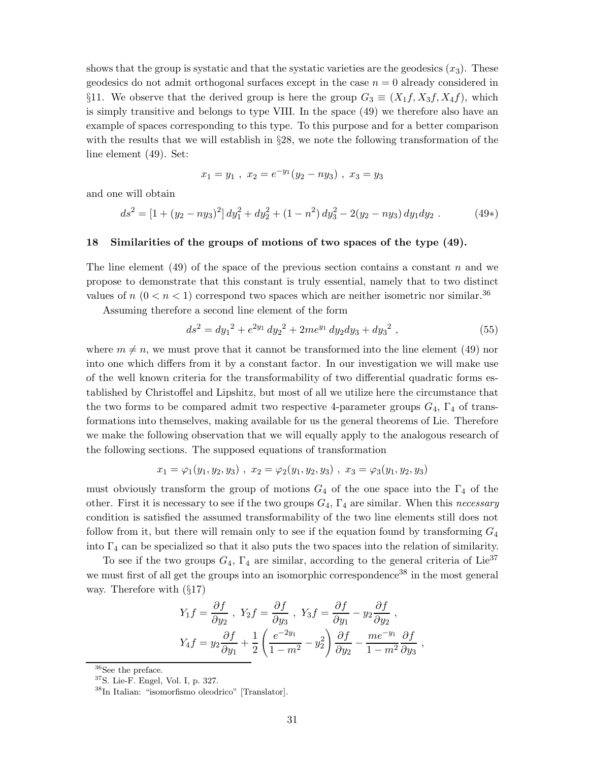shows that the group is systatic and that the systatic varieties are the geodesics $(x_3)$. These geodesics do not admit orthogonal surfaces except in the case $n = 0$ already considered in §11. We observe that the derived group is here the group $G_3 \equiv (X_1 f, X_3 f, X_4 f)$, which is simply transitive and belongs to type VIII. In the space (49) we therefore also have an example of spaces corresponding to this type. To this purpose and for a better comparison with the results that we will establish in §28, we note the following transformation of the line element (49). Set:

$$x_1 = y_1 \ , \ x_2 = e^{-y_1}(y_2 - n y_3) \ , \ x_3 = y_3$$

and one will obtain

$$ds^2 = [1 + (y_2 - ny_3)^2]\, dy_1^2 + dy_2^2 + (1 - n^2)\, dy_3^2 - 2(y_2 - ny_3)\, dy_1 dy_2 \ . \tag{49$*$}$$

## 18 Similarities of the groups of motions of two spaces of the type (49).

The line element (49) of the space of the previous section contains a constant $n$ and we propose to demonstrate that this constant is truly essential, namely that to two distinct values of $n$ $(0 < n < 1)$ correspond two spaces which are neither isometric nor similar.[36]

Assuming therefore a second line element of the form

$$ds^2 = dy_1{}^2 + e^{2y_1}\, dy_2{}^2 + 2me^{y_1}\, dy_2 dy_3 + dy_3{}^2 \ , \tag{55}$$

where $m \neq n$, we must prove that it cannot be transformed into the line element (49) nor into one which differs from it by a constant factor. In our investigation we will make use of the well known criteria for the transformability of two differential quadratic forms established by Christoffel and Lipshitz, but most of all we utilize here the circumstance that the two forms to be compared admit two respective 4-parameter groups $G_4$, $\Gamma_4$ of transformations into themselves, making available for us the general theorems of Lie. Therefore we make the following observation that we will equally apply to the analogous research of the following sections. The supposed equations of transformation

$$x_1 = \varphi_1(y_1, y_2, y_3) \ , \ x_2 = \varphi_2(y_1, y_2, y_3) \ , \ x_3 = \varphi_3(y_1, y_2, y_3)$$

must obviously transform the group of motions $G_4$ of the one space into the $\Gamma_4$ of the other. First it is necessary to see if the two groups $G_4$, $\Gamma_4$ are similar. When this *necessary* condition is satisfied the assumed transformability of the two line elements still does not follow from it, but there will remain only to see if the equation found by transforming $G_4$ into $\Gamma_4$ can be specialized so that it also puts the two spaces into the relation of similarity.

To see if the two groups $G_4$, $\Gamma_4$ are similar, according to the general criteria of Lie[37] we must first of all get the groups into an isomorphic correspondence[38] in the most general way. Therefore with (§17)

$$Y_1 f = \frac{\partial f}{\partial y_2} \ , \ Y_2 f = \frac{\partial f}{\partial y_3} \ , \ Y_3 f = \frac{\partial f}{\partial y_1} - y_2 \frac{\partial f}{\partial y_2} \ ,$$
$$Y_4 f = y_2 \frac{\partial f}{\partial y_1} + \frac{1}{2}\left(\frac{e^{-2y_1}}{1 - m^2} - y_2^2\right)\frac{\partial f}{\partial y_2} - \frac{me^{-y_1}}{1 - m^2}\frac{\partial f}{\partial y_3} \ ,$$

[36] See the preface.

[37] S. Lie-F. Engel, Vol. I, p. 327.

[38] In Italian: "isomorfismo oleodrico" [Translator].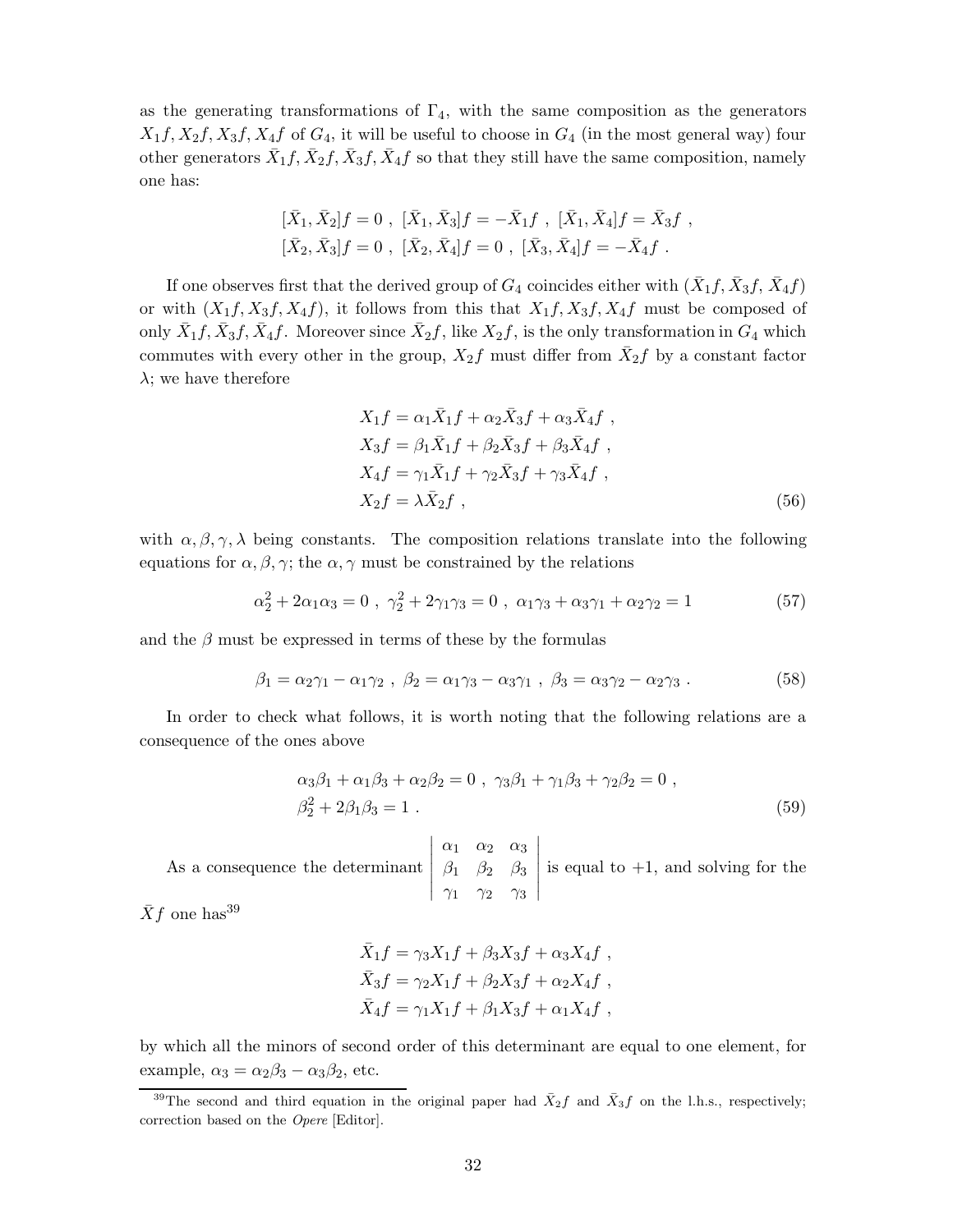as the generating transformations of $\Gamma_4$, with the same composition as the generators $X_1f, X_2f, X_3f, X_4f$ of $G_4$, it will be useful to choose in $G_4$ (in the most general way) four other generators $\bar{X}_1f, \bar{X}_2f, \bar{X}_3f, \bar{X}_4f$ so that they still have the same composition, namely one has:

$$[\bar{X}_1, \bar{X}_2]f = 0 \ , \ [\bar{X}_1, \bar{X}_3]f = -\bar{X}_1f \ , \ [\bar{X}_1, \bar{X}_4]f = \bar{X}_3f \ ,$$
$$[\bar{X}_2, \bar{X}_3]f = 0 \ , \ [\bar{X}_2, \bar{X}_4]f = 0 \ , \ [\bar{X}_3, \bar{X}_4]f = -\bar{X}_4f \ .$$

If one observes first that the derived group of $G_4$ coincides either with $(\bar{X}_1f, \bar{X}_3f, \bar{X}_4f)$ or with $(X_1f, X_3f, X_4f)$, it follows from this that $X_1f, X_3f, X_4f$ must be composed of only $\bar{X}_1f, \bar{X}_3f, \bar{X}_4f$. Moreover since $\bar{X}_2f$, like $X_2f$, is the only transformation in $G_4$ which commutes with every other in the group, $X_2f$ must differ from $\bar{X}_2f$ by a constant factor $\lambda$; we have therefore

$$\begin{aligned}
X_1f &= \alpha_1\bar{X}_1f + \alpha_2\bar{X}_3f + \alpha_3\bar{X}_4f \ , \\
X_3f &= \beta_1\bar{X}_1f + \beta_2\bar{X}_3f + \beta_3\bar{X}_4f \ , \\
X_4f &= \gamma_1\bar{X}_1f + \gamma_2\bar{X}_3f + \gamma_3\bar{X}_4f \ , \\
X_2f &= \lambda\bar{X}_2f \ ,
\end{aligned} \tag{56}$$

with $\alpha, \beta, \gamma, \lambda$ being constants. The composition relations translate into the following equations for $\alpha, \beta, \gamma$; the $\alpha, \gamma$ must be constrained by the relations

$$\alpha_2^2 + 2\alpha_1\alpha_3 = 0 \ , \ \gamma_2^2 + 2\gamma_1\gamma_3 = 0 \ , \ \alpha_1\gamma_3 + \alpha_3\gamma_1 + \alpha_2\gamma_2 = 1 \tag{57}$$

and the $\beta$ must be expressed in terms of these by the formulas

$$\beta_1 = \alpha_2\gamma_1 - \alpha_1\gamma_2 \ , \ \beta_2 = \alpha_1\gamma_3 - \alpha_3\gamma_1 \ , \ \beta_3 = \alpha_3\gamma_2 - \alpha_2\gamma_3 \ . \tag{58}$$

In order to check what follows, it is worth noting that the following relations are a consequence of the ones above

$$\begin{aligned}
&\alpha_3\beta_1 + \alpha_1\beta_3 + \alpha_2\beta_2 = 0 \ , \ \gamma_3\beta_1 + \gamma_1\beta_3 + \gamma_2\beta_2 = 0 \ , \\
&\beta_2^2 + 2\beta_1\beta_3 = 1 \ .
\end{aligned} \tag{59}$$

As a consequence the determinant $\begin{vmatrix} \alpha_1 & \alpha_2 & \alpha_3 \\ \beta_1 & \beta_2 & \beta_3 \\ \gamma_1 & \gamma_2 & \gamma_3 \end{vmatrix}$ is equal to $+1$, and solving for the $\bar{X}f$ one has[39]

$$\begin{aligned}
\bar{X}_1f &= \gamma_3X_1f + \beta_3X_3f + \alpha_3X_4f \ , \\
\bar{X}_3f &= \gamma_2X_1f + \beta_2X_3f + \alpha_2X_4f \ , \\
\bar{X}_4f &= \gamma_1X_1f + \beta_1X_3f + \alpha_1X_4f \ ,
\end{aligned}$$

by which all the minors of second order of this determinant are equal to one element, for example, $\alpha_3 = \alpha_2\beta_3 - \alpha_3\beta_2$, etc.

[39] The second and third equation in the original paper had $\bar{X}_2f$ and $\bar{X}_3f$ on the l.h.s., respectively; correction based on the *Opere* [Editor].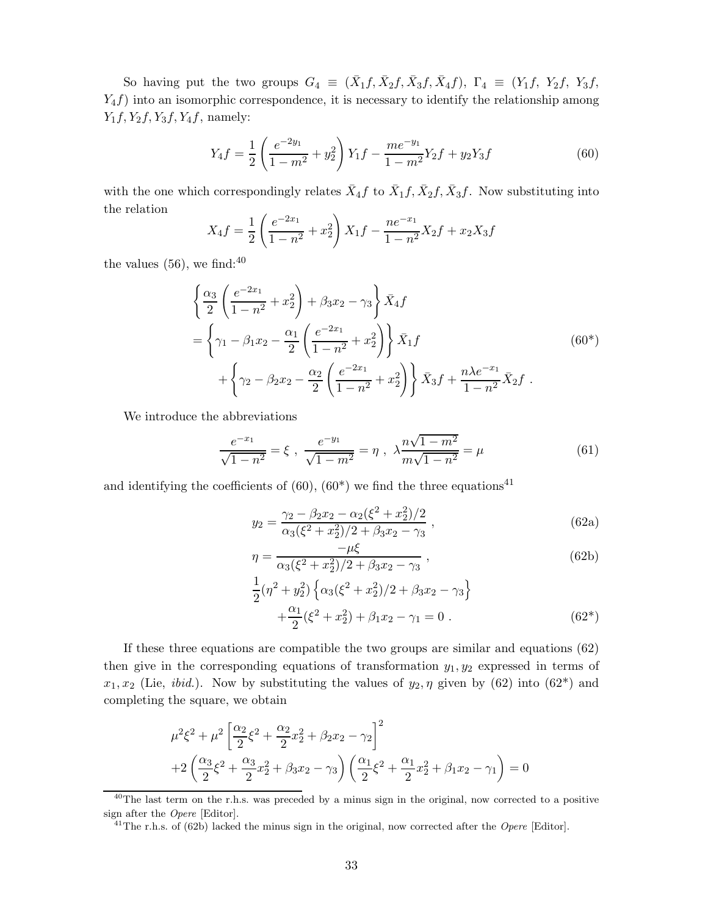So having put the two groups $G_4 \equiv (\bar{X}_1 f, \bar{X}_2 f, \bar{X}_3 f, \bar{X}_4 f)$, $\Gamma_4 \equiv (Y_1 f,\ Y_2 f,\ Y_3 f,\ Y_4 f)$ into an isomorphic correspondence, it is necessary to identify the relationship among $Y_1 f, Y_2 f, Y_3 f, Y_4 f$, namely:

$$
Y_4 f = \frac{1}{2}\left(\frac{e^{-2y_1}}{1-m^2} + y_2^2\right) Y_1 f - \frac{m e^{-y_1}}{1-m^2} Y_2 f + y_2 Y_3 f \tag{60}
$$

with the one which correspondingly relates $\bar{X}_4 f$ to $\bar{X}_1 f, \bar{X}_2 f, \bar{X}_3 f$. Now substituting into the relation

$$
X_4 f = \frac{1}{2}\left(\frac{e^{-2x_1}}{1-n^2} + x_2^2\right) X_1 f - \frac{n e^{-x_1}}{1-n^2} X_2 f + x_2 X_3 f
$$

the values (56), we find:[40]

$$
\begin{aligned}
&\left\{ \frac{\alpha_3}{2}\left(\frac{e^{-2x_1}}{1-n^2} + x_2^2\right) + \beta_3 x_2 - \gamma_3 \right\} \bar{X}_4 f \\
&= \left\{ \gamma_1 - \beta_1 x_2 - \frac{\alpha_1}{2}\left(\frac{e^{-2x_1}}{1-n^2} + x_2^2\right) \right\} \bar{X}_1 f \\
&\qquad + \left\{ \gamma_2 - \beta_2 x_2 - \frac{\alpha_2}{2}\left(\frac{e^{-2x_1}}{1-n^2} + x_2^2\right) \right\} \bar{X}_3 f + \frac{n\lambda e^{-x_1}}{1-n^2} \bar{X}_2 f \ .
\end{aligned} \tag{60*}
$$

We introduce the abbreviations

$$
\frac{e^{-x_1}}{\sqrt{1-n^2}} = \xi \ , \ \ \frac{e^{-y_1}}{\sqrt{1-m^2}} = \eta \ , \ \ \lambda \frac{n\sqrt{1-m^2}}{m\sqrt{1-n^2}} = \mu \tag{61}
$$

and identifying the coefficients of (60), (60*) we find the three equations[41]

$$
y_2 = \frac{\gamma_2 - \beta_2 x_2 - \alpha_2(\xi^2 + x_2^2)/2}{\alpha_3(\xi^2 + x_2^2)/2 + \beta_3 x_2 - \gamma_3} \ , \tag{62a}
$$

$$
\eta = \frac{-\mu\xi}{\alpha_3(\xi^2 + x_2^2)/2 + \beta_3 x_2 - \gamma_3} \ , \tag{62b}
$$

$$
\begin{aligned}
&\frac{1}{2}(\eta^2 + y_2^2)\left\{ \alpha_3(\xi^2 + x_2^2)/2 + \beta_3 x_2 - \gamma_3 \right\} \\
&\qquad + \frac{\alpha_1}{2}(\xi^2 + x_2^2) + \beta_1 x_2 - \gamma_1 = 0 \ .
\end{aligned} \tag{62*}
$$

If these three equations are compatible the two groups are similar and equations (62) then give in the corresponding equations of transformation $y_1, y_2$ expressed in terms of $x_1, x_2$ (Lie, *ibid.*). Now by substituting the values of $y_2, \eta$ given by (62) into (62*) and completing the square, we obtain

$$
\begin{aligned}
&\mu^2\xi^2 + \mu^2\left[\frac{\alpha_2}{2}\xi^2 + \frac{\alpha_2}{2}x_2^2 + \beta_2 x_2 - \gamma_2\right]^2 \\
&+2\left(\frac{\alpha_3}{2}\xi^2 + \frac{\alpha_3}{2}x_2^2 + \beta_3 x_2 - \gamma_3\right)\left(\frac{\alpha_1}{2}\xi^2 + \frac{\alpha_1}{2}x_2^2 + \beta_1 x_2 - \gamma_1\right) = 0
\end{aligned}
$$

---

[40] The last term on the r.h.s. was preceded by a minus sign in the original, now corrected to a positive sign after the *Opere* [Editor].

[41] The r.h.s. of (62b) lacked the minus sign in the original, now corrected after the *Opere* [Editor].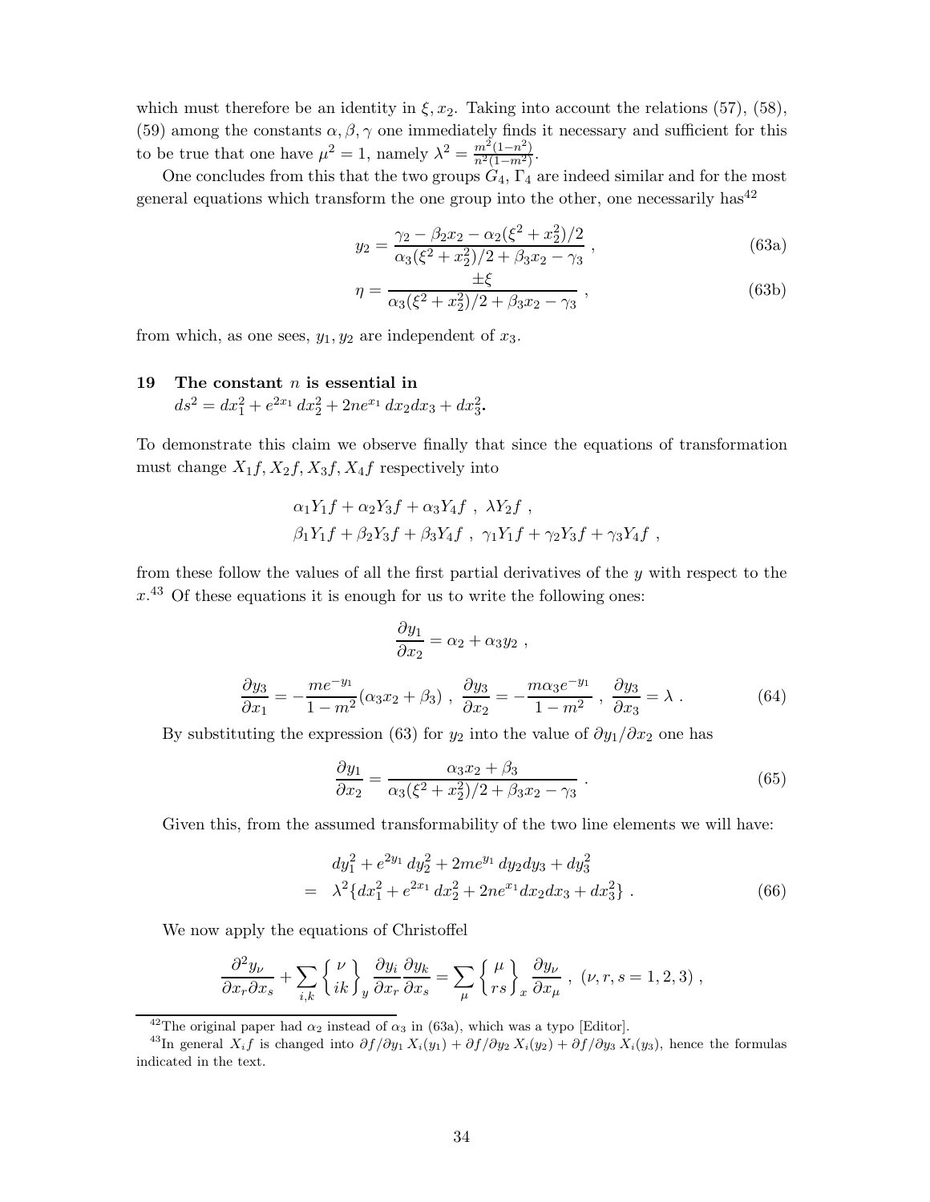which must therefore be an identity in $\xi, x_2$. Taking into account the relations (57), (58), (59) among the constants $\alpha, \beta, \gamma$ one immediately finds it necessary and sufficient for this to be true that one have $\mu^2 = 1$, namely $\lambda^2 = \frac{m^2(1-n^2)}{n^2(1-m^2)}$.

One concludes from this that the two groups $G_4$, $\Gamma_4$ are indeed similar and for the most general equations which transform the one group into the other, one necessarily has[42]

$$y_2 = \frac{\gamma_2 - \beta_2 x_2 - \alpha_2(\xi^2 + x_2^2)/2}{\alpha_3(\xi^2 + x_2^2)/2 + \beta_3 x_2 - \gamma_3} \,, \tag{63a}$$

$$\eta = \frac{\pm\xi}{\alpha_3(\xi^2 + x_2^2)/2 + \beta_3 x_2 - \gamma_3} \,, \tag{63b}$$

from which, as one sees, $y_1, y_2$ are independent of $x_3$.

## 19 The constant $n$ is essential in $ds^2 = dx_1^2 + e^{2x_1}\, dx_2^2 + 2ne^{x_1}\, dx_2 dx_3 + dx_3^2$.

To demonstrate this claim we observe finally that since the equations of transformation must change $X_1f, X_2f, X_3f, X_4f$ respectively into

$$\alpha_1 Y_1 f + \alpha_2 Y_3 f + \alpha_3 Y_4 f \ , \ \lambda Y_2 f \ ,$$
$$\beta_1 Y_1 f + \beta_2 Y_3 f + \beta_3 Y_4 f \ , \ \gamma_1 Y_1 f + \gamma_2 Y_3 f + \gamma_3 Y_4 f \ ,$$

from these follow the values of all the first partial derivatives of the $y$ with respect to the $x$.[43] Of these equations it is enough for us to write the following ones:

$$\frac{\partial y_1}{\partial x_2} = \alpha_2 + \alpha_3 y_2 \ ,$$

$$\frac{\partial y_3}{\partial x_1} = -\frac{me^{-y_1}}{1-m^2}(\alpha_3 x_2 + \beta_3) \ , \ \frac{\partial y_3}{\partial x_2} = -\frac{m\alpha_3 e^{-y_1}}{1-m^2} \ , \ \frac{\partial y_3}{\partial x_3} = \lambda \ . \tag{64}$$

By substituting the expression (63) for $y_2$ into the value of $\partial y_1/\partial x_2$ one has

$$\frac{\partial y_1}{\partial x_2} = \frac{\alpha_3 x_2 + \beta_3}{\alpha_3(\xi^2 + x_2^2)/2 + \beta_3 x_2 - \gamma_3} \ . \tag{65}$$

Given this, from the assumed transformability of the two line elements we will have:

$$\begin{aligned} & dy_1^2 + e^{2y_1}\, dy_2^2 + 2me^{y_1}\, dy_2 dy_3 + dy_3^2 \\ = \ & \lambda^2 \{dx_1^2 + e^{2x_1}\, dx_2^2 + 2ne^{x_1} dx_2 dx_3 + dx_3^2\} \ . \end{aligned} \tag{66}$$

We now apply the equations of Christoffel

$$\frac{\partial^2 y_\nu}{\partial x_r \partial x_s} + \sum_{i,k} \left\{ \begin{matrix} \nu \\ ik \end{matrix} \right\}_y \frac{\partial y_i}{\partial x_r}\frac{\partial y_k}{\partial x_s} = \sum_\mu \left\{ \begin{matrix} \mu \\ rs \end{matrix} \right\}_x \frac{\partial y_\nu}{\partial x_\mu} \ , \ (\nu, r, s = 1, 2, 3) \ ,$$

[42] The original paper had $\alpha_2$ instead of $\alpha_3$ in (63a), which was a typo [Editor].

[43] In general $X_i f$ is changed into $\partial f/\partial y_1\, X_i(y_1) + \partial f/\partial y_2\, X_i(y_2) + \partial f/\partial y_3\, X_i(y_3)$, hence the formulas indicated in the text.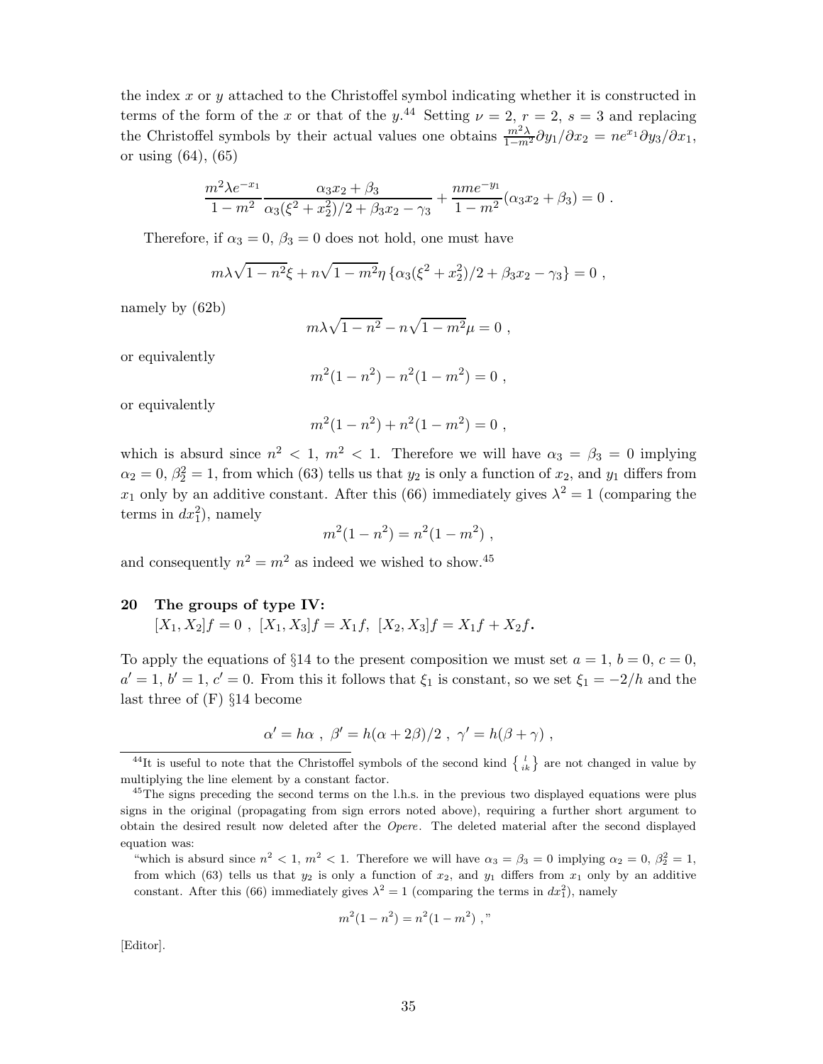the index $x$ or $y$ attached to the Christoffel symbol indicating whether it is constructed in terms of the form of the $x$ or that of the $y$.[44] Setting $\nu = 2$, $r = 2$, $s = 3$ and replacing the Christoffel symbols by their actual values one obtains $\frac{m^2\lambda}{1-m^2}\partial y_1/\partial x_2 = ne^{x_1}\partial y_3/\partial x_1$, or using (64), (65)

$$\frac{m^2\lambda e^{-x_1}}{1-m^2}\frac{\alpha_3 x_2+\beta_3}{\alpha_3(\xi^2+x_2^2)/2+\beta_3 x_2-\gamma_3}+\frac{nme^{-y_1}}{1-m^2}(\alpha_3 x_2+\beta_3)=0\ .$$

Therefore, if $\alpha_3 = 0$, $\beta_3 = 0$ does not hold, one must have

$$m\lambda\sqrt{1-n^2}\xi + n\sqrt{1-m^2}\eta\left\{\alpha_3(\xi^2+x_2^2)/2+\beta_3 x_2-\gamma_3\right\}=0\ ,$$

namely by (62b)

$$m\lambda\sqrt{1-n^2} - n\sqrt{1-m^2}\mu = 0\ ,$$

or equivalently

$$m^2(1-n^2) - n^2(1-m^2) = 0\ ,$$

or equivalently

$$m^2(1-n^2) + n^2(1-m^2) = 0\ ,$$

which is absurd since $n^2 < 1$, $m^2 < 1$. Therefore we will have $\alpha_3 = \beta_3 = 0$ implying $\alpha_2 = 0$, $\beta_2^2 = 1$, from which (63) tells us that $y_2$ is only a function of $x_2$, and $y_1$ differs from $x_1$ only by an additive constant. After this (66) immediately gives $\lambda^2 = 1$ (comparing the terms in $dx_1^2$), namely

$$m^2(1-n^2) = n^2(1-m^2)\ ,$$

and consequently $n^2 = m^2$ as indeed we wished to show.[45]

## 20 The groups of type IV: $[X_1, X_2]f = 0\ ,\ [X_1, X_3]f = X_1 f,\ [X_2, X_3]f = X_1 f + X_2 f$.

To apply the equations of §14 to the present composition we must set $a = 1$, $b = 0$, $c = 0$, $a' = 1$, $b' = 1$, $c' = 0$. From this it follows that $\xi_1$ is constant, so we set $\xi_1 = -2/h$ and the last three of (F) §14 become

$$\alpha' = h\alpha\ ,\ \beta' = h(\alpha+2\beta)/2\ ,\ \gamma' = h(\beta+\gamma)\ ,$$

---

[44] It is useful to note that the Christoffel symbols of the second kind $\left\{ {l \atop ik} \right\}$ are not changed in value by multiplying the line element by a constant factor.

[45] The signs preceding the second terms on the l.h.s. in the previous two displayed equations were plus signs in the original (propagating from sign errors noted above), requiring a further short argument to obtain the desired result now deleted after the *Opere*. The deleted material after the second displayed equation was:

"which is absurd since $n^2 < 1$, $m^2 < 1$. Therefore we will have $\alpha_3 = \beta_3 = 0$ implying $\alpha_2 = 0$, $\beta_2^2 = 1$, from which (63) tells us that $y_2$ is only a function of $x_2$, and $y_1$ differs from $x_1$ only by an additive constant. After this (66) immediately gives $\lambda^2 = 1$ (comparing the terms in $dx_1^2$), namely

$$m^2(1-n^2) = n^2(1-m^2)\ ,"$$

[Editor].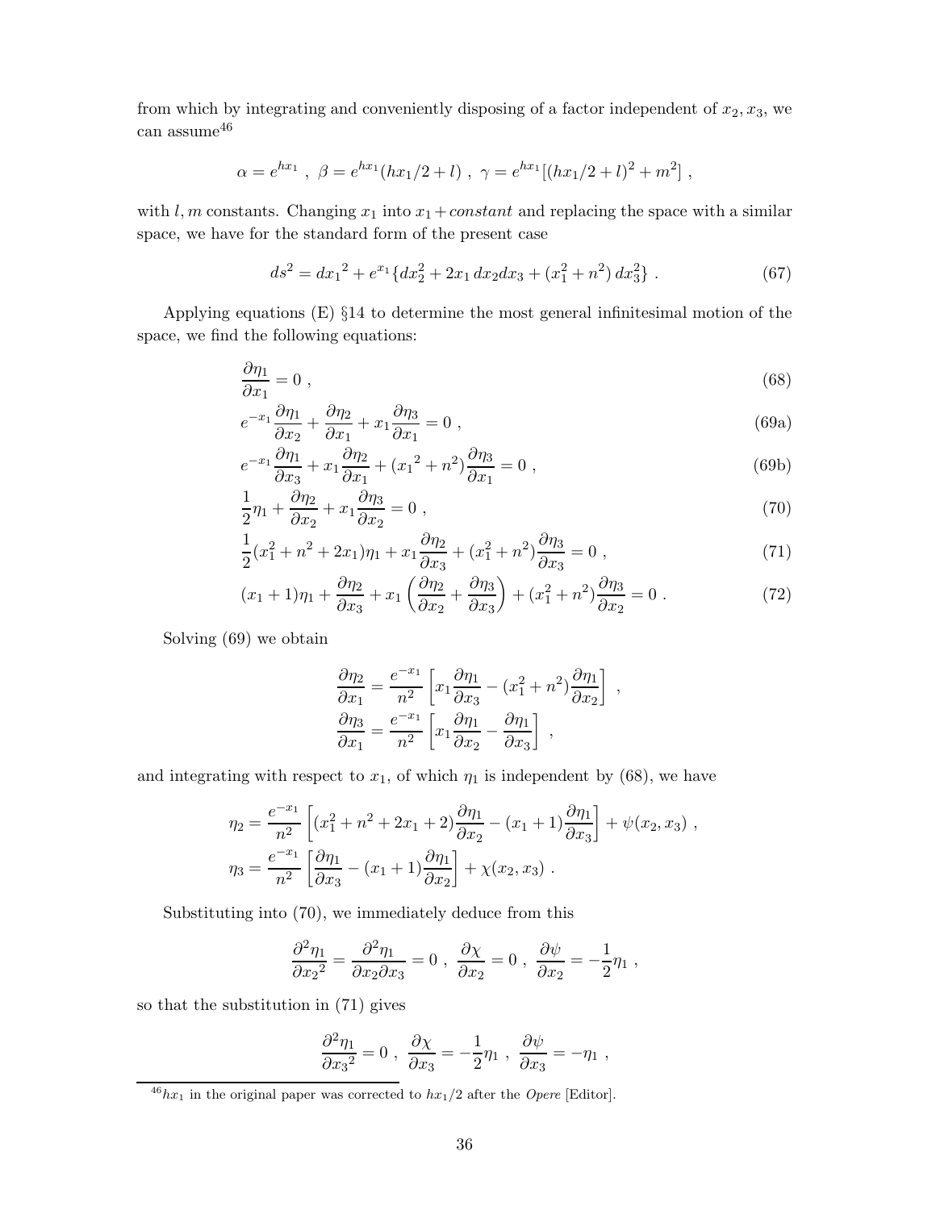from which by integrating and conveniently disposing of a factor independent of $x_2, x_3$, we can assume[46]

$$\alpha = e^{hx_1} \ , \ \beta = e^{hx_1}(hx_1/2 + l) \ , \ \gamma = e^{hx_1}[(hx_1/2 + l)^2 + m^2] \ ,$$

with $l, m$ constants. Changing $x_1$ into $x_1 + constant$ and replacing the space with a similar space, we have for the standard form of the present case

$$ds^2 = dx_1{}^2 + e^{x_1}\{dx_2^2 + 2x_1\, dx_2 dx_3 + (x_1^2 + n^2)\, dx_3^2\} \ . \tag{67}$$

Applying equations (E) §14 to determine the most general infinitesimal motion of the space, we find the following equations:

$$\frac{\partial \eta_1}{\partial x_1} = 0 \ , \tag{68}$$

$$e^{-x_1}\frac{\partial \eta_1}{\partial x_2} + \frac{\partial \eta_2}{\partial x_1} + x_1\frac{\partial \eta_3}{\partial x_1} = 0 \ , \tag{69a}$$

$$e^{-x_1}\frac{\partial \eta_1}{\partial x_3} + x_1\frac{\partial \eta_2}{\partial x_1} + (x_1{}^2 + n^2)\frac{\partial \eta_3}{\partial x_1} = 0 \ , \tag{69b}$$

$$\frac{1}{2}\eta_1 + \frac{\partial \eta_2}{\partial x_2} + x_1\frac{\partial \eta_3}{\partial x_2} = 0 \ , \tag{70}$$

$$\frac{1}{2}(x_1^2 + n^2 + 2x_1)\eta_1 + x_1\frac{\partial \eta_2}{\partial x_3} + (x_1^2 + n^2)\frac{\partial \eta_3}{\partial x_3} = 0 \ , \tag{71}$$

$$(x_1 + 1)\eta_1 + \frac{\partial \eta_2}{\partial x_3} + x_1\left(\frac{\partial \eta_2}{\partial x_2} + \frac{\partial \eta_3}{\partial x_3}\right) + (x_1^2 + n^2)\frac{\partial \eta_3}{\partial x_2} = 0 \ . \tag{72}$$

Solving (69) we obtain

$$\frac{\partial \eta_2}{\partial x_1} = \frac{e^{-x_1}}{n^2}\left[x_1\frac{\partial \eta_1}{\partial x_3} - (x_1^2 + n^2)\frac{\partial \eta_1}{\partial x_2}\right] \ ,$$
$$\frac{\partial \eta_3}{\partial x_1} = \frac{e^{-x_1}}{n^2}\left[x_1\frac{\partial \eta_1}{\partial x_2} - \frac{\partial \eta_1}{\partial x_3}\right] \ ,$$

and integrating with respect to $x_1$, of which $\eta_1$ is independent by (68), we have

$$\eta_2 = \frac{e^{-x_1}}{n^2}\left[(x_1^2 + n^2 + 2x_1 + 2)\frac{\partial \eta_1}{\partial x_2} - (x_1 + 1)\frac{\partial \eta_1}{\partial x_3}\right] + \psi(x_2, x_3) \ ,$$
$$\eta_3 = \frac{e^{-x_1}}{n^2}\left[\frac{\partial \eta_1}{\partial x_3} - (x_1 + 1)\frac{\partial \eta_1}{\partial x_2}\right] + \chi(x_2, x_3) \ .$$

Substituting into (70), we immediately deduce from this

$$\frac{\partial^2 \eta_1}{\partial x_2{}^2} = \frac{\partial^2 \eta_1}{\partial x_2 \partial x_3} = 0 \ , \ \frac{\partial \chi}{\partial x_2} = 0 \ , \ \frac{\partial \psi}{\partial x_2} = -\frac{1}{2}\eta_1 \ ,$$

so that the substitution in (71) gives

$$\frac{\partial^2 \eta_1}{\partial x_3{}^2} = 0 \ , \ \frac{\partial \chi}{\partial x_3} = -\frac{1}{2}\eta_1 \ , \ \frac{\partial \psi}{\partial x_3} = -\eta_1 \ ,$$

[46] $hx_1$ in the original paper was corrected to $hx_1/2$ after the *Opere* [Editor].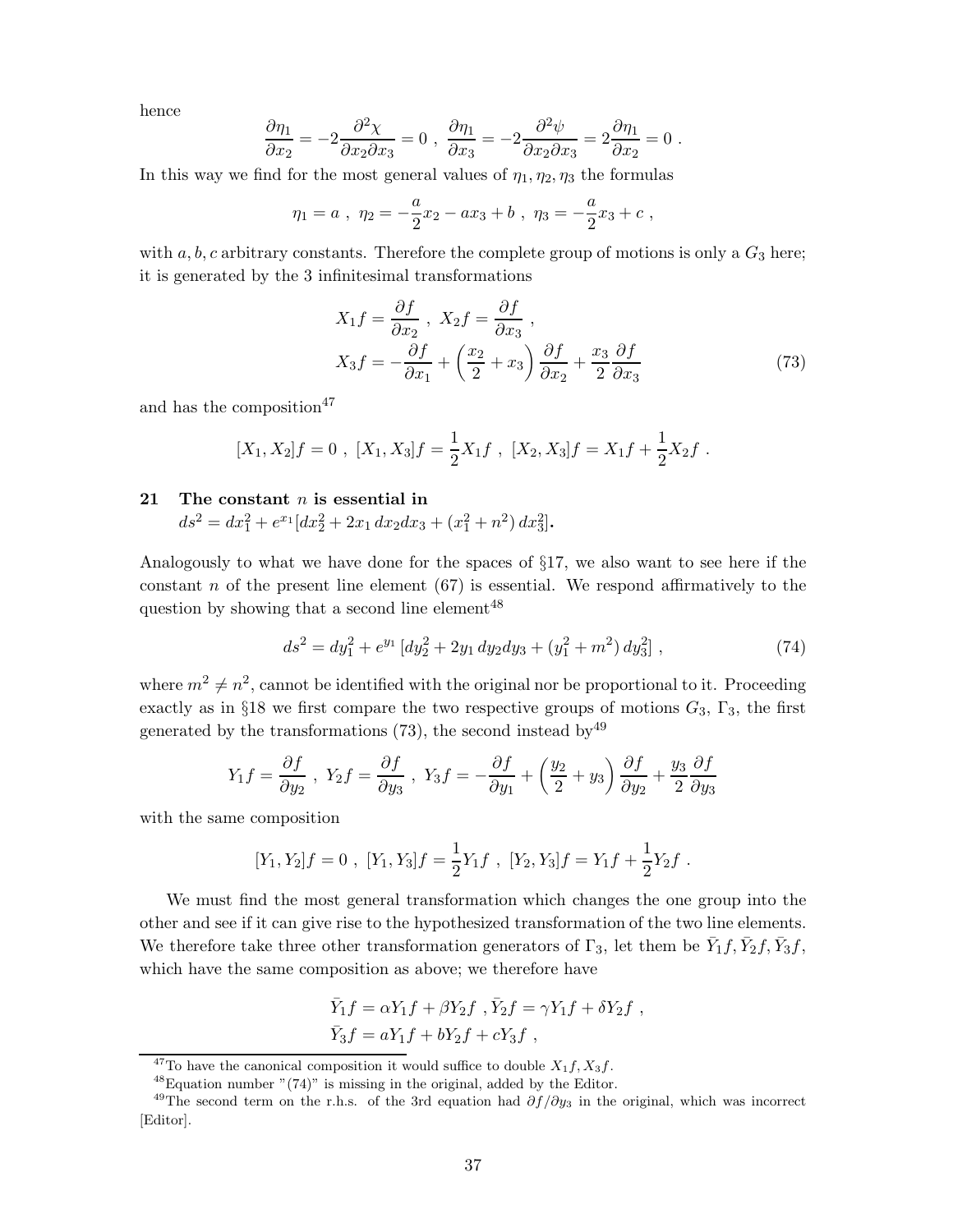hence

$$\frac{\partial \eta_1}{\partial x_2} = -2\frac{\partial^2 \chi}{\partial x_2 \partial x_3} = 0 \ , \ \frac{\partial \eta_1}{\partial x_3} = -2\frac{\partial^2 \psi}{\partial x_2 \partial x_3} = 2\frac{\partial \eta_1}{\partial x_2} = 0 \ .$$

In this way we find for the most general values of $\eta_1, \eta_2, \eta_3$ the formulas

$$\eta_1 = a \ , \ \eta_2 = -\frac{a}{2}x_2 - ax_3 + b \ , \ \eta_3 = -\frac{a}{2}x_3 + c \ ,$$

with $a, b, c$ arbitrary constants. Therefore the complete group of motions is only a $G_3$ here; it is generated by the 3 infinitesimal transformations

$$\begin{aligned} X_1 f &= \frac{\partial f}{\partial x_2} \ , \ X_2 f = \frac{\partial f}{\partial x_3} \ , \\ X_3 f &= -\frac{\partial f}{\partial x_1} + \left(\frac{x_2}{2} + x_3\right)\frac{\partial f}{\partial x_2} + \frac{x_3}{2}\frac{\partial f}{\partial x_3} \end{aligned} \tag{73}$$

and has the composition[47]

$$[X_1, X_2]f = 0 \ , \ [X_1, X_3]f = \frac{1}{2}X_1 f \ , \ [X_2, X_3]f = X_1 f + \frac{1}{2}X_2 f \ .$$

## 21 The constant $n$ is essential in $ds^2 = dx_1^2 + e^{x_1}[dx_2^2 + 2x_1\, dx_2 dx_3 + (x_1^2 + n^2)\, dx_3^2]$.

Analogously to what we have done for the spaces of §17, we also want to see here if the constant $n$ of the present line element (67) is essential. We respond affirmatively to the question by showing that a second line element[48]

$$ds^2 = dy_1^2 + e^{y_1}\,[dy_2^2 + 2y_1\, dy_2 dy_3 + (y_1^2 + m^2)\, dy_3^2] \ , \tag{74}$$

where $m^2 \neq n^2$, cannot be identified with the original nor be proportional to it. Proceeding exactly as in §18 we first compare the two respective groups of motions $G_3$, $\Gamma_3$, the first generated by the transformations (73), the second instead by[49]

$$Y_1 f = \frac{\partial f}{\partial y_2} \ , \ Y_2 f = \frac{\partial f}{\partial y_3} \ , \ Y_3 f = -\frac{\partial f}{\partial y_1} + \left(\frac{y_2}{2} + y_3\right)\frac{\partial f}{\partial y_2} + \frac{y_3}{2}\frac{\partial f}{\partial y_3}$$

with the same composition

$$[Y_1, Y_2]f = 0 \ , \ [Y_1, Y_3]f = \frac{1}{2}Y_1 f \ , \ [Y_2, Y_3]f = Y_1 f + \frac{1}{2}Y_2 f \ .$$

We must find the most general transformation which changes the one group into the other and see if it can give rise to the hypothesized transformation of the two line elements. We therefore take three other transformation generators of $\Gamma_3$, let them be $\bar{Y}_1 f, \bar{Y}_2 f, \bar{Y}_3 f$, which have the same composition as above; we therefore have

$$\begin{aligned} &\bar{Y}_1 f = \alpha Y_1 f + \beta Y_2 f \ , \bar{Y}_2 f = \gamma Y_1 f + \delta Y_2 f \ , \\ &\bar{Y}_3 f = a Y_1 f + b Y_2 f + c Y_3 f \ , \end{aligned}$$

---

[47] To have the canonical composition it would suffice to double $X_1 f, X_3 f$.

[48] Equation number "(74)" is missing in the original, added by the Editor.

[49] The second term on the r.h.s. of the 3rd equation had $\partial f/\partial y_3$ in the original, which was incorrect [Editor].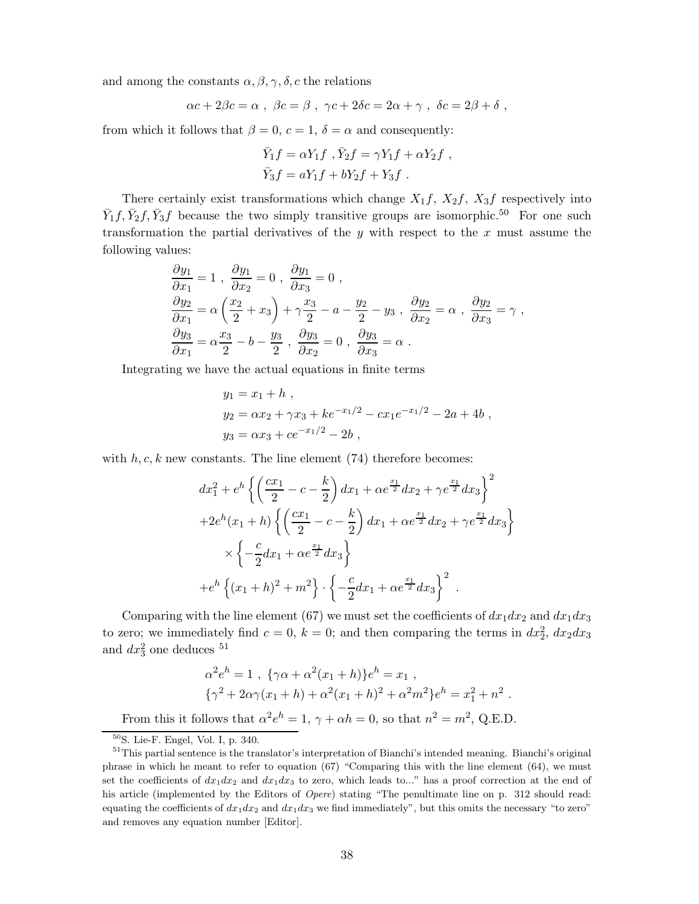and among the constants $\alpha, \beta, \gamma, \delta, c$ the relations

$$\alpha c + 2\beta c = \alpha \ , \ \beta c = \beta \ , \ \gamma c + 2\delta c = 2\alpha + \gamma \ , \ \delta c = 2\beta + \delta \ ,$$

from which it follows that $\beta = 0$, $c = 1$, $\delta = \alpha$ and consequently:

$$\bar{Y}_1 f = \alpha Y_1 f \ , \bar{Y}_2 f = \gamma Y_1 f + \alpha Y_2 f \ ,$$
$$\bar{Y}_3 f = a Y_1 f + b Y_2 f + Y_3 f \ .$$

There certainly exist transformations which change $X_1 f$, $X_2 f$, $X_3 f$ respectively into $\bar{Y}_1 f, \bar{Y}_2 f, \bar{Y}_3 f$ because the two simply transitive groups are isomorphic.[50] For one such transformation the partial derivatives of the $y$ with respect to the $x$ must assume the following values:

$$\frac{\partial y_1}{\partial x_1} = 1 \ , \ \frac{\partial y_1}{\partial x_2} = 0 \ , \ \frac{\partial y_1}{\partial x_3} = 0 \ ,$$
$$\frac{\partial y_2}{\partial x_1} = \alpha\left(\frac{x_2}{2} + x_3\right) + \gamma \frac{x_3}{2} - a - \frac{y_2}{2} - y_3 \ , \ \frac{\partial y_2}{\partial x_2} = \alpha \ , \ \frac{\partial y_2}{\partial x_3} = \gamma \ ,$$
$$\frac{\partial y_3}{\partial x_1} = \alpha \frac{x_3}{2} - b - \frac{y_3}{2} \ , \ \frac{\partial y_3}{\partial x_2} = 0 \ , \ \frac{\partial y_3}{\partial x_3} = \alpha \ .$$

Integrating we have the actual equations in finite terms

$$y_1 = x_1 + h \ ,$$
$$y_2 = \alpha x_2 + \gamma x_3 + k e^{-x_1/2} - c x_1 e^{-x_1/2} - 2a + 4b \ ,$$
$$y_3 = \alpha x_3 + c e^{-x_1/2} - 2b \ ,$$

with $h, c, k$ new constants. The line element (74) therefore becomes:

$$dx_1^2 + e^h \left\{ \left( \frac{c x_1}{2} - c - \frac{k}{2} \right) dx_1 + \alpha e^{\frac{x_1}{2}} dx_2 + \gamma e^{\frac{x_1}{2}} dx_3 \right\}^2$$
$$+ 2e^h (x_1 + h) \left\{ \left( \frac{c x_1}{2} - c - \frac{k}{2} \right) dx_1 + \alpha e^{\frac{x_1}{2}} dx_2 + \gamma e^{\frac{x_1}{2}} dx_3 \right\}$$
$$\times \left\{ -\frac{c}{2} dx_1 + \alpha e^{\frac{x_1}{2}} dx_3 \right\}$$
$$+ e^h \left\{ (x_1 + h)^2 + m^2 \right\} \cdot \left\{ -\frac{c}{2} dx_1 + \alpha e^{\frac{x_1}{2}} dx_3 \right\}^2 \ .$$

Comparing with the line element (67) we must set the coefficients of $dx_1 dx_2$ and $dx_1 dx_3$ to zero; we immediately find $c = 0$, $k = 0$; and then comparing the terms in $dx_2^2$, $dx_2 dx_3$ and $dx_3^2$ one deduces [51]

$$\alpha^2 e^h = 1 \ , \ \{\gamma\alpha + \alpha^2 (x_1 + h)\} e^h = x_1 \ ,$$
$$\{\gamma^2 + 2\alpha\gamma(x_1 + h) + \alpha^2 (x_1 + h)^2 + \alpha^2 m^2\} e^h = x_1^2 + n^2 \ .$$

From this it follows that $\alpha^2 e^h = 1$, $\gamma + \alpha h = 0$, so that $n^2 = m^2$, Q.E.D.

---

[50] S. Lie-F. Engel, Vol. I, p. 340.

[51] This partial sentence is the translator's interpretation of Bianchi's intended meaning. Bianchi's original phrase in which he meant to refer to equation (67) "Comparing this with the line element (64), we must set the coefficients of $dx_1 dx_2$ and $dx_1 dx_3$ to zero, which leads to..." has a proof correction at the end of his article (implemented by the Editors of *Opere*) stating "The penultimate line on p. 312 should read: equating the coefficients of $dx_1 dx_2$ and $dx_1 dx_3$ we find immediately", but this omits the necessary "to zero" and removes any equation number [Editor].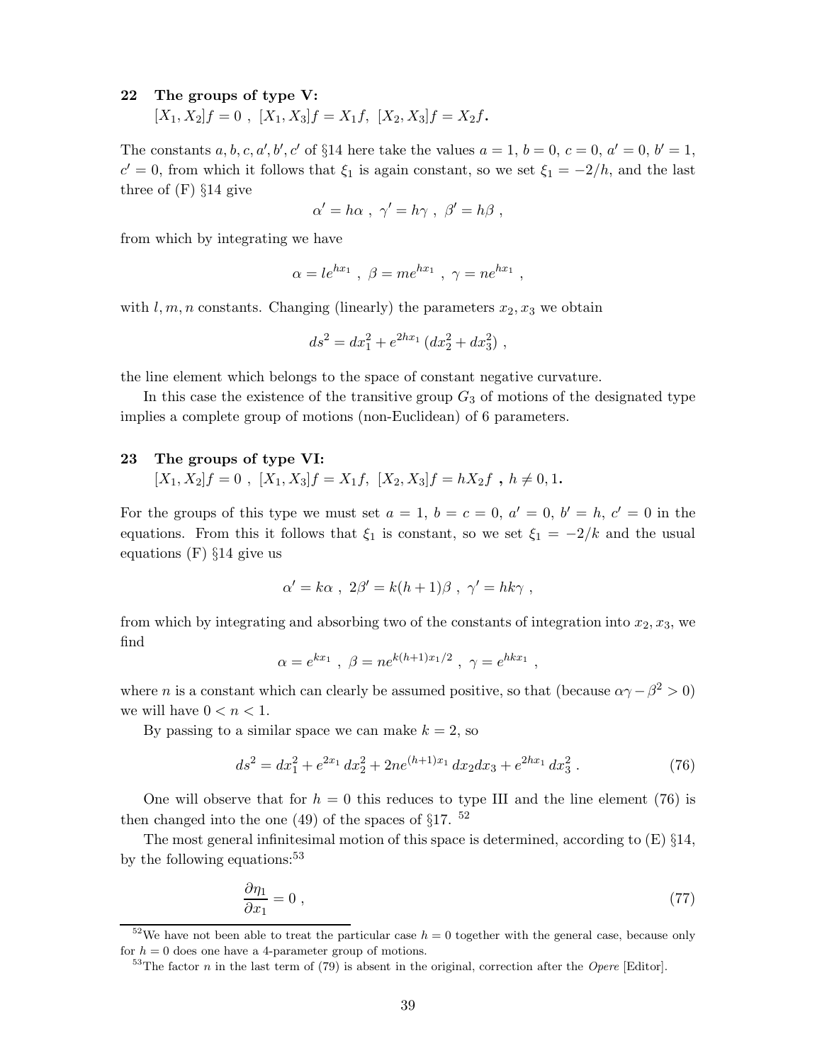## 22 The groups of type V:

$[X_1, X_2]f = 0$ , $[X_1, X_3]f = X_1 f$, $[X_2, X_3]f = X_2 f$.

The constants $a, b, c, a', b', c'$ of §14 here take the values $a = 1$, $b = 0$, $c = 0$, $a' = 0$, $b' = 1$, $c' = 0$, from which it follows that $\xi_1$ is again constant, so we set $\xi_1 = -2/h$, and the last three of (F) §14 give

$$\alpha' = h\alpha \ , \ \gamma' = h\gamma \ , \ \beta' = h\beta \ ,$$

from which by integrating we have

$$\alpha = le^{hx_1} \ , \ \beta = me^{hx_1} \ , \ \gamma = ne^{hx_1} \ ,$$

with $l, m, n$ constants. Changing (linearly) the parameters $x_2, x_3$ we obtain

$$ds^2 = dx_1^2 + e^{2hx_1}\,(dx_2^2 + dx_3^2) \ ,$$

the line element which belongs to the space of constant negative curvature.

In this case the existence of the transitive group $G_3$ of motions of the designated type implies a complete group of motions (non-Euclidean) of 6 parameters.

## 23 The groups of type VI:

$[X_1, X_2]f = 0$ , $[X_1, X_3]f = X_1 f$, $[X_2, X_3]f = hX_2 f$ , $h \neq 0, 1$.

For the groups of this type we must set $a = 1$, $b = c = 0$, $a' = 0$, $b' = h$, $c' = 0$ in the equations. From this it follows that $\xi_1$ is constant, so we set $\xi_1 = -2/k$ and the usual equations (F) §14 give us

$$\alpha' = k\alpha \ , \ 2\beta' = k(h+1)\beta \ , \ \gamma' = hk\gamma \ ,$$

from which by integrating and absorbing two of the constants of integration into $x_2, x_3$, we find

$$\alpha = e^{kx_1} \ , \ \beta = ne^{k(h+1)x_1/2} \ , \ \gamma = e^{hkx_1} \ ,$$

where $n$ is a constant which can clearly be assumed positive, so that (because $\alpha\gamma - \beta^2 > 0$) we will have $0 < n < 1$.

By passing to a similar space we can make $k = 2$, so

$$ds^2 = dx_1^2 + e^{2x_1}\,dx_2^2 + 2ne^{(h+1)x_1}\,dx_2 dx_3 + e^{2hx_1}\,dx_3^2 \ . \tag{76}$$

One will observe that for $h = 0$ this reduces to type III and the line element (76) is then changed into the one (49) of the spaces of §17. [52]

The most general infinitesimal motion of this space is determined, according to (E) §14, by the following equations:[53]

$$\frac{\partial \eta_1}{\partial x_1} = 0 \ , \tag{77}$$

[52] We have not been able to treat the particular case $h = 0$ together with the general case, because only for $h = 0$ does one have a 4-parameter group of motions.

[53] The factor $n$ in the last term of (79) is absent in the original, correction after the *Opere* [Editor].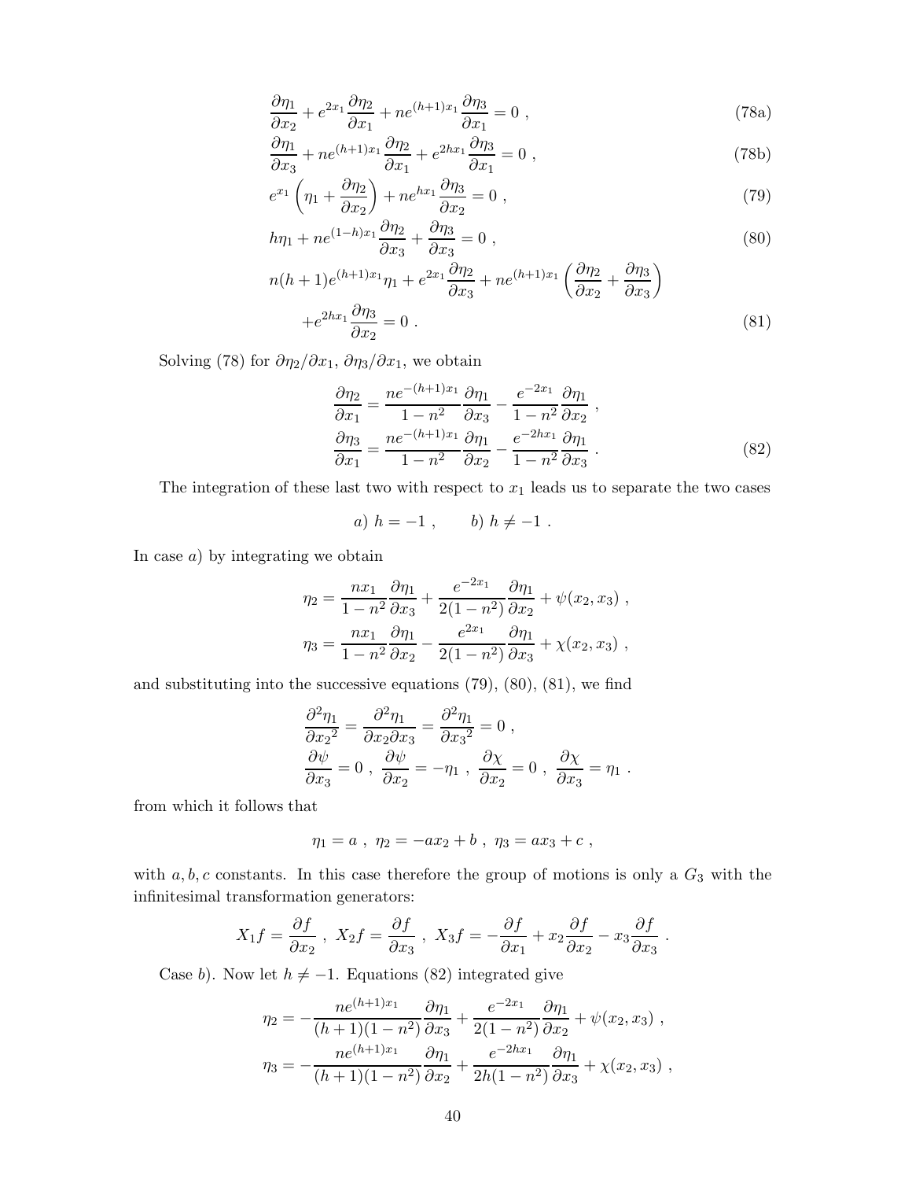$$\frac{\partial \eta_1}{\partial x_2} + e^{2x_1}\frac{\partial \eta_2}{\partial x_1} + ne^{(h+1)x_1}\frac{\partial \eta_3}{\partial x_1} = 0 \ , \tag{78a}$$

$$\frac{\partial \eta_1}{\partial x_3} + ne^{(h+1)x_1}\frac{\partial \eta_2}{\partial x_1} + e^{2hx_1}\frac{\partial \eta_3}{\partial x_1} = 0 \ , \tag{78b}$$

$$e^{x_1}\left(\eta_1 + \frac{\partial \eta_2}{\partial x_2}\right) + ne^{hx_1}\frac{\partial \eta_3}{\partial x_2} = 0 \ , \tag{79}$$

$$h\eta_1 + ne^{(1-h)x_1}\frac{\partial \eta_2}{\partial x_3} + \frac{\partial \eta_3}{\partial x_3} = 0 \ , \tag{80}$$

$$n(h+1)e^{(h+1)x_1}\eta_1 + e^{2x_1}\frac{\partial \eta_2}{\partial x_3} + ne^{(h+1)x_1}\left(\frac{\partial \eta_2}{\partial x_2} + \frac{\partial \eta_3}{\partial x_3}\right) + e^{2hx_1}\frac{\partial \eta_3}{\partial x_2} = 0 \ . \tag{81}$$

Solving (78) for $\partial\eta_2/\partial x_1$, $\partial\eta_3/\partial x_1$, we obtain

$$\frac{\partial \eta_2}{\partial x_1} = \frac{ne^{-(h+1)x_1}}{1-n^2}\frac{\partial \eta_1}{\partial x_3} - \frac{e^{-2x_1}}{1-n^2}\frac{\partial \eta_1}{\partial x_2} \ ,$$
$$\frac{\partial \eta_3}{\partial x_1} = \frac{ne^{-(h+1)x_1}}{1-n^2}\frac{\partial \eta_1}{\partial x_2} - \frac{e^{-2hx_1}}{1-n^2}\frac{\partial \eta_1}{\partial x_3} \ . \tag{82}$$

The integration of these last two with respect to $x_1$ leads us to separate the two cases

$$a) \ h = -1 \ , \qquad b) \ h \neq -1 \ .$$

In case $a$) by integrating we obtain

$$\eta_2 = \frac{nx_1}{1-n^2}\frac{\partial \eta_1}{\partial x_3} + \frac{e^{-2x_1}}{2(1-n^2)}\frac{\partial \eta_1}{\partial x_2} + \psi(x_2,x_3) \ ,$$
$$\eta_3 = \frac{nx_1}{1-n^2}\frac{\partial \eta_1}{\partial x_2} - \frac{e^{2x_1}}{2(1-n^2)}\frac{\partial \eta_1}{\partial x_3} + \chi(x_2,x_3) \ ,$$

and substituting into the successive equations (79), (80), (81), we find

$$\frac{\partial^2 \eta_1}{\partial {x_2}^2} = \frac{\partial^2 \eta_1}{\partial x_2 \partial x_3} = \frac{\partial^2 \eta_1}{\partial {x_3}^2} = 0 \ ,$$
$$\frac{\partial \psi}{\partial x_3} = 0 \ , \ \frac{\partial \psi}{\partial x_2} = -\eta_1 \ , \ \frac{\partial \chi}{\partial x_2} = 0 \ , \ \frac{\partial \chi}{\partial x_3} = \eta_1 \ .$$

from which it follows that

$$\eta_1 = a \ , \ \eta_2 = -ax_2 + b \ , \ \eta_3 = ax_3 + c \ ,$$

with $a, b, c$ constants. In this case therefore the group of motions is only a $G_3$ with the infinitesimal transformation generators:

$$X_1 f = \frac{\partial f}{\partial x_2} \ , \ X_2 f = \frac{\partial f}{\partial x_3} \ , \ X_3 f = -\frac{\partial f}{\partial x_1} + x_2\frac{\partial f}{\partial x_2} - x_3\frac{\partial f}{\partial x_3} \ .$$

Case $b$). Now let $h \neq -1$. Equations (82) integrated give

$$\eta_2 = -\frac{ne^{(h+1)x_1}}{(h+1)(1-n^2)}\frac{\partial \eta_1}{\partial x_3} + \frac{e^{-2x_1}}{2(1-n^2)}\frac{\partial \eta_1}{\partial x_2} + \psi(x_2,x_3) \ ,$$
$$\eta_3 = -\frac{ne^{(h+1)x_1}}{(h+1)(1-n^2)}\frac{\partial \eta_1}{\partial x_2} + \frac{e^{-2hx_1}}{2h(1-n^2)}\frac{\partial \eta_1}{\partial x_3} + \chi(x_2,x_3) \ ,$$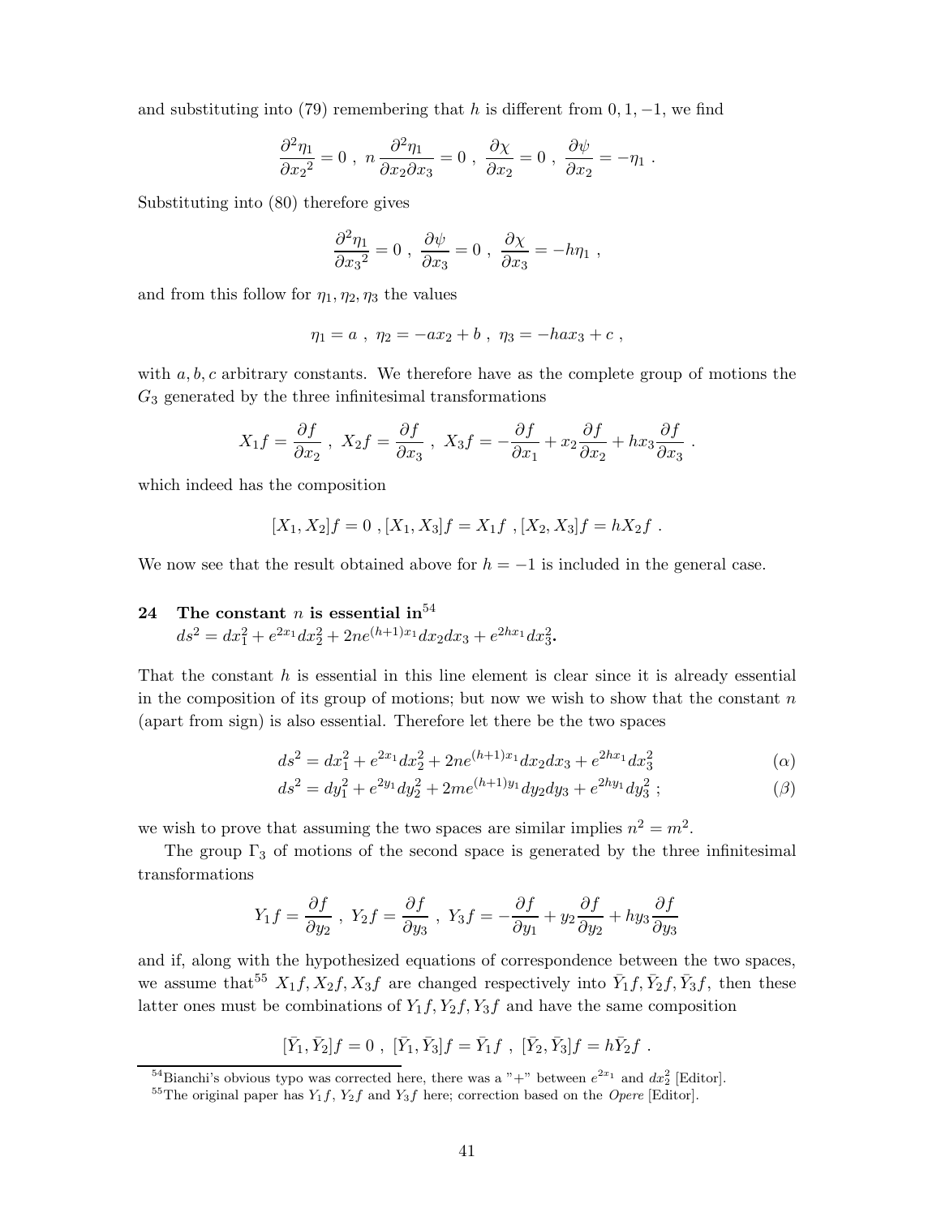and substituting into (79) remembering that $h$ is different from $0, 1, -1$, we find

$$\frac{\partial^2 \eta_1}{\partial {x_2}^2} = 0 \ , \ n \, \frac{\partial^2 \eta_1}{\partial x_2 \partial x_3} = 0 \ , \ \frac{\partial \chi}{\partial x_2} = 0 \ , \ \frac{\partial \psi}{\partial x_2} = -\eta_1 \ .$$

Substituting into (80) therefore gives

$$\frac{\partial^2 \eta_1}{\partial {x_3}^2} = 0 \ , \ \frac{\partial \psi}{\partial x_3} = 0 \ , \ \frac{\partial \chi}{\partial x_3} = -h\eta_1 \ ,$$

and from this follow for $\eta_1, \eta_2, \eta_3$ the values

$$\eta_1 = a \ , \ \eta_2 = -ax_2 + b \ , \ \eta_3 = -hax_3 + c \ ,$$

with $a, b, c$ arbitrary constants. We therefore have as the complete group of motions the $G_3$ generated by the three infinitesimal transformations

$$X_1 f = \frac{\partial f}{\partial x_2} \ , \ X_2 f = \frac{\partial f}{\partial x_3} \ , \ X_3 f = -\frac{\partial f}{\partial x_1} + x_2 \frac{\partial f}{\partial x_2} + h x_3 \frac{\partial f}{\partial x_3} \ .$$

which indeed has the composition

$$[X_1, X_2]f = 0 \ , [X_1, X_3]f = X_1 f \ , [X_2, X_3]f = hX_2 f \ .$$

We now see that the result obtained above for $h = -1$ is included in the general case.

## 24 The constant $n$ is essential in[54] $ds^2 = dx_1^2 + e^{2x_1} dx_2^2 + 2ne^{(h+1)x_1} dx_2 dx_3 + e^{2hx_1} dx_3^2$.

That the constant $h$ is essential in this line element is clear since it is already essential in the composition of its group of motions; but now we wish to show that the constant $n$ (apart from sign) is also essential. Therefore let there be the two spaces

$$ds^2 = dx_1^2 + e^{2x_1} dx_2^2 + 2ne^{(h+1)x_1} dx_2 dx_3 + e^{2hx_1} dx_3^2 \qquad (\alpha)$$

$$ds^2 = dy_1^2 + e^{2y_1} dy_2^2 + 2me^{(h+1)y_1} dy_2 dy_3 + e^{2hy_1} dy_3^2 \ ; \qquad (\beta)$$

we wish to prove that assuming the two spaces are similar implies $n^2 = m^2$.

The group $\Gamma_3$ of motions of the second space is generated by the three infinitesimal transformations

$$Y_1 f = \frac{\partial f}{\partial y_2} \ , \ Y_2 f = \frac{\partial f}{\partial y_3} \ , \ Y_3 f = -\frac{\partial f}{\partial y_1} + y_2 \frac{\partial f}{\partial y_2} + h y_3 \frac{\partial f}{\partial y_3}$$

and if, along with the hypothesized equations of correspondence between the two spaces, we assume that[55] $X_1 f, X_2 f, X_3 f$ are changed respectively into $\bar{Y}_1 f, \bar{Y}_2 f, \bar{Y}_3 f$, then these latter ones must be combinations of $Y_1 f, Y_2 f, Y_3 f$ and have the same composition

$$[\bar{Y}_1, \bar{Y}_2]f = 0 \ , \ [\bar{Y}_1, \bar{Y}_3]f = \bar{Y}_1 f \ , \ [\bar{Y}_2, \bar{Y}_3]f = h\bar{Y}_2 f \ .$$

[54] Bianchi's obvious typo was corrected here, there was a "+" between $e^{2x_1}$ and $dx_2^2$ [Editor].

[55] The original paper has $Y_1 f$, $Y_2 f$ and $Y_3 f$ here; correction based on the *Opere* [Editor].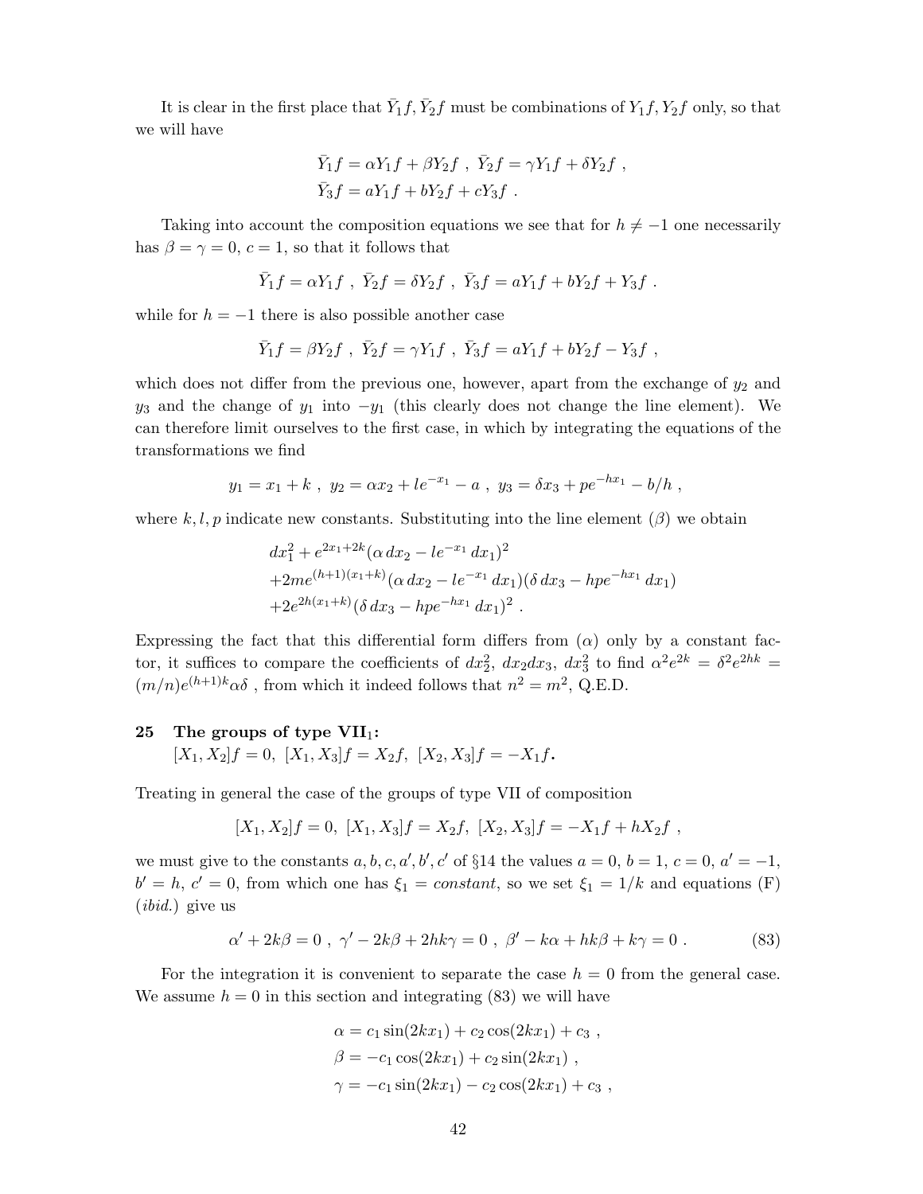It is clear in the first place that $\bar{Y}_1 f, \bar{Y}_2 f$ must be combinations of $Y_1 f, Y_2 f$ only, so that we will have

$$
\begin{aligned}
&\bar{Y}_1 f = \alpha Y_1 f + \beta Y_2 f \ , \ \bar{Y}_2 f = \gamma Y_1 f + \delta Y_2 f \ , \\
&\bar{Y}_3 f = a Y_1 f + b Y_2 f + c Y_3 f \ .
\end{aligned}
$$

Taking into account the composition equations we see that for $h \neq -1$ one necessarily has $\beta = \gamma = 0$, $c = 1$, so that it follows that

$$
\bar{Y}_1 f = \alpha Y_1 f \ , \ \bar{Y}_2 f = \delta Y_2 f \ , \ \bar{Y}_3 f = a Y_1 f + b Y_2 f + Y_3 f \ .
$$

while for $h = -1$ there is also possible another case

$$
\bar{Y}_1 f = \beta Y_2 f \ , \ \bar{Y}_2 f = \gamma Y_1 f \ , \ \bar{Y}_3 f = a Y_1 f + b Y_2 f - Y_3 f \ ,
$$

which does not differ from the previous one, however, apart from the exchange of $y_2$ and $y_3$ and the change of $y_1$ into $-y_1$ (this clearly does not change the line element). We can therefore limit ourselves to the first case, in which by integrating the equations of the transformations we find

$$
y_1 = x_1 + k \ , \ y_2 = \alpha x_2 + l e^{-x_1} - a \ , \ y_3 = \delta x_3 + p e^{-h x_1} - b/h \ ,
$$

where $k, l, p$ indicate new constants. Substituting into the line element ($\beta$) we obtain

$$
\begin{aligned}
&dx_1^2 + e^{2x_1+2k}(\alpha\, dx_2 - l e^{-x_1}\, dx_1)^2 \\
&+2m e^{(h+1)(x_1+k)}(\alpha\, dx_2 - l e^{-x_1}\, dx_1)(\delta\, dx_3 - h p e^{-h x_1}\, dx_1) \\
&+2e^{2h(x_1+k)}(\delta\, dx_3 - h p e^{-h x_1}\, dx_1)^2 \ .
\end{aligned}
$$

Expressing the fact that this differential form differs from ($\alpha$) only by a constant factor, it suffices to compare the coefficients of $dx_2^2$, $dx_2 dx_3$, $dx_3^2$ to find $\alpha^2 e^{2k} = \delta^2 e^{2hk} = (m/n) e^{(h+1)k} \alpha\delta$ , from which it indeed follows that $n^2 = m^2$, Q.E.D.

## 25 The groups of type VII$_1$: $[X_1, X_2]f = 0,\ [X_1, X_3]f = X_2 f,\ [X_2, X_3]f = -X_1 f$.

Treating in general the case of the groups of type VII of composition

$$
[X_1, X_2]f = 0,\ [X_1, X_3]f = X_2 f,\ [X_2, X_3]f = -X_1 f + h X_2 f \ ,
$$

we must give to the constants $a, b, c, a', b', c'$ of §14 the values $a = 0$, $b = 1$, $c = 0$, $a' = -1$, $b' = h$, $c' = 0$, from which one has $\xi_1 = constant$, so we set $\xi_1 = 1/k$ and equations (F) (*ibid.*) give us

$$
\alpha' + 2k\beta = 0 \ , \ \gamma' - 2k\beta + 2hk\gamma = 0 \ , \ \beta' - k\alpha + hk\beta + k\gamma = 0 \ . \tag{83}
$$

For the integration it is convenient to separate the case $h = 0$ from the general case. We assume $h = 0$ in this section and integrating (83) we will have

$$
\begin{aligned}
\alpha &= c_1 \sin(2kx_1) + c_2 \cos(2kx_1) + c_3 \ , \\
\beta &= -c_1 \cos(2kx_1) + c_2 \sin(2kx_1) \ , \\
\gamma &= -c_1 \sin(2kx_1) - c_2 \cos(2kx_1) + c_3 \ ,
\end{aligned}
$$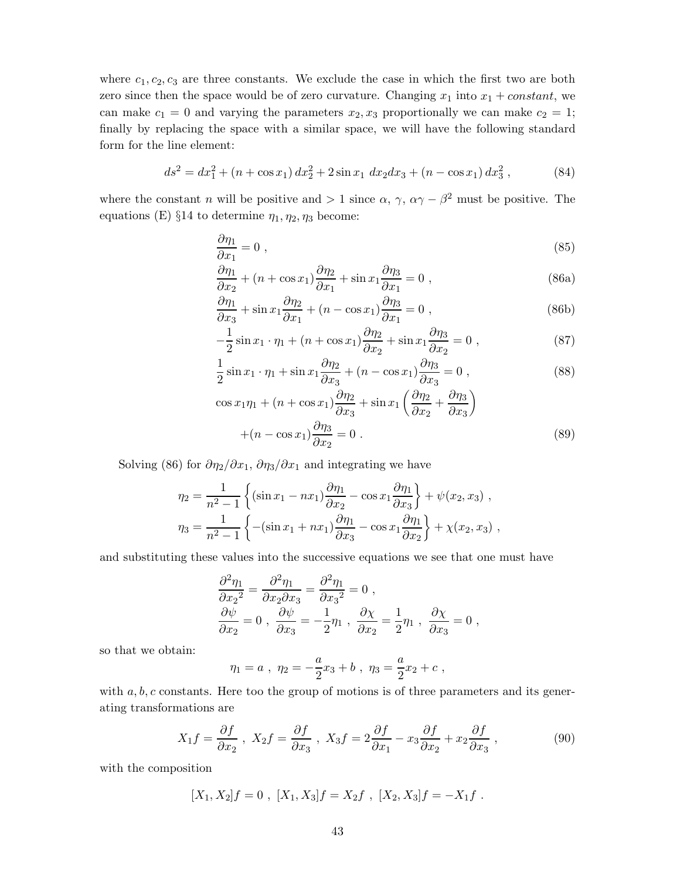where $c_1, c_2, c_3$ are three constants. We exclude the case in which the first two are both zero since then the space would be of zero curvature. Changing $x_1$ into $x_1 + constant$, we can make $c_1 = 0$ and varying the parameters $x_2, x_3$ proportionally we can make $c_2 = 1$; finally by replacing the space with a similar space, we will have the following standard form for the line element:

$$ds^2 = dx_1^2 + (n + \cos x_1)\, dx_2^2 + 2 \sin x_1 \; dx_2 dx_3 + (n - \cos x_1)\, dx_3^2 \ , \tag{84}$$

where the constant $n$ will be positive and $> 1$ since $\alpha$, $\gamma$, $\alpha\gamma - \beta^2$ must be positive. The equations (E) §14 to determine $\eta_1, \eta_2, \eta_3$ become:

$$\frac{\partial \eta_1}{\partial x_1} = 0 \ , \tag{85}$$

$$\frac{\partial \eta_1}{\partial x_2} + (n + \cos x_1)\frac{\partial \eta_2}{\partial x_1} + \sin x_1 \frac{\partial \eta_3}{\partial x_1} = 0 \ , \tag{86a}$$

$$\frac{\partial \eta_1}{\partial x_3} + \sin x_1 \frac{\partial \eta_2}{\partial x_1} + (n - \cos x_1)\frac{\partial \eta_3}{\partial x_1} = 0 \ , \tag{86b}$$

$$-\frac{1}{2}\sin x_1 \cdot \eta_1 + (n + \cos x_1)\frac{\partial \eta_2}{\partial x_2} + \sin x_1 \frac{\partial \eta_3}{\partial x_2} = 0 \ , \tag{87}$$

$$\frac{1}{2}\sin x_1 \cdot \eta_1 + \sin x_1 \frac{\partial \eta_2}{\partial x_3} + (n - \cos x_1)\frac{\partial \eta_3}{\partial x_3} = 0 \ , \tag{88}$$

$$\cos x_1 \eta_1 + (n + \cos x_1)\frac{\partial \eta_2}{\partial x_3} + \sin x_1 \left(\frac{\partial \eta_2}{\partial x_2} + \frac{\partial \eta_3}{\partial x_3}\right) + (n - \cos x_1)\frac{\partial \eta_3}{\partial x_2} = 0 \ . \tag{89}$$

Solving (86) for $\partial \eta_2 / \partial x_1$, $\partial \eta_3 / \partial x_1$ and integrating we have

$$\eta_2 = \frac{1}{n^2 - 1}\left\{(\sin x_1 - n x_1)\frac{\partial \eta_1}{\partial x_2} - \cos x_1 \frac{\partial \eta_1}{\partial x_3}\right\} + \psi(x_2, x_3) \ ,$$

$$\eta_3 = \frac{1}{n^2 - 1}\left\{-(\sin x_1 + n x_1)\frac{\partial \eta_1}{\partial x_3} - \cos x_1 \frac{\partial \eta_1}{\partial x_2}\right\} + \chi(x_2, x_3) \ ,$$

and substituting these values into the successive equations we see that one must have

$$\frac{\partial^2 \eta_1}{\partial {x_2}^2} = \frac{\partial^2 \eta_1}{\partial x_2 \partial x_3} = \frac{\partial^2 \eta_1}{\partial {x_3}^2} = 0 \ ,$$

$$\frac{\partial \psi}{\partial x_2} = 0 \ , \ \frac{\partial \psi}{\partial x_3} = -\frac{1}{2}\eta_1 \ , \ \frac{\partial \chi}{\partial x_2} = \frac{1}{2}\eta_1 \ , \ \frac{\partial \chi}{\partial x_3} = 0 \ ,$$

so that we obtain:

$$\eta_1 = a \ , \ \eta_2 = -\frac{a}{2}x_3 + b \ , \ \eta_3 = \frac{a}{2}x_2 + c \ ,$$

with $a, b, c$ constants. Here too the group of motions is of three parameters and its generating transformations are

$$X_1 f = \frac{\partial f}{\partial x_2} \ , \ X_2 f = \frac{\partial f}{\partial x_3} \ , \ X_3 f = 2\frac{\partial f}{\partial x_1} - x_3 \frac{\partial f}{\partial x_2} + x_2 \frac{\partial f}{\partial x_3} \ , \tag{90}$$

with the composition

$$[X_1, X_2] f = 0 \ , \ [X_1, X_3] f = X_2 f \ , \ [X_2, X_3] f = -X_1 f \ .$$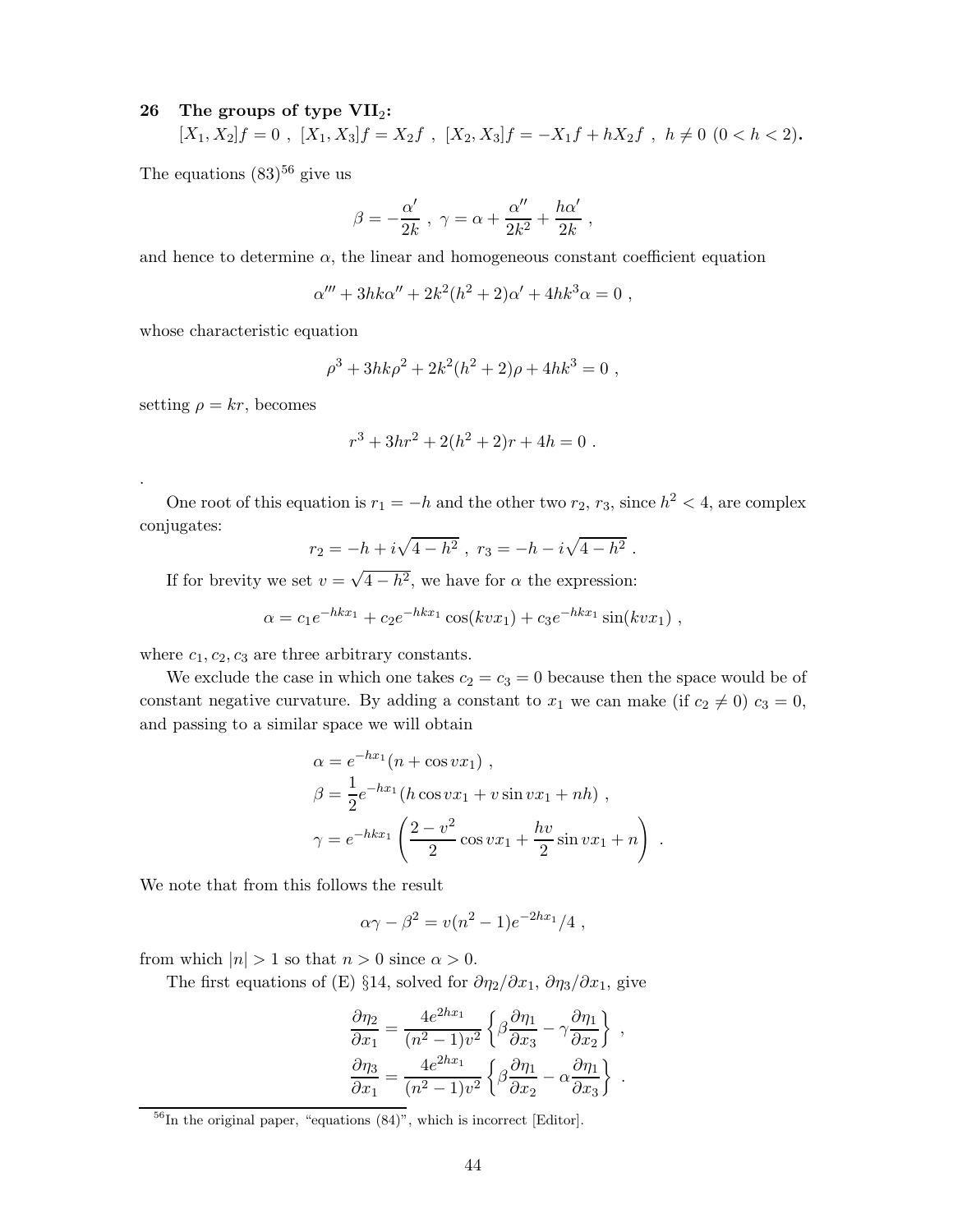## 26 The groups of type VII$_2$:

$[X_1, X_2]f = 0$ , $[X_1, X_3]f = X_2 f$ , $[X_2, X_3]f = -X_1 f + hX_2 f$ , $h \neq 0$ $(0 < h < 2)$.

The equations (83)[56] give us

$$\beta = -\frac{\alpha'}{2k} \ , \ \gamma = \alpha + \frac{\alpha''}{2k^2} + \frac{h\alpha'}{2k} \ ,$$

and hence to determine $\alpha$, the linear and homogeneous constant coefficient equation

$$\alpha''' + 3hk\alpha'' + 2k^2(h^2+2)\alpha' + 4hk^3\alpha = 0 \ ,$$

whose characteristic equation

$$\rho^3 + 3hk\rho^2 + 2k^2(h^2+2)\rho + 4hk^3 = 0 \ ,$$

setting $\rho = kr$, becomes

$$r^3 + 3hr^2 + 2(h^2+2)r + 4h = 0 \ .$$

.

One root of this equation is $r_1 = -h$ and the other two $r_2$, $r_3$, since $h^2 < 4$, are complex conjugates:

$$r_2 = -h + i\sqrt{4-h^2} \ , \ r_3 = -h - i\sqrt{4-h^2} \ .$$

If for brevity we set $v = \sqrt{4-h^2}$, we have for $\alpha$ the expression:

$$\alpha = c_1 e^{-hkx_1} + c_2 e^{-hkx_1}\cos(kvx_1) + c_3 e^{-hkx_1}\sin(kvx_1) \ ,$$

where $c_1, c_2, c_3$ are three arbitrary constants.

We exclude the case in which one takes $c_2 = c_3 = 0$ because then the space would be of constant negative curvature. By adding a constant to $x_1$ we can make (if $c_2 \neq 0$) $c_3 = 0$, and passing to a similar space we will obtain

$$\begin{aligned}
\alpha &= e^{-hx_1}(n + \cos vx_1) \ , \\
\beta &= \frac{1}{2}e^{-hx_1}(h\cos vx_1 + v\sin vx_1 + nh) \ , \\
\gamma &= e^{-hkx_1}\left(\frac{2-v^2}{2}\cos vx_1 + \frac{hv}{2}\sin vx_1 + n\right) \ .
\end{aligned}$$

We note that from this follows the result

$$\alpha\gamma - \beta^2 = v(n^2-1)e^{-2hx_1}/4 \ ,$$

from which $|n| > 1$ so that $n > 0$ since $\alpha > 0$.

The first equations of (E) §14, solved for $\partial\eta_2/\partial x_1$, $\partial\eta_3/\partial x_1$, give

$$\begin{aligned}
\frac{\partial\eta_2}{\partial x_1} &= \frac{4e^{2hx_1}}{(n^2-1)v^2}\left\{\beta\frac{\partial\eta_1}{\partial x_3} - \gamma\frac{\partial\eta_1}{\partial x_2}\right\} \ , \\
\frac{\partial\eta_3}{\partial x_1} &= \frac{4e^{2hx_1}}{(n^2-1)v^2}\left\{\beta\frac{\partial\eta_1}{\partial x_2} - \alpha\frac{\partial\eta_1}{\partial x_3}\right\} \ .
\end{aligned}$$

[56] In the original paper, "equations (84)", which is incorrect [Editor].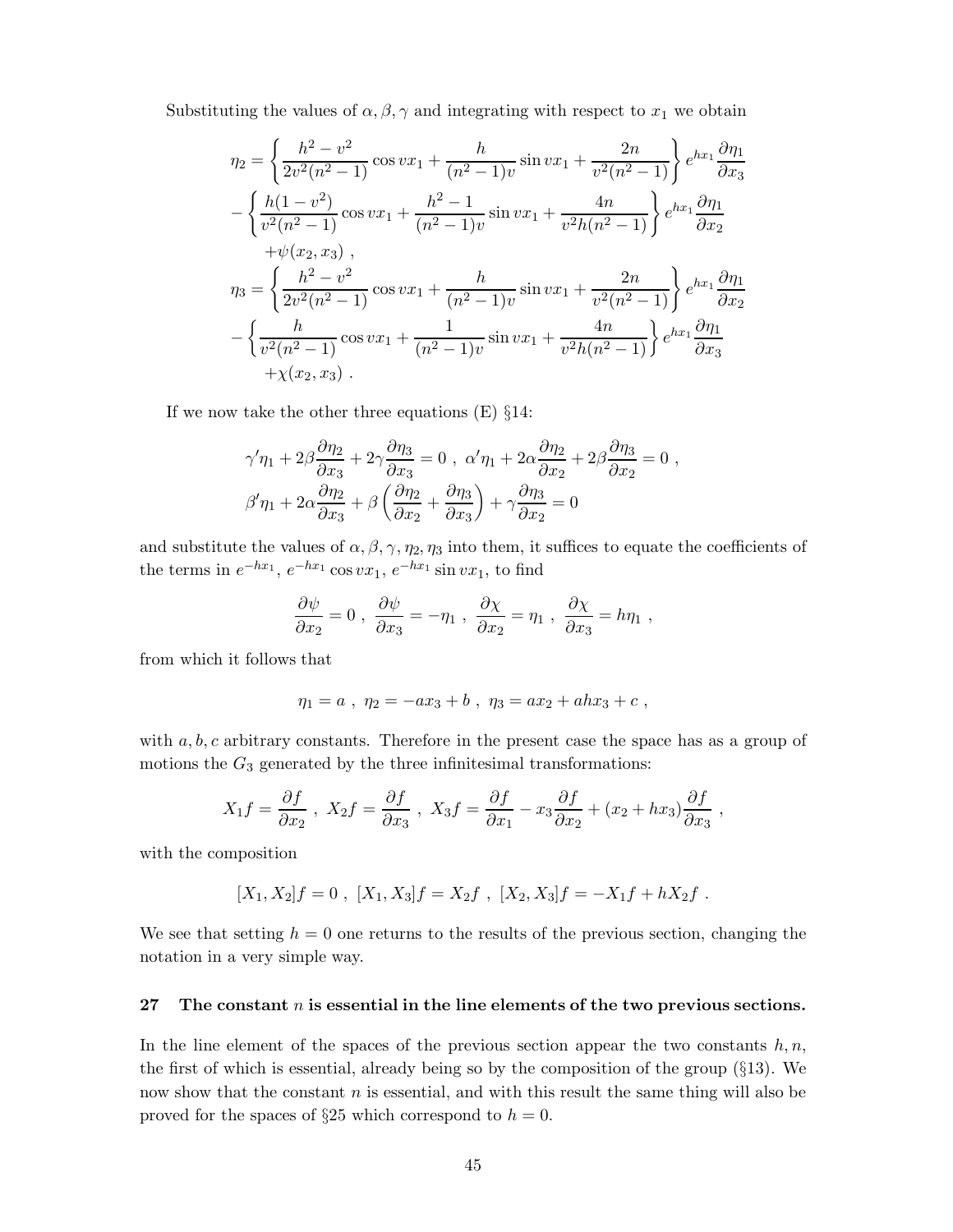Substituting the values of $\alpha, \beta, \gamma$ and integrating with respect to $x_1$ we obtain

$$
\begin{aligned}
\eta_2 &= \left\{ \frac{h^2 - v^2}{2v^2(n^2-1)} \cos vx_1 + \frac{h}{(n^2-1)v} \sin vx_1 + \frac{2n}{v^2(n^2-1)} \right\} e^{hx_1} \frac{\partial \eta_1}{\partial x_3} \\
&- \left\{ \frac{h(1-v^2)}{v^2(n^2-1)} \cos vx_1 + \frac{h^2-1}{(n^2-1)v} \sin vx_1 + \frac{4n}{v^2 h(n^2-1)} \right\} e^{hx_1} \frac{\partial \eta_1}{\partial x_2} \\
&\quad + \psi(x_2, x_3) \ , \\
\eta_3 &= \left\{ \frac{h^2 - v^2}{2v^2(n^2-1)} \cos vx_1 + \frac{h}{(n^2-1)v} \sin vx_1 + \frac{2n}{v^2(n^2-1)} \right\} e^{hx_1} \frac{\partial \eta_1}{\partial x_2} \\
&- \left\{ \frac{h}{v^2(n^2-1)} \cos vx_1 + \frac{1}{(n^2-1)v} \sin vx_1 + \frac{4n}{v^2 h(n^2-1)} \right\} e^{hx_1} \frac{\partial \eta_1}{\partial x_3} \\
&\quad + \chi(x_2, x_3) \ .
\end{aligned}
$$

If we now take the other three equations (E) §14:

$$
\gamma' \eta_1 + 2\beta \frac{\partial \eta_2}{\partial x_3} + 2\gamma \frac{\partial \eta_3}{\partial x_3} = 0 \ , \ \alpha' \eta_1 + 2\alpha \frac{\partial \eta_2}{\partial x_2} + 2\beta \frac{\partial \eta_3}{\partial x_2} = 0 \ ,
$$
$$
\beta' \eta_1 + 2\alpha \frac{\partial \eta_2}{\partial x_3} + \beta \left( \frac{\partial \eta_2}{\partial x_2} + \frac{\partial \eta_3}{\partial x_3} \right) + \gamma \frac{\partial \eta_3}{\partial x_2} = 0
$$

and substitute the values of $\alpha, \beta, \gamma, \eta_2, \eta_3$ into them, it suffices to equate the coefficients of the terms in $e^{-hx_1}$, $e^{-hx_1} \cos vx_1$, $e^{-hx_1} \sin vx_1$, to find

$$
\frac{\partial \psi}{\partial x_2} = 0 \ , \ \frac{\partial \psi}{\partial x_3} = -\eta_1 \ , \ \frac{\partial \chi}{\partial x_2} = \eta_1 \ , \ \frac{\partial \chi}{\partial x_3} = h\eta_1 \ ,
$$

from which it follows that

$$
\eta_1 = a \ , \ \eta_2 = -ax_3 + b \ , \ \eta_3 = ax_2 + ahx_3 + c \ ,
$$

with $a, b, c$ arbitrary constants. Therefore in the present case the space has as a group of motions the $G_3$ generated by the three infinitesimal transformations:

$$
X_1 f = \frac{\partial f}{\partial x_2} \ , \ X_2 f = \frac{\partial f}{\partial x_3} \ , \ X_3 f = \frac{\partial f}{\partial x_1} - x_3 \frac{\partial f}{\partial x_2} + (x_2 + hx_3) \frac{\partial f}{\partial x_3} \ ,
$$

with the composition

$$
[X_1, X_2] f = 0 \ , \ [X_1, X_3] f = X_2 f \ , \ [X_2, X_3] f = -X_1 f + hX_2 f \ .
$$

We see that setting $h = 0$ one returns to the results of the previous section, changing the notation in a very simple way.

## 27 The constant $n$ is essential in the line elements of the two previous sections.

In the line element of the spaces of the previous section appear the two constants $h, n$, the first of which is essential, already being so by the composition of the group (§13). We now show that the constant $n$ is essential, and with this result the same thing will also be proved for the spaces of §25 which correspond to $h = 0$.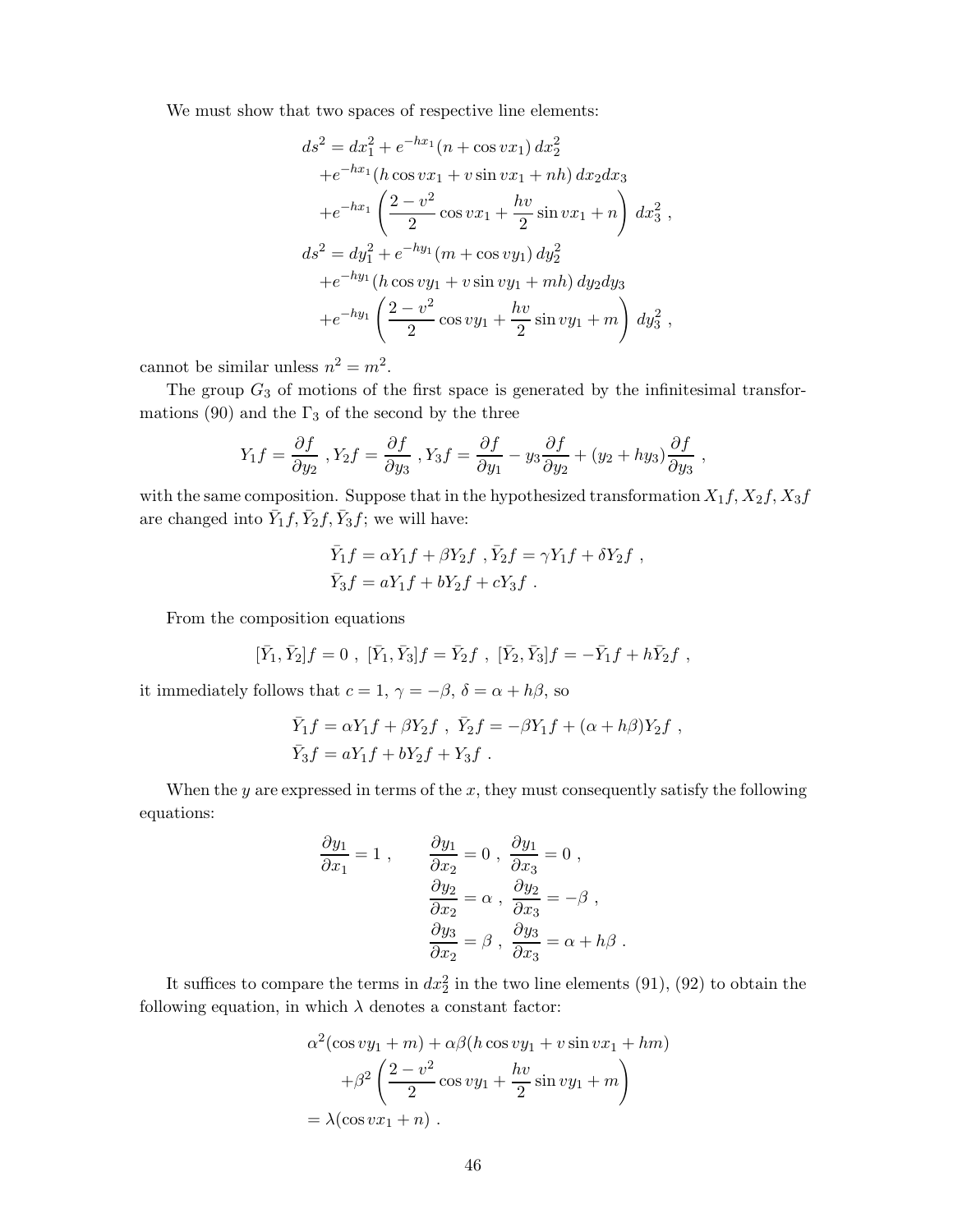We must show that two spaces of respective line elements:

$$
\begin{aligned}
ds^2 &= dx_1^2 + e^{-hx_1}(n + \cos vx_1)\, dx_2^2 \\
&\quad + e^{-hx_1}(h\cos vx_1 + v\sin vx_1 + nh)\, dx_2 dx_3 \\
&\quad + e^{-hx_1}\left(\frac{2-v^2}{2}\cos vx_1 + \frac{hv}{2}\sin vx_1 + n\right)\, dx_3^2 \ , \\
ds^2 &= dy_1^2 + e^{-hy_1}(m + \cos vy_1)\, dy_2^2 \\
&\quad + e^{-hy_1}(h\cos vy_1 + v\sin vy_1 + mh)\, dy_2 dy_3 \\
&\quad + e^{-hy_1}\left(\frac{2-v^2}{2}\cos vy_1 + \frac{hv}{2}\sin vy_1 + m\right)\, dy_3^2 \ ,
\end{aligned}
$$

cannot be similar unless $n^2 = m^2$.

The group $G_3$ of motions of the first space is generated by the infinitesimal transformations (90) and the $\Gamma_3$ of the second by the three

$$
Y_1 f = \frac{\partial f}{\partial y_2}\ , Y_2 f = \frac{\partial f}{\partial y_3}\ , Y_3 f = \frac{\partial f}{\partial y_1} - y_3\frac{\partial f}{\partial y_2} + (y_2 + hy_3)\frac{\partial f}{\partial y_3}\ ,
$$

with the same composition. Suppose that in the hypothesized transformation $X_1 f, X_2 f, X_3 f$ are changed into $\bar{Y}_1 f, \bar{Y}_2 f, \bar{Y}_3 f$; we will have:

$$
\begin{aligned}
&\bar{Y}_1 f = \alpha Y_1 f + \beta Y_2 f\ , \bar{Y}_2 f = \gamma Y_1 f + \delta Y_2 f\ , \\
&\bar{Y}_3 f = a Y_1 f + b Y_2 f + c Y_3 f\ .
\end{aligned}
$$

From the composition equations

$$
[\bar{Y}_1, \bar{Y}_2] f = 0\ ,\ [\bar{Y}_1, \bar{Y}_3] f = \bar{Y}_2 f\ ,\ [\bar{Y}_2, \bar{Y}_3] f = -\bar{Y}_1 f + h\bar{Y}_2 f\ ,
$$

it immediately follows that $c = 1$, $\gamma = -\beta$, $\delta = \alpha + h\beta$, so

$$
\begin{aligned}
&\bar{Y}_1 f = \alpha Y_1 f + \beta Y_2 f\ ,\ \bar{Y}_2 f = -\beta Y_1 f + (\alpha + h\beta) Y_2 f\ , \\
&\bar{Y}_3 f = a Y_1 f + b Y_2 f + Y_3 f\ .
\end{aligned}
$$

When the $y$ are expressed in terms of the $x$, they must consequently satisfy the following equations:

$$
\begin{aligned}
\frac{\partial y_1}{\partial x_1} = 1\ , \qquad & \frac{\partial y_1}{\partial x_2} = 0\ ,\ \frac{\partial y_1}{\partial x_3} = 0\ , \\
& \frac{\partial y_2}{\partial x_2} = \alpha\ ,\ \frac{\partial y_2}{\partial x_3} = -\beta\ , \\
& \frac{\partial y_3}{\partial x_2} = \beta\ ,\ \frac{\partial y_3}{\partial x_3} = \alpha + h\beta\ .
\end{aligned}
$$

It suffices to compare the terms in $dx_2^2$ in the two line elements (91), (92) to obtain the following equation, in which $\lambda$ denotes a constant factor:

$$
\begin{aligned}
&\alpha^2(\cos vy_1 + m) + \alpha\beta(h\cos vy_1 + v\sin vx_1 + hm) \\
&\quad + \beta^2\left(\frac{2-v^2}{2}\cos vy_1 + \frac{hv}{2}\sin vy_1 + m\right) \\
&= \lambda(\cos vx_1 + n)\ .
\end{aligned}
$$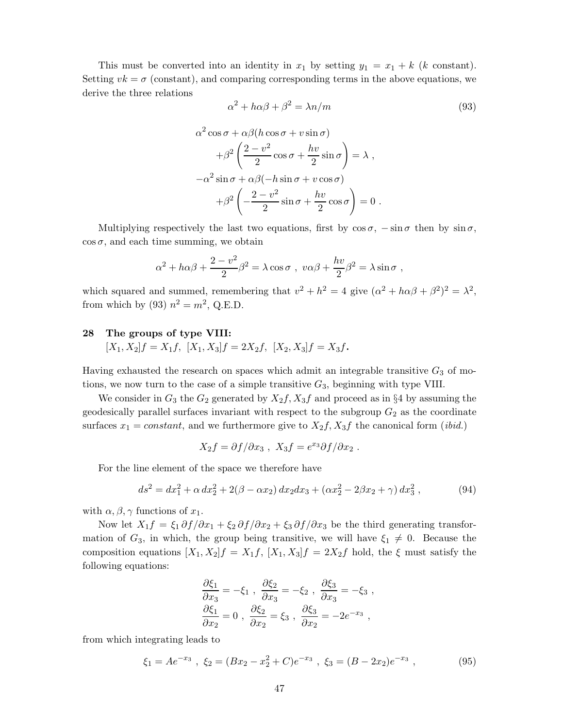This must be converted into an identity in $x_1$ by setting $y_1 = x_1 + k$ ($k$ constant). Setting $vk = \sigma$ (constant), and comparing corresponding terms in the above equations, we derive the three relations

$$\alpha^2 + h\alpha\beta + \beta^2 = \lambda n/m \tag{93}$$

$$\begin{aligned}
&\alpha^2 \cos\sigma + \alpha\beta(h\cos\sigma + v\sin\sigma) \\
&\qquad + \beta^2\left(\frac{2-v^2}{2}\cos\sigma + \frac{hv}{2}\sin\sigma\right) = \lambda \ , \\
&-\alpha^2 \sin\sigma + \alpha\beta(-h\sin\sigma + v\cos\sigma) \\
&\qquad + \beta^2\left(-\frac{2-v^2}{2}\sin\sigma + \frac{hv}{2}\cos\sigma\right) = 0 \ .
\end{aligned}$$

Multiplying respectively the last two equations, first by $\cos\sigma$, $-\sin\sigma$ then by $\sin\sigma$, $\cos\sigma$, and each time summing, we obtain

$$\alpha^2 + h\alpha\beta + \frac{2-v^2}{2}\beta^2 = \lambda\cos\sigma \ , \ v\alpha\beta + \frac{hv}{2}\beta^2 = \lambda\sin\sigma \ ,$$

which squared and summed, remembering that $v^2 + h^2 = 4$ give $(\alpha^2 + h\alpha\beta + \beta^2)^2 = \lambda^2$, from which by (93) $n^2 = m^2$, Q.E.D.

## 28 The groups of type VIII: $[X_1, X_2]f = X_1 f,\ [X_1, X_3]f = 2X_2 f,\ [X_2, X_3]f = X_3 f$.

Having exhausted the research on spaces which admit an integrable transitive $G_3$ of motions, we now turn to the case of a simple transitive $G_3$, beginning with type VIII.

We consider in $G_3$ the $G_2$ generated by $X_2 f, X_3 f$ and proceed as in §4 by assuming the geodesically parallel surfaces invariant with respect to the subgroup $G_2$ as the coordinate surfaces $x_1 = constant$, and we furthermore give to $X_2 f, X_3 f$ the canonical form (*ibid.*)

$$X_2 f = \partial f/\partial x_3 \ , \ X_3 f = e^{x_3}\partial f/\partial x_2 \ .$$

For the line element of the space we therefore have

$$ds^2 = dx_1^2 + \alpha\, dx_2^2 + 2(\beta - \alpha x_2)\, dx_2 dx_3 + (\alpha x_2^2 - 2\beta x_2 + \gamma)\, dx_3^2 \ , \tag{94}$$

with $\alpha, \beta, \gamma$ functions of $x_1$.

Now let $X_1 f = \xi_1\, \partial f/\partial x_1 + \xi_2\, \partial f/\partial x_2 + \xi_3\, \partial f/\partial x_3$ be the third generating transformation of $G_3$, in which, the group being transitive, we will have $\xi_1 \neq 0$. Because the composition equations $[X_1, X_2]f = X_1 f$, $[X_1, X_3]f = 2X_2 f$ hold, the $\xi$ must satisfy the following equations:

$$\begin{aligned}
&\frac{\partial\xi_1}{\partial x_3} = -\xi_1 \ , \ \frac{\partial\xi_2}{\partial x_3} = -\xi_2 \ , \ \frac{\partial\xi_3}{\partial x_3} = -\xi_3 \ , \\
&\frac{\partial\xi_1}{\partial x_2} = 0 \ , \ \frac{\partial\xi_2}{\partial x_2} = \xi_3 \ , \ \frac{\partial\xi_3}{\partial x_2} = -2e^{-x_3} \ ,
\end{aligned}$$

from which integrating leads to

$$\xi_1 = Ae^{-x_3} \ , \ \xi_2 = (Bx_2 - x_2^2 + C)e^{-x_3} \ , \ \xi_3 = (B - 2x_2)e^{-x_3} \ , \tag{95}$$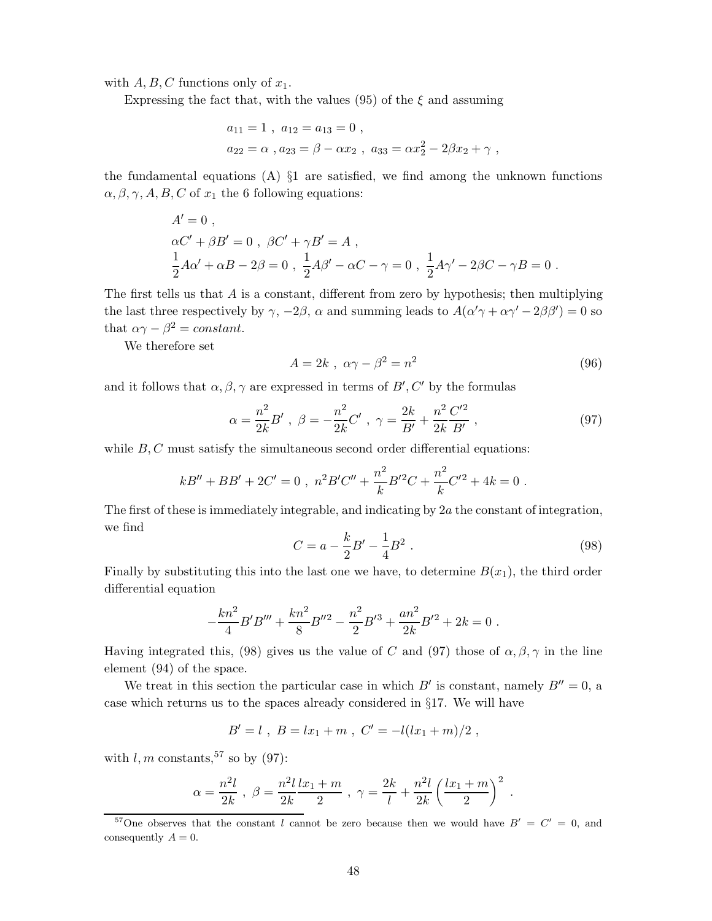with $A, B, C$ functions only of $x_1$.

Expressing the fact that, with the values (95) of the $\xi$ and assuming

$$
\begin{aligned}
&a_{11} = 1 \ , \ a_{12} = a_{13} = 0 \ , \\
&a_{22} = \alpha \ , a_{23} = \beta - \alpha x_2 \ , \ a_{33} = \alpha x_2^2 - 2\beta x_2 + \gamma \ ,
\end{aligned}
$$

the fundamental equations (A) §1 are satisfied, we find among the unknown functions $\alpha, \beta, \gamma, A, B, C$ of $x_1$ the 6 following equations:

$$
\begin{aligned}
&A' = 0 \ , \\
&\alpha C' + \beta B' = 0 \ , \ \beta C' + \gamma B' = A \ , \\
&\frac{1}{2} A\alpha' + \alpha B - 2\beta = 0 \ , \ \frac{1}{2} A\beta' - \alpha C - \gamma = 0 \ , \ \frac{1}{2} A\gamma' - 2\beta C - \gamma B = 0 \ .
\end{aligned}
$$

The first tells us that $A$ is a constant, different from zero by hypothesis; then multiplying the last three respectively by $\gamma$, $-2\beta$, $\alpha$ and summing leads to $A(\alpha'\gamma + \alpha\gamma' - 2\beta\beta') = 0$ so that $\alpha\gamma - \beta^2 = constant$.

We therefore set

$$
A = 2k \ , \ \alpha\gamma - \beta^2 = n^2 \tag{96}
$$

and it follows that $\alpha, \beta, \gamma$ are expressed in terms of $B', C'$ by the formulas

$$
\alpha = \frac{n^2}{2k} B' \ , \ \beta = -\frac{n^2}{2k} C' \ , \ \gamma = \frac{2k}{B'} + \frac{n^2}{2k} \frac{C'^2}{B'} \ , \tag{97}
$$

while $B, C$ must satisfy the simultaneous second order differential equations:

$$
kB'' + BB' + 2C' = 0 \ , \ n^2 B'C'' + \frac{n^2}{k} B'^2 C + \frac{n^2}{k} C'^2 + 4k = 0 \ .
$$

The first of these is immediately integrable, and indicating by $2a$ the constant of integration, we find

$$
C = a - \frac{k}{2} B' - \frac{1}{4} B^2 \ . \tag{98}
$$

Finally by substituting this into the last one we have, to determine $B(x_1)$, the third order differential equation

$$
-\frac{kn^2}{4} B' B''' + \frac{kn^2}{8} B''^2 - \frac{n^2}{2} B'^3 + \frac{an^2}{2k} B'^2 + 2k = 0 \ .
$$

Having integrated this, (98) gives us the value of $C$ and (97) those of $\alpha, \beta, \gamma$ in the line element (94) of the space.

We treat in this section the particular case in which $B'$ is constant, namely $B'' = 0$, a case which returns us to the spaces already considered in §17. We will have

$$
B' = l \ , \ B = lx_1 + m \ , \ C' = -l(lx_1 + m)/2 \ ,
$$

with $l, m$ constants,[57] so by (97):

$$
\alpha = \frac{n^2 l}{2k} \ , \ \beta = \frac{n^2 l}{2k} \frac{lx_1 + m}{2} \ , \ \gamma = \frac{2k}{l} + \frac{n^2 l}{2k} \left( \frac{lx_1 + m}{2} \right)^2 \ .
$$

[57] One observes that the constant $l$ cannot be zero because then we would have $B' = C' = 0$, and consequently $A = 0$.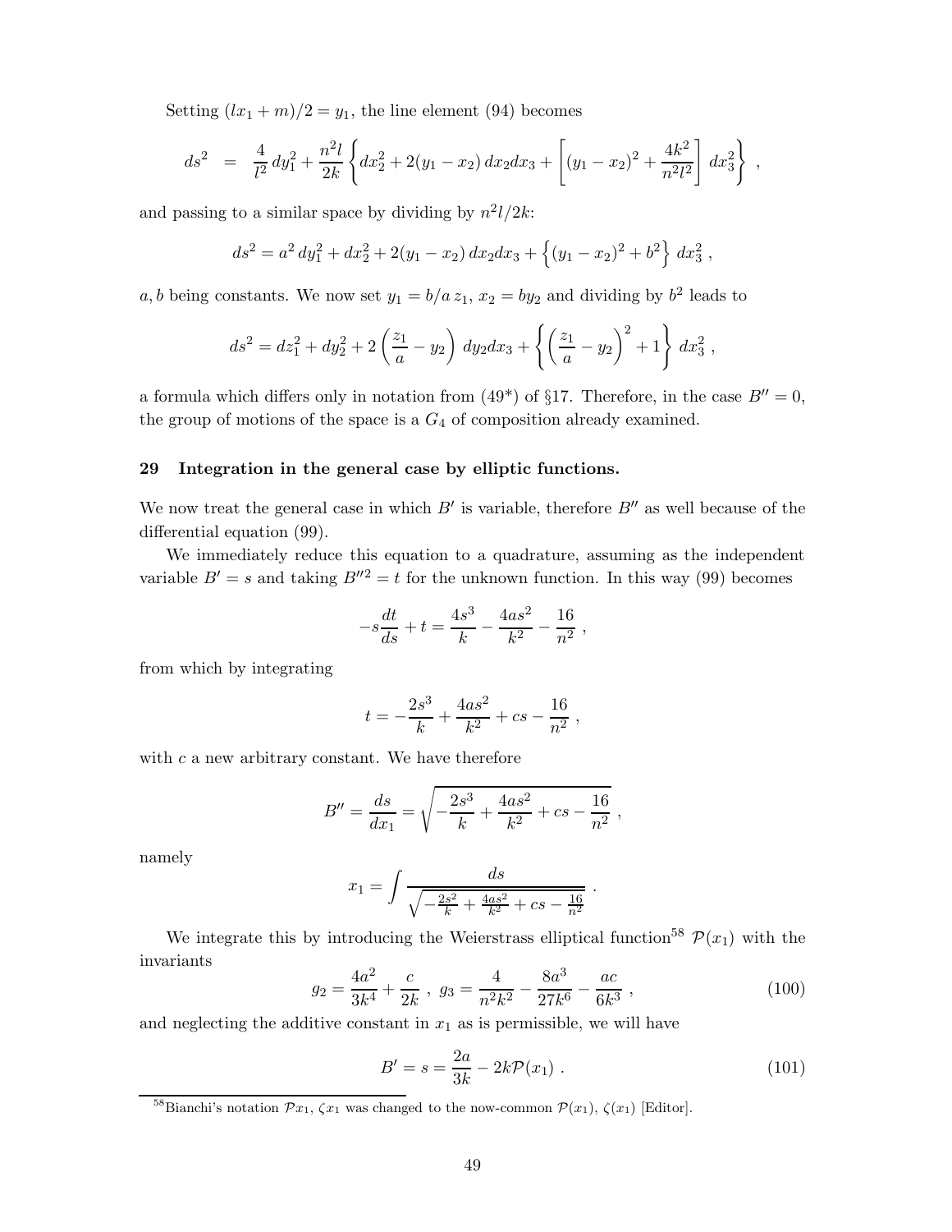Setting $(lx_1 + m)/2 = y_1$, the line element (94) becomes

$$ds^2 \;\; = \;\; \frac{4}{l^2}\,dy_1^2 + \frac{n^2 l}{2k}\left\{dx_2^2 + 2(y_1 - x_2)\,dx_2 dx_3 + \left[(y_1 - x_2)^2 + \frac{4k^2}{n^2 l^2}\right] dx_3^2\right\} \;,$$

and passing to a similar space by dividing by $n^2 l/2k$:

$$ds^2 = a^2\,dy_1^2 + dx_2^2 + 2(y_1 - x_2)\,dx_2 dx_3 + \left\{(y_1 - x_2)^2 + b^2\right\}\,dx_3^2 \;,$$

$a, b$ being constants. We now set $y_1 = b/a\,z_1$, $x_2 = by_2$ and dividing by $b^2$ leads to

$$ds^2 = dz_1^2 + dy_2^2 + 2\left(\frac{z_1}{a} - y_2\right)\,dy_2 dx_3 + \left\{\left(\frac{z_1}{a} - y_2\right)^2 + 1\right\}\,dx_3^2 \;,$$

a formula which differs only in notation from (49*) of §17. Therefore, in the case $B'' = 0$, the group of motions of the space is a $G_4$ of composition already examined.

## 29 Integration in the general case by elliptic functions.

We now treat the general case in which $B'$ is variable, therefore $B''$ as well because of the differential equation (99).

We immediately reduce this equation to a quadrature, assuming as the independent variable $B' = s$ and taking $B''^2 = t$ for the unknown function. In this way (99) becomes

$$-s\frac{dt}{ds} + t = \frac{4s^3}{k} - \frac{4as^2}{k^2} - \frac{16}{n^2} \;,$$

from which by integrating

$$t = -\frac{2s^3}{k} + \frac{4as^2}{k^2} + cs - \frac{16}{n^2} \;,$$

with $c$ a new arbitrary constant. We have therefore

$$B'' = \frac{ds}{dx_1} = \sqrt{-\frac{2s^3}{k} + \frac{4as^2}{k^2} + cs - \frac{16}{n^2}} \;,$$

namely

$$x_1 = \int \frac{ds}{\sqrt{-\frac{2s^2}{k} + \frac{4as^2}{k^2} + cs - \frac{16}{n^2}}} \;.$$

We integrate this by introducing the Weierstrass elliptical function[58] $\mathcal{P}(x_1)$ with the invariants

$$g_2 = \frac{4a^2}{3k^4} + \frac{c}{2k} \;,\; g_3 = \frac{4}{n^2 k^2} - \frac{8a^3}{27k^6} - \frac{ac}{6k^3} \;, \tag{100}$$

and neglecting the additive constant in $x_1$ as is permissible, we will have

$$B' = s = \frac{2a}{3k} - 2k\mathcal{P}(x_1) \;. \tag{101}$$

[58] Bianchi's notation $\mathcal{P}x_1$, $\zeta x_1$ was changed to the now-common $\mathcal{P}(x_1)$, $\zeta(x_1)$ [Editor].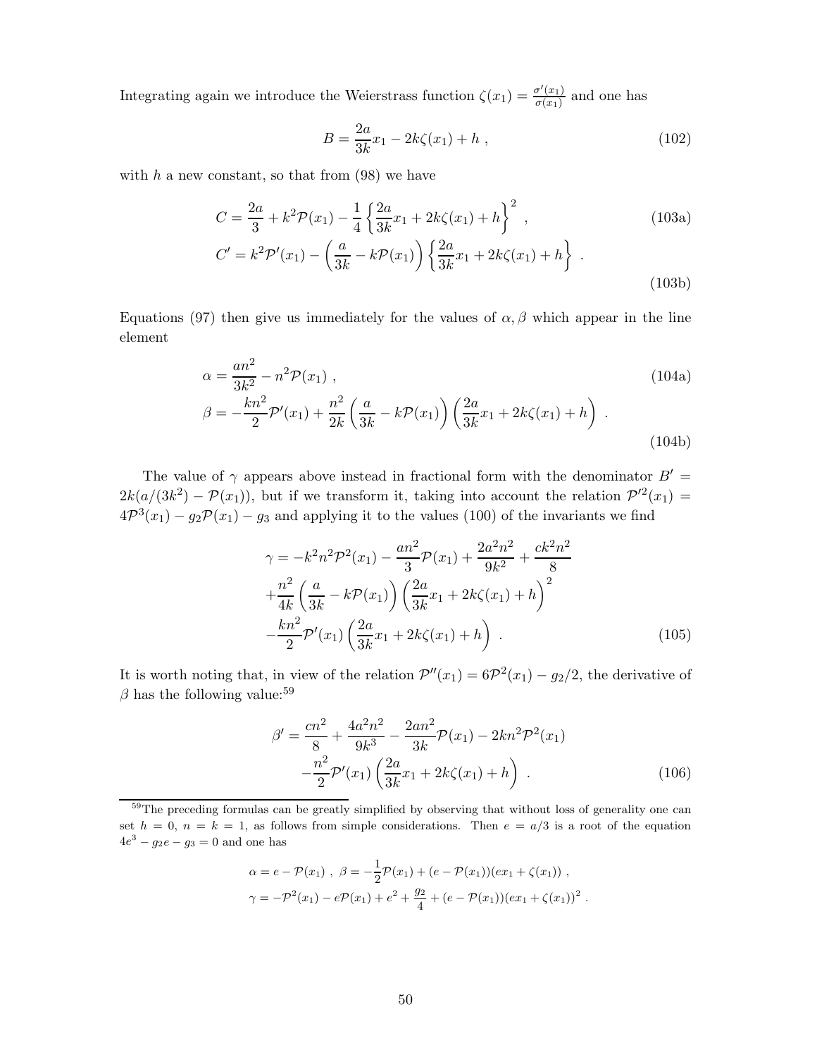Integrating again we introduce the Weierstrass function $\zeta(x_1) = \frac{\sigma'(x_1)}{\sigma(x_1)}$ and one has

$$B = \frac{2a}{3k}x_1 - 2k\zeta(x_1) + h \ , \tag{102}$$

with $h$ a new constant, so that from (98) we have

$$C = \frac{2a}{3} + k^2\mathcal{P}(x_1) - \frac{1}{4}\left\{\frac{2a}{3k}x_1 + 2k\zeta(x_1) + h\right\}^2 \ , \tag{103a}$$

$$C' = k^2\mathcal{P}'(x_1) - \left(\frac{a}{3k} - k\mathcal{P}(x_1)\right)\left\{\frac{2a}{3k}x_1 + 2k\zeta(x_1) + h\right\} \ . \tag{103b}$$

Equations (97) then give us immediately for the values of $\alpha, \beta$ which appear in the line element

$$\alpha = \frac{an^2}{3k^2} - n^2\mathcal{P}(x_1) \ , \tag{104a}$$

$$\beta = -\frac{kn^2}{2}\mathcal{P}'(x_1) + \frac{n^2}{2k}\left(\frac{a}{3k} - k\mathcal{P}(x_1)\right)\left(\frac{2a}{3k}x_1 + 2k\zeta(x_1) + h\right) \ . \tag{104b}$$

The value of $\gamma$ appears above instead in fractional form with the denominator $B' = 2k(a/(3k^2) - \mathcal{P}(x_1))$, but if we transform it, taking into account the relation $\mathcal{P}'^2(x_1) = 4\mathcal{P}^3(x_1) - g_2\mathcal{P}(x_1) - g_3$ and applying it to the values (100) of the invariants we find

$$\begin{aligned}
\gamma = &-k^2n^2\mathcal{P}^2(x_1) - \frac{an^2}{3}\mathcal{P}(x_1) + \frac{2a^2n^2}{9k^2} + \frac{ck^2n^2}{8} \\
&+\frac{n^2}{4k}\left(\frac{a}{3k} - k\mathcal{P}(x_1)\right)\left(\frac{2a}{3k}x_1 + 2k\zeta(x_1) + h\right)^2 \\
&-\frac{kn^2}{2}\mathcal{P}'(x_1)\left(\frac{2a}{3k}x_1 + 2k\zeta(x_1) + h\right) \ .
\end{aligned} \tag{105}$$

It is worth noting that, in view of the relation $\mathcal{P}''(x_1) = 6\mathcal{P}^2(x_1) - g_2/2$, the derivative of $\beta$ has the following value:[59]

$$\begin{aligned}
\beta' = &\frac{cn^2}{8} + \frac{4a^2n^2}{9k^3} - \frac{2an^2}{3k}\mathcal{P}(x_1) - 2kn^2\mathcal{P}^2(x_1) \\
&-\frac{n^2}{2}\mathcal{P}'(x_1)\left(\frac{2a}{3k}x_1 + 2k\zeta(x_1) + h\right) \ .
\end{aligned} \tag{106}$$

---

[59] The preceding formulas can be greatly simplified by observing that without loss of generality one can set $h = 0$, $n = k = 1$, as follows from simple considerations. Then $e = a/3$ is a root of the equation $4e^3 - g_2e - g_3 = 0$ and one has

$$\alpha = e - \mathcal{P}(x_1) \ , \ \beta = -\frac{1}{2}\mathcal{P}(x_1) + (e - \mathcal{P}(x_1))(ex_1 + \zeta(x_1)) \ ,$$

$$\gamma = -\mathcal{P}^2(x_1) - e\mathcal{P}(x_1) + e^2 + \frac{g_2}{4} + (e - \mathcal{P}(x_1))(ex_1 + \zeta(x_1))^2 \ .$$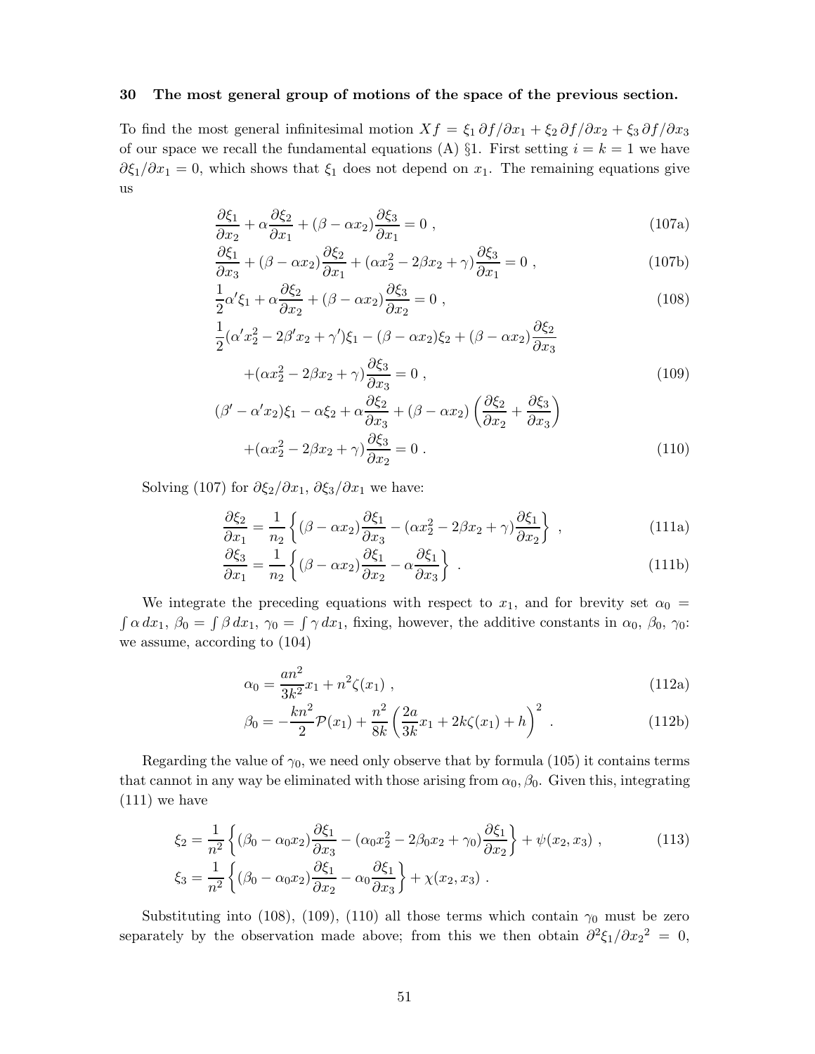## 30 The most general group of motions of the space of the previous section.

To find the most general infinitesimal motion $Xf = \xi_1\,\partial f/\partial x_1 + \xi_2\,\partial f/\partial x_2 + \xi_3\,\partial f/\partial x_3$ of our space we recall the fundamental equations (A) §1. First setting $i = k = 1$ we have $\partial\xi_1/\partial x_1 = 0$, which shows that $\xi_1$ does not depend on $x_1$. The remaining equations give us

$$\frac{\partial \xi_1}{\partial x_2} + \alpha\frac{\partial \xi_2}{\partial x_1} + (\beta - \alpha x_2)\frac{\partial \xi_3}{\partial x_1} = 0\ , \tag{107a}$$

$$\frac{\partial \xi_1}{\partial x_3} + (\beta - \alpha x_2)\frac{\partial \xi_2}{\partial x_1} + (\alpha x_2^2 - 2\beta x_2 + \gamma)\frac{\partial \xi_3}{\partial x_1} = 0\ , \tag{107b}$$

$$\frac{1}{2}\alpha'\xi_1 + \alpha\frac{\partial \xi_2}{\partial x_2} + (\beta - \alpha x_2)\frac{\partial \xi_3}{\partial x_2} = 0\ , \tag{108}$$

$$\frac{1}{2}(\alpha' x_2^2 - 2\beta' x_2 + \gamma')\xi_1 - (\beta - \alpha x_2)\xi_2 + (\beta - \alpha x_2)\frac{\partial \xi_2}{\partial x_3} + (\alpha x_2^2 - 2\beta x_2 + \gamma)\frac{\partial \xi_3}{\partial x_3} = 0\ , \tag{109}$$

$$(\beta' - \alpha' x_2)\xi_1 - \alpha\xi_2 + \alpha\frac{\partial \xi_2}{\partial x_3} + (\beta - \alpha x_2)\left(\frac{\partial \xi_2}{\partial x_2} + \frac{\partial \xi_3}{\partial x_3}\right) + (\alpha x_2^2 - 2\beta x_2 + \gamma)\frac{\partial \xi_3}{\partial x_2} = 0\ . \tag{110}$$

Solving (107) for $\partial\xi_2/\partial x_1$, $\partial\xi_3/\partial x_1$ we have:

$$\frac{\partial \xi_2}{\partial x_1} = \frac{1}{n_2}\left\{(\beta - \alpha x_2)\frac{\partial \xi_1}{\partial x_3} - (\alpha x_2^2 - 2\beta x_2 + \gamma)\frac{\partial \xi_1}{\partial x_2}\right\}\ , \tag{111a}$$

$$\frac{\partial \xi_3}{\partial x_1} = \frac{1}{n_2}\left\{(\beta - \alpha x_2)\frac{\partial \xi_1}{\partial x_2} - \alpha\frac{\partial \xi_1}{\partial x_3}\right\}\ . \tag{111b}$$

We integrate the preceding equations with respect to $x_1$, and for brevity set $\alpha_0 = \int \alpha\, dx_1$, $\beta_0 = \int \beta\, dx_1$, $\gamma_0 = \int \gamma\, dx_1$, fixing, however, the additive constants in $\alpha_0$, $\beta_0$, $\gamma_0$: we assume, according to (104)

$$\alpha_0 = \frac{an^2}{3k^2}x_1 + n^2\zeta(x_1)\ , \tag{112a}$$

$$\beta_0 = -\frac{kn^2}{2}\mathcal{P}(x_1) + \frac{n^2}{8k}\left(\frac{2a}{3k}x_1 + 2k\zeta(x_1) + h\right)^2\ . \tag{112b}$$

Regarding the value of $\gamma_0$, we need only observe that by formula (105) it contains terms that cannot in any way be eliminated with those arising from $\alpha_0, \beta_0$. Given this, integrating (111) we have

$$\begin{aligned}
\xi_2 &= \frac{1}{n^2}\left\{(\beta_0 - \alpha_0 x_2)\frac{\partial \xi_1}{\partial x_3} - (\alpha_0 x_2^2 - 2\beta_0 x_2 + \gamma_0)\frac{\partial \xi_1}{\partial x_2}\right\} + \psi(x_2, x_3)\ , \\
\xi_3 &= \frac{1}{n^2}\left\{(\beta_0 - \alpha_0 x_2)\frac{\partial \xi_1}{\partial x_2} - \alpha_0\frac{\partial \xi_1}{\partial x_3}\right\} + \chi(x_2, x_3)\ .
\end{aligned} \tag{113}$$

Substituting into (108), (109), (110) all those terms which contain $\gamma_0$ must be zero separately by the observation made above; from this we then obtain $\partial^2\xi_1/\partial {x_2}^2 = 0$,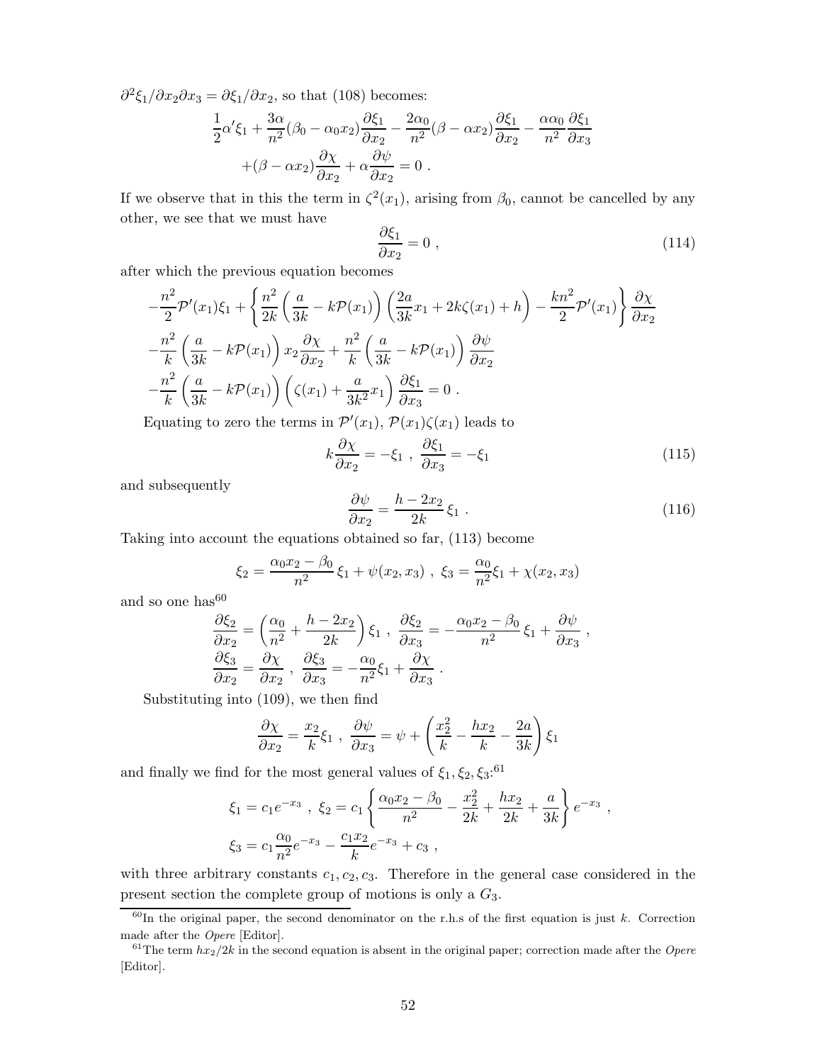$\partial^2\xi_1/\partial x_2 \partial x_3 = \partial\xi_1/\partial x_2$, so that (108) becomes:

$$\frac{1}{2}\alpha'\xi_1 + \frac{3\alpha}{n^2}(\beta_0 - \alpha_0 x_2)\frac{\partial\xi_1}{\partial x_2} - \frac{2\alpha_0}{n^2}(\beta - \alpha x_2)\frac{\partial\xi_1}{\partial x_2} - \frac{\alpha\alpha_0}{n^2}\frac{\partial\xi_1}{\partial x_3}$$
$$+(\beta - \alpha x_2)\frac{\partial\chi}{\partial x_2} + \alpha\frac{\partial\psi}{\partial x_2} = 0 \ .$$

If we observe that in this the term in $\zeta^2(x_1)$, arising from $\beta_0$, cannot be cancelled by any other, we see that we must have

$$\frac{\partial\xi_1}{\partial x_2} = 0 \ , \tag{114}$$

after which the previous equation becomes

$$-\frac{n^2}{2}\mathcal{P}'(x_1)\xi_1 + \left\{\frac{n^2}{2k}\left(\frac{a}{3k} - k\mathcal{P}(x_1)\right)\left(\frac{2a}{3k}x_1 + 2k\zeta(x_1) + h\right) - \frac{kn^2}{2}\mathcal{P}'(x_1)\right\}\frac{\partial\chi}{\partial x_2}$$
$$-\frac{n^2}{k}\left(\frac{a}{3k} - k\mathcal{P}(x_1)\right)x_2\frac{\partial\chi}{\partial x_2} + \frac{n^2}{k}\left(\frac{a}{3k} - k\mathcal{P}(x_1)\right)\frac{\partial\psi}{\partial x_2}$$
$$-\frac{n^2}{k}\left(\frac{a}{3k} - k\mathcal{P}(x_1)\right)\left(\zeta(x_1) + \frac{a}{3k^2}x_1\right)\frac{\partial\xi_1}{\partial x_3} = 0 \ .$$

Equating to zero the terms in $\mathcal{P}'(x_1)$, $\mathcal{P}(x_1)\zeta(x_1)$ leads to

$$k\frac{\partial\chi}{\partial x_2} = -\xi_1 \ , \ \frac{\partial\xi_1}{\partial x_3} = -\xi_1 \tag{115}$$

and subsequently

$$\frac{\partial\psi}{\partial x_2} = \frac{h - 2x_2}{2k}\,\xi_1 \ . \tag{116}$$

Taking into account the equations obtained so far, (113) become

$$\xi_2 = \frac{\alpha_0 x_2 - \beta_0}{n^2}\,\xi_1 + \psi(x_2, x_3) \ , \ \xi_3 = \frac{\alpha_0}{n^2}\xi_1 + \chi(x_2, x_3)$$

and so one has[60]

$$\frac{\partial\xi_2}{\partial x_2} = \left(\frac{\alpha_0}{n^2} + \frac{h - 2x_2}{2k}\right)\xi_1 \ , \ \frac{\partial\xi_2}{\partial x_3} = -\frac{\alpha_0 x_2 - \beta_0}{n^2}\,\xi_1 + \frac{\partial\psi}{\partial x_3} \ ,$$
$$\frac{\partial\xi_3}{\partial x_2} = \frac{\partial\chi}{\partial x_2} \ , \ \frac{\partial\xi_3}{\partial x_3} = -\frac{\alpha_0}{n^2}\xi_1 + \frac{\partial\chi}{\partial x_3} \ .$$

Substituting into (109), we then find

$$\frac{\partial\chi}{\partial x_2} = \frac{x_2}{k}\xi_1 \ , \ \frac{\partial\psi}{\partial x_3} = \psi + \left(\frac{x_2^2}{k} - \frac{hx_2}{k} - \frac{2a}{3k}\right)\xi_1$$

and finally we find for the most general values of $\xi_1, \xi_2, \xi_3$:[61]

$$\xi_1 = c_1 e^{-x_3} \ , \ \xi_2 = c_1\left\{\frac{\alpha_0 x_2 - \beta_0}{n^2} - \frac{x_2^2}{2k} + \frac{hx_2}{2k} + \frac{a}{3k}\right\}e^{-x_3} \ ,$$
$$\xi_3 = c_1\frac{\alpha_0}{n^2}e^{-x_3} - \frac{c_1 x_2}{k}e^{-x_3} + c_3 \ ,$$

with three arbitrary constants $c_1, c_2, c_3$. Therefore in the general case considered in the present section the complete group of motions is only a $G_3$.

---

[60] In the original paper, the second denominator on the r.h.s of the first equation is just $k$. Correction made after the *Opere* [Editor].

[61] The term $hx_2/2k$ in the second equation is absent in the original paper; correction made after the *Opere* [Editor].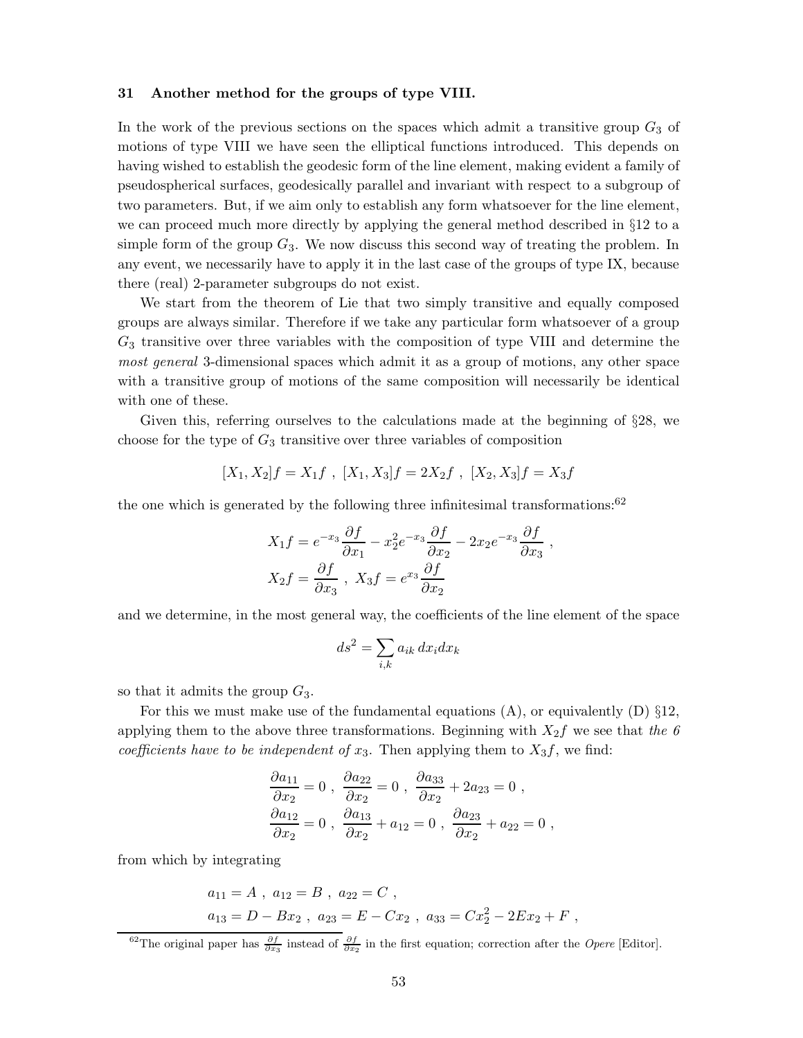## 31 Another method for the groups of type VIII.

In the work of the previous sections on the spaces which admit a transitive group $G_3$ of motions of type VIII we have seen the elliptical functions introduced. This depends on having wished to establish the geodesic form of the line element, making evident a family of pseudospherical surfaces, geodesically parallel and invariant with respect to a subgroup of two parameters. But, if we aim only to establish any form whatsoever for the line element, we can proceed much more directly by applying the general method described in §12 to a simple form of the group $G_3$. We now discuss this second way of treating the problem. In any event, we necessarily have to apply it in the last case of the groups of type IX, because there (real) 2-parameter subgroups do not exist.

We start from the theorem of Lie that two simply transitive and equally composed groups are always similar. Therefore if we take any particular form whatsoever of a group $G_3$ transitive over three variables with the composition of type VIII and determine the *most general* 3-dimensional spaces which admit it as a group of motions, any other space with a transitive group of motions of the same composition will necessarily be identical with one of these.

Given this, referring ourselves to the calculations made at the beginning of §28, we choose for the type of $G_3$ transitive over three variables of composition

$$[X_1, X_2]f = X_1 f \ , \ [X_1, X_3]f = 2X_2 f \ , \ [X_2, X_3]f = X_3 f$$

the one which is generated by the following three infinitesimal transformations:[62]

$$X_1 f = e^{-x_3} \frac{\partial f}{\partial x_1} - x_2^2 e^{-x_3} \frac{\partial f}{\partial x_2} - 2x_2 e^{-x_3} \frac{\partial f}{\partial x_3} \ ,$$
$$X_2 f = \frac{\partial f}{\partial x_3} \ , \ X_3 f = e^{x_3} \frac{\partial f}{\partial x_2}$$

and we determine, in the most general way, the coefficients of the line element of the space

$$ds^2 = \sum_{i,k} a_{ik} \, dx_i dx_k$$

so that it admits the group $G_3$.

For this we must make use of the fundamental equations (A), or equivalently (D) §12, applying them to the above three transformations. Beginning with $X_2 f$ we see that *the 6 coefficients have to be independent of* $x_3$. Then applying them to $X_3 f$, we find:

$$\frac{\partial a_{11}}{\partial x_2} = 0 \ , \ \frac{\partial a_{22}}{\partial x_2} = 0 \ , \ \frac{\partial a_{33}}{\partial x_2} + 2a_{23} = 0 \ ,$$
$$\frac{\partial a_{12}}{\partial x_2} = 0 \ , \ \frac{\partial a_{13}}{\partial x_2} + a_{12} = 0 \ , \ \frac{\partial a_{23}}{\partial x_2} + a_{22} = 0 \ ,$$

from which by integrating

$$a_{11} = A \ , \ a_{12} = B \ , \ a_{22} = C \ ,$$
$$a_{13} = D - Bx_2 \ , \ a_{23} = E - Cx_2 \ , \ a_{33} = Cx_2^2 - 2Ex_2 + F \ ,$$

[62]The original paper has $\frac{\partial f}{\partial x_3}$ instead of $\frac{\partial f}{\partial x_2}$ in the first equation; correction after the *Opere* [Editor].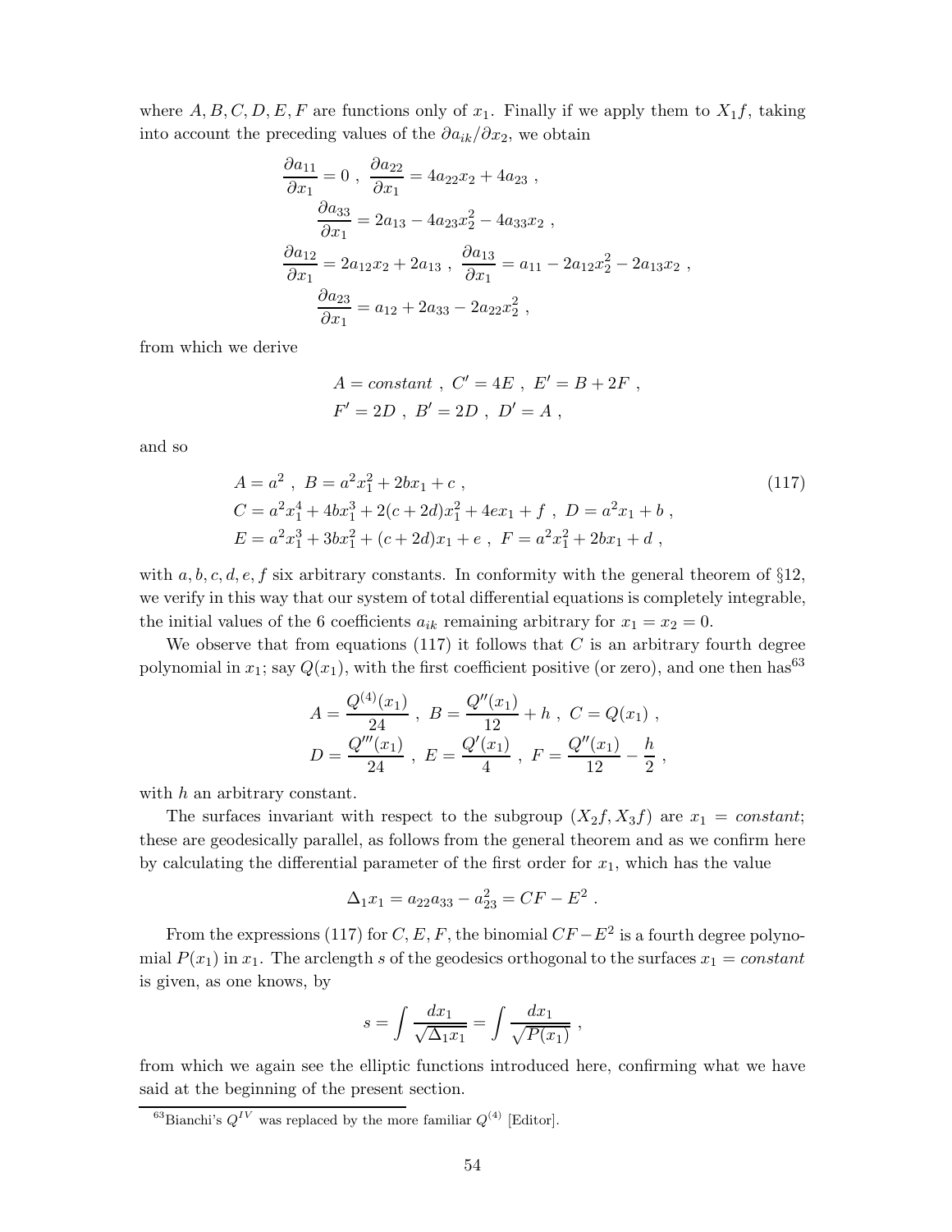where $A, B, C, D, E, F$ are functions only of $x_1$. Finally if we apply them to $X_1 f$, taking into account the preceding values of the $\partial a_{ik}/\partial x_2$, we obtain

$$
\begin{gathered}
\frac{\partial a_{11}}{\partial x_1} = 0 \ , \ \frac{\partial a_{22}}{\partial x_1} = 4a_{22}x_2 + 4a_{23} \ , \\
\frac{\partial a_{33}}{\partial x_1} = 2a_{13} - 4a_{23}x_2^2 - 4a_{33}x_2 \ , \\
\frac{\partial a_{12}}{\partial x_1} = 2a_{12}x_2 + 2a_{13} \ , \ \frac{\partial a_{13}}{\partial x_1} = a_{11} - 2a_{12}x_2^2 - 2a_{13}x_2 \ , \\
\frac{\partial a_{23}}{\partial x_1} = a_{12} + 2a_{33} - 2a_{22}x_2^2 \ ,
\end{gathered}
$$

from which we derive

$$
\begin{aligned}
&A = \textit{constant} \ , \ C' = 4E \ , \ E' = B + 2F \ , \\
&F' = 2D \ , \ B' = 2D \ , \ D' = A \ ,
\end{aligned}
$$

and so

$$
\begin{aligned}
&A = a^2 \ , \ B = a^2x_1^2 + 2bx_1 + c \ , \\
&C = a^2x_1^4 + 4bx_1^3 + 2(c+2d)x_1^2 + 4ex_1 + f \ , \ D = a^2x_1 + b \ , \\
&E = a^2x_1^3 + 3bx_1^2 + (c+2d)x_1 + e \ , \ F = a^2x_1^2 + 2bx_1 + d \ ,
\end{aligned} \tag{117}
$$

with $a, b, c, d, e, f$ six arbitrary constants. In conformity with the general theorem of §12, we verify in this way that our system of total differential equations is completely integrable, the initial values of the 6 coefficients $a_{ik}$ remaining arbitrary for $x_1 = x_2 = 0$.

We observe that from equations (117) it follows that $C$ is an arbitrary fourth degree polynomial in $x_1$; say $Q(x_1)$, with the first coefficient positive (or zero), and one then has[63]

$$
\begin{aligned}
&A = \frac{Q^{(4)}(x_1)}{24} \ , \ B = \frac{Q''(x_1)}{12} + h \ , \ C = Q(x_1) \ , \\
&D = \frac{Q'''(x_1)}{24} \ , \ E = \frac{Q'(x_1)}{4} \ , \ F = \frac{Q''(x_1)}{12} - \frac{h}{2} \ ,
\end{aligned}
$$

with $h$ an arbitrary constant.

The surfaces invariant with respect to the subgroup $(X_2 f, X_3 f)$ are $x_1 = \textit{constant}$; these are geodesically parallel, as follows from the general theorem and as we confirm here by calculating the differential parameter of the first order for $x_1$, which has the value

$$
\Delta_1 x_1 = a_{22}a_{33} - a_{23}^2 = CF - E^2 \ .
$$

From the expressions (117) for $C, E, F$, the binomial $CF - E^2$ is a fourth degree polynomial $P(x_1)$ in $x_1$. The arclength $s$ of the geodesics orthogonal to the surfaces $x_1 = \textit{constant}$ is given, as one knows, by

$$
s = \int \frac{dx_1}{\sqrt{\Delta_1 x_1}} = \int \frac{dx_1}{\sqrt{P(x_1)}} \ ,
$$

from which we again see the elliptic functions introduced here, confirming what we have said at the beginning of the present section.

---

[63] Bianchi's $Q^{IV}$ was replaced by the more familiar $Q^{(4)}$ [Editor].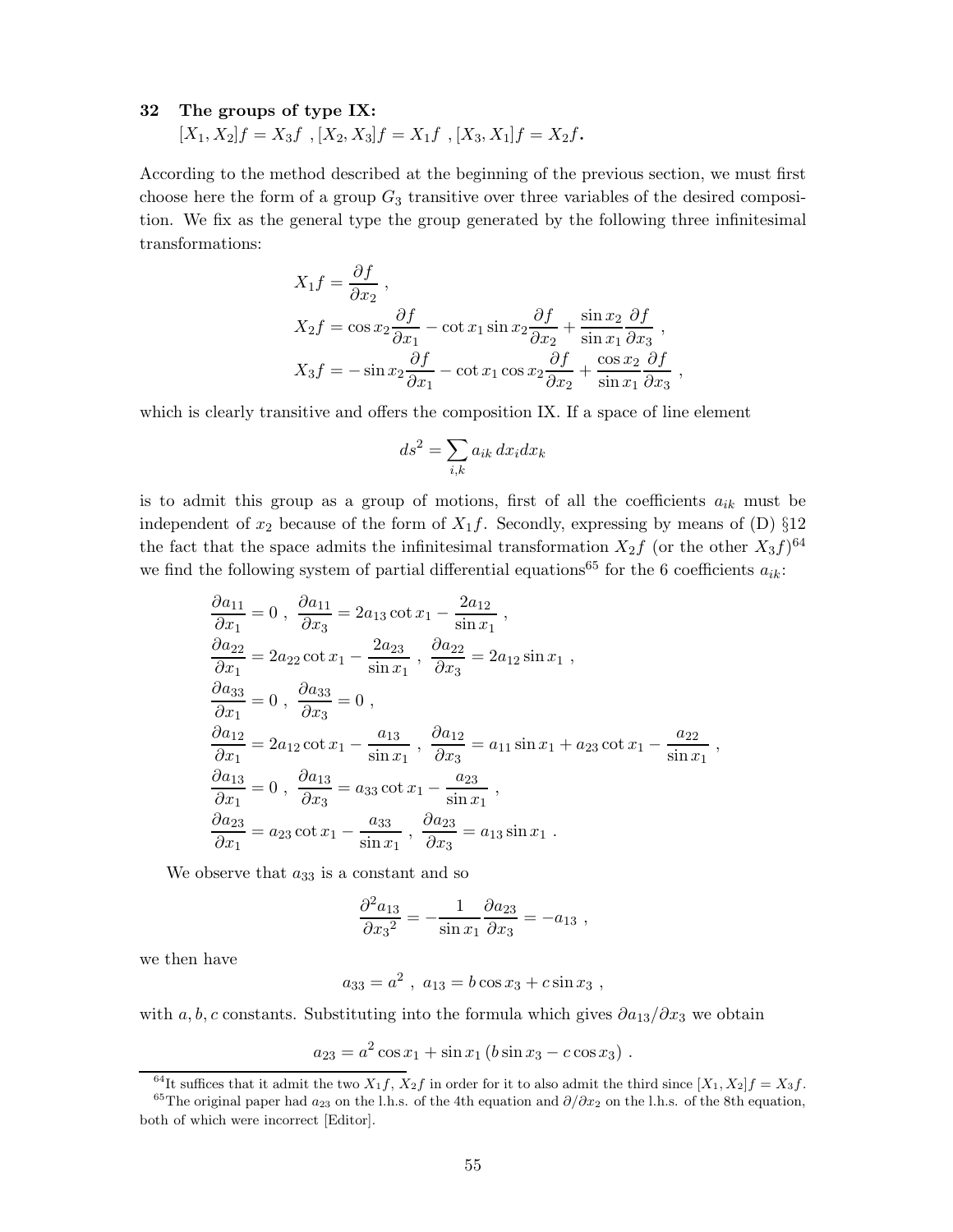## 32 The groups of type IX: $[X_1, X_2]f = X_3 f$ , $[X_2, X_3]f = X_1 f$ , $[X_3, X_1]f = X_2 f$.

According to the method described at the beginning of the previous section, we must first choose here the form of a group $G_3$ transitive over three variables of the desired composition. We fix as the general type the group generated by the following three infinitesimal transformations:

$$
\begin{aligned}
X_1 f &= \frac{\partial f}{\partial x_2} \ , \\
X_2 f &= \cos x_2 \frac{\partial f}{\partial x_1} - \cot x_1 \sin x_2 \frac{\partial f}{\partial x_2} + \frac{\sin x_2}{\sin x_1} \frac{\partial f}{\partial x_3} \ , \\
X_3 f &= -\sin x_2 \frac{\partial f}{\partial x_1} - \cot x_1 \cos x_2 \frac{\partial f}{\partial x_2} + \frac{\cos x_2}{\sin x_1} \frac{\partial f}{\partial x_3} \ ,
\end{aligned}
$$

which is clearly transitive and offers the composition IX. If a space of line element

$$
ds^2 = \sum_{i,k} a_{ik} \, dx_i dx_k
$$

is to admit this group as a group of motions, first of all the coefficients $a_{ik}$ must be independent of $x_2$ because of the form of $X_1 f$. Secondly, expressing by means of (D) §12 the fact that the space admits the infinitesimal transformation $X_2 f$ (or the other $X_3 f$)[64] we find the following system of partial differential equations[65] for the 6 coefficients $a_{ik}$:

$$
\begin{aligned}
&\frac{\partial a_{11}}{\partial x_1} = 0 \ , \ \frac{\partial a_{11}}{\partial x_3} = 2 a_{13} \cot x_1 - \frac{2 a_{12}}{\sin x_1} \ , \\
&\frac{\partial a_{22}}{\partial x_1} = 2 a_{22} \cot x_1 - \frac{2 a_{23}}{\sin x_1} \ , \ \frac{\partial a_{22}}{\partial x_3} = 2 a_{12} \sin x_1 \ , \\
&\frac{\partial a_{33}}{\partial x_1} = 0 \ , \ \frac{\partial a_{33}}{\partial x_3} = 0 \ , \\
&\frac{\partial a_{12}}{\partial x_1} = 2 a_{12} \cot x_1 - \frac{a_{13}}{\sin x_1} \ , \ \frac{\partial a_{12}}{\partial x_3} = a_{11} \sin x_1 + a_{23} \cot x_1 - \frac{a_{22}}{\sin x_1} \ , \\
&\frac{\partial a_{13}}{\partial x_1} = 0 \ , \ \frac{\partial a_{13}}{\partial x_3} = a_{33} \cot x_1 - \frac{a_{23}}{\sin x_1} \ , \\
&\frac{\partial a_{23}}{\partial x_1} = a_{23} \cot x_1 - \frac{a_{33}}{\sin x_1} \ , \ \frac{\partial a_{23}}{\partial x_3} = a_{13} \sin x_1 \ .
\end{aligned}
$$

We observe that $a_{33}$ is a constant and so

$$
\frac{\partial^2 a_{13}}{\partial {x_3}^2} = -\frac{1}{\sin x_1} \frac{\partial a_{23}}{\partial x_3} = -a_{13} \ ,
$$

we then have

$$
a_{33} = a^2 \ , \ a_{13} = b \cos x_3 + c \sin x_3 \ ,
$$

with $a, b, c$ constants. Substituting into the formula which gives $\partial a_{13}/\partial x_3$ we obtain

$$
a_{23} = a^2 \cos x_1 + \sin x_1 \left( b \sin x_3 - c \cos x_3 \right) \ .
$$

---

[64] It suffices that it admit the two $X_1 f$, $X_2 f$ in order for it to also admit the third since $[X_1, X_2]f = X_3 f$.

[65] The original paper had $a_{23}$ on the l.h.s. of the 4th equation and $\partial/\partial x_2$ on the l.h.s. of the 8th equation, both of which were incorrect [Editor].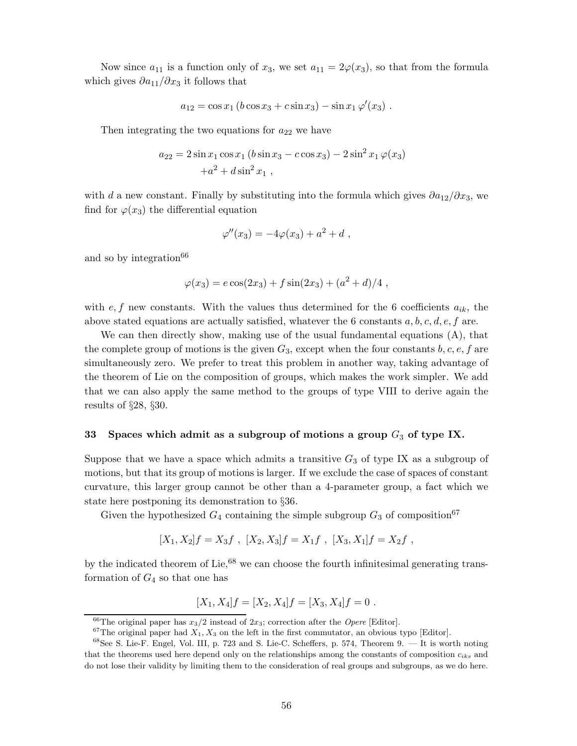Now since $a_{11}$ is a function only of $x_3$, we set $a_{11} = 2\varphi(x_3)$, so that from the formula which gives $\partial a_{11}/\partial x_3$ it follows that

$$a_{12} = \cos x_1 \, (b \cos x_3 + c \sin x_3) - \sin x_1 \, \varphi'(x_3) \ .$$

Then integrating the two equations for $a_{22}$ we have

$$\begin{aligned} a_{22} = {} & 2 \sin x_1 \cos x_1 \, (b \sin x_3 - c \cos x_3) - 2 \sin^2 x_1 \, \varphi(x_3) \\ & + a^2 + d \sin^2 x_1 \ , \end{aligned}$$

with $d$ a new constant. Finally by substituting into the formula which gives $\partial a_{12}/\partial x_3$, we find for $\varphi(x_3)$ the differential equation

$$\varphi''(x_3) = -4\varphi(x_3) + a^2 + d \ ,$$

and so by integration[66]

$$\varphi(x_3) = e \cos(2x_3) + f \sin(2x_3) + (a^2 + d)/4 \ ,$$

with $e, f$ new constants. With the values thus determined for the 6 coefficients $a_{ik}$, the above stated equations are actually satisfied, whatever the 6 constants $a, b, c, d, e, f$ are.

We can then directly show, making use of the usual fundamental equations (A), that the complete group of motions is the given $G_3$, except when the four constants $b, c, e, f$ are simultaneously zero. We prefer to treat this problem in another way, taking advantage of the theorem of Lie on the composition of groups, which makes the work simpler. We add that we can also apply the same method to the groups of type VIII to derive again the results of §28, §30.

## 33 Spaces which admit as a subgroup of motions a group $G_3$ of type IX.

Suppose that we have a space which admits a transitive $G_3$ of type IX as a subgroup of motions, but that its group of motions is larger. If we exclude the case of spaces of constant curvature, this larger group cannot be other than a 4-parameter group, a fact which we state here postponing its demonstration to §36.

Given the hypothesized $G_4$ containing the simple subgroup $G_3$ of composition[67]

$$[X_1, X_2]f = X_3 f \ , \ [X_2, X_3]f = X_1 f \ , \ [X_3, X_1]f = X_2 f \ ,$$

by the indicated theorem of Lie,[68] we can choose the fourth infinitesimal generating transformation of $G_4$ so that one has

$$[X_1, X_4]f = [X_2, X_4]f = [X_3, X_4]f = 0 \ .$$

[66] The original paper has $x_3/2$ instead of $2x_3$; correction after the *Opere* [Editor].

[67] The original paper had $X_1, X_3$ on the left in the first commutator, an obvious typo [Editor].

[68] See S. Lie-F. Engel, Vol. III, p. 723 and S. Lie-C. Scheffers, p. 574, Theorem 9. — It is worth noting that the theorems used here depend only on the relationships among the constants of composition $c_{iks}$ and do not lose their validity by limiting them to the consideration of real groups and subgroups, as we do here.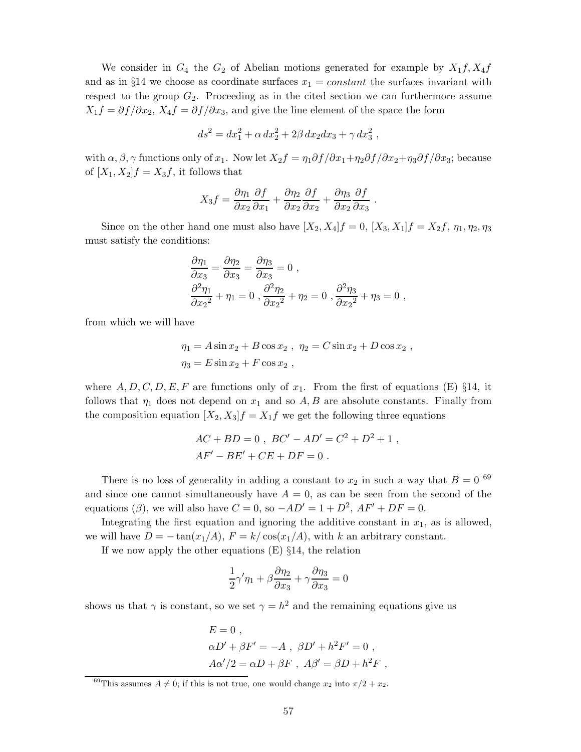We consider in $G_4$ the $G_2$ of Abelian motions generated for example by $X_1f, X_4f$ and as in §14 we choose as coordinate surfaces $x_1 = constant$ the surfaces invariant with respect to the group $G_2$. Proceeding as in the cited section we can furthermore assume $X_1f = \partial f/\partial x_2$, $X_4f = \partial f/\partial x_3$, and give the line element of the space the form

$$ds^2 = dx_1^2 + \alpha\, dx_2^2 + 2\beta\, dx_2 dx_3 + \gamma\, dx_3^2 \ ,$$

with $\alpha, \beta, \gamma$ functions only of $x_1$. Now let $X_2f = \eta_1 \partial f/\partial x_1 + \eta_2 \partial f/\partial x_2 + \eta_3 \partial f/\partial x_3$; because of $[X_1, X_2]f = X_3f$, it follows that

$$X_3f = \frac{\partial \eta_1}{\partial x_2}\frac{\partial f}{\partial x_1} + \frac{\partial \eta_2}{\partial x_2}\frac{\partial f}{\partial x_2} + \frac{\partial \eta_3}{\partial x_2}\frac{\partial f}{\partial x_3} \ .$$

Since on the other hand one must also have $[X_2, X_4]f = 0$, $[X_3, X_1]f = X_2f$, $\eta_1, \eta_2, \eta_3$ must satisfy the conditions:

$$\begin{aligned}
&\frac{\partial \eta_1}{\partial x_3} = \frac{\partial \eta_2}{\partial x_3} = \frac{\partial \eta_3}{\partial x_3} = 0 \ , \\
&\frac{\partial^2 \eta_1}{\partial {x_2}^2} + \eta_1 = 0 \ , \frac{\partial^2 \eta_2}{\partial {x_2}^2} + \eta_2 = 0 \ , \frac{\partial^2 \eta_3}{\partial {x_2}^2} + \eta_3 = 0 \ ,
\end{aligned}$$

from which we will have

$$\begin{aligned}
&\eta_1 = A \sin x_2 + B \cos x_2 \ , \ \eta_2 = C \sin x_2 + D \cos x_2 \ , \\
&\eta_3 = E \sin x_2 + F \cos x_2 \ ,
\end{aligned}$$

where $A, D, C, D, E, F$ are functions only of $x_1$. From the first of equations (E) §14, it follows that $\eta_1$ does not depend on $x_1$ and so $A, B$ are absolute constants. Finally from the composition equation $[X_2, X_3]f = X_1f$ we get the following three equations

$$\begin{aligned}
&AC + BD = 0 \ , \ BC' - AD' = C^2 + D^2 + 1 \ , \\
&AF' - BE' + CE + DF = 0 \ .
\end{aligned}$$

There is no loss of generality in adding a constant to $x_2$ in such a way that $B = 0$ [69] and since one cannot simultaneously have $A = 0$, as can be seen from the second of the equations ($\beta$), we will also have $C = 0$, so $-AD' = 1 + D^2$, $AF' + DF = 0$.

Integrating the first equation and ignoring the additive constant in $x_1$, as is allowed, we will have $D = -\tan(x_1/A)$, $F = k/\cos(x_1/A)$, with $k$ an arbitrary constant.

If we now apply the other equations (E) §14, the relation

$$\frac{1}{2}\gamma' \eta_1 + \beta \frac{\partial \eta_2}{\partial x_3} + \gamma \frac{\partial \eta_3}{\partial x_3} = 0$$

shows us that $\gamma$ is constant, so we set $\gamma = h^2$ and the remaining equations give us

$$\begin{aligned}
&E = 0 \ , \\
&\alpha D' + \beta F' = -A \ , \ \beta D' + h^2 F' = 0 \ , \\
&A\alpha'/2 = \alpha D + \beta F \ , \ A\beta' = \beta D + h^2 F \ ,
\end{aligned}$$

[69] This assumes $A \neq 0$; if this is not true, one would change $x_2$ into $\pi/2 + x_2$.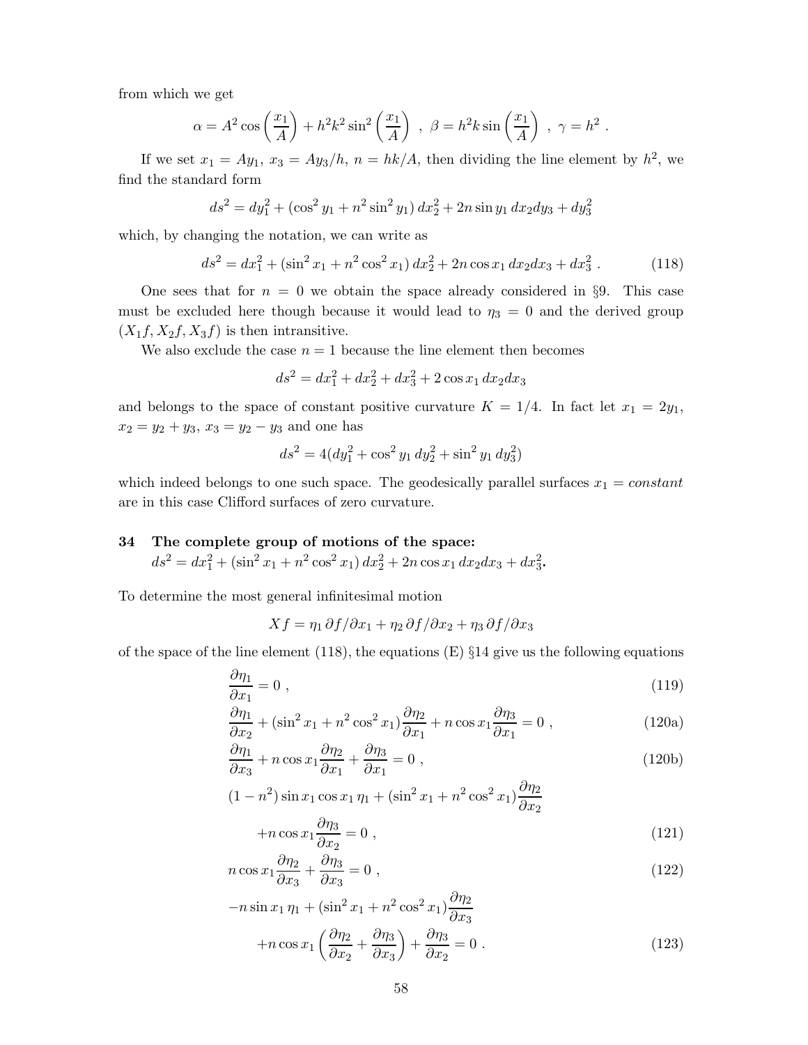from which we get

$$\alpha = A^2 \cos\left(\frac{x_1}{A}\right) + h^2k^2 \sin^2\left(\frac{x_1}{A}\right) \ , \ \beta = h^2 k \sin\left(\frac{x_1}{A}\right) \ , \ \gamma = h^2 \ .$$

If we set $x_1 = Ay_1$, $x_3 = Ay_3/h$, $n = hk/A$, then dividing the line element by $h^2$, we find the standard form

$$ds^2 = dy_1^2 + (\cos^2 y_1 + n^2 \sin^2 y_1)\, dx_2^2 + 2n \sin y_1 \, dx_2 dy_3 + dy_3^2$$

which, by changing the notation, we can write as

$$ds^2 = dx_1^2 + (\sin^2 x_1 + n^2 \cos^2 x_1)\, dx_2^2 + 2n \cos x_1 \, dx_2 dx_3 + dx_3^2 \ . \tag{118}$$

One sees that for $n = 0$ we obtain the space already considered in §9. This case must be excluded here though because it would lead to $\eta_3 = 0$ and the derived group $(X_1 f, X_2 f, X_3 f)$ is then intransitive.

We also exclude the case $n = 1$ because the line element then becomes

$$ds^2 = dx_1^2 + dx_2^2 + dx_3^2 + 2 \cos x_1 \, dx_2 dx_3$$

and belongs to the space of constant positive curvature $K = 1/4$. In fact let $x_1 = 2y_1$, $x_2 = y_2 + y_3$, $x_3 = y_2 - y_3$ and one has

$$ds^2 = 4(dy_1^2 + \cos^2 y_1 \, dy_2^2 + \sin^2 y_1 \, dy_3^2)$$

which indeed belongs to one such space. The geodesically parallel surfaces $x_1 = constant$ are in this case Clifford surfaces of zero curvature.

## 34 The complete group of motions of the space: $ds^2 = dx_1^2 + (\sin^2 x_1 + n^2 \cos^2 x_1)\, dx_2^2 + 2n \cos x_1 \, dx_2 dx_3 + dx_3^2$.

To determine the most general infinitesimal motion

$$Xf = \eta_1 \, \partial f/\partial x_1 + \eta_2 \, \partial f/\partial x_2 + \eta_3 \, \partial f/\partial x_3$$

of the space of the line element (118), the equations (E) §14 give us the following equations

$$\frac{\partial \eta_1}{\partial x_1} = 0 \ , \tag{119}$$

$$\frac{\partial \eta_1}{\partial x_2} + (\sin^2 x_1 + n^2 \cos^2 x_1) \frac{\partial \eta_2}{\partial x_1} + n \cos x_1 \frac{\partial \eta_3}{\partial x_1} = 0 \ , \tag{120a}$$

$$\frac{\partial \eta_1}{\partial x_3} + n \cos x_1 \frac{\partial \eta_2}{\partial x_1} + \frac{\partial \eta_3}{\partial x_1} = 0 \ , \tag{120b}$$

$$(1 - n^2) \sin x_1 \cos x_1 \, \eta_1 + (\sin^2 x_1 + n^2 \cos^2 x_1) \frac{\partial \eta_2}{\partial x_2} + n \cos x_1 \frac{\partial \eta_3}{\partial x_2} = 0 \ , \tag{121}$$

$$n \cos x_1 \frac{\partial \eta_2}{\partial x_3} + \frac{\partial \eta_3}{\partial x_3} = 0 \ , \tag{122}$$

$$-n \sin x_1 \, \eta_1 + (\sin^2 x_1 + n^2 \cos^2 x_1) \frac{\partial \eta_2}{\partial x_3} + n \cos x_1 \left( \frac{\partial \eta_2}{\partial x_2} + \frac{\partial \eta_3}{\partial x_3} \right) + \frac{\partial \eta_3}{\partial x_2} = 0 \ . \tag{123}$$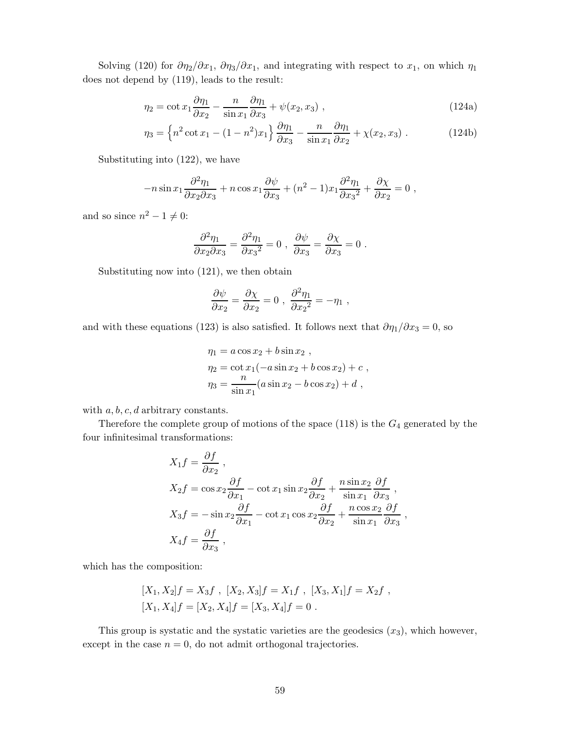Solving (120) for $\partial\eta_2/\partial x_1$, $\partial\eta_3/\partial x_1$, and integrating with respect to $x_1$, on which $\eta_1$ does not depend by (119), leads to the result:

$$\eta_2 = \cot x_1 \frac{\partial \eta_1}{\partial x_2} - \frac{n}{\sin x_1}\frac{\partial \eta_1}{\partial x_3} + \psi(x_2, x_3) \ , \tag{124a}$$

$$\eta_3 = \Big\{ n^2 \cot x_1 - (1-n^2)x_1 \Big\} \frac{\partial \eta_1}{\partial x_3} - \frac{n}{\sin x_1}\frac{\partial \eta_1}{\partial x_2} + \chi(x_2, x_3) \ . \tag{124b}$$

Substituting into (122), we have

$$-n \sin x_1 \frac{\partial^2 \eta_1}{\partial x_2 \partial x_3} + n \cos x_1 \frac{\partial \psi}{\partial x_3} + (n^2-1)x_1 \frac{\partial^2 \eta_1}{\partial {x_3}^2} + \frac{\partial \chi}{\partial x_2} = 0 \ ,$$

and so since $n^2 - 1 \neq 0$:

$$\frac{\partial^2 \eta_1}{\partial x_2 \partial x_3} = \frac{\partial^2 \eta_1}{\partial {x_3}^2} = 0 \ , \ \frac{\partial \psi}{\partial x_3} = \frac{\partial \chi}{\partial x_3} = 0 \ .$$

Substituting now into (121), we then obtain

$$\frac{\partial \psi}{\partial x_2} = \frac{\partial \chi}{\partial x_2} = 0 \ , \ \frac{\partial^2 \eta_1}{\partial {x_2}^2} = -\eta_1 \ ,$$

and with these equations (123) is also satisfied. It follows next that $\partial\eta_1/\partial x_3 = 0$, so

$$\begin{aligned}
\eta_1 &= a \cos x_2 + b \sin x_2 \ , \\
\eta_2 &= \cot x_1(-a \sin x_2 + b \cos x_2) + c \ , \\
\eta_3 &= \frac{n}{\sin x_1}(a \sin x_2 - b \cos x_2) + d \ ,
\end{aligned}$$

with $a, b, c, d$ arbitrary constants.

Therefore the complete group of motions of the space (118) is the $G_4$ generated by the four infinitesimal transformations:

$$\begin{aligned}
X_1 f &= \frac{\partial f}{\partial x_2} \ , \\
X_2 f &= \cos x_2 \frac{\partial f}{\partial x_1} - \cot x_1 \sin x_2 \frac{\partial f}{\partial x_2} + \frac{n \sin x_2}{\sin x_1}\frac{\partial f}{\partial x_3} \ , \\
X_3 f &= -\sin x_2 \frac{\partial f}{\partial x_1} - \cot x_1 \cos x_2 \frac{\partial f}{\partial x_2} + \frac{n \cos x_2}{\sin x_1}\frac{\partial f}{\partial x_3} \ , \\
X_4 f &= \frac{\partial f}{\partial x_3} \ ,
\end{aligned}$$

which has the composition:

$$\begin{aligned}
&[X_1, X_2]f = X_3 f \ , \ [X_2, X_3]f = X_1 f \ , \ [X_3, X_1]f = X_2 f \ , \\
&[X_1, X_4]f = [X_2, X_4]f = [X_3, X_4]f = 0 \ .
\end{aligned}$$

This group is systatic and the systatic varieties are the geodesics $(x_3)$, which however, except in the case $n = 0$, do not admit orthogonal trajectories.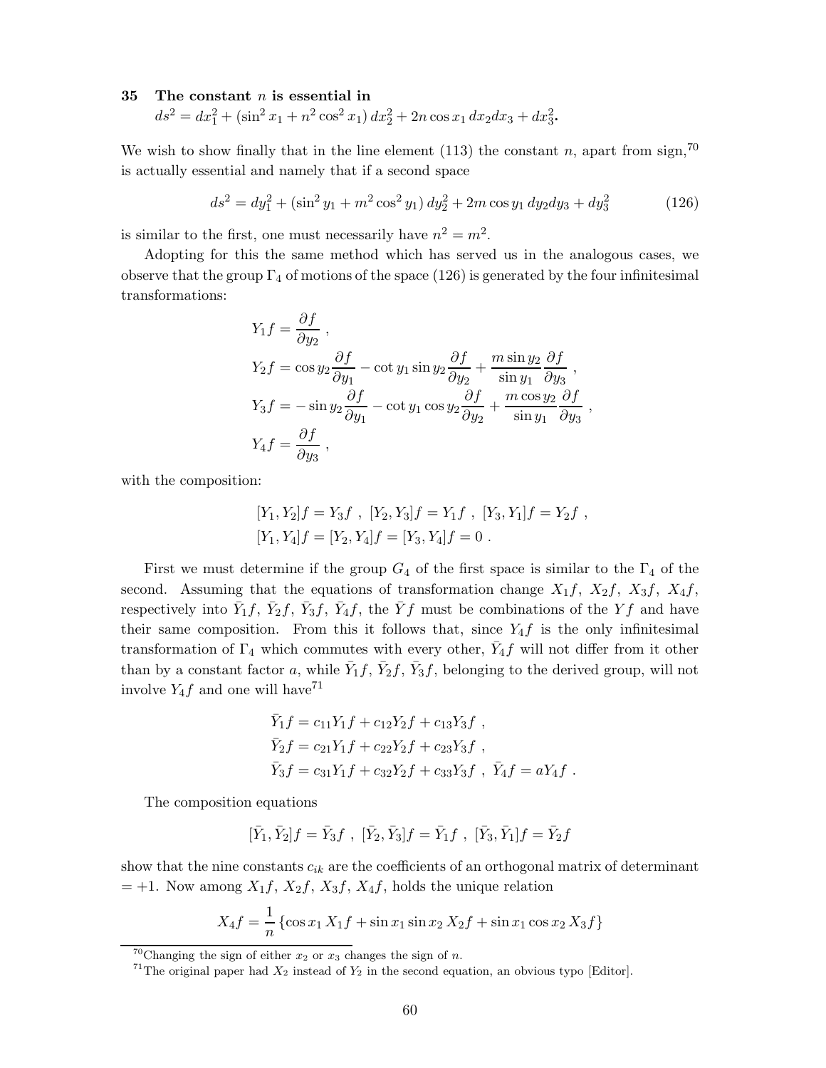## 35 The constant $n$ is essential in $ds^2 = dx_1^2 + (\sin^2 x_1 + n^2 \cos^2 x_1)\, dx_2^2 + 2n \cos x_1\, dx_2 dx_3 + dx_3^2$.

We wish to show finally that in the line element (113) the constant $n$, apart from sign,[70] is actually essential and namely that if a second space

$$ds^2 = dy_1^2 + (\sin^2 y_1 + m^2 \cos^2 y_1)\, dy_2^2 + 2m \cos y_1\, dy_2 dy_3 + dy_3^2 \tag{126}$$

is similar to the first, one must necessarily have $n^2 = m^2$.

Adopting for this the same method which has served us in the analogous cases, we observe that the group $\Gamma_4$ of motions of the space (126) is generated by the four infinitesimal transformations:

$$\begin{aligned}
Y_1 f &= \frac{\partial f}{\partial y_2} \ , \\
Y_2 f &= \cos y_2 \frac{\partial f}{\partial y_1} - \cot y_1 \sin y_2 \frac{\partial f}{\partial y_2} + \frac{m \sin y_2}{\sin y_1} \frac{\partial f}{\partial y_3} \ , \\
Y_3 f &= -\sin y_2 \frac{\partial f}{\partial y_1} - \cot y_1 \cos y_2 \frac{\partial f}{\partial y_2} + \frac{m \cos y_2}{\sin y_1} \frac{\partial f}{\partial y_3} \ , \\
Y_4 f &= \frac{\partial f}{\partial y_3} \ ,
\end{aligned}$$

with the composition:

$$\begin{aligned}
&[Y_1, Y_2] f = Y_3 f \ , \ [Y_2, Y_3] f = Y_1 f \ , \ [Y_3, Y_1] f = Y_2 f \ , \\
&[Y_1, Y_4] f = [Y_2, Y_4] f = [Y_3, Y_4] f = 0 \ .
\end{aligned}$$

First we must determine if the group $G_4$ of the first space is similar to the $\Gamma_4$ of the second. Assuming that the equations of transformation change $X_1 f$, $X_2 f$, $X_3 f$, $X_4 f$, respectively into $\bar{Y}_1 f$, $\bar{Y}_2 f$, $\bar{Y}_3 f$, $\bar{Y}_4 f$, the $\bar{Y} f$ must be combinations of the $Y f$ and have their same composition. From this it follows that, since $Y_4 f$ is the only infinitesimal transformation of $\Gamma_4$ which commutes with every other, $\bar{Y}_4 f$ will not differ from it other than by a constant factor $a$, while $\bar{Y}_1 f$, $\bar{Y}_2 f$, $\bar{Y}_3 f$, belonging to the derived group, will not involve $Y_4 f$ and one will have[71]

$$\begin{aligned}
\bar{Y}_1 f &= c_{11} Y_1 f + c_{12} Y_2 f + c_{13} Y_3 f \ , \\
\bar{Y}_2 f &= c_{21} Y_1 f + c_{22} Y_2 f + c_{23} Y_3 f \ , \\
\bar{Y}_3 f &= c_{31} Y_1 f + c_{32} Y_2 f + c_{33} Y_3 f \ , \ \bar{Y}_4 f = a Y_4 f \ .
\end{aligned}$$

The composition equations

$$[\bar{Y}_1, \bar{Y}_2] f = \bar{Y}_3 f \ , \ [\bar{Y}_2, \bar{Y}_3] f = \bar{Y}_1 f \ , \ [\bar{Y}_3, \bar{Y}_1] f = \bar{Y}_2 f$$

show that the nine constants $c_{ik}$ are the coefficients of an orthogonal matrix of determinant $= +1$. Now among $X_1 f$, $X_2 f$, $X_3 f$, $X_4 f$, holds the unique relation

$$X_4 f = \frac{1}{n} \left\{ \cos x_1\, X_1 f + \sin x_1 \sin x_2\, X_2 f + \sin x_1 \cos x_2\, X_3 f \right\}$$

[70] Changing the sign of either $x_2$ or $x_3$ changes the sign of $n$.

[71] The original paper had $X_2$ instead of $Y_2$ in the second equation, an obvious typo [Editor].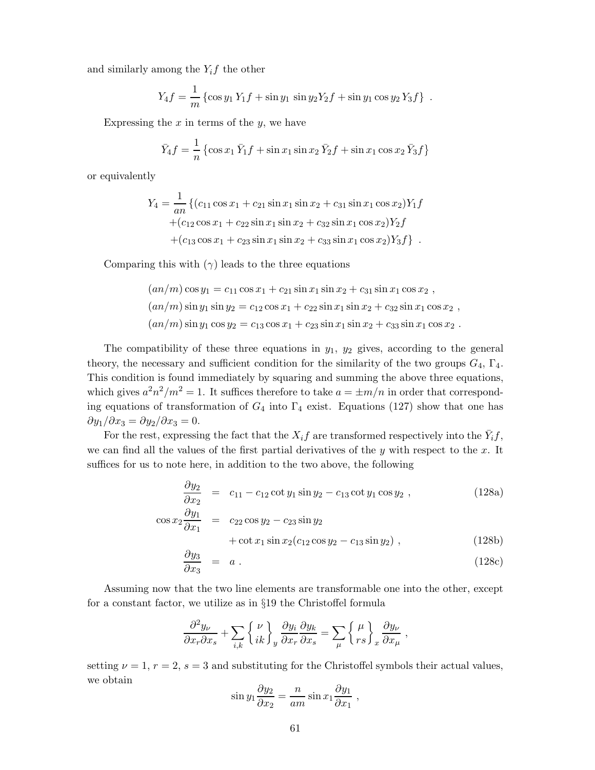and similarly among the $Y_i f$ the other

$$
Y_4 f = \frac{1}{m} \left\{ \cos y_1 \, Y_1 f + \sin y_1 \, \sin y_2 Y_2 f + \sin y_1 \cos y_2 \, Y_3 f \right\} \ .
$$

Expressing the $x$ in terms of the $y$, we have

$$
\bar{Y}_4 f = \frac{1}{n} \left\{ \cos x_1 \, \bar{Y}_1 f + \sin x_1 \sin x_2 \, \bar{Y}_2 f + \sin x_1 \cos x_2 \, \bar{Y}_3 f \right\}
$$

or equivalently

$$
\begin{aligned}
Y_4 = \frac{1}{an} \{ & (c_{11} \cos x_1 + c_{21} \sin x_1 \sin x_2 + c_{31} \sin x_1 \cos x_2) Y_1 f \\
& + (c_{12} \cos x_1 + c_{22} \sin x_1 \sin x_2 + c_{32} \sin x_1 \cos x_2) Y_2 f \\
& + (c_{13} \cos x_1 + c_{23} \sin x_1 \sin x_2 + c_{33} \sin x_1 \cos x_2) Y_3 f \} \ .
\end{aligned}
$$

Comparing this with $(\gamma)$ leads to the three equations

$$
\begin{aligned}
(an/m) \cos y_1 &= c_{11} \cos x_1 + c_{21} \sin x_1 \sin x_2 + c_{31} \sin x_1 \cos x_2 \ , \\
(an/m) \sin y_1 \sin y_2 &= c_{12} \cos x_1 + c_{22} \sin x_1 \sin x_2 + c_{32} \sin x_1 \cos x_2 \ , \\
(an/m) \sin y_1 \cos y_2 &= c_{13} \cos x_1 + c_{23} \sin x_1 \sin x_2 + c_{33} \sin x_1 \cos x_2 \ .
\end{aligned}
$$

The compatibility of these three equations in $y_1$, $y_2$ gives, according to the general theory, the necessary and sufficient condition for the similarity of the two groups $G_4$, $\Gamma_4$. This condition is found immediately by squaring and summing the above three equations, which gives $a^2 n^2 / m^2 = 1$. It suffices therefore to take $a = \pm m/n$ in order that corresponding equations of transformation of $G_4$ into $\Gamma_4$ exist. Equations (127) show that one has $\partial y_1 / \partial x_3 = \partial y_2 / \partial x_3 = 0$.

For the rest, expressing the fact that the $X_i f$ are transformed respectively into the $\bar{Y}_i f$, we can find all the values of the first partial derivatives of the $y$ with respect to the $x$. It suffices for us to note here, in addition to the two above, the following

$$
\frac{\partial y_2}{\partial x_2} = c_{11} - c_{12} \cot y_1 \sin y_2 - c_{13} \cot y_1 \cos y_2 \ , \tag{128a}
$$

$$
\begin{aligned}
\cos x_2 \frac{\partial y_1}{\partial x_1} = \ & c_{22} \cos y_2 - c_{23} \sin y_2 \\
& + \cot x_1 \sin x_2 (c_{12} \cos y_2 - c_{13} \sin y_2) \ ,
\end{aligned} \tag{128b}
$$

$$
\frac{\partial y_3}{\partial x_3} = a \ . \tag{128c}
$$

Assuming now that the two line elements are transformable one into the other, except for a constant factor, we utilize as in §19 the Christoffel formula

$$
\frac{\partial^2 y_\nu}{\partial x_r \partial x_s} + \sum_{i,k} \left\{ \begin{matrix} \nu \\ ik \end{matrix} \right\}_y \frac{\partial y_i}{\partial x_r} \frac{\partial y_k}{\partial x_s} = \sum_\mu \left\{ \begin{matrix} \mu \\ rs \end{matrix} \right\}_x \frac{\partial y_\nu}{\partial x_\mu} \ ,
$$

setting $\nu = 1$, $r = 2$, $s = 3$ and substituting for the Christoffel symbols their actual values, we obtain

$$
\sin y_1 \frac{\partial y_2}{\partial x_2} = \frac{n}{am} \sin x_1 \frac{\partial y_1}{\partial x_1} \ ,
$$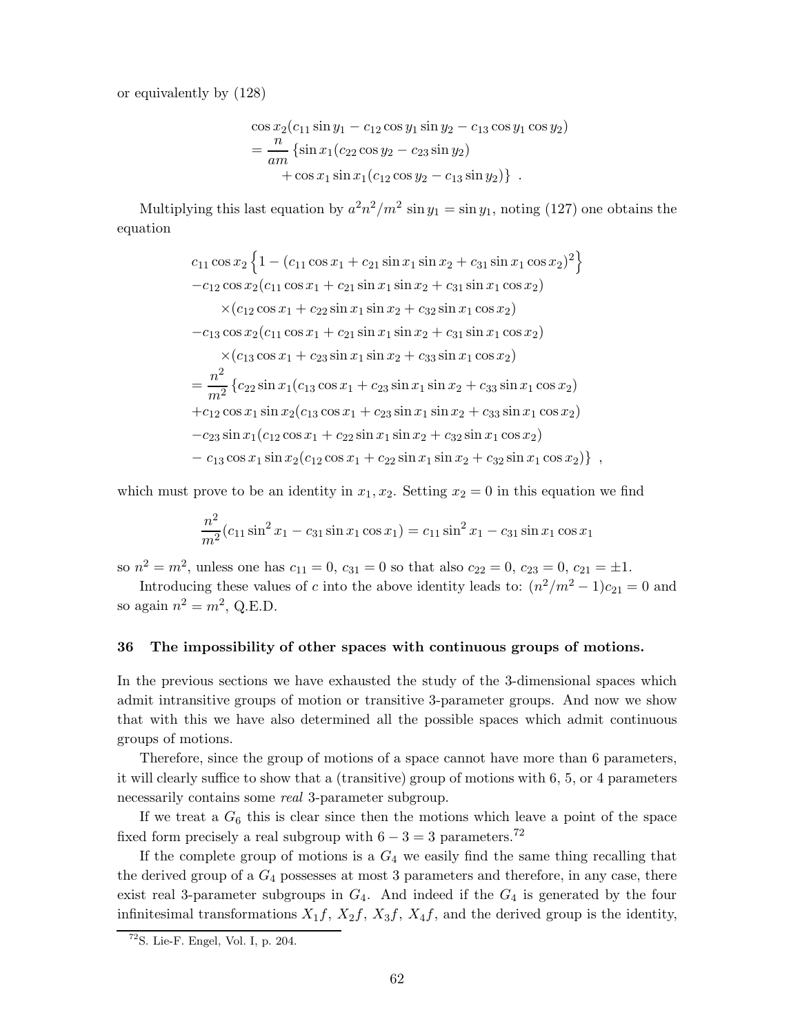or equivalently by (128)

$$
\begin{aligned}
&\cos x_2(c_{11}\sin y_1 - c_{12}\cos y_1 \sin y_2 - c_{13}\cos y_1 \cos y_2) \\
&= \frac{n}{am}\left\{\sin x_1(c_{22}\cos y_2 - c_{23}\sin y_2)\right. \\
&\qquad \left. + \cos x_1 \sin x_1(c_{12}\cos y_2 - c_{13}\sin y_2)\right\} \ .
\end{aligned}
$$

Multiplying this last equation by $a^2n^2/m^2 \sin y_1 = \sin y_1$, noting (127) one obtains the equation

$$
\begin{aligned}
&c_{11}\cos x_2\left\{1 - (c_{11}\cos x_1 + c_{21}\sin x_1 \sin x_2 + c_{31}\sin x_1 \cos x_2)^2\right\} \\
&-c_{12}\cos x_2(c_{11}\cos x_1 + c_{21}\sin x_1\sin x_2 + c_{31}\sin x_1 \cos x_2) \\
&\qquad \times(c_{12}\cos x_1 + c_{22}\sin x_1 \sin x_2 + c_{32}\sin x_1\cos x_2) \\
&-c_{13}\cos x_2(c_{11}\cos x_1 + c_{21}\sin x_1 \sin x_2 + c_{31}\sin x_1\cos x_2) \\
&\qquad \times(c_{13}\cos x_1 + c_{23}\sin x_1\sin x_2 + c_{33}\sin x_1 \cos x_2) \\
&= \frac{n^2}{m^2}\left\{c_{22}\sin x_1(c_{13}\cos x_1 + c_{23}\sin x_1 \sin x_2 + c_{33}\sin x_1\cos x_2)\right. \\
&+c_{12}\cos x_1 \sin x_2(c_{13}\cos x_1 + c_{23}\sin x_1\sin x_2 + c_{33}\sin x_1 \cos x_2) \\
&-c_{23}\sin x_1(c_{12}\cos x_1 + c_{22}\sin x_1 \sin x_2 + c_{32}\sin x_1 \cos x_2) \\
&\left.-\ c_{13}\cos x_1 \sin x_2(c_{12}\cos x_1 + c_{22}\sin x_1\sin x_2 + c_{32}\sin x_1 \cos x_2)\right\} \ ,
\end{aligned}
$$

which must prove to be an identity in $x_1, x_2$. Setting $x_2 = 0$ in this equation we find

$$
\frac{n^2}{m^2}(c_{11}\sin^2 x_1 - c_{31}\sin x_1 \cos x_1) = c_{11}\sin^2 x_1 - c_{31}\sin x_1 \cos x_1
$$

so $n^2 = m^2$, unless one has $c_{11} = 0$, $c_{31} = 0$ so that also $c_{22} = 0$, $c_{23} = 0$, $c_{21} = \pm 1$.

Introducing these values of $c$ into the above identity leads to: $(n^2/m^2 - 1)c_{21} = 0$ and so again $n^2 = m^2$, Q.E.D.

## 36 The impossibility of other spaces with continuous groups of motions.

In the previous sections we have exhausted the study of the 3-dimensional spaces which admit intransitive groups of motion or transitive 3-parameter groups. And now we show that with this we have also determined all the possible spaces which admit continuous groups of motions.

Therefore, since the group of motions of a space cannot have more than 6 parameters, it will clearly suffice to show that a (transitive) group of motions with 6, 5, or 4 parameters necessarily contains some *real* 3-parameter subgroup.

If we treat a $G_6$ this is clear since then the motions which leave a point of the space fixed form precisely a real subgroup with $6 - 3 = 3$ parameters.[72]

If the complete group of motions is a $G_4$ we easily find the same thing recalling that the derived group of a $G_4$ possesses at most 3 parameters and therefore, in any case, there exist real 3-parameter subgroups in $G_4$. And indeed if the $G_4$ is generated by the four infinitesimal transformations $X_1f$, $X_2f$, $X_3f$, $X_4f$, and the derived group is the identity,

[72]S. Lie-F. Engel, Vol. I, p. 204.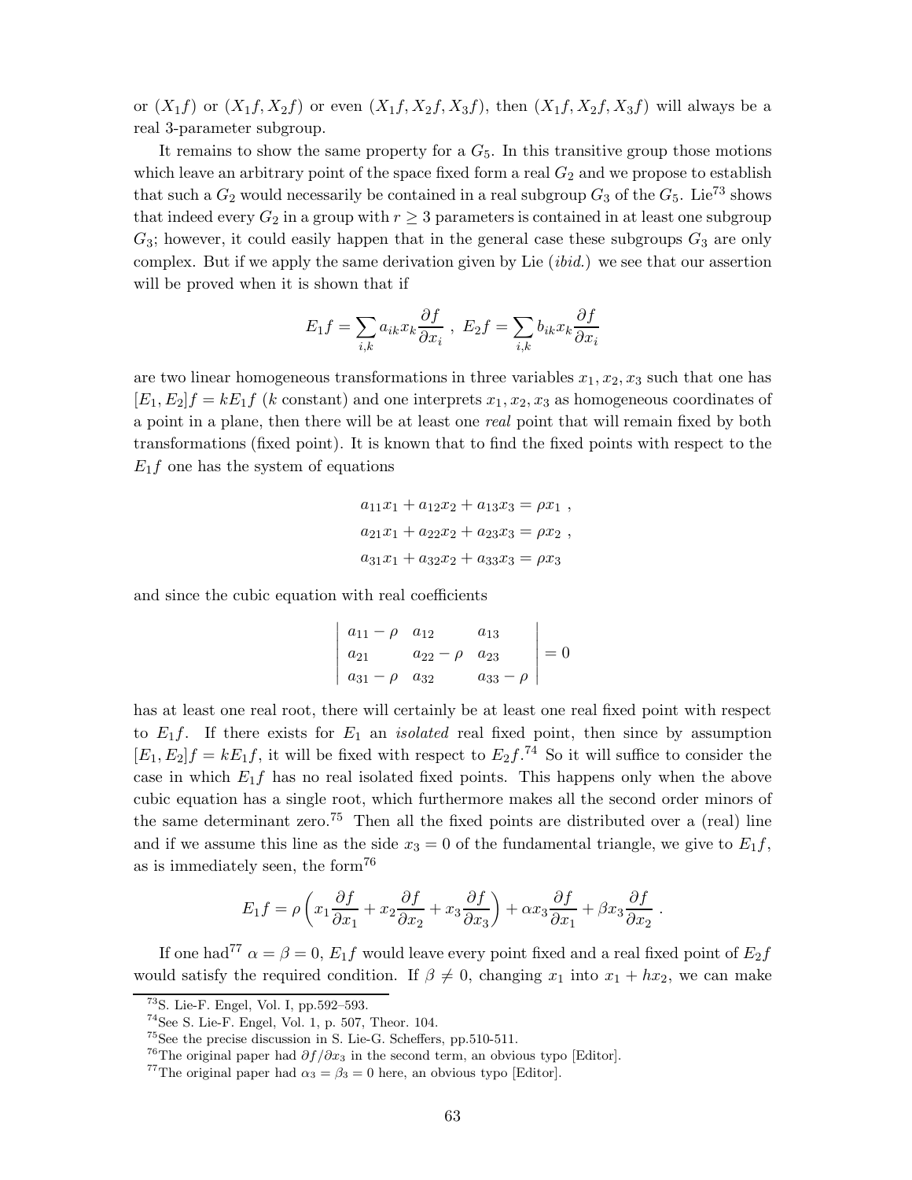or $(X_1f)$ or $(X_1f, X_2f)$ or even $(X_1f, X_2f, X_3f)$, then $(X_1f, X_2f, X_3f)$ will always be a real 3-parameter subgroup.

It remains to show the same property for a $G_5$. In this transitive group those motions which leave an arbitrary point of the space fixed form a real $G_2$ and we propose to establish that such a $G_2$ would necessarily be contained in a real subgroup $G_3$ of the $G_5$. Lie[73] shows that indeed every $G_2$ in a group with $r \geq 3$ parameters is contained in at least one subgroup $G_3$; however, it could easily happen that in the general case these subgroups $G_3$ are only complex. But if we apply the same derivation given by Lie (*ibid.*) we see that our assertion will be proved when it is shown that if

$$E_1 f = \sum_{i,k} a_{ik} x_k \frac{\partial f}{\partial x_i} \ , \ E_2 f = \sum_{i,k} b_{ik} x_k \frac{\partial f}{\partial x_i}$$

are two linear homogeneous transformations in three variables $x_1, x_2, x_3$ such that one has $[E_1, E_2]f = kE_1 f$ ($k$ constant) and one interprets $x_1, x_2, x_3$ as homogeneous coordinates of a point in a plane, then there will be at least one *real* point that will remain fixed by both transformations (fixed point). It is known that to find the fixed points with respect to the $E_1 f$ one has the system of equations

$$\begin{aligned}
a_{11}x_1 + a_{12}x_2 + a_{13}x_3 &= \rho x_1 \ , \\
a_{21}x_1 + a_{22}x_2 + a_{23}x_3 &= \rho x_2 \ , \\
a_{31}x_1 + a_{32}x_2 + a_{33}x_3 &= \rho x_3
\end{aligned}$$

and since the cubic equation with real coefficients

$$\begin{vmatrix}
a_{11} - \rho & a_{12} & a_{13} \\
a_{21} & a_{22} - \rho & a_{23} \\
a_{31} - \rho & a_{32} & a_{33} - \rho
\end{vmatrix} = 0$$

has at least one real root, there will certainly be at least one real fixed point with respect to $E_1 f$. If there exists for $E_1$ an *isolated* real fixed point, then since by assumption $[E_1, E_2]f = kE_1 f$, it will be fixed with respect to $E_2 f$.[74] So it will suffice to consider the case in which $E_1 f$ has no real isolated fixed points. This happens only when the above cubic equation has a single root, which furthermore makes all the second order minors of the same determinant zero.[75] Then all the fixed points are distributed over a (real) line and if we assume this line as the side $x_3 = 0$ of the fundamental triangle, we give to $E_1 f$, as is immediately seen, the form[76]

$$E_1 f = \rho \left( x_1 \frac{\partial f}{\partial x_1} + x_2 \frac{\partial f}{\partial x_2} + x_3 \frac{\partial f}{\partial x_3} \right) + \alpha x_3 \frac{\partial f}{\partial x_1} + \beta x_3 \frac{\partial f}{\partial x_2} \ .$$

If one had[77] $\alpha = \beta = 0$, $E_1 f$ would leave every point fixed and a real fixed point of $E_2 f$ would satisfy the required condition. If $\beta \neq 0$, changing $x_1$ into $x_1 + hx_2$, we can make

[73] S. Lie-F. Engel, Vol. I, pp.592–593.

[74] See S. Lie-F. Engel, Vol. 1, p. 507, Theor. 104.

[75] See the precise discussion in S. Lie-G. Scheffers, pp.510-511.

[76] The original paper had $\partial f/\partial x_3$ in the second term, an obvious typo [Editor].

[77] The original paper had $\alpha_3 = \beta_3 = 0$ here, an obvious typo [Editor].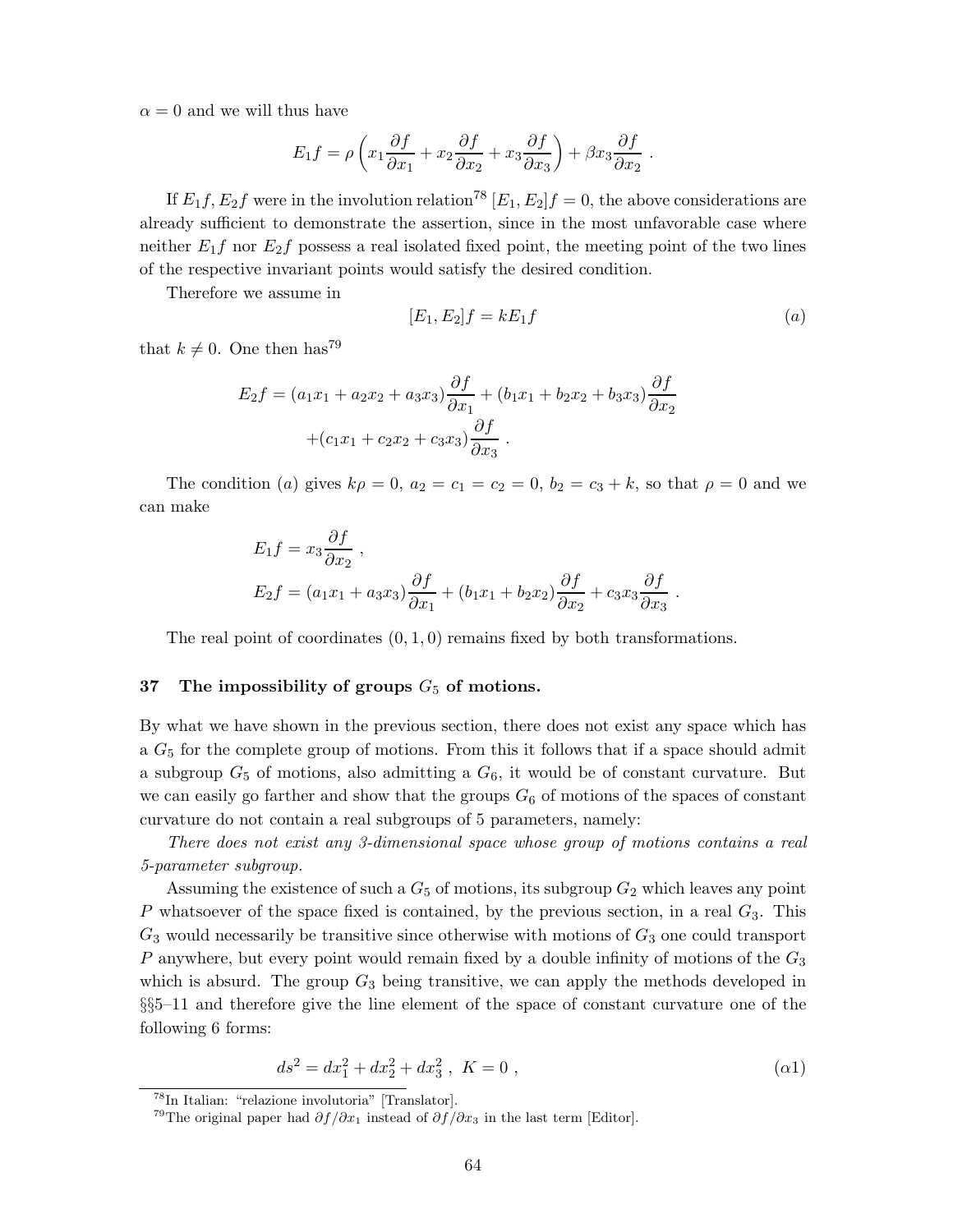$\alpha = 0$ and we will thus have

$$E_1 f = \rho \left( x_1 \frac{\partial f}{\partial x_1} + x_2 \frac{\partial f}{\partial x_2} + x_3 \frac{\partial f}{\partial x_3} \right) + \beta x_3 \frac{\partial f}{\partial x_2} \ .$$

If $E_1 f, E_2 f$ were in the involution relation[78] $[E_1, E_2]f = 0$, the above considerations are already sufficient to demonstrate the assertion, since in the most unfavorable case where neither $E_1 f$ nor $E_2 f$ possess a real isolated fixed point, the meeting point of the two lines of the respective invariant points would satisfy the desired condition.

Therefore we assume in

$$[E_1, E_2]f = kE_1 f \qquad (a)$$

that $k \neq 0$. One then has[79]

$$E_2 f = (a_1 x_1 + a_2 x_2 + a_3 x_3) \frac{\partial f}{\partial x_1} + (b_1 x_1 + b_2 x_2 + b_3 x_3) \frac{\partial f}{\partial x_2} + (c_1 x_1 + c_2 x_2 + c_3 x_3) \frac{\partial f}{\partial x_3} \ .$$

The condition $(a)$ gives $k\rho = 0$, $a_2 = c_1 = c_2 = 0$, $b_2 = c_3 + k$, so that $\rho = 0$ and we can make

$$E_1 f = x_3 \frac{\partial f}{\partial x_2} \ ,$$
$$E_2 f = (a_1 x_1 + a_3 x_3) \frac{\partial f}{\partial x_1} + (b_1 x_1 + b_2 x_2) \frac{\partial f}{\partial x_2} + c_3 x_3 \frac{\partial f}{\partial x_3} \ .$$

The real point of coordinates $(0, 1, 0)$ remains fixed by both transformations.

## 37 The impossibility of groups $G_5$ of motions.

By what we have shown in the previous section, there does not exist any space which has a $G_5$ for the complete group of motions. From this it follows that if a space should admit a subgroup $G_5$ of motions, also admitting a $G_6$, it would be of constant curvature. But we can easily go farther and show that the groups $G_6$ of motions of the spaces of constant curvature do not contain a real subgroups of 5 parameters, namely:

*There does not exist any 3-dimensional space whose group of motions contains a real 5-parameter subgroup.*

Assuming the existence of such a $G_5$ of motions, its subgroup $G_2$ which leaves any point $P$ whatsoever of the space fixed is contained, by the previous section, in a real $G_3$. This $G_3$ would necessarily be transitive since otherwise with motions of $G_3$ one could transport $P$ anywhere, but every point would remain fixed by a double infinity of motions of the $G_3$ which is absurd. The group $G_3$ being transitive, we can apply the methods developed in §§5–11 and therefore give the line element of the space of constant curvature one of the following 6 forms:

$$ds^2 = dx_1^2 + dx_2^2 + dx_3^2 \ , \ K = 0 \ , \qquad (\alpha 1)$$

[78] In Italian: "relazione involutoria" [Translator].

[79] The original paper had $\partial f/\partial x_1$ instead of $\partial f/\partial x_3$ in the last term [Editor].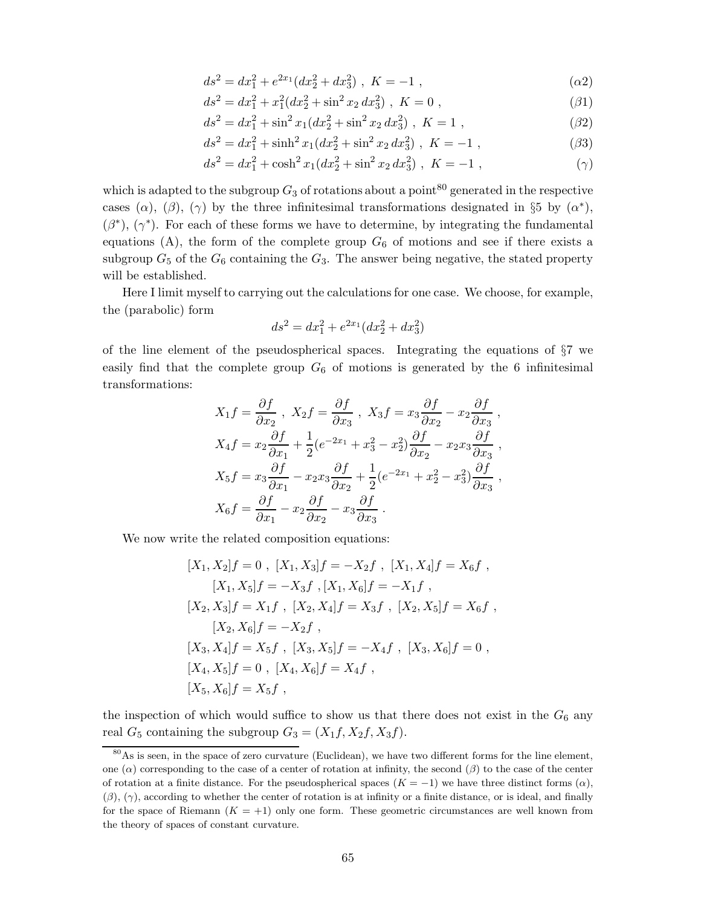$$ds^2 = dx_1^2 + e^{2x_1}(dx_2^2 + dx_3^2)\ ,\ K = -1\ , \tag{$\alpha 2$}$$

$$ds^2 = dx_1^2 + x_1^2(dx_2^2 + \sin^2 x_2\, dx_3^2)\ ,\ K = 0\ , \tag{$\beta 1$}$$

$$ds^2 = dx_1^2 + \sin^2 x_1(dx_2^2 + \sin^2 x_2\, dx_3^2)\ ,\ K = 1\ , \tag{$\beta 2$}$$

$$ds^2 = dx_1^2 + \sinh^2 x_1(dx_2^2 + \sin^2 x_2\, dx_3^2)\ ,\ K = -1\ , \tag{$\beta 3$}$$

$$ds^2 = dx_1^2 + \cosh^2 x_1(dx_2^2 + \sin^2 x_2\, dx_3^2)\ ,\ K = -1\ , \tag{$\gamma$}$$

which is adapted to the subgroup $G_3$ of rotations about a point[80] generated in the respective cases ($\alpha$), ($\beta$), ($\gamma$) by the three infinitesimal transformations designated in §5 by ($\alpha^*$), ($\beta^*$), ($\gamma^*$). For each of these forms we have to determine, by integrating the fundamental equations (A), the form of the complete group $G_6$ of motions and see if there exists a subgroup $G_5$ of the $G_6$ containing the $G_3$. The answer being negative, the stated property will be established.

Here I limit myself to carrying out the calculations for one case. We choose, for example, the (parabolic) form

$$ds^2 = dx_1^2 + e^{2x_1}(dx_2^2 + dx_3^2)$$

of the line element of the pseudospherical spaces. Integrating the equations of §7 we easily find that the complete group $G_6$ of motions is generated by the 6 infinitesimal transformations:

$$\begin{aligned}
&X_1 f = \frac{\partial f}{\partial x_2}\ ,\ X_2 f = \frac{\partial f}{\partial x_3}\ ,\ X_3 f = x_3\frac{\partial f}{\partial x_2} - x_2\frac{\partial f}{\partial x_3}\ ,\\
&X_4 f = x_2\frac{\partial f}{\partial x_1} + \frac{1}{2}(e^{-2x_1} + x_3^2 - x_2^2)\frac{\partial f}{\partial x_2} - x_2 x_3\frac{\partial f}{\partial x_3}\ ,\\
&X_5 f = x_3\frac{\partial f}{\partial x_1} - x_2 x_3\frac{\partial f}{\partial x_2} + \frac{1}{2}(e^{-2x_1} + x_2^2 - x_3^2)\frac{\partial f}{\partial x_3}\ ,\\
&X_6 f = \frac{\partial f}{\partial x_1} - x_2\frac{\partial f}{\partial x_2} - x_3\frac{\partial f}{\partial x_3}\ .
\end{aligned}$$

We now write the related composition equations:

$$\begin{aligned}
&[X_1, X_2]f = 0\ ,\ [X_1, X_3]f = -X_2 f\ ,\ [X_1, X_4]f = X_6 f\ ,\\
&\quad [X_1, X_5]f = -X_3 f\ , [X_1, X_6]f = -X_1 f\ ,\\
&[X_2, X_3]f = X_1 f\ ,\ [X_2, X_4]f = X_3 f\ ,\ [X_2, X_5]f = X_6 f\ ,\\
&\quad [X_2, X_6]f = -X_2 f\ ,\\
&[X_3, X_4]f = X_5 f\ ,\ [X_3, X_5]f = -X_4 f\ ,\ [X_3, X_6]f = 0\ ,\\
&[X_4, X_5]f = 0\ ,\ [X_4, X_6]f = X_4 f\ ,\\
&[X_5, X_6]f = X_5 f\ ,
\end{aligned}$$

the inspection of which would suffice to show us that there does not exist in the $G_6$ any real $G_5$ containing the subgroup $G_3 = (X_1 f, X_2 f, X_3 f)$.

[80] As is seen, in the space of zero curvature (Euclidean), we have two different forms for the line element, one ($\alpha$) corresponding to the case of a center of rotation at infinity, the second ($\beta$) to the case of the center of rotation at a finite distance. For the pseudospherical spaces ($K = -1$) we have three distinct forms ($\alpha$), ($\beta$), ($\gamma$), according to whether the center of rotation is at infinity or a finite distance, or is ideal, and finally for the space of Riemann ($K = +1$) only one form. These geometric circumstances are well known from the theory of spaces of constant curvature.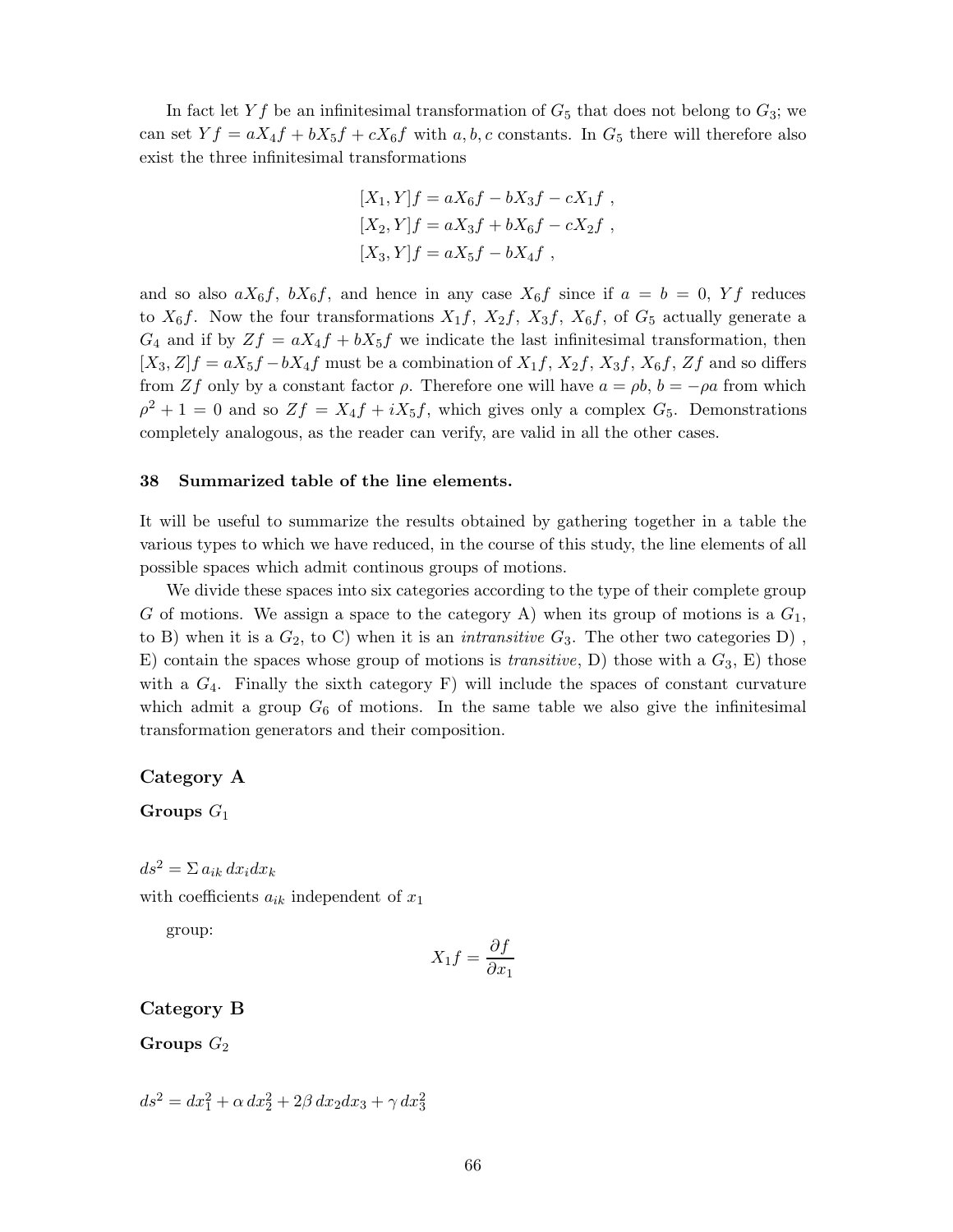In fact let $Yf$ be an infinitesimal transformation of $G_5$ that does not belong to $G_3$; we can set $Yf = aX_4f + bX_5f + cX_6f$ with $a, b, c$ constants. In $G_5$ there will therefore also exist the three infinitesimal transformations

$$
\begin{aligned}
[X_1, Y]f &= aX_6f - bX_3f - cX_1f \ , \\
[X_2, Y]f &= aX_3f + bX_6f - cX_2f \ , \\
[X_3, Y]f &= aX_5f - bX_4f \ ,
\end{aligned}
$$

and so also $aX_6f$, $bX_6f$, and hence in any case $X_6f$ since if $a = b = 0$, $Yf$ reduces to $X_6f$. Now the four transformations $X_1f$, $X_2f$, $X_3f$, $X_6f$, of $G_5$ actually generate a $G_4$ and if by $Zf = aX_4f + bX_5f$ we indicate the last infinitesimal transformation, then $[X_3, Z]f = aX_5f - bX_4f$ must be a combination of $X_1f$, $X_2f$, $X_3f$, $X_6f$, $Zf$ and so differs from $Zf$ only by a constant factor $\rho$. Therefore one will have $a = \rho b$, $b = -\rho a$ from which $\rho^2 + 1 = 0$ and so $Zf = X_4f + iX_5f$, which gives only a complex $G_5$. Demonstrations completely analogous, as the reader can verify, are valid in all the other cases.

## 38 Summarized table of the line elements.

It will be useful to summarize the results obtained by gathering together in a table the various types to which we have reduced, in the course of this study, the line elements of all possible spaces which admit continous groups of motions.

We divide these spaces into six categories according to the type of their complete group $G$ of motions. We assign a space to the category A) when its group of motions is a $G_1$, to B) when it is a $G_2$, to C) when it is an *intransitive* $G_3$. The other two categories D) , E) contain the spaces whose group of motions is *transitive*, D) those with a $G_3$, E) those with a $G_4$. Finally the sixth category F) will include the spaces of constant curvature which admit a group $G_6$ of motions. In the same table we also give the infinitesimal transformation generators and their composition.

### Category A

**Groups** $G_1$

$ds^2 = \Sigma\, a_{ik}\, dx_i dx_k$

with coefficients $a_{ik}$ independent of $x_1$

group:

$$X_1 f = \frac{\partial f}{\partial x_1}$$

### Category B

**Groups** $G_2$

$ds^2 = dx_1^2 + \alpha\, dx_2^2 + 2\beta\, dx_2 dx_3 + \gamma\, dx_3^2$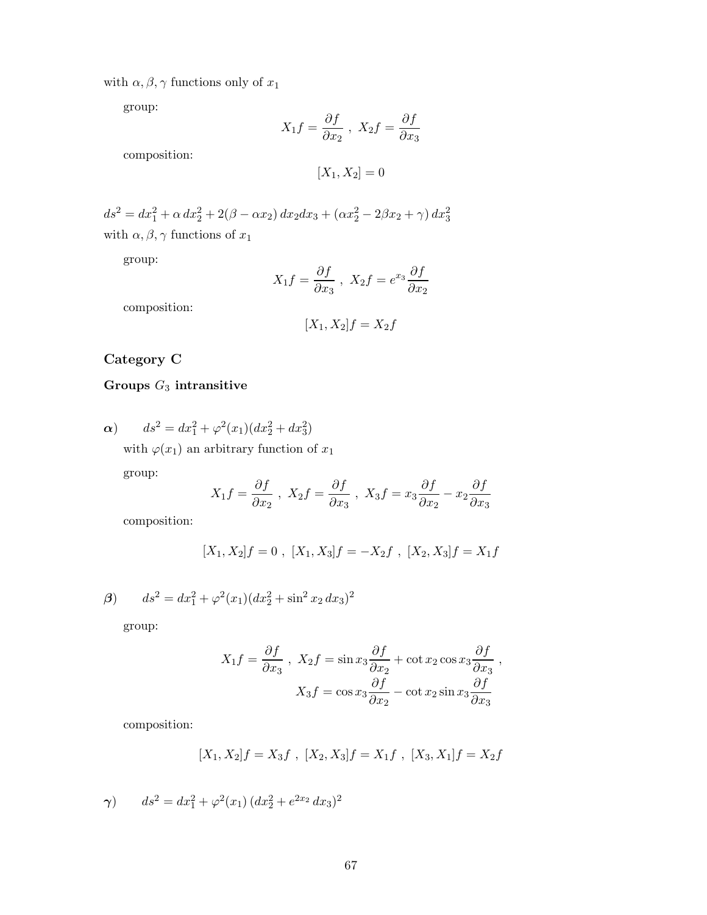with $\alpha, \beta, \gamma$ functions only of $x_1$

group:

$$X_1 f = \frac{\partial f}{\partial x_2} \ , \ X_2 f = \frac{\partial f}{\partial x_3}$$

composition:

$$[X_1, X_2] = 0$$

$ds^2 = dx_1^2 + \alpha \, dx_2^2 + 2(\beta - \alpha x_2) \, dx_2 dx_3 + (\alpha x_2^2 - 2\beta x_2 + \gamma) \, dx_3^2$
with $\alpha, \beta, \gamma$ functions of $x_1$

group:

$$X_1 f = \frac{\partial f}{\partial x_3} \ , \ X_2 f = e^{x_3} \frac{\partial f}{\partial x_2}$$

composition:

$$[X_1, X_2] f = X_2 f$$

### Category C

### Groups $G_3$ intransitive

**$\alpha$)** $\quad ds^2 = dx_1^2 + \varphi^2(x_1)(dx_2^2 + dx_3^2)$
with $\varphi(x_1)$ an arbitrary function of $x_1$

group:

$$X_1 f = \frac{\partial f}{\partial x_2} \ , \ X_2 f = \frac{\partial f}{\partial x_3} \ , \ X_3 f = x_3 \frac{\partial f}{\partial x_2} - x_2 \frac{\partial f}{\partial x_3}$$

composition:

$$[X_1, X_2] f = 0 \ , \ [X_1, X_3] f = -X_2 f \ , \ [X_2, X_3] f = X_1 f$$

**$\beta$)** $\quad ds^2 = dx_1^2 + \varphi^2(x_1)(dx_2^2 + \sin^2 x_2 \, dx_3)^2$

group:

$$X_1 f = \frac{\partial f}{\partial x_3} \ , \ X_2 f = \sin x_3 \frac{\partial f}{\partial x_2} + \cot x_2 \cos x_3 \frac{\partial f}{\partial x_3} \ ,$$
$$X_3 f = \cos x_3 \frac{\partial f}{\partial x_2} - \cot x_2 \sin x_3 \frac{\partial f}{\partial x_3}$$

composition:

$$[X_1, X_2] f = X_3 f \ , \ [X_2, X_3] f = X_1 f \ , \ [X_3, X_1] f = X_2 f$$

**$\gamma$)** $\quad ds^2 = dx_1^2 + \varphi^2(x_1) \, (dx_2^2 + e^{2x_2} \, dx_3)^2$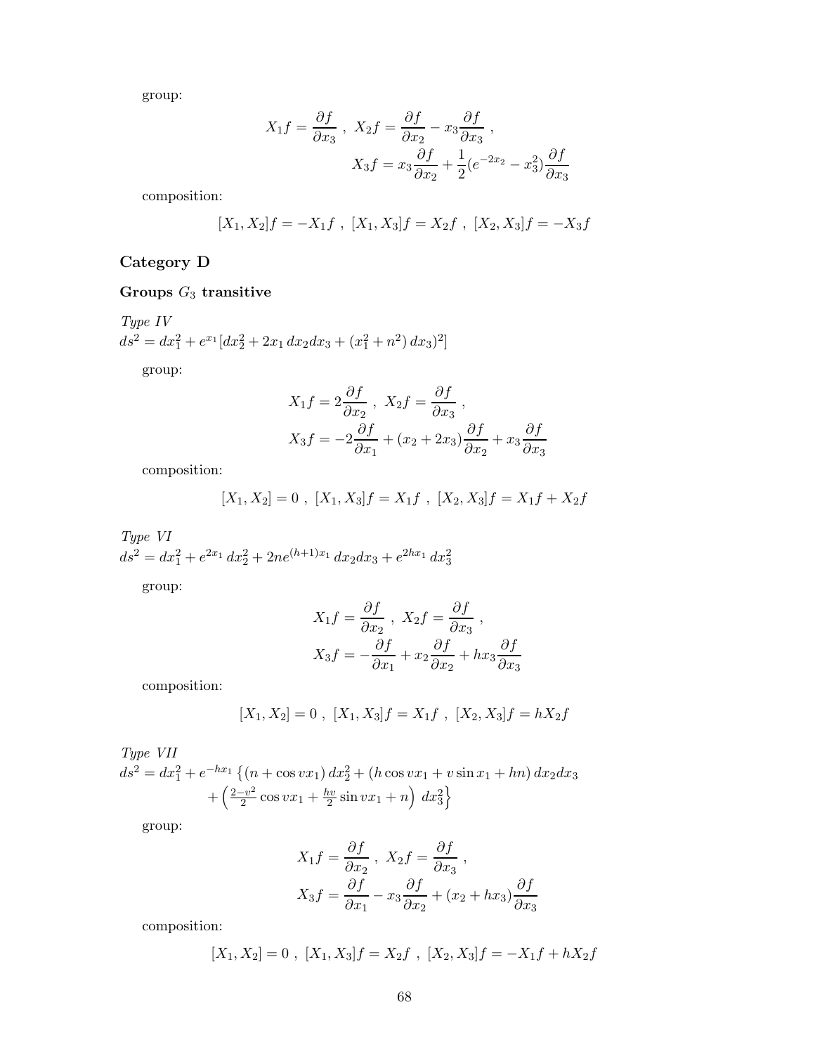group:

$$X_1 f = \frac{\partial f}{\partial x_3}\ ,\ X_2 f = \frac{\partial f}{\partial x_2} - x_3 \frac{\partial f}{\partial x_3}\ ,$$
$$X_3 f = x_3 \frac{\partial f}{\partial x_2} + \frac{1}{2}(e^{-2x_2} - x_3^2)\frac{\partial f}{\partial x_3}$$

composition:

$$[X_1, X_2] f = -X_1 f\ ,\ [X_1, X_3] f = X_2 f\ ,\ [X_2, X_3] f = -X_3 f$$

## Category D

### Groups $G_3$ transitive

*Type IV*
$ds^2 = dx_1^2 + e^{x_1}[dx_2^2 + 2x_1\, dx_2 dx_3 + (x_1^2 + n^2)\, dx_3)^2]$

group:

$$X_1 f = 2\frac{\partial f}{\partial x_2}\ ,\ X_2 f = \frac{\partial f}{\partial x_3}\ ,$$
$$X_3 f = -2\frac{\partial f}{\partial x_1} + (x_2 + 2x_3)\frac{\partial f}{\partial x_2} + x_3 \frac{\partial f}{\partial x_3}$$

composition:

$$[X_1, X_2] = 0\ ,\ [X_1, X_3] f = X_1 f\ ,\ [X_2, X_3] f = X_1 f + X_2 f$$

*Type VI*
$ds^2 = dx_1^2 + e^{2x_1}\, dx_2^2 + 2ne^{(h+1)x_1}\, dx_2 dx_3 + e^{2hx_1}\, dx_3^2$

group:

$$X_1 f = \frac{\partial f}{\partial x_2}\ ,\ X_2 f = \frac{\partial f}{\partial x_3}\ ,$$
$$X_3 f = -\frac{\partial f}{\partial x_1} + x_2 \frac{\partial f}{\partial x_2} + h x_3 \frac{\partial f}{\partial x_3}$$

composition:

$$[X_1, X_2] = 0\ ,\ [X_1, X_3] f = X_1 f\ ,\ [X_2, X_3] f = h X_2 f$$

*Type VII*
$$ds^2 = dx_1^2 + e^{-hx_1}\left\{(n + \cos vx_1)\, dx_2^2 + (h\cos vx_1 + v \sin x_1 + hn)\, dx_2 dx_3 + \left(\tfrac{2-v^2}{2}\cos vx_1 + \tfrac{hv}{2}\sin vx_1 + n\right)\, dx_3^2\right\}$$

group:

$$X_1 f = \frac{\partial f}{\partial x_2}\ ,\ X_2 f = \frac{\partial f}{\partial x_3}\ ,$$
$$X_3 f = \frac{\partial f}{\partial x_1} - x_3 \frac{\partial f}{\partial x_2} + (x_2 + h x_3)\frac{\partial f}{\partial x_3}$$

composition:

$$[X_1, X_2] = 0\ ,\ [X_1, X_3] f = X_2 f\ ,\ [X_2, X_3] f = -X_1 f + h X_2 f$$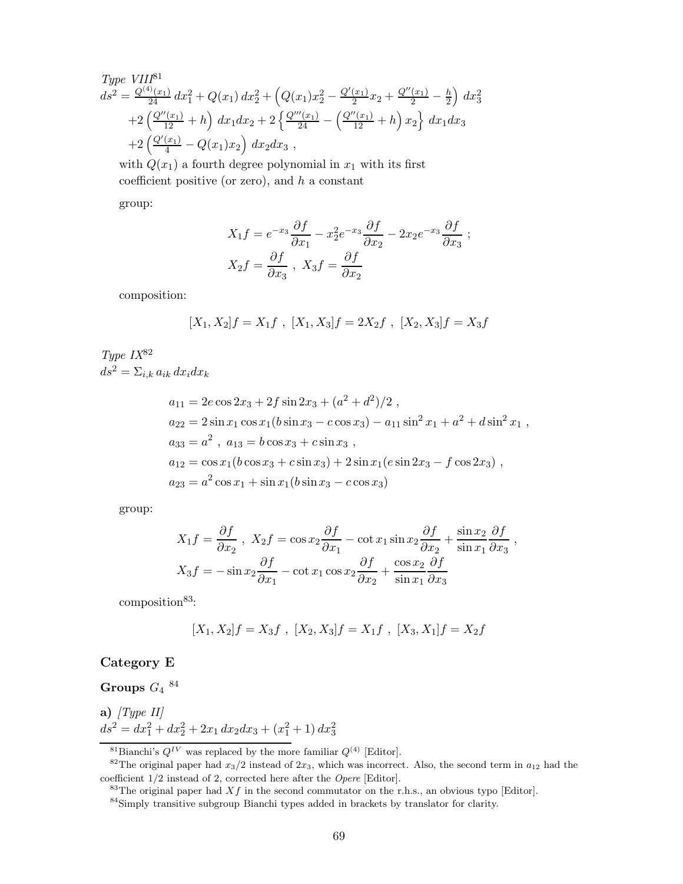*Type VIII*[81]

$$ds^2 = \frac{Q^{(4)}(x_1)}{24}\,dx_1^2 + Q(x_1)\,dx_2^2 + \left(Q(x_1)x_2^2 - \frac{Q'(x_1)}{2}x_2 + \frac{Q''(x_1)}{2} - \frac{h}{2}\right)\,dx_3^2$$
$$+2\left(\frac{Q''(x_1)}{12} + h\right)\,dx_1dx_2 + 2\left\{\frac{Q'''(x_1)}{24} - \left(\frac{Q''(x_1)}{12} + h\right)x_2\right\}\,dx_1dx_3$$
$$+2\left(\frac{Q'(x_1)}{4} - Q(x_1)x_2\right)\,dx_2dx_3\ ,$$

with $Q(x_1)$ a fourth degree polynomial in $x_1$ with its first coefficient positive (or zero), and $h$ a constant

group:

$$X_1f = e^{-x_3}\frac{\partial f}{\partial x_1} - x_2^2 e^{-x_3}\frac{\partial f}{\partial x_2} - 2x_2 e^{-x_3}\frac{\partial f}{\partial x_3}\ ;$$
$$X_2f = \frac{\partial f}{\partial x_3}\ ,\ X_3f = \frac{\partial f}{\partial x_2}$$

composition:

$$[X_1, X_2]f = X_1f\ ,\ [X_1, X_3]f = 2X_2f\ ,\ [X_2, X_3]f = X_3f$$

*Type IX*[82]

$ds^2 = \Sigma_{i,k}\, a_{ik}\, dx_i dx_k$

$$a_{11} = 2e\cos 2x_3 + 2f\sin 2x_3 + (a^2 + d^2)/2\ ,$$
$$a_{22} = 2\sin x_1\cos x_1(b\sin x_3 - c\cos x_3) - a_{11}\sin^2 x_1 + a^2 + d\sin^2 x_1\ ,$$
$$a_{33} = a^2\ ,\ a_{13} = b\cos x_3 + c\sin x_3\ ,$$
$$a_{12} = \cos x_1(b\cos x_3 + c\sin x_3) + 2\sin x_1(e\sin 2x_3 - f\cos 2x_3)\ ,$$
$$a_{23} = a^2\cos x_1 + \sin x_1(b\sin x_3 - c\cos x_3)$$

group:

$$X_1f = \frac{\partial f}{\partial x_2}\ ,\ X_2f = \cos x_2\frac{\partial f}{\partial x_1} - \cot x_1\sin x_2\frac{\partial f}{\partial x_2} + \frac{\sin x_2}{\sin x_1}\frac{\partial f}{\partial x_3}\ ,$$
$$X_3f = -\sin x_2\frac{\partial f}{\partial x_1} - \cot x_1\cos x_2\frac{\partial f}{\partial x_2} + \frac{\cos x_2}{\sin x_1}\frac{\partial f}{\partial x_3}$$

composition[83]:

$$[X_1, X_2]f = X_3f\ ,\ [X_2, X_3]f = X_1f\ ,\ [X_3, X_1]f = X_2f$$

## Category E

### Groups $G_4$ [84]

**a)** *[Type II]*

$ds^2 = dx_1^2 + dx_2^2 + 2x_1\,dx_2dx_3 + (x_1^2 + 1)\,dx_3^2$

---

[81] Bianchi's $Q^{IV}$ was replaced by the more familiar $Q^{(4)}$ [Editor].

[82] The original paper had $x_3/2$ instead of $2x_3$, which was incorrect. Also, the second term in $a_{12}$ had the coefficient 1/2 instead of 2, corrected here after the *Opere* [Editor].

[83] The original paper had $Xf$ in the second commutator on the r.h.s., an obvious typo [Editor].

[84] Simply transitive subgroup Bianchi types added in brackets by translator for clarity.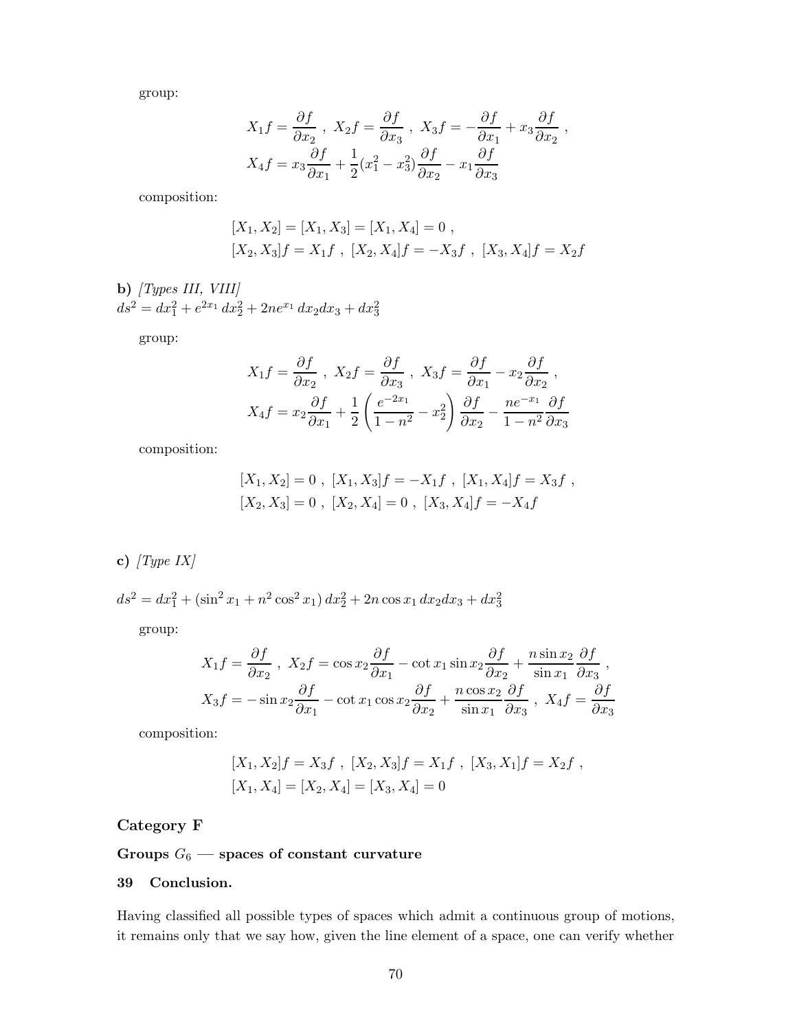group:

$$X_1 f = \frac{\partial f}{\partial x_2} \ , \ X_2 f = \frac{\partial f}{\partial x_3} \ , \ X_3 f = -\frac{\partial f}{\partial x_1} + x_3 \frac{\partial f}{\partial x_2} \ ,$$
$$X_4 f = x_3 \frac{\partial f}{\partial x_1} + \frac{1}{2}(x_1^2 - x_3^2) \frac{\partial f}{\partial x_2} - x_1 \frac{\partial f}{\partial x_3}$$

composition:

$$[X_1, X_2] = [X_1, X_3] = [X_1, X_4] = 0 \ ,$$
$$[X_2, X_3] f = X_1 f \ , \ [X_2, X_4] f = -X_3 f \ , \ [X_3, X_4] f = X_2 f$$

**b)** *[Types III, VIII]*
$ds^2 = dx_1^2 + e^{2x_1}\, dx_2^2 + 2ne^{x_1}\, dx_2 dx_3 + dx_3^2$

group:

$$X_1 f = \frac{\partial f}{\partial x_2} \ , \ X_2 f = \frac{\partial f}{\partial x_3} \ , \ X_3 f = \frac{\partial f}{\partial x_1} - x_2 \frac{\partial f}{\partial x_2} \ ,$$
$$X_4 f = x_2 \frac{\partial f}{\partial x_1} + \frac{1}{2}\left( \frac{e^{-2x_1}}{1-n^2} - x_2^2 \right) \frac{\partial f}{\partial x_2} - \frac{ne^{-x_1}}{1-n^2} \frac{\partial f}{\partial x_3}$$

composition:

$$[X_1, X_2] = 0 \ , \ [X_1, X_3] f = -X_1 f \ , \ [X_1, X_4] f = X_3 f \ ,$$
$$[X_2, X_3] = 0 \ , \ [X_2, X_4] = 0 \ , \ [X_3, X_4] f = -X_4 f$$

**c)** *[Type IX]*

$ds^2 = dx_1^2 + (\sin^2 x_1 + n^2 \cos^2 x_1)\, dx_2^2 + 2n \cos x_1\, dx_2 dx_3 + dx_3^2$

group:

$$X_1 f = \frac{\partial f}{\partial x_2} \ , \ X_2 f = \cos x_2 \frac{\partial f}{\partial x_1} - \cot x_1 \sin x_2 \frac{\partial f}{\partial x_2} + \frac{n \sin x_2}{\sin x_1} \frac{\partial f}{\partial x_3} \ ,$$
$$X_3 f = -\sin x_2 \frac{\partial f}{\partial x_1} - \cot x_1 \cos x_2 \frac{\partial f}{\partial x_2} + \frac{n \cos x_2}{\sin x_1} \frac{\partial f}{\partial x_3} \ , \ X_4 f = \frac{\partial f}{\partial x_3}$$

composition:

$$[X_1, X_2] f = X_3 f \ , \ [X_2, X_3] f = X_1 f \ , \ [X_3, X_1] f = X_2 f \ ,$$
$$[X_1, X_4] = [X_2, X_4] = [X_3, X_4] = 0$$

## Category F

### Groups $G_6$ — spaces of constant curvature

### 39 Conclusion.

Having classified all possible types of spaces which admit a continuous group of motions, it remains only that we say how, given the line element of a space, one can verify whether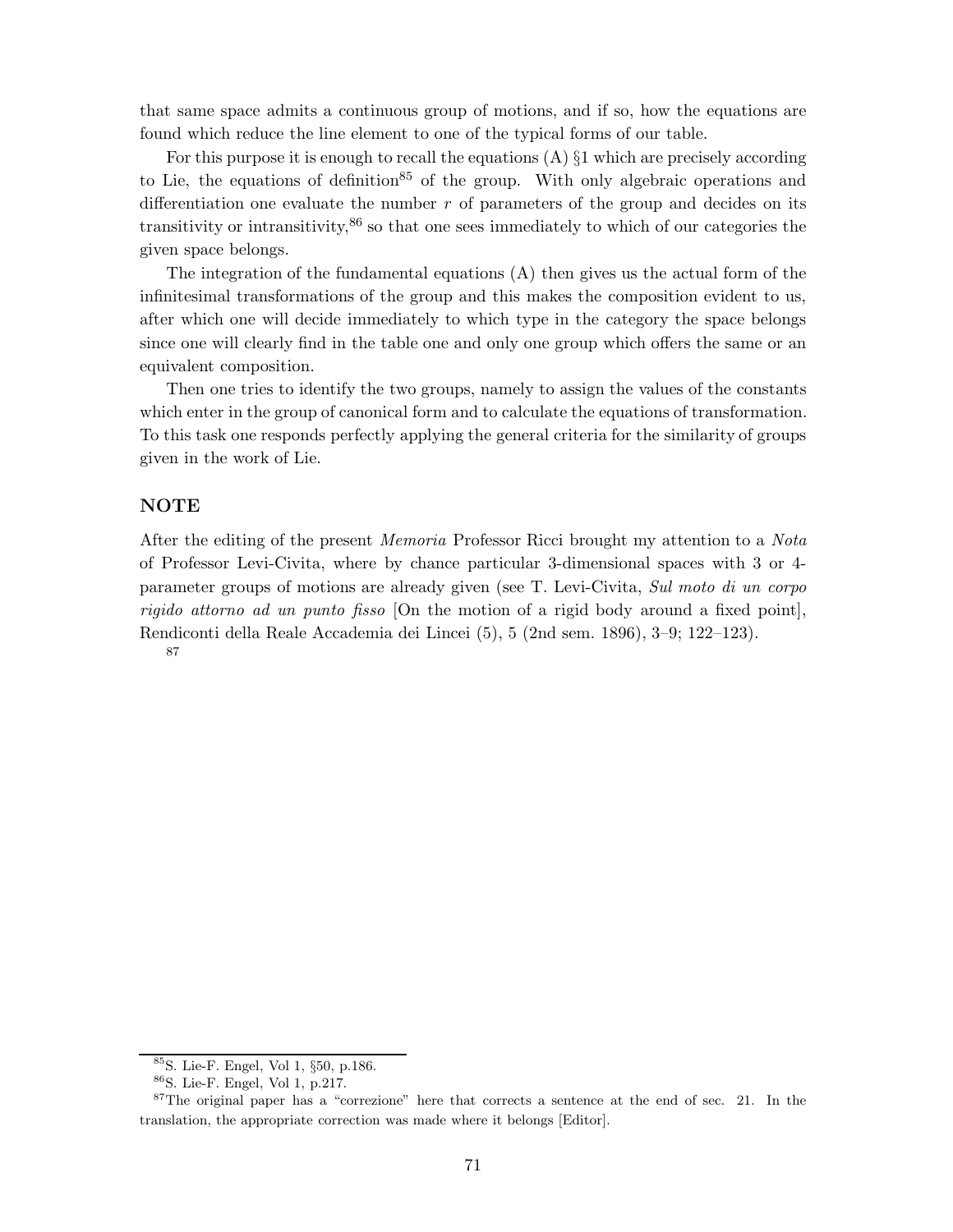that same space admits a continuous group of motions, and if so, how the equations are found which reduce the line element to one of the typical forms of our table.

For this purpose it is enough to recall the equations (A) §1 which are precisely according to Lie, the equations of definition[85] of the group. With only algebraic operations and differentiation one evaluate the number $r$ of parameters of the group and decides on its transitivity or intransitivity,[86] so that one sees immediately to which of our categories the given space belongs.

The integration of the fundamental equations (A) then gives us the actual form of the infinitesimal transformations of the group and this makes the composition evident to us, after which one will decide immediately to which type in the category the space belongs since one will clearly find in the table one and only one group which offers the same or an equivalent composition.

Then one tries to identify the two groups, namely to assign the values of the constants which enter in the group of canonical form and to calculate the equations of transformation. To this task one responds perfectly applying the general criteria for the similarity of groups given in the work of Lie.

## NOTE

After the editing of the present *Memoria* Professor Ricci brought my attention to a *Nota* of Professor Levi-Civita, where by chance particular 3-dimensional spaces with 3 or 4-parameter groups of motions are already given (see T. Levi-Civita, *Sul moto di un corpo rigido attorno ad un punto fisso* [On the motion of a rigid body around a fixed point], Rendiconti della Reale Accademia dei Lincei (5), 5 (2nd sem. 1896), 3–9; 122–123).
[87]

---

[85] S. Lie-F. Engel, Vol 1, §50, p.186.

[86] S. Lie-F. Engel, Vol 1, p.217.

[87] The original paper has a "correzione" here that corrects a sentence at the end of sec. 21. In the translation, the appropriate correction was made where it belongs [Editor].